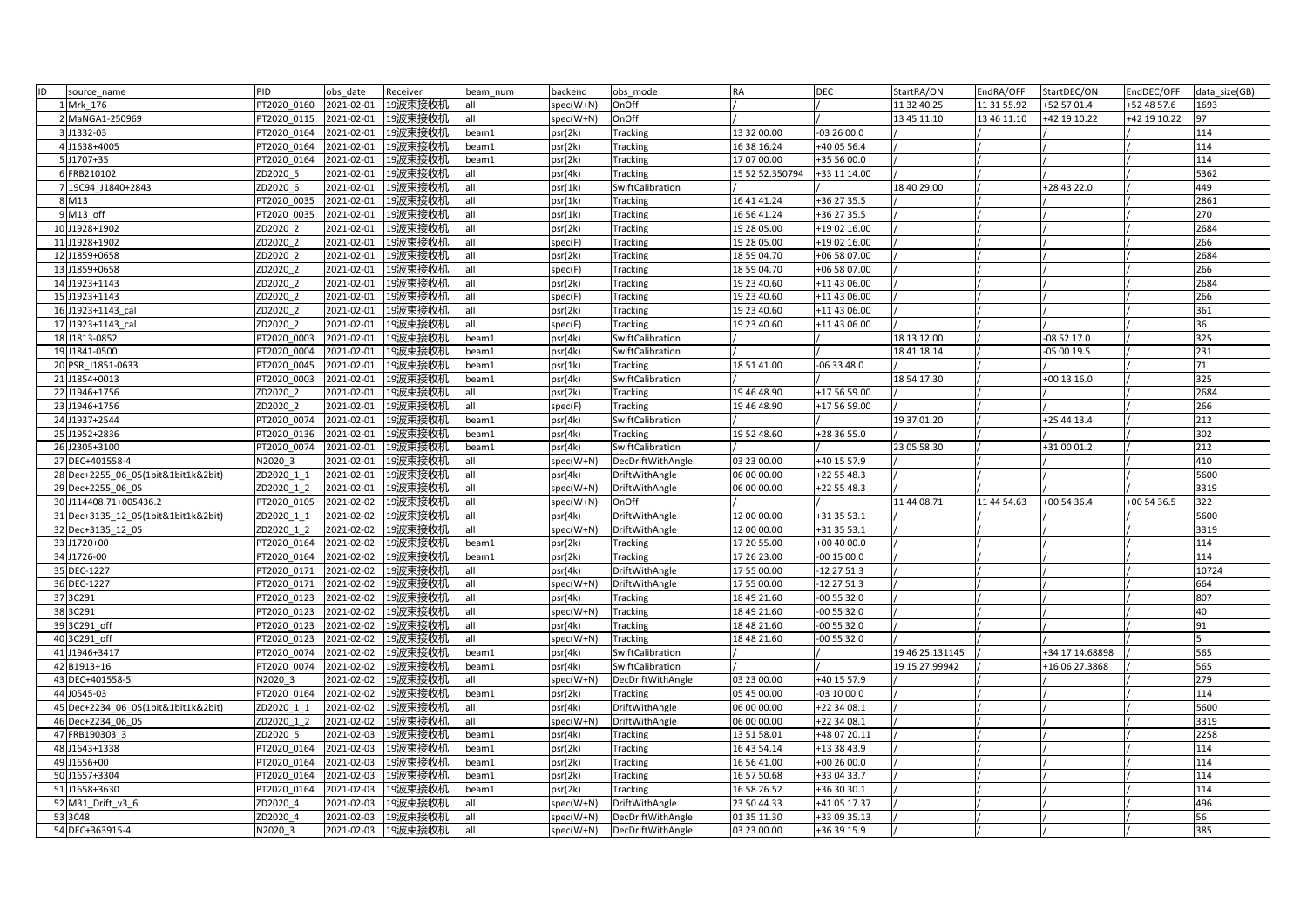| ID | source_name | PID | obs_date | Receiver | beam_num | backend | obs_mode | RA | DEC | StartRA/ON | EndRA/OFF | StartDEC/ON | EndDEC/OFF | data_size(GB) |
|---|---|---|---|---|---|---|---|---|---|---|---|---|---|---|
| 1 | Mrk_176 | PT2020_0160 | 2021-02-01 | 19波束接收机 | all | spec(W+N) | OnOff | / | / | 11 32 40.25 | 11 31 55.92 | +52 57 01.4 | +52 48 57.6 | 1693 |
| 2 | MaNGA1-250969 | PT2020_0115 | 2021-02-01 | 19波束接收机 | all | spec(W+N) | OnOff | / | / | 13 45 11.10 | 13 46 11.10 | +42 19 10.22 | +42 19 10.22 | 97 |
| 3 | J1332-03 | PT2020_0164 | 2021-02-01 | 19波束接收机 | beam1 | psr(2k) | Tracking | 13 32 00.00 | -03 26 00.0 | / | / | / | / | 114 |
| 4 | J1638+4005 | PT2020_0164 | 2021-02-01 | 19波束接收机 | beam1 | psr(2k) | Tracking | 16 38 16.24 | +40 05 56.4 | / | / | / | / | 114 |
| 5 | J1707+35 | PT2020_0164 | 2021-02-01 | 19波束接收机 | beam1 | psr(2k) | Tracking | 17 07 00.00 | +35 56 00.0 | / | / | / | / | 114 |
| 6 | FRB210102 | ZD2020_5 | 2021-02-01 | 19波束接收机 | all | psr(4k) | Tracking | 15 52 52.350794 | +33 11 14.00 | / | / | / | / | 5362 |
| 7 | 19C94_J1840+2843 | ZD2020_6 | 2021-02-01 | 19波束接收机 | all | psr(1k) | SwiftCalibration | / | / | 18 40 29.00 | / | +28 43 22.0 | / | 449 |
| 8 | M13 | PT2020_0035 | 2021-02-01 | 19波束接收机 | all | psr(1k) | Tracking | 16 41 41.24 | +36 27 35.5 | / | / | / | / | 2861 |
| 9 | M13_off | PT2020_0035 | 2021-02-01 | 19波束接收机 | all | psr(1k) | Tracking | 16 56 41.24 | +36 27 35.5 | / | / | / | / | 270 |
| 10 | J1928+1902 | ZD2020_2 | 2021-02-01 | 19波束接收机 | all | psr(2k) | Tracking | 19 28 05.00 | +19 02 16.00 | / | / | / | / | 2684 |
| 11 | J1928+1902 | ZD2020_2 | 2021-02-01 | 19波束接收机 | all | spec(F) | Tracking | 19 28 05.00 | +19 02 16.00 | / | / | / | / | 266 |
| 12 | J1859+0658 | ZD2020_2 | 2021-02-01 | 19波束接收机 | all | psr(2k) | Tracking | 18 59 04.70 | +06 58 07.00 | / | / | / | / | 2684 |
| 13 | J1859+0658 | ZD2020_2 | 2021-02-01 | 19波束接收机 | all | spec(F) | Tracking | 18 59 04.70 | +06 58 07.00 | / | / | / | / | 266 |
| 14 | J1923+1143 | ZD2020_2 | 2021-02-01 | 19波束接收机 | all | psr(2k) | Tracking | 19 23 40.60 | +11 43 06.00 | / | / | / | / | 2684 |
| 15 | J1923+1143 | ZD2020_2 | 2021-02-01 | 19波束接收机 | all | spec(F) | Tracking | 19 23 40.60 | +11 43 06.00 | / | / | / | / | 266 |
| 16 | J1923+1143_cal | ZD2020_2 | 2021-02-01 | 19波束接收机 | all | psr(2k) | Tracking | 19 23 40.60 | +11 43 06.00 | / | / | / | / | 361 |
| 17 | J1923+1143_cal | ZD2020_2 | 2021-02-01 | 19波束接收机 | all | spec(F) | Tracking | 19 23 40.60 | +11 43 06.00 | / | / | / | / | 36 |
| 18 | J1813-0852 | PT2020_0003 | 2021-02-01 | 19波束接收机 | beam1 | psr(4k) | SwiftCalibration | / | / | 18 13 12.00 | / | -08 52 17.0 | / | 325 |
| 19 | J1841-0500 | PT2020_0004 | 2021-02-01 | 19波束接收机 | beam1 | psr(4k) | SwiftCalibration | / | / | 18 41 18.14 | / | -05 00 19.5 | / | 231 |
| 20 | PSR_J1851-0633 | PT2020_0045 | 2021-02-01 | 19波束接收机 | beam1 | psr(1k) | Tracking | 18 51 41.00 | -06 33 48.0 | / | / | / | / | 71 |
| 21 | J1854+0013 | PT2020_0003 | 2021-02-01 | 19波束接收机 | beam1 | psr(4k) | SwiftCalibration | / | / | 18 54 17.30 | / | +00 13 16.0 | / | 325 |
| 22 | J1946+1756 | ZD2020_2 | 2021-02-01 | 19波束接收机 | all | psr(2k) | Tracking | 19 46 48.90 | +17 56 59.00 | / | / | / | / | 2684 |
| 23 | J1946+1756 | ZD2020_2 | 2021-02-01 | 19波束接收机 | all | spec(F) | Tracking | 19 46 48.90 | +17 56 59.00 | / | / | / | / | 266 |
| 24 | J1937+2544 | PT2020_0074 | 2021-02-01 | 19波束接收机 | beam1 | psr(4k) | SwiftCalibration | / | / | 19 37 01.20 | / | +25 44 13.4 | / | 212 |
| 25 | J1952+2836 | PT2020_0136 | 2021-02-01 | 19波束接收机 | beam1 | psr(4k) | Tracking | 19 52 48.60 | +28 36 55.0 | / | / | / | / | 302 |
| 26 | J2305+3100 | PT2020_0074 | 2021-02-01 | 19波束接收机 | beam1 | psr(4k) | SwiftCalibration | / | / | 23 05 58.30 | / | +31 00 01.2 | / | 212 |
| 27 | DEC+401558-4 | N2020_3 | 2021-02-01 | 19波束接收机 | all | spec(W+N) | DecDriftWithAngle | 03 23 00.00 | +40 15 57.9 | / | / | / | / | 410 |
| 28 | Dec+2255_06_05(1bit&1bit1k&2bit) | ZD2020_1_1 | 2021-02-01 | 19波束接收机 | all | psr(4k) | DriftWithAngle | 06 00 00.00 | +22 55 48.3 | / | / | / | / | 5600 |
| 29 | Dec+2255_06_05 | ZD2020_1_2 | 2021-02-01 | 19波束接收机 | all | spec(W+N) | DriftWithAngle | 06 00 00.00 | +22 55 48.3 | / | / | / | / | 3319 |
| 30 | J114408.71+005436.2 | PT2020_0105 | 2021-02-02 | 19波束接收机 | all | spec(W+N) | OnOff | / | / | 11 44 08.71 | 11 44 54.63 | +00 54 36.4 | +00 54 36.5 | 322 |
| 31 | Dec+3135_12_05(1bit&1bit1k&2bit) | ZD2020_1_1 | 2021-02-02 | 19波束接收机 | all | psr(4k) | DriftWithAngle | 12 00 00.00 | +31 35 53.1 | / | / | / | / | 5600 |
| 32 | Dec+3135_12_05 | ZD2020_1_2 | 2021-02-02 | 19波束接收机 | all | spec(W+N) | DriftWithAngle | 12 00 00.00 | +31 35 53.1 | / | / | / | / | 3319 |
| 33 | J1720+00 | PT2020_0164 | 2021-02-02 | 19波束接收机 | beam1 | psr(2k) | Tracking | 17 20 55.00 | +00 40 00.0 | / | / | / | / | 114 |
| 34 | J1726-00 | PT2020_0164 | 2021-02-02 | 19波束接收机 | beam1 | psr(2k) | Tracking | 17 26 23.00 | -00 15 00.0 | / | / | / | / | 114 |
| 35 | DEC-1227 | PT2020_0171 | 2021-02-02 | 19波束接收机 | all | psr(4k) | DriftWithAngle | 17 55 00.00 | -12 27 51.3 | / | / | / | / | 10724 |
| 36 | DEC-1227 | PT2020_0171 | 2021-02-02 | 19波束接收机 | all | spec(W+N) | DriftWithAngle | 17 55 00.00 | -12 27 51.3 | / | / | / | / | 664 |
| 37 | 3C291 | PT2020_0123 | 2021-02-02 | 19波束接收机 | all | psr(4k) | Tracking | 18 49 21.60 | -00 55 32.0 | / | / | / | / | 807 |
| 38 | 3C291 | PT2020_0123 | 2021-02-02 | 19波束接收机 | all | spec(W+N) | Tracking | 18 49 21.60 | -00 55 32.0 | / | / | / | / | 40 |
| 39 | 3C291_off | PT2020_0123 | 2021-02-02 | 19波束接收机 | all | psr(4k) | Tracking | 18 48 21.60 | -00 55 32.0 | / | / | / | / | 91 |
| 40 | 3C291_off | PT2020_0123 | 2021-02-02 | 19波束接收机 | all | spec(W+N) | Tracking | 18 48 21.60 | -00 55 32.0 | / | / | / | / | 5 |
| 41 | J1946+3417 | PT2020_0074 | 2021-02-02 | 19波束接收机 | beam1 | psr(4k) | SwiftCalibration | / | / | 19 46 25.131145 | / | +34 17 14.68898 | / | 565 |
| 42 | B1913+16 | PT2020_0074 | 2021-02-02 | 19波束接收机 | beam1 | psr(4k) | SwiftCalibration | / | / | 19 15 27.99942 | / | +16 06 27.3868 | / | 565 |
| 43 | DEC+401558-5 | N2020_3 | 2021-02-02 | 19波束接收机 | all | spec(W+N) | DecDriftWithAngle | 03 23 00.00 | +40 15 57.9 | / | / | / | / | 279 |
| 44 | J0545-03 | PT2020_0164 | 2021-02-02 | 19波束接收机 | beam1 | psr(2k) | Tracking | 05 45 00.00 | -03 10 00.0 | / | / | / | / | 114 |
| 45 | Dec+2234_06_05(1bit&1bit1k&2bit) | ZD2020_1_1 | 2021-02-02 | 19波束接收机 | all | psr(4k) | DriftWithAngle | 06 00 00.00 | +22 34 08.1 | / | / | / | / | 5600 |
| 46 | Dec+2234_06_05 | ZD2020_1_2 | 2021-02-02 | 19波束接收机 | all | spec(W+N) | DriftWithAngle | 06 00 00.00 | +22 34 08.1 | / | / | / | / | 3319 |
| 47 | FRB190303_3 | ZD2020_5 | 2021-02-03 | 19波束接收机 | beam1 | psr(4k) | Tracking | 13 51 58.01 | +48 07 20.11 | / | / | / | / | 2258 |
| 48 | J1643+1338 | PT2020_0164 | 2021-02-03 | 19波束接收机 | beam1 | psr(2k) | Tracking | 16 43 54.14 | +13 38 43.9 | / | / | / | / | 114 |
| 49 | J1656+00 | PT2020_0164 | 2021-02-03 | 19波束接收机 | beam1 | psr(2k) | Tracking | 16 56 41.00 | +00 26 00.0 | / | / | / | / | 114 |
| 50 | J1657+3304 | PT2020_0164 | 2021-02-03 | 19波束接收机 | beam1 | psr(2k) | Tracking | 16 57 50.68 | +33 04 33.7 | / | / | / | / | 114 |
| 51 | J1658+3630 | PT2020_0164 | 2021-02-03 | 19波束接收机 | beam1 | psr(2k) | Tracking | 16 58 26.52 | +36 30 30.1 | / | / | / | / | 114 |
| 52 | M31_Drift_v3_6 | ZD2020_4 | 2021-02-03 | 19波束接收机 | all | spec(W+N) | DriftWithAngle | 23 50 44.33 | +41 05 17.37 | / | / | / | / | 496 |
| 53 | 3C48 | ZD2020_4 | 2021-02-03 | 19波束接收机 | all | spec(W+N) | DecDriftWithAngle | 01 35 11.30 | +33 09 35.13 | / | / | / | / | 56 |
| 54 | DEC+363915-4 | N2020_3 | 2021-02-03 | 19波束接收机 | all | spec(W+N) | DecDriftWithAngle | 03 23 00.00 | +36 39 15.9 | / | / | / | / | 385 |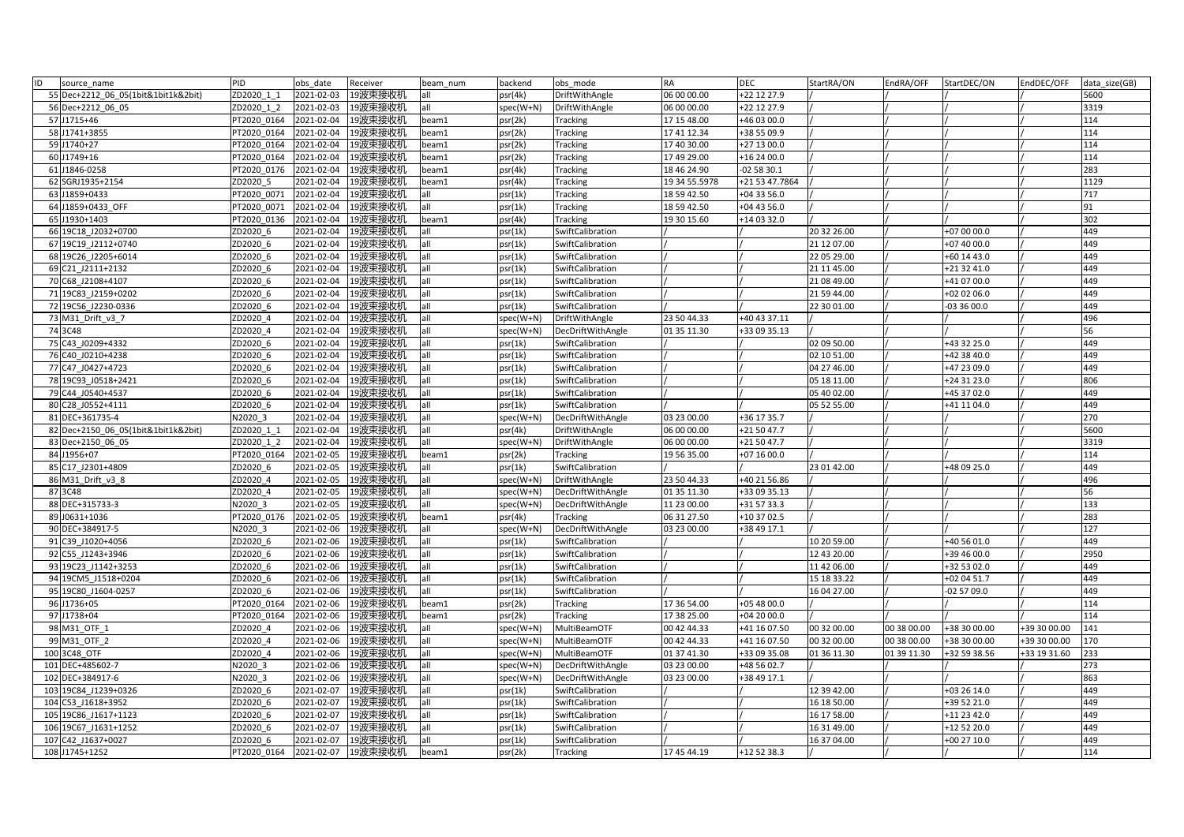| ID | source_name | PID | obs_date | Receiver | beam_num | backend | obs_mode | RA | DEC | StartRA/ON | EndRA/OFF | StartDEC/ON | EndDEC/OFF | data_size(GB) |
|---|---|---|---|---|---|---|---|---|---|---|---|---|---|---|
| 55 | Dec+2212_06_05(1bit&1bit1k&2bit) | ZD2020_1_1 | 2021-02-03 | 19波束接收机 | all | psr(4k) | DriftWithAngle | 06 00 00.00 | +22 12 27.9 | / | / | / | / | 5600 |
| 56 | Dec+2212_06_05 | ZD2020_1_2 | 2021-02-03 | 19波束接收机 | all | spec(W+N) | DriftWithAngle | 06 00 00.00 | +22 12 27.9 | / | / | / | / | 3319 |
| 57 | J1715+46 | PT2020_0164 | 2021-02-04 | 19波束接收机 | beam1 | psr(2k) | Tracking | 17 15 48.00 | +46 03 00.0 | / | / | / | / | 114 |
| 58 | J1741+3855 | PT2020_0164 | 2021-02-04 | 19波束接收机 | beam1 | psr(2k) | Tracking | 17 41 12.34 | +38 55 09.9 | / | / | / | / | 114 |
| 59 | J1740+27 | PT2020_0164 | 2021-02-04 | 19波束接收机 | beam1 | psr(2k) | Tracking | 17 40 30.00 | +27 13 00.0 | / | / | / | / | 114 |
| 60 | J1749+16 | PT2020_0164 | 2021-02-04 | 19波束接收机 | beam1 | psr(2k) | Tracking | 17 49 29.00 | +16 24 00.0 | / | / | / | / | 114 |
| 61 | J1846-0258 | PT2020_0176 | 2021-02-04 | 19波束接收机 | beam1 | psr(4k) | Tracking | 18 46 24.90 | -02 58 30.1 | / | / | / | / | 283 |
| 62 | SGRJ1935+2154 | ZD2020_5 | 2021-02-04 | 19波束接收机 | beam1 | psr(4k) | Tracking | 19 34 55.5978 | +21 53 47.7864 | / | / | / | / | 1129 |
| 63 | J1859+0433 | PT2020_0071 | 2021-02-04 | 19波束接收机 | all | psr(1k) | Tracking | 18 59 42.50 | +04 33 56.0 | / | / | / | / | 717 |
| 64 | J1859+0433_OFF | PT2020_0071 | 2021-02-04 | 19波束接收机 | all | psr(1k) | Tracking | 18 59 42.50 | +04 43 56.0 | / | / | / | / | 91 |
| 65 | J1930+1403 | PT2020_0136 | 2021-02-04 | 19波束接收机 | beam1 | psr(4k) | Tracking | 19 30 15.60 | +14 03 32.0 | / | / | / | / | 302 |
| 66 | 19C18_J2032+0700 | ZD2020_6 | 2021-02-04 | 19波束接收机 | all | psr(1k) | SwiftCalibration | / | / | 20 32 26.00 | / | +07 00 00.0 | / | 449 |
| 67 | 19C19_J2112+0740 | ZD2020_6 | 2021-02-04 | 19波束接收机 | all | psr(1k) | SwiftCalibration | / | / | 21 12 07.00 | / | +07 40 00.0 | / | 449 |
| 68 | 19C26_J2205+6014 | ZD2020_6 | 2021-02-04 | 19波束接收机 | all | psr(1k) | SwiftCalibration | / | / | 22 05 29.00 | / | +60 14 43.0 | / | 449 |
| 69 | C21_J2111+2132 | ZD2020_6 | 2021-02-04 | 19波束接收机 | all | psr(1k) | SwiftCalibration | / | / | 21 11 45.00 | / | +21 32 41.0 | / | 449 |
| 70 | C68_J2108+4107 | ZD2020_6 | 2021-02-04 | 19波束接收机 | all | psr(1k) | SwiftCalibration | / | / | 21 08 49.00 | / | +41 07 00.0 | / | 449 |
| 71 | 19C83_J2159+0202 | ZD2020_6 | 2021-02-04 | 19波束接收机 | all | psr(1k) | SwiftCalibration | / | / | 21 59 44.00 | / | +02 02 06.0 | / | 449 |
| 72 | 19C56_J2230-0336 | ZD2020_6 | 2021-02-04 | 19波束接收机 | all | psr(1k) | SwiftCalibration | / | / | 22 30 01.00 | / | -03 36 00.0 | / | 449 |
| 73 | M31_Drift_v3_7 | ZD2020_4 | 2021-02-04 | 19波束接收机 | all | spec(W+N) | DriftWithAngle | 23 50 44.33 | +40 43 37.11 | / | / | / | / | 496 |
| 74 | 3C48 | ZD2020_4 | 2021-02-04 | 19波束接收机 | all | spec(W+N) | DecDriftWithAngle | 01 35 11.30 | +33 09 35.13 | / | / | / | / | 56 |
| 75 | C43_J0209+4332 | ZD2020_6 | 2021-02-04 | 19波束接收机 | all | psr(1k) | SwiftCalibration | / | / | 02 09 50.00 | / | +43 32 25.0 | / | 449 |
| 76 | C40_J0210+4238 | ZD2020_6 | 2021-02-04 | 19波束接收机 | all | psr(1k) | SwiftCalibration | / | / | 02 10 51.00 | / | +42 38 40.0 | / | 449 |
| 77 | C47_J0427+4723 | ZD2020_6 | 2021-02-04 | 19波束接收机 | all | psr(1k) | SwiftCalibration | / | / | 04 27 46.00 | / | +47 23 09.0 | / | 449 |
| 78 | 19C93_J0518+2421 | ZD2020_6 | 2021-02-04 | 19波束接收机 | all | psr(1k) | SwiftCalibration | / | / | 05 18 11.00 | / | +24 31 23.0 | / | 806 |
| 79 | C44_J0540+4537 | ZD2020_6 | 2021-02-04 | 19波束接收机 | all | psr(1k) | SwiftCalibration | / | / | 05 40 02.00 | / | +45 37 02.0 | / | 449 |
| 80 | C28_J0552+4111 | ZD2020_6 | 2021-02-04 | 19波束接收机 | all | psr(1k) | SwiftCalibration | / | / | 05 52 55.00 | / | +41 11 04.0 | / | 449 |
| 81 | DEC+361735-4 | N2020_3 | 2021-02-04 | 19波束接收机 | all | spec(W+N) | DecDriftWithAngle | 03 23 00.00 | +36 17 35.7 | / | / | / | / | 270 |
| 82 | Dec+2150_06_05(1bit&1bit1k&2bit) | ZD2020_1_1 | 2021-02-04 | 19波束接收机 | all | psr(4k) | DriftWithAngle | 06 00 00.00 | +21 50 47.7 | / | / | / | / | 5600 |
| 83 | Dec+2150_06_05 | ZD2020_1_2 | 2021-02-04 | 19波束接收机 | all | spec(W+N) | DriftWithAngle | 06 00 00.00 | +21 50 47.7 | / | / | / | / | 3319 |
| 84 | J1956+07 | PT2020_0164 | 2021-02-05 | 19波束接收机 | beam1 | psr(2k) | Tracking | 19 56 35.00 | +07 16 00.0 | / | / | / | / | 114 |
| 85 | C17_J2301+4809 | ZD2020_6 | 2021-02-05 | 19波束接收机 | all | psr(1k) | SwiftCalibration | / | / | 23 01 42.00 | / | +48 09 25.0 | / | 449 |
| 86 | M31_Drift_v3_8 | ZD2020_4 | 2021-02-05 | 19波束接收机 | all | spec(W+N) | DriftWithAngle | 23 50 44.33 | +40 21 56.86 | / | / | / | / | 496 |
| 87 | 3C48 | ZD2020_4 | 2021-02-05 | 19波束接收机 | all | spec(W+N) | DecDriftWithAngle | 01 35 11.30 | +33 09 35.13 | / | / | / | / | 56 |
| 88 | DEC+315733-3 | N2020_3 | 2021-02-05 | 19波束接收机 | all | spec(W+N) | DecDriftWithAngle | 11 23 00.00 | +31 57 33.3 | / | / | / | / | 133 |
| 89 | J0631+1036 | PT2020_0176 | 2021-02-05 | 19波束接收机 | beam1 | psr(4k) | Tracking | 06 31 27.50 | +10 37 02.5 | / | / | / | / | 283 |
| 90 | DEC+384917-5 | N2020_3 | 2021-02-06 | 19波束接收机 | all | spec(W+N) | DecDriftWithAngle | 03 23 00.00 | +38 49 17.1 | / | / | / | / | 127 |
| 91 | C39_J1020+4056 | ZD2020_6 | 2021-02-06 | 19波束接收机 | all | psr(1k) | SwiftCalibration | / | / | 10 20 59.00 | / | +40 56 01.0 | / | 449 |
| 92 | C55_J1243+3946 | ZD2020_6 | 2021-02-06 | 19波束接收机 | all | psr(1k) | SwiftCalibration | / | / | 12 43 20.00 | / | +39 46 00.0 | / | 2950 |
| 93 | 19C23_J1142+3253 | ZD2020_6 | 2021-02-06 | 19波束接收机 | all | psr(1k) | SwiftCalibration | / | / | 11 42 06.00 | / | +32 53 02.0 | / | 449 |
| 94 | 19CM5_J1518+0204 | ZD2020_6 | 2021-02-06 | 19波束接收机 | all | psr(1k) | SwiftCalibration | / | / | 15 18 33.22 | / | +02 04 51.7 | / | 449 |
| 95 | 19C80_J1604-0257 | ZD2020_6 | 2021-02-06 | 19波束接收机 | all | psr(1k) | SwiftCalibration | / | / | 16 04 27.00 | / | -02 57 09.0 | / | 449 |
| 96 | J1736+05 | PT2020_0164 | 2021-02-06 | 19波束接收机 | beam1 | psr(2k) | Tracking | 17 36 54.00 | +05 48 00.0 | / | / | / | / | 114 |
| 97 | J1738+04 | PT2020_0164 | 2021-02-06 | 19波束接收机 | beam1 | psr(2k) | Tracking | 17 38 25.00 | +04 20 00.0 | / | / | / | / | 114 |
| 98 | M31_OTF_1 | ZD2020_4 | 2021-02-06 | 19波束接收机 | all | spec(W+N) | MultiBeamOTF | 00 42 44.33 | +41 16 07.50 | 00 32 00.00 | 00 38 00.00 | +38 30 00.00 | +39 30 00.00 | 141 |
| 99 | M31_OTF_2 | ZD2020_4 | 2021-02-06 | 19波束接收机 | all | spec(W+N) | MultiBeamOTF | 00 42 44.33 | +41 16 07.50 | 00 32 00.00 | 00 38 00.00 | +38 30 00.00 | +39 30 00.00 | 170 |
| 100 | 3C48_OTF | ZD2020_4 | 2021-02-06 | 19波束接收机 | all | spec(W+N) | MultiBeamOTF | 01 37 41.30 | +33 09 35.08 | 01 36 11.30 | 01 39 11.30 | +32 59 38.56 | +33 19 31.60 | 233 |
| 101 | DEC+485602-7 | N2020_3 | 2021-02-06 | 19波束接收机 | all | spec(W+N) | DecDriftWithAngle | 03 23 00.00 | +48 56 02.7 | / | / | / | / | 273 |
| 102 | DEC+384917-6 | N2020_3 | 2021-02-06 | 19波束接收机 | all | spec(W+N) | DecDriftWithAngle | 03 23 00.00 | +38 49 17.1 | / | / | / | / | 863 |
| 103 | 19C84_J1239+0326 | ZD2020_6 | 2021-02-07 | 19波束接收机 | all | psr(1k) | SwiftCalibration | / | / | 12 39 42.00 | / | +03 26 14.0 | / | 449 |
| 104 | C53_J1618+3952 | ZD2020_6 | 2021-02-07 | 19波束接收机 | all | psr(1k) | SwiftCalibration | / | / | 16 18 50.00 | / | +39 52 21.0 | / | 449 |
| 105 | 19C86_J1617+1123 | ZD2020_6 | 2021-02-07 | 19波束接收机 | all | psr(1k) | SwiftCalibration | / | / | 16 17 58.00 | / | +11 23 42.0 | / | 449 |
| 106 | 19C67_J1631+1252 | ZD2020_6 | 2021-02-07 | 19波束接收机 | all | psr(1k) | SwiftCalibration | / | / | 16 31 49.00 | / | +12 52 20.0 | / | 449 |
| 107 | C42_J1637+0027 | ZD2020_6 | 2021-02-07 | 19波束接收机 | all | psr(1k) | SwiftCalibration | / | / | 16 37 04.00 | / | +00 27 10.0 | / | 449 |
| 108 | J1745+1252 | PT2020_0164 | 2021-02-07 | 19波束接收机 | beam1 | psr(2k) | Tracking | 17 45 44.19 | +12 52 38.3 | / | / | / | / | 114 |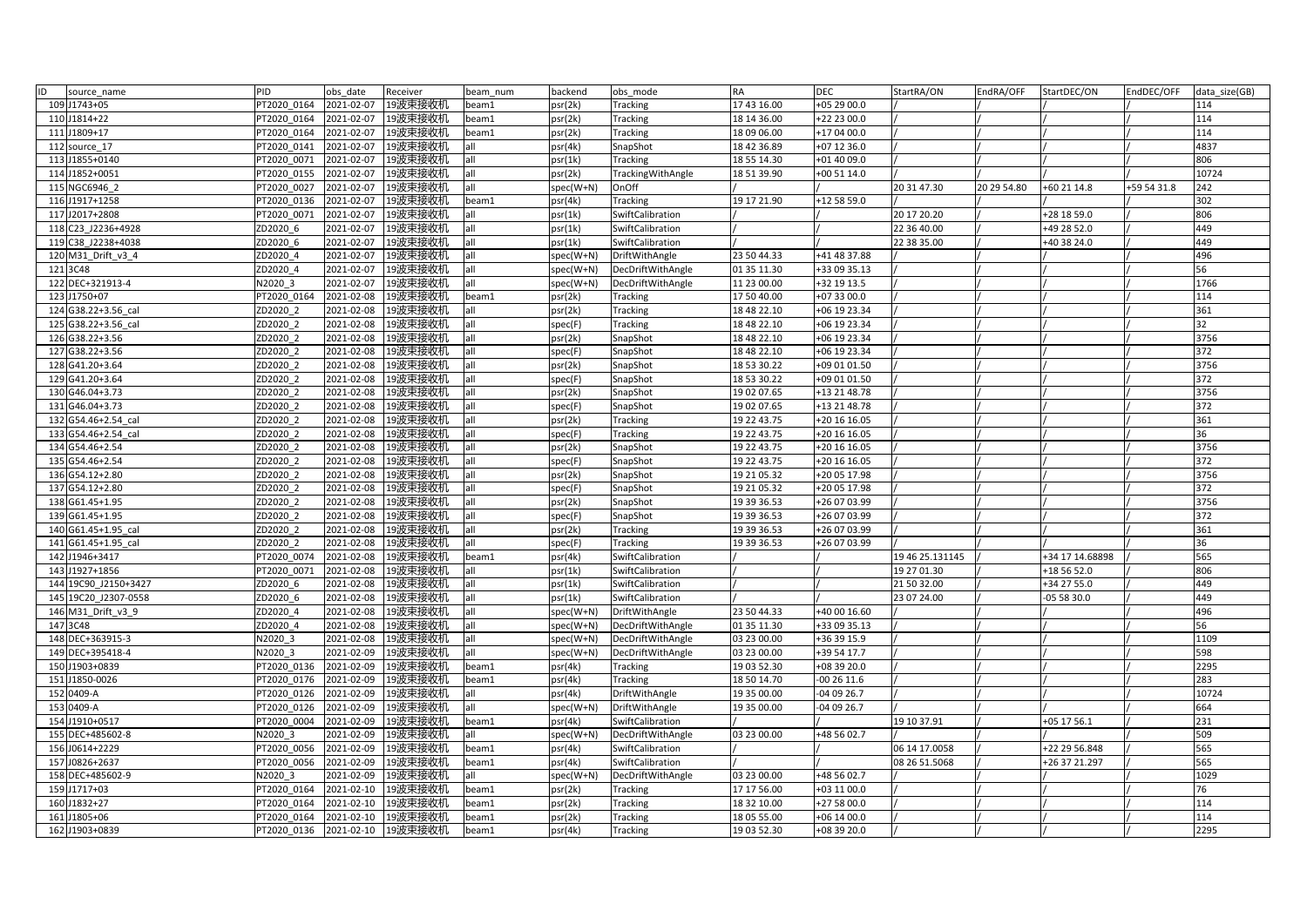| ID | source_name | PID | obs_date | Receiver | beam_num | backend | obs_mode | RA | DEC | StartRA/ON | EndRA/OFF | StartDEC/ON | EndDEC/OFF | data_size(GB) |
|---|---|---|---|---|---|---|---|---|---|---|---|---|---|---|
| 109 | J1743+05 | PT2020_0164 | 2021-02-07 | 19波束接收机 | beam1 | psr(2k) | Tracking | 17 43 16.00 | +05 29 00.0 | / | / | / | / | 114 |
| 110 | J1814+22 | PT2020_0164 | 2021-02-07 | 19波束接收机 | beam1 | psr(2k) | Tracking | 18 14 36.00 | +22 23 00.0 | / | / | / | / | 114 |
| 111 | J1809+17 | PT2020_0164 | 2021-02-07 | 19波束接收机 | beam1 | psr(2k) | Tracking | 18 09 06.00 | +17 04 00.0 | / | / | / | / | 114 |
| 112 | source_17 | PT2020_0141 | 2021-02-07 | 19波束接收机 | all | psr(4k) | SnapShot | 18 42 36.89 | +07 12 36.0 | / | / | / | / | 4837 |
| 113 | J1855+0140 | PT2020_0071 | 2021-02-07 | 19波束接收机 | all | psr(1k) | Tracking | 18 55 14.30 | +01 40 09.0 | / | / | / | / | 806 |
| 114 | J1852+0051 | PT2020_0155 | 2021-02-07 | 19波束接收机 | all | psr(2k) | TrackingWithAngle | 18 51 39.90 | +00 51 14.0 | / | / | / | / | 10724 |
| 115 | NGC6946_2 | PT2020_0027 | 2021-02-07 | 19波束接收机 | all | spec(W+N) | OnOff | | | 20 31 47.30 | 20 29 54.80 | +60 21 14.8 | +59 54 31.8 | 242 |
| 116 | J1917+1258 | PT2020_0136 | 2021-02-07 | 19波束接收机 | beam1 | psr(4k) | Tracking | 19 17 21.90 | +12 58 59.0 | / | / | / | / | 302 |
| 117 | J2017+2808 | PT2020_0071 | 2021-02-07 | 19波束接收机 | all | psr(1k) | SwiftCalibration | / | / | 20 17 20.20 | / | +28 18 59.0 | / | 806 |
| 118 | C23_J2236+4928 | ZD2020_6 | 2021-02-07 | 19波束接收机 | all | psr(1k) | SwiftCalibration | / | / | 22 36 40.00 | / | +49 28 52.0 | / | 449 |
| 119 | C38_J2238+4038 | ZD2020_6 | 2021-02-07 | 19波束接收机 | all | psr(1k) | SwiftCalibration | / | / | 22 38 35.00 | / | +40 38 24.0 | / | 449 |
| 120 | M31_Drift_v3_4 | ZD2020_4 | 2021-02-07 | 19波束接收机 | all | spec(W+N) | DriftWithAngle | 23 50 44.33 | +41 48 37.88 | / | / | / | / | 496 |
| 121 | 3C48 | ZD2020_4 | 2021-02-07 | 19波束接收机 | all | spec(W+N) | DecDriftWithAngle | 01 35 11.30 | +33 09 35.13 | / | / | / | / | 56 |
| 122 | DEC+321913-4 | N2020_3 | 2021-02-07 | 19波束接收机 | all | spec(W+N) | DecDriftWithAngle | 11 23 00.00 | +32 19 13.5 | / | / | / | / | 1766 |
| 123 | J1750+07 | PT2020_0164 | 2021-02-08 | 19波束接收机 | beam1 | psr(2k) | Tracking | 17 50 40.00 | +07 33 00.0 | / | / | / | / | 114 |
| 124 | G38.22+3.56_cal | ZD2020_2 | 2021-02-08 | 19波束接收机 | all | psr(2k) | Tracking | 18 48 22.10 | +06 19 23.34 | / | / | / | / | 361 |
| 125 | G38.22+3.56_cal | ZD2020_2 | 2021-02-08 | 19波束接收机 | all | spec(F) | Tracking | 18 48 22.10 | +06 19 23.34 | / | / | / | / | 32 |
| 126 | G38.22+3.56 | ZD2020_2 | 2021-02-08 | 19波束接收机 | all | psr(2k) | SnapShot | 18 48 22.10 | +06 19 23.34 | / | / | / | / | 3756 |
| 127 | G38.22+3.56 | ZD2020_2 | 2021-02-08 | 19波束接收机 | all | spec(F) | SnapShot | 18 48 22.10 | +06 19 23.34 | / | / | / | / | 372 |
| 128 | G41.20+3.64 | ZD2020_2 | 2021-02-08 | 19波束接收机 | all | psr(2k) | SnapShot | 18 53 30.22 | +09 01 01.50 | / | / | / | / | 3756 |
| 129 | G41.20+3.64 | ZD2020_2 | 2021-02-08 | 19波束接收机 | all | spec(F) | SnapShot | 18 53 30.22 | +09 01 01.50 | / | / | / | / | 372 |
| 130 | G46.04+3.73 | ZD2020_2 | 2021-02-08 | 19波束接收机 | all | psr(2k) | SnapShot | 19 02 07.65 | +13 21 48.78 | / | / | / | / | 3756 |
| 131 | G46.04+3.73 | ZD2020_2 | 2021-02-08 | 19波束接收机 | all | spec(F) | SnapShot | 19 02 07.65 | +13 21 48.78 | / | / | / | / | 372 |
| 132 | G54.46+2.54_cal | ZD2020_2 | 2021-02-08 | 19波束接收机 | all | psr(2k) | Tracking | 19 22 43.75 | +20 16 16.05 | / | / | / | / | 361 |
| 133 | G54.46+2.54_cal | ZD2020_2 | 2021-02-08 | 19波束接收机 | all | spec(F) | Tracking | 19 22 43.75 | +20 16 16.05 | / | / | / | / | 36 |
| 134 | G54.46+2.54 | ZD2020_2 | 2021-02-08 | 19波束接收机 | all | psr(2k) | SnapShot | 19 22 43.75 | +20 16 16.05 | / | / | / | / | 3756 |
| 135 | G54.46+2.54 | ZD2020_2 | 2021-02-08 | 19波束接收机 | all | spec(F) | SnapShot | 19 22 43.75 | +20 16 16.05 | / | / | / | / | 372 |
| 136 | G54.12+2.80 | ZD2020_2 | 2021-02-08 | 19波束接收机 | all | psr(2k) | SnapShot | 19 21 05.32 | +20 05 17.98 | / | / | / | / | 3756 |
| 137 | G54.12+2.80 | ZD2020_2 | 2021-02-08 | 19波束接收机 | all | spec(F) | SnapShot | 19 21 05.32 | +20 05 17.98 | / | / | / | / | 372 |
| 138 | G61.45+1.95 | ZD2020_2 | 2021-02-08 | 19波束接收机 | all | psr(2k) | SnapShot | 19 39 36.53 | +26 07 03.99 | / | / | / | / | 3756 |
| 139 | G61.45+1.95 | ZD2020_2 | 2021-02-08 | 19波束接收机 | all | spec(F) | SnapShot | 19 39 36.53 | +26 07 03.99 | / | / | / | / | 372 |
| 140 | G61.45+1.95_cal | ZD2020_2 | 2021-02-08 | 19波束接收机 | all | psr(2k) | Tracking | 19 39 36.53 | +26 07 03.99 | / | / | / | / | 361 |
| 141 | G61.45+1.95_cal | ZD2020_2 | 2021-02-08 | 19波束接收机 | all | spec(F) | Tracking | 19 39 36.53 | +26 07 03.99 | / | / | / | / | 36 |
| 142 | J1946+3417 | PT2020_0074 | 2021-02-08 | 19波束接收机 | beam1 | psr(4k) | SwiftCalibration | / | / | 19 46 25.131145 | / | +34 17 14.68898 | / | 565 |
| 143 | J1927+1856 | PT2020_0071 | 2021-02-08 | 19波束接收机 | all | psr(1k) | SwiftCalibration | / | / | 19 27 01.30 | / | +18 56 52.0 | / | 806 |
| 144 | 19C90_J2150+3427 | ZD2020_6 | 2021-02-08 | 19波束接收机 | all | psr(1k) | SwiftCalibration | / | / | 21 50 32.00 | / | +34 27 55.0 | / | 449 |
| 145 | 19C20_J2307-0558 | ZD2020_6 | 2021-02-08 | 19波束接收机 | all | psr(1k) | SwiftCalibration | / | / | 23 07 24.00 | / | -05 58 30.0 | / | 449 |
| 146 | M31_Drift_v3_9 | ZD2020_4 | 2021-02-08 | 19波束接收机 | all | spec(W+N) | DriftWithAngle | 23 50 44.33 | +40 00 16.60 | / | / | / | / | 496 |
| 147 | 3C48 | ZD2020_4 | 2021-02-08 | 19波束接收机 | all | spec(W+N) | DecDriftWithAngle | 01 35 11.30 | +33 09 35.13 | / | / | / | / | 56 |
| 148 | DEC+363915-3 | N2020_3 | 2021-02-08 | 19波束接收机 | all | spec(W+N) | DecDriftWithAngle | 03 23 00.00 | +36 39 15.9 | / | / | / | / | 1109 |
| 149 | DEC+395418-4 | N2020_3 | 2021-02-09 | 19波束接收机 | all | spec(W+N) | DecDriftWithAngle | 03 23 00.00 | +39 54 17.7 | / | / | / | / | 598 |
| 150 | J1903+0839 | PT2020_0136 | 2021-02-09 | 19波束接收机 | beam1 | psr(4k) | Tracking | 19 03 52.30 | +08 39 20.0 | / | / | / | / | 2295 |
| 151 | J1850-0026 | PT2020_0176 | 2021-02-09 | 19波束接收机 | beam1 | psr(4k) | Tracking | 18 50 14.70 | -00 26 11.6 | / | / | / | / | 283 |
| 152 | 0409-A | PT2020_0126 | 2021-02-09 | 19波束接收机 | all | psr(4k) | DriftWithAngle | 19 35 00.00 | -04 09 26.7 | / | / | / | / | 10724 |
| 153 | 0409-A | PT2020_0126 | 2021-02-09 | 19波束接收机 | all | spec(W+N) | DriftWithAngle | 19 35 00.00 | -04 09 26.7 | / | / | / | / | 664 |
| 154 | J1910+0517 | PT2020_0004 | 2021-02-09 | 19波束接收机 | beam1 | psr(4k) | SwiftCalibration | / | / | 19 10 37.91 | / | +05 17 56.1 | / | 231 |
| 155 | DEC+485602-8 | N2020_3 | 2021-02-09 | 19波束接收机 | all | spec(W+N) | DecDriftWithAngle | 03 23 00.00 | +48 56 02.7 | / | / | / | / | 509 |
| 156 | J0614+2229 | PT2020_0056 | 2021-02-09 | 19波束接收机 | beam1 | psr(4k) | SwiftCalibration | / | / | 06 14 17.0058 | / | +22 29 56.848 | / | 565 |
| 157 | J0826+2637 | PT2020_0056 | 2021-02-09 | 19波束接收机 | beam1 | psr(4k) | SwiftCalibration | / | / | 08 26 51.5068 | / | +26 37 21.297 | / | 565 |
| 158 | DEC+485602-9 | N2020_3 | 2021-02-09 | 19波束接收机 | all | spec(W+N) | DecDriftWithAngle | 03 23 00.00 | +48 56 02.7 | / | / | / | / | 1029 |
| 159 | J1717+03 | PT2020_0164 | 2021-02-10 | 19波束接收机 | beam1 | psr(2k) | Tracking | 17 17 56.00 | +03 11 00.0 | / | / | / | / | 76 |
| 160 | J1832+27 | PT2020_0164 | 2021-02-10 | 19波束接收机 | beam1 | psr(2k) | Tracking | 18 32 10.00 | +27 58 00.0 | / | / | / | / | 114 |
| 161 | J1805+06 | PT2020_0164 | 2021-02-10 | 19波束接收机 | beam1 | psr(2k) | Tracking | 18 05 55.00 | +06 14 00.0 | / | / | / | / | 114 |
| 162 | J1903+0839 | PT2020_0136 | 2021-02-10 | 19波束接收机 | beam1 | psr(4k) | Tracking | 19 03 52.30 | +08 39 20.0 | / | / | / | / | 2295 |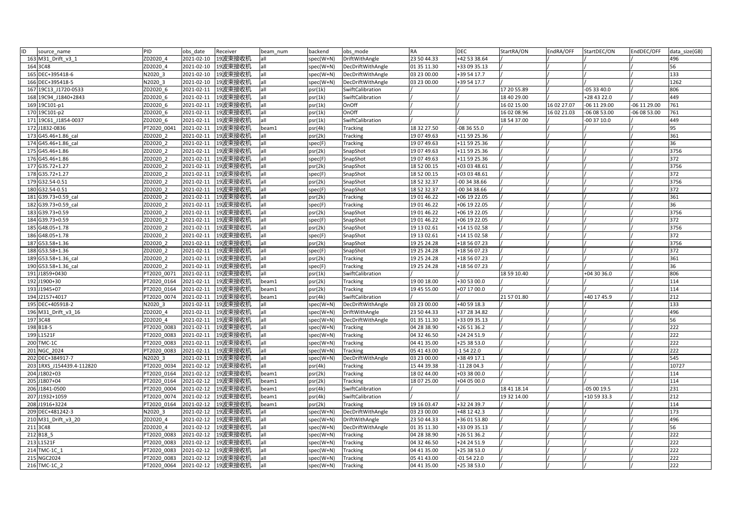| ID | source_name | PID | obs_date | Receiver | beam_num | backend | obs_mode | RA | DEC | StartRA/ON | EndRA/OFF | StartDEC/ON | EndDEC/OFF | data_size(GB) |
|---|---|---|---|---|---|---|---|---|---|---|---|---|---|---|
| 163 | M31_Drift_v3_1 | ZD2020_4 | 2021-02-10 | 19波束接收机 | all | spec(W+N) | DriftWithAngle | 23 50 44.33 | +42 53 38.64 | / | / | / | / | 496 |
| 164 | 3C48 | ZD2020_4 | 2021-02-10 | 19波束接收机 | all | spec(W+N) | DecDriftWithAngle | 01 35 11.30 | +33 09 35.13 | / | / | / | / | 56 |
| 165 | DEC+395418-6 | N2020_3 | 2021-02-10 | 19波束接收机 | all | spec(W+N) | DecDriftWithAngle | 03 23 00.00 | +39 54 17.7 | / | / | / | / | 133 |
| 166 | DEC+395418-5 | N2020_3 | 2021-02-10 | 19波束接收机 | all | spec(W+N) | DecDriftWithAngle | 03 23 00.00 | +39 54 17.7 | / | / | / | / | 1262 |
| 167 | 19C13_J1720-0533 | ZD2020_6 | 2021-02-11 | 19波束接收机 | all | psr(1k) | SwiftCalibration | / | / | 17 20 55.89 | / | -05 33 40.0 | / | 806 |
| 168 | 19C94_J1840+2843 | ZD2020_6 | 2021-02-11 | 19波束接收机 | all | psr(1k) | SwiftCalibration | / | / | 18 40 29.00 | / | +28 43 22.0 | / | 449 |
| 169 | 19C101-p1 | ZD2020_6 | 2021-02-11 | 19波束接收机 | all | psr(1k) | OnOff | / | / | 16 02 15.00 | 16 02 27.07 | -06 11 29.00 | -06 11 29.00 | 761 |
| 170 | 19C101-p2 | ZD2020_6 | 2021-02-11 | 19波束接收机 | all | psr(1k) | OnOff | / | / | 16 02 08.96 | 16 02 21.03 | -06 08 53.00 | -06 08 53.00 | 761 |
| 171 | 19C61_J1854-0037 | ZD2020_6 | 2021-02-11 | 19波束接收机 | all | psr(1k) | SwiftCalibration | / | / | 18 54 37.00 | / | -00 37 10.0 | / | 449 |
| 172 | J1832-0836 | PT2020_0041 | 2021-02-11 | 19波束接收机 | beam1 | psr(4k) | Tracking | 18 32 27.50 | -08 36 55.0 | / | / | / | / | 95 |
| 173 | G45.46+1.86_cal | ZD2020_2 | 2021-02-11 | 19波束接收机 | all | psr(2k) | Tracking | 19 07 49.63 | +11 59 25.36 | / | / | / | / | 361 |
| 174 | G45.46+1.86_cal | ZD2020_2 | 2021-02-11 | 19波束接收机 | all | spec(F) | Tracking | 19 07 49.63 | +11 59 25.36 | / | / | / | / | 36 |
| 175 | G45.46+1.86 | ZD2020_2 | 2021-02-11 | 19波束接收机 | all | psr(2k) | SnapShot | 19 07 49.63 | +11 59 25.36 | / | / | / | / | 3756 |
| 176 | G45.46+1.86 | ZD2020_2 | 2021-02-11 | 19波束接收机 | all | spec(F) | SnapShot | 19 07 49.63 | +11 59 25.36 | / | / | / | / | 372 |
| 177 | G35.72+1.27 | ZD2020_2 | 2021-02-11 | 19波束接收机 | all | psr(2k) | SnapShot | 18 52 00.15 | +03 03 48.61 | / | / | / | / | 3756 |
| 178 | G35.72+1.27 | ZD2020_2 | 2021-02-11 | 19波束接收机 | all | spec(F) | SnapShot | 18 52 00.15 | +03 03 48.61 | / | / | / | / | 372 |
| 179 | G32.54-0.51 | ZD2020_2 | 2021-02-11 | 19波束接收机 | all | psr(2k) | SnapShot | 18 52 32.37 | -00 34 38.66 | / | / | / | / | 3756 |
| 180 | G32.54-0.51 | ZD2020_2 | 2021-02-11 | 19波束接收机 | all | spec(F) | SnapShot | 18 52 32.37 | -00 34 38.66 | / | / | / | / | 372 |
| 181 | G39.73+0.59_cal | ZD2020_2 | 2021-02-11 | 19波束接收机 | all | psr(2k) | Tracking | 19 01 46.22 | +06 19 22.05 | / | / | / | / | 361 |
| 182 | G39.73+0.59_cal | ZD2020_2 | 2021-02-11 | 19波束接收机 | all | spec(F) | Tracking | 19 01 46.22 | +06 19 22.05 | / | / | / | / | 36 |
| 183 | G39.73+0.59 | ZD2020_2 | 2021-02-11 | 19波束接收机 | all | psr(2k) | SnapShot | 19 01 46.22 | +06 19 22.05 | / | / | / | / | 3756 |
| 184 | G39.73+0.59 | ZD2020_2 | 2021-02-11 | 19波束接收机 | all | spec(F) | SnapShot | 19 01 46.22 | +06 19 22.05 | / | / | / | / | 372 |
| 185 | G48.05+1.78 | ZD2020_2 | 2021-02-11 | 19波束接收机 | all | psr(2k) | SnapShot | 19 13 02.61 | +14 15 02.58 | / | / | / | / | 3756 |
| 186 | G48.05+1.78 | ZD2020_2 | 2021-02-11 | 19波束接收机 | all | spec(F) | SnapShot | 19 13 02.61 | +14 15 02.58 | / | / | / | / | 372 |
| 187 | G53.58+1.36 | ZD2020_2 | 2021-02-11 | 19波束接收机 | all | psr(2k) | SnapShot | 19 25 24.28 | +18 56 07.23 | / | / | / | / | 3756 |
| 188 | G53.58+1.36 | ZD2020_2 | 2021-02-11 | 19波束接收机 | all | spec(F) | SnapShot | 19 25 24.28 | +18 56 07.23 | / | / | / | / | 372 |
| 189 | G53.58+1.36_cal | ZD2020_2 | 2021-02-11 | 19波束接收机 | all | psr(2k) | Tracking | 19 25 24.28 | +18 56 07.23 | / | / | / | / | 361 |
| 190 | G53.58+1.36_cal | ZD2020_2 | 2021-02-11 | 19波束接收机 | all | spec(F) | Tracking | 19 25 24.28 | +18 56 07.23 | / | / | / | / | 36 |
| 191 | J1859+0430 | PT2020_0071 | 2021-02-11 | 19波束接收机 | all | psr(1k) | SwiftCalibration | / | / | 18 59 10.40 | / | +04 30 36.0 | / | 806 |
| 192 | J1900+30 | PT2020_0164 | 2021-02-11 | 19波束接收机 | beam1 | psr(2k) | Tracking | 19 00 18.00 | +30 53 00.0 | / | / | / | / | 114 |
| 193 | J1945+07 | PT2020_0164 | 2021-02-11 | 19波束接收机 | beam1 | psr(2k) | Tracking | 19 45 55.00 | +07 17 00.0 | / | / | / | / | 114 |
| 194 | J2157+4017 | PT2020_0074 | 2021-02-11 | 19波束接收机 | beam1 | psr(4k) | SwiftCalibration | / | / | 21 57 01.80 | / | +40 17 45.9 | / | 212 |
| 195 | DEC+405918-2 | N2020_3 | 2021-02-11 | 19波束接收机 | all | spec(W+N) | DecDriftWithAngle | 03 23 00.00 | +40 59 18.3 | / | / | / | / | 133 |
| 196 | M31_Drift_v3_16 | ZD2020_4 | 2021-02-11 | 19波束接收机 | all | spec(W+N) | DriftWithAngle | 23 50 44.33 | +37 28 34.82 | / | / | / | / | 496 |
| 197 | 3C48 | ZD2020_4 | 2021-02-11 | 19波束接收机 | all | spec(W+N) | DecDriftWithAngle | 01 35 11.30 | +33 09 35.13 | / | / | / | / | 56 |
| 198 | B18-5 | PT2020_0083 | 2021-02-11 | 19波束接收机 | all | spec(W+N) | Tracking | 04 28 38.90 | +26 51 36.2 | / | / | / | / | 222 |
| 199 | L1521F | PT2020_0083 | 2021-02-11 | 19波束接收机 | all | spec(W+N) | Tracking | 04 32 46.50 | +24 24 51.9 | / | / | / | / | 222 |
| 200 | TMC-1C | PT2020_0083 | 2021-02-11 | 19波束接收机 | all | spec(W+N) | Tracking | 04 41 35.00 | +25 38 53.0 | / | / | / | / | 222 |
| 201 | NGC_2024 | PT2020_0083 | 2021-02-11 | 19波束接收机 | all | spec(W+N) | Tracking | 05 41 43.00 | -1 54 22.0 | / | / | / | / | 222 |
| 202 | DEC+384917-7 | N2020_3 | 2021-02-11 | 19波束接收机 | all | spec(W+N) | DecDriftWithAngle | 03 23 00.00 | +38 49 17.1 | / | / | / | / | 545 |
| 203 | 1RXS_J154439.4-112820 | PT2020_0034 | 2021-02-12 | 19波束接收机 | all | psr(4k) | Tracking | 15 44 39.38 | -11 28 04.3 | / | / | / | / | 10727 |
| 204 | J1802+03 | PT2020_0164 | 2021-02-12 | 19波束接收机 | beam1 | psr(2k) | Tracking | 18 02 44.00 | +03 38 00.0 | / | / | / | / | 114 |
| 205 | J1807+04 | PT2020_0164 | 2021-02-12 | 19波束接收机 | beam1 | psr(2k) | Tracking | 18 07 25.00 | +04 05 00.0 | / | / | / | / | 114 |
| 206 | J1841-0500 | PT2020_0004 | 2021-02-12 | 19波束接收机 | beam1 | psr(4k) | SwiftCalibration | / | / | 18 41 18.14 | / | -05 00 19.5 | / | 231 |
| 207 | J1932+1059 | PT2020_0074 | 2021-02-12 | 19波束接收机 | beam1 | psr(4k) | SwiftCalibration | / | / | 19 32 14.00 | / | +10 59 33.3 | / | 212 |
| 208 | J1916+3224 | PT2020_0164 | 2021-02-12 | 19波束接收机 | beam1 | psr(2k) | Tracking | 19 16 03.47 | +32 24 39.7 | / | / | / | / | 114 |
| 209 | DEC+481242-3 | N2020_3 | 2021-02-12 | 19波束接收机 | all | spec(W+N) | DecDriftWithAngle | 03 23 00.00 | +48 12 42.3 | / | / | / | / | 173 |
| 210 | M31_Drift_v3_20 | ZD2020_4 | 2021-02-12 | 19波束接收机 | all | spec(W+N) | DriftWithAngle | 23 50 44.33 | +36 01 53.80 | / | / | / | / | 496 |
| 211 | 3C48 | ZD2020_4 | 2021-02-12 | 19波束接收机 | all | spec(W+N) | DecDriftWithAngle | 01 35 11.30 | +33 09 35.13 | / | / | / | / | 56 |
| 212 | B18_5 | PT2020_0083 | 2021-02-12 | 19波束接收机 | all | spec(W+N) | Tracking | 04 28 38.90 | +26 51 36.2 | / | / | / | / | 222 |
| 213 | L1521F | PT2020_0083 | 2021-02-12 | 19波束接收机 | all | spec(W+N) | Tracking | 04 32 46.50 | +24 24 51.9 | / | / | / | / | 222 |
| 214 | TMC-1C_1 | PT2020_0083 | 2021-02-12 | 19波束接收机 | all | spec(W+N) | Tracking | 04 41 35.00 | +25 38 53.0 | / | / | / | / | 222 |
| 215 | NGC2024 | PT2020_0083 | 2021-02-12 | 19波束接收机 | all | spec(W+N) | Tracking | 05 41 43.00 | -01 54 22.0 | / | / | / | / | 222 |
| 216 | TMC-1C_2 | PT2020_0064 | 2021-02-12 | 19波束接收机 | all | spec(W+N) | Tracking | 04 41 35.00 | +25 38 53.0 | / | / | / | / | 222 |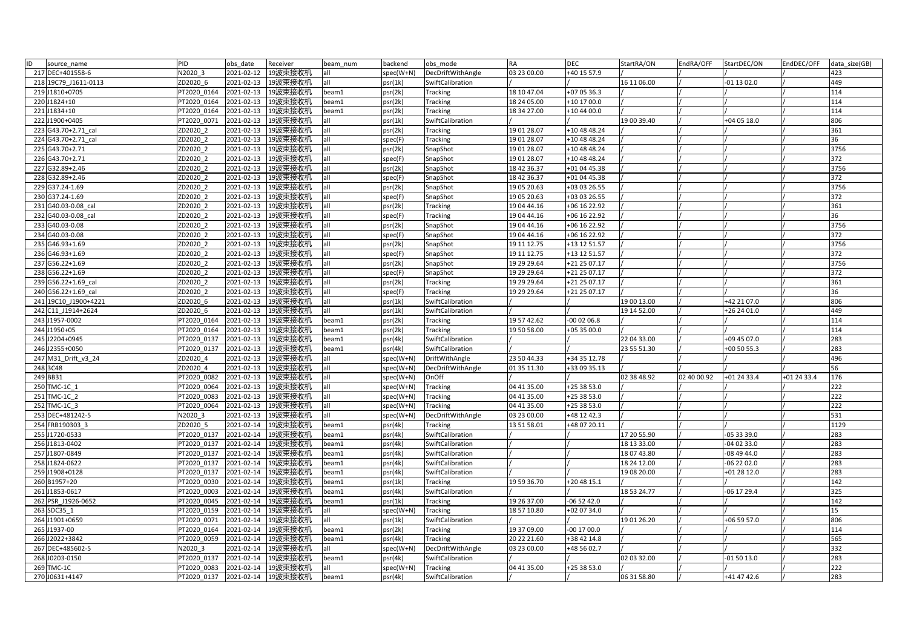| ID | source_name | PID | obs_date | Receiver | beam_num | backend | obs_mode | RA | DEC | StartRA/ON | EndRA/OFF | StartDEC/ON | EndDEC/OFF | data_size(GB) |
|---|---|---|---|---|---|---|---|---|---|---|---|---|---|---|
| 217 | DEC+401558-6 | N2020_3 | 2021-02-12 | 19波束接收机 | all | spec(W+N) | DecDriftWithAngle | 03 23 00.00 | +40 15 57.9 | / | / | / | / | 423 |
| 218 | 19C79_J1611-0113 | ZD2020_6 | 2021-02-13 | 19波束接收机 | all | psr(1k) | SwiftCalibration | / | / | 16 11 06.00 | / | -01 13 02.0 | / | 449 |
| 219 | J1810+0705 | PT2020_0164 | 2021-02-13 | 19波束接收机 | beam1 | psr(2k) | Tracking | 18 10 47.04 | +07 05 36.3 | / | / | / | / | 114 |
| 220 | J1824+10 | PT2020_0164 | 2021-02-13 | 19波束接收机 | beam1 | psr(2k) | Tracking | 18 24 05.00 | +10 17 00.0 | / | / | / | / | 114 |
| 221 | J1834+10 | PT2020_0164 | 2021-02-13 | 19波束接收机 | beam1 | psr(2k) | Tracking | 18 34 27.00 | +10 44 00.0 | / | / | / | / | 114 |
| 222 | J1900+0405 | PT2020_0071 | 2021-02-13 | 19波束接收机 | all | psr(1k) | SwiftCalibration | / | / | 19 00 39.40 | / | +04 05 18.0 | / | 806 |
| 223 | G43.70+2.71_cal | ZD2020_2 | 2021-02-13 | 19波束接收机 | all | psr(2k) | Tracking | 19 01 28.07 | +10 48 48.24 | / | / | / | / | 361 |
| 224 | G43.70+2.71_cal | ZD2020_2 | 2021-02-13 | 19波束接收机 | all | spec(F) | Tracking | 19 01 28.07 | +10 48 48.24 | / | / | / | / | 36 |
| 225 | G43.70+2.71 | ZD2020_2 | 2021-02-13 | 19波束接收机 | all | psr(2k) | SnapShot | 19 01 28.07 | +10 48 48.24 | / | / | / | / | 3756 |
| 226 | G43.70+2.71 | ZD2020_2 | 2021-02-13 | 19波束接收机 | all | spec(F) | SnapShot | 19 01 28.07 | +10 48 48.24 | / | / | / | / | 372 |
| 227 | G32.89+2.46 | ZD2020_2 | 2021-02-13 | 19波束接收机 | all | psr(2k) | SnapShot | 18 42 36.37 | +01 04 45.38 | / | / | / | / | 3756 |
| 228 | G32.89+2.46 | ZD2020_2 | 2021-02-13 | 19波束接收机 | all | spec(F) | SnapShot | 18 42 36.37 | +01 04 45.38 | / | / | / | / | 372 |
| 229 | G37.24-1.69 | ZD2020_2 | 2021-02-13 | 19波束接收机 | all | psr(2k) | SnapShot | 19 05 20.63 | +03 03 26.55 | / | / | / | / | 3756 |
| 230 | G37.24-1.69 | ZD2020_2 | 2021-02-13 | 19波束接收机 | all | spec(F) | SnapShot | 19 05 20.63 | +03 03 26.55 | / | / | / | / | 372 |
| 231 | G40.03-0.08_cal | ZD2020_2 | 2021-02-13 | 19波束接收机 | all | psr(2k) | Tracking | 19 04 44.16 | +06 16 22.92 | / | / | / | / | 361 |
| 232 | G40.03-0.08_cal | ZD2020_2 | 2021-02-13 | 19波束接收机 | all | spec(F) | Tracking | 19 04 44.16 | +06 16 22.92 | / | / | / | / | 36 |
| 233 | G40.03-0.08 | ZD2020_2 | 2021-02-13 | 19波束接收机 | all | psr(2k) | SnapShot | 19 04 44.16 | +06 16 22.92 | / | / | / | / | 3756 |
| 234 | G40.03-0.08 | ZD2020_2 | 2021-02-13 | 19波束接收机 | all | spec(F) | SnapShot | 19 04 44.16 | +06 16 22.92 | / | / | / | / | 372 |
| 235 | G46.93+1.69 | ZD2020_2 | 2021-02-13 | 19波束接收机 | all | psr(2k) | SnapShot | 19 11 12.75 | +13 12 51.57 | / | / | / | / | 3756 |
| 236 | G46.93+1.69 | ZD2020_2 | 2021-02-13 | 19波束接收机 | all | spec(F) | SnapShot | 19 11 12.75 | +13 12 51.57 | / | / | / | / | 372 |
| 237 | G56.22+1.69 | ZD2020_2 | 2021-02-13 | 19波束接收机 | all | psr(2k) | SnapShot | 19 29 29.64 | +21 25 07.17 | / | / | / | / | 3756 |
| 238 | G56.22+1.69 | ZD2020_2 | 2021-02-13 | 19波束接收机 | all | spec(F) | SnapShot | 19 29 29.64 | +21 25 07.17 | / | / | / | / | 372 |
| 239 | G56.22+1.69_cal | ZD2020_2 | 2021-02-13 | 19波束接收机 | all | psr(2k) | Tracking | 19 29 29.64 | +21 25 07.17 | / | / | / | / | 361 |
| 240 | G56.22+1.69_cal | ZD2020_2 | 2021-02-13 | 19波束接收机 | all | spec(F) | Tracking | 19 29 29.64 | +21 25 07.17 | / | / | / | / | 36 |
| 241 | 19C10_J1900+4221 | ZD2020_6 | 2021-02-13 | 19波束接收机 | all | psr(1k) | SwiftCalibration | / | / | 19 00 13.00 | / | +42 21 07.0 | / | 806 |
| 242 | C11_J1914+2624 | ZD2020_6 | 2021-02-13 | 19波束接收机 | all | psr(1k) | SwiftCalibration | / | / | 19 14 52.00 | / | +26 24 01.0 | / | 449 |
| 243 | J1957-0002 | PT2020_0164 | 2021-02-13 | 19波束接收机 | beam1 | psr(2k) | Tracking | 19 57 42.62 | -00 02 06.8 | / | / | / | / | 114 |
| 244 | J1950+05 | PT2020_0164 | 2021-02-13 | 19波束接收机 | beam1 | psr(2k) | Tracking | 19 50 58.00 | +05 35 00.0 | / | / | / | / | 114 |
| 245 | J2204+0945 | PT2020_0137 | 2021-02-13 | 19波束接收机 | beam1 | psr(4k) | SwiftCalibration | / | / | 22 04 33.00 | / | +09 45 07.0 | / | 283 |
| 246 | J2355+0050 | PT2020_0137 | 2021-02-13 | 19波束接收机 | beam1 | psr(4k) | SwiftCalibration | / | / | 23 55 51.30 | / | +00 50 55.3 | / | 283 |
| 247 | M31_Drift_v3_24 | ZD2020_4 | 2021-02-13 | 19波束接收机 | all | spec(W+N) | DriftWithAngle | 23 50 44.33 | +34 35 12.78 | / | / | / | / | 496 |
| 248 | 3C48 | ZD2020_4 | 2021-02-13 | 19波束接收机 | all | spec(W+N) | DecDriftWithAngle | 01 35 11.30 | +33 09 35.13 | / | / | / | / | 56 |
| 249 | BB31 | PT2020_0082 | 2021-02-13 | 19波束接收机 | all | spec(W+N) | OnOff | / | / | 02 38 48.92 | 02 40 00.92 | +01 24 33.4 | +01 24 33.4 | 176 |
| 250 | TMC-1C_1 | PT2020_0064 | 2021-02-13 | 19波束接收机 | all | spec(W+N) | Tracking | 04 41 35.00 | +25 38 53.0 | / | / | / | / | 222 |
| 251 | TMC-1C_2 | PT2020_0083 | 2021-02-13 | 19波束接收机 | all | spec(W+N) | Tracking | 04 41 35.00 | +25 38 53.0 | / | / | / | / | 222 |
| 252 | TMC-1C_3 | PT2020_0064 | 2021-02-13 | 19波束接收机 | all | spec(W+N) | Tracking | 04 41 35.00 | +25 38 53.0 | / | / | / | / | 222 |
| 253 | DEC+481242-5 | N2020_3 | 2021-02-13 | 19波束接收机 | all | spec(W+N) | DecDriftWithAngle | 03 23 00.00 | +48 12 42.3 | / | / | / | / | 531 |
| 254 | FRB190303_3 | ZD2020_5 | 2021-02-14 | 19波束接收机 | beam1 | psr(4k) | Tracking | 13 51 58.01 | +48 07 20.11 | / | / | / | / | 1129 |
| 255 | J1720-0533 | PT2020_0137 | 2021-02-14 | 19波束接收机 | beam1 | psr(4k) | SwiftCalibration | / | / | 17 20 55.90 | / | -05 33 39.0 | / | 283 |
| 256 | J1813-0402 | PT2020_0137 | 2021-02-14 | 19波束接收机 | beam1 | psr(4k) | SwiftCalibration | / | / | 18 13 33.00 | / | -04 02 33.0 | / | 283 |
| 257 | J1807-0849 | PT2020_0137 | 2021-02-14 | 19波束接收机 | beam1 | psr(4k) | SwiftCalibration | / | / | 18 07 43.80 | / | -08 49 44.0 | / | 283 |
| 258 | J1824-0622 | PT2020_0137 | 2021-02-14 | 19波束接收机 | beam1 | psr(4k) | SwiftCalibration | / | / | 18 24 12.00 | / | -06 22 02.0 | / | 283 |
| 259 | J1908+0128 | PT2020_0137 | 2021-02-14 | 19波束接收机 | beam1 | psr(4k) | SwiftCalibration | / | / | 19 08 20.00 | / | +01 28 12.0 | / | 283 |
| 260 | B1957+20 | PT2020_0030 | 2021-02-14 | 19波束接收机 | beam1 | psr(1k) | Tracking | 19 59 36.70 | +20 48 15.1 | / | / | / | / | 142 |
| 261 | J1853-0617 | PT2020_0003 | 2021-02-14 | 19波束接收机 | beam1 | psr(4k) | SwiftCalibration | / | / | 18 53 24.77 | / | -06 17 29.4 | / | 325 |
| 262 | PSR_J1926-0652 | PT2020_0045 | 2021-02-14 | 19波束接收机 | beam1 | psr(1k) | Tracking | 19 26 37.00 | -06 52 42.0 | / | / | / | / | 142 |
| 263 | SDC35_1 | PT2020_0159 | 2021-02-14 | 19波束接收机 | all | spec(W+N) | Tracking | 18 57 10.80 | +02 07 34.0 | / | / | / | / | 15 |
| 264 | J1901+0659 | PT2020_0071 | 2021-02-14 | 19波束接收机 | all | psr(1k) | SwiftCalibration | / | / | 19 01 26.20 | / | +06 59 57.0 | / | 806 |
| 265 | J1937-00 | PT2020_0164 | 2021-02-14 | 19波束接收机 | beam1 | psr(2k) | Tracking | 19 37 09.00 | -00 17 00.0 | / | / | / | / | 114 |
| 266 | J2022+3842 | PT2020_0059 | 2021-02-14 | 19波束接收机 | beam1 | psr(4k) | Tracking | 20 22 21.60 | +38 42 14.8 | / | / | / | / | 565 |
| 267 | DEC+485602-5 | N2020_3 | 2021-02-14 | 19波束接收机 | all | spec(W+N) | DecDriftWithAngle | 03 23 00.00 | +48 56 02.7 | / | / | / | / | 332 |
| 268 | J0203-0150 | PT2020_0137 | 2021-02-14 | 19波束接收机 | beam1 | psr(4k) | SwiftCalibration | / | / | 02 03 32.00 | / | -01 50 13.0 | / | 283 |
| 269 | TMC-1C | PT2020_0083 | 2021-02-14 | 19波束接收机 | all | spec(W+N) | Tracking | 04 41 35.00 | +25 38 53.0 | / | / | / | / | 222 |
| 270 | J0631+4147 | PT2020_0137 | 2021-02-14 | 19波束接收机 | beam1 | psr(4k) | SwiftCalibration | / | / | 06 31 58.80 | / | +41 47 42.6 | / | 283 |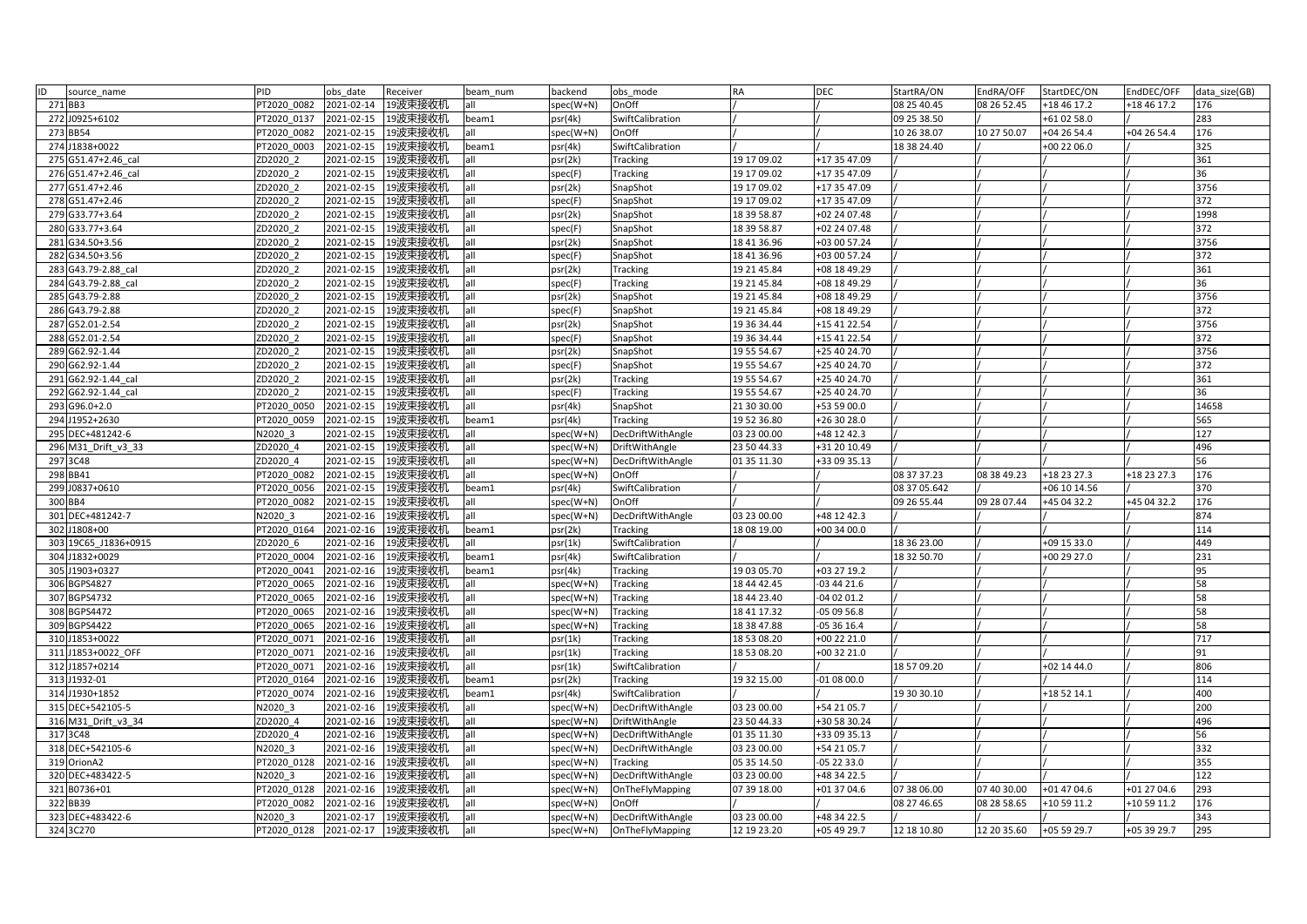| ID | source_name | PID | obs_date | Receiver | beam_num | backend | obs_mode | RA | DEC | StartRA/ON | EndRA/OFF | StartDEC/ON | EndDEC/OFF | data_size(GB) |
|---|---|---|---|---|---|---|---|---|---|---|---|---|---|---|
| 271 | BB3 | PT2020_0082 | 2021-02-14 | 19波束接收机 | all | spec(W+N) | OnOff | / | / | 08 25 40.45 | 08 26 52.45 | +18 46 17.2 | +18 46 17.2 | 176 |
| 272 | J0925+6102 | PT2020_0137 | 2021-02-15 | 19波束接收机 | beam1 | psr(4k) | SwiftCalibration | / | / | 09 25 38.50 | / | +61 02 58.0 | / | 283 |
| 273 | BB54 | PT2020_0082 | 2021-02-15 | 19波束接收机 | all | spec(W+N) | OnOff | / | / | 10 26 38.07 | 10 27 50.07 | +04 26 54.4 | +04 26 54.4 | 176 |
| 274 | J1838+0022 | PT2020_0003 | 2021-02-15 | 19波束接收机 | beam1 | psr(4k) | SwiftCalibration | / | / | 18 38 24.40 | / | +00 22 06.0 | / | 325 |
| 275 | G51.47+2.46_cal | ZD2020_2 | 2021-02-15 | 19波束接收机 | all | psr(2k) | Tracking | 19 17 09.02 | +17 35 47.09 | / | / | / | / | 361 |
| 276 | G51.47+2.46_cal | ZD2020_2 | 2021-02-15 | 19波束接收机 | all | spec(F) | Tracking | 19 17 09.02 | +17 35 47.09 | / | / | / | / | 36 |
| 277 | G51.47+2.46 | ZD2020_2 | 2021-02-15 | 19波束接收机 | all | psr(2k) | SnapShot | 19 17 09.02 | +17 35 47.09 | / | / | / | / | 3756 |
| 278 | G51.47+2.46 | ZD2020_2 | 2021-02-15 | 19波束接收机 | all | spec(F) | SnapShot | 19 17 09.02 | +17 35 47.09 | / | / | / | / | 372 |
| 279 | G33.77+3.64 | ZD2020_2 | 2021-02-15 | 19波束接收机 | all | psr(2k) | SnapShot | 18 39 58.87 | +02 24 07.48 | / | / | / | / | 1998 |
| 280 | G33.77+3.64 | ZD2020_2 | 2021-02-15 | 19波束接收机 | all | spec(F) | SnapShot | 18 39 58.87 | +02 24 07.48 | / | / | / | / | 372 |
| 281 | G34.50+3.56 | ZD2020_2 | 2021-02-15 | 19波束接收机 | all | psr(2k) | SnapShot | 18 41 36.96 | +03 00 57.24 | / | / | / | / | 3756 |
| 282 | G34.50+3.56 | ZD2020_2 | 2021-02-15 | 19波束接收机 | all | spec(F) | SnapShot | 18 41 36.96 | +03 00 57.24 | / | / | / | / | 372 |
| 283 | G43.79-2.88_cal | ZD2020_2 | 2021-02-15 | 19波束接收机 | all | psr(2k) | Tracking | 19 21 45.84 | +08 18 49.29 | / | / | / | / | 361 |
| 284 | G43.79-2.88_cal | ZD2020_2 | 2021-02-15 | 19波束接收机 | all | spec(F) | Tracking | 19 21 45.84 | +08 18 49.29 | / | / | / | / | 36 |
| 285 | G43.79-2.88 | ZD2020_2 | 2021-02-15 | 19波束接收机 | all | psr(2k) | SnapShot | 19 21 45.84 | +08 18 49.29 | / | / | / | / | 3756 |
| 286 | G43.79-2.88 | ZD2020_2 | 2021-02-15 | 19波束接收机 | all | spec(F) | SnapShot | 19 21 45.84 | +08 18 49.29 | / | / | / | / | 372 |
| 287 | G52.01-2.54 | ZD2020_2 | 2021-02-15 | 19波束接收机 | all | psr(2k) | SnapShot | 19 36 34.44 | +15 41 22.54 | / | / | / | / | 3756 |
| 288 | G52.01-2.54 | ZD2020_2 | 2021-02-15 | 19波束接收机 | all | spec(F) | SnapShot | 19 36 34.44 | +15 41 22.54 | / | / | / | / | 372 |
| 289 | G62.92-1.44 | ZD2020_2 | 2021-02-15 | 19波束接收机 | all | psr(2k) | SnapShot | 19 55 54.67 | +25 40 24.70 | / | / | / | / | 3756 |
| 290 | G62.92-1.44 | ZD2020_2 | 2021-02-15 | 19波束接收机 | all | spec(F) | SnapShot | 19 55 54.67 | +25 40 24.70 | / | / | / | / | 372 |
| 291 | G62.92-1.44_cal | ZD2020_2 | 2021-02-15 | 19波束接收机 | all | psr(2k) | Tracking | 19 55 54.67 | +25 40 24.70 | / | / | / | / | 361 |
| 292 | G62.92-1.44_cal | ZD2020_2 | 2021-02-15 | 19波束接收机 | all | spec(F) | Tracking | 19 55 54.67 | +25 40 24.70 | / | / | / | / | 36 |
| 293 | G96.0+2.0 | PT2020_0050 | 2021-02-15 | 19波束接收机 | all | psr(4k) | SnapShot | 21 30 30.00 | +53 59 00.0 | / | / | / | / | 14658 |
| 294 | J1952+2630 | PT2020_0059 | 2021-02-15 | 19波束接收机 | beam1 | psr(4k) | Tracking | 19 52 36.80 | +26 30 28.0 | / | / | / | / | 565 |
| 295 | DEC+481242-6 | N2020_3 | 2021-02-15 | 19波束接收机 | all | spec(W+N) | DecDriftWithAngle | 03 23 00.00 | +48 12 42.3 | / | / | / | / | 127 |
| 296 | M31_Drift_v3_33 | ZD2020_4 | 2021-02-15 | 19波束接收机 | all | spec(W+N) | DriftWithAngle | 23 50 44.33 | +31 20 10.49 | / | / | / | / | 496 |
| 297 | 3C48 | ZD2020_4 | 2021-02-15 | 19波束接收机 | all | spec(W+N) | DecDriftWithAngle | 01 35 11.30 | +33 09 35.13 | / | / | / | / | 56 |
| 298 | BB41 | PT2020_0082 | 2021-02-15 | 19波束接收机 | all | spec(W+N) | OnOff | / | / | 08 37 37.23 | 08 38 49.23 | +18 23 27.3 | +18 23 27.3 | 176 |
| 299 | J0837+0610 | PT2020_0056 | 2021-02-15 | 19波束接收机 | beam1 | psr(4k) | SwiftCalibration | / | / | 08 37 05.642 | / | +06 10 14.56 | / | 370 |
| 300 | BB4 | PT2020_0082 | 2021-02-15 | 19波束接收机 | all | spec(W+N) | OnOff | / | / | 09 26 55.44 | 09 28 07.44 | +45 04 32.2 | +45 04 32.2 | 176 |
| 301 | DEC+481242-7 | N2020_3 | 2021-02-16 | 19波束接收机 | all | spec(W+N) | DecDriftWithAngle | 03 23 00.00 | +48 12 42.3 | / | / | / | / | 874 |
| 302 | J1808+00 | PT2020_0164 | 2021-02-16 | 19波束接收机 | beam1 | psr(2k) | Tracking | 18 08 19.00 | +00 34 00.0 | / | / | / | / | 114 |
| 303 | 19C65_J1836+0915 | ZD2020_6 | 2021-02-16 | 19波束接收机 | all | psr(1k) | SwiftCalibration | / | / | 18 36 23.00 | / | +09 15 33.0 | / | 449 |
| 304 | J1832+0029 | PT2020_0004 | 2021-02-16 | 19波束接收机 | beam1 | psr(4k) | SwiftCalibration | / | / | 18 32 50.70 | / | +00 29 27.0 | / | 231 |
| 305 | J1903+0327 | PT2020_0041 | 2021-02-16 | 19波束接收机 | beam1 | psr(4k) | Tracking | 19 03 05.70 | +03 27 19.2 | / | / | / | / | 95 |
| 306 | BGPS4827 | PT2020_0065 | 2021-02-16 | 19波束接收机 | all | spec(W+N) | Tracking | 18 44 42.45 | -03 44 21.6 | / | / | / | / | 58 |
| 307 | BGPS4732 | PT2020_0065 | 2021-02-16 | 19波束接收机 | all | spec(W+N) | Tracking | 18 44 23.40 | -04 02 01.2 | / | / | / | / | 58 |
| 308 | BGPS4472 | PT2020_0065 | 2021-02-16 | 19波束接收机 | all | spec(W+N) | Tracking | 18 41 17.32 | -05 09 56.8 | / | / | / | / | 58 |
| 309 | BGPS4422 | PT2020_0065 | 2021-02-16 | 19波束接收机 | all | spec(W+N) | Tracking | 18 38 47.88 | -05 36 16.4 | / | / | / | / | 58 |
| 310 | J1853+0022 | PT2020_0071 | 2021-02-16 | 19波束接收机 | all | psr(1k) | Tracking | 18 53 08.20 | +00 22 21.0 | / | / | / | / | 717 |
| 311 | J1853+0022_OFF | PT2020_0071 | 2021-02-16 | 19波束接收机 | all | psr(1k) | Tracking | 18 53 08.20 | +00 32 21.0 | / | / | / | / | 91 |
| 312 | J1857+0214 | PT2020_0071 | 2021-02-16 | 19波束接收机 | all | psr(1k) | SwiftCalibration | / | / | 18 57 09.20 | / | +02 14 44.0 | / | 806 |
| 313 | J1932-01 | PT2020_0164 | 2021-02-16 | 19波束接收机 | beam1 | psr(2k) | Tracking | 19 32 15.00 | -01 08 00.0 | / | / | / | / | 114 |
| 314 | J1930+1852 | PT2020_0074 | 2021-02-16 | 19波束接收机 | beam1 | psr(4k) | SwiftCalibration | / | / | 19 30 30.10 | / | +18 52 14.1 | / | 400 |
| 315 | DEC+542105-5 | N2020_3 | 2021-02-16 | 19波束接收机 | all | spec(W+N) | DecDriftWithAngle | 03 23 00.00 | +54 21 05.7 | / | / | / | / | 200 |
| 316 | M31_Drift_v3_34 | ZD2020_4 | 2021-02-16 | 19波束接收机 | all | spec(W+N) | DriftWithAngle | 23 50 44.33 | +30 58 30.24 | / | / | / | / | 496 |
| 317 | 3C48 | ZD2020_4 | 2021-02-16 | 19波束接收机 | all | spec(W+N) | DecDriftWithAngle | 01 35 11.30 | +33 09 35.13 | / | / | / | / | 56 |
| 318 | DEC+542105-6 | N2020_3 | 2021-02-16 | 19波束接收机 | all | spec(W+N) | DecDriftWithAngle | 03 23 00.00 | +54 21 05.7 | / | / | / | / | 332 |
| 319 | OrionA2 | PT2020_0128 | 2021-02-16 | 19波束接收机 | all | spec(W+N) | Tracking | 05 35 14.50 | -05 22 33.0 | / | / | / | / | 355 |
| 320 | DEC+483422-5 | N2020_3 | 2021-02-16 | 19波束接收机 | all | spec(W+N) | DecDriftWithAngle | 03 23 00.00 | +48 34 22.5 | / | / | / | / | 122 |
| 321 | B0736+01 | PT2020_0128 | 2021-02-16 | 19波束接收机 | all | spec(W+N) | OnTheFlyMapping | 07 39 18.00 | +01 37 04.6 | 07 38 06.00 | 07 40 30.00 | +01 47 04.6 | +01 27 04.6 | 293 |
| 322 | BB39 | PT2020_0082 | 2021-02-16 | 19波束接收机 | all | spec(W+N) | OnOff | / | / | 08 27 46.65 | 08 28 58.65 | +10 59 11.2 | +10 59 11.2 | 176 |
| 323 | DEC+483422-6 | N2020_3 | 2021-02-17 | 19波束接收机 | all | spec(W+N) | DecDriftWithAngle | 03 23 00.00 | +48 34 22.5 | / | / | / | / | 343 |
| 324 | 3C270 | PT2020_0128 | 2021-02-17 | 19波束接收机 | all | spec(W+N) | OnTheFlyMapping | 12 19 23.20 | +05 49 29.7 | 12 18 10.80 | 12 20 35.60 | +05 59 29.7 | +05 39 29.7 | 295 |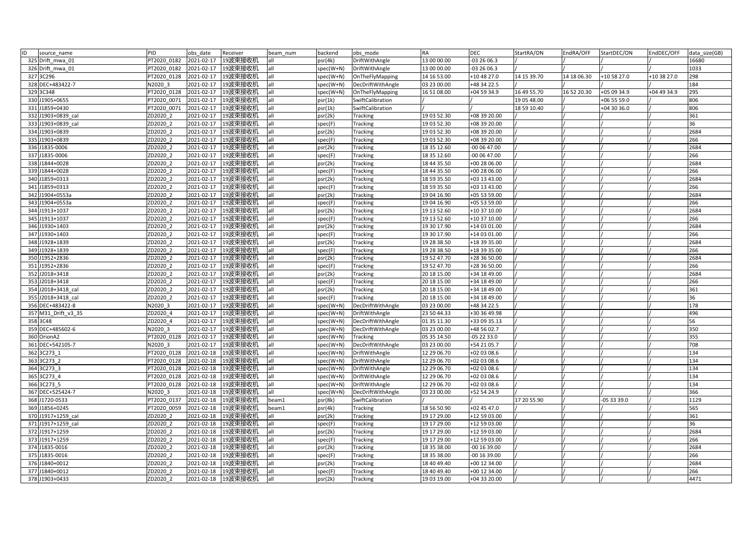| ID | source_name | PID | obs_date | Receiver | beam_num | backend | obs_mode | RA | DEC | StartRA/ON | EndRA/OFF | StartDEC/ON | EndDEC/OFF | data_size(GB) |
|---|---|---|---|---|---|---|---|---|---|---|---|---|---|---|
| 325 | Drift_mwa_01 | PT2020_0182 | 2021-02-17 | 19波束接收机 | all | psr(4k) | DriftWithAngle | 13 00 00.00 | -03 26 06.3 | / | / | / | / | 16680 |
| 326 | Drift_mwa_01 | PT2020_0182 | 2021-02-17 | 19波束接收机 | all | spec(W+N) | DriftWithAngle | 13 00 00.00 | -03 26 06.3 | / | / | / | / | 1033 |
| 327 | 3C296 | PT2020_0128 | 2021-02-17 | 19波束接收机 | all | spec(W+N) | OnTheFlyMapping | 14 16 53.00 | +10 48 27.0 | 14 15 39.70 | 14 18 06.30 | +10 58 27.0 | +10 38 27.0 | 298 |
| 328 | DEC+483422-7 | N2020_3 | 2021-02-17 | 19波束接收机 | all | spec(W+N) | DecDriftWithAngle | 03 23 00.00 | +48 34 22.5 | / | / | / | / | 184 |
| 329 | 3C348 | PT2020_0128 | 2021-02-17 | 19波束接收机 | all | spec(W+N) | OnTheFlyMapping | 16 51 08.00 | +04 59 34.9 | 16 49 55.70 | 16 52 20.30 | +05 09 34.9 | +04 49 34.9 | 295 |
| 330 | J1905+0655 | PT2020_0071 | 2021-02-17 | 19波束接收机 | all | psr(1k) | SwiftCalibration | / | / | 19 05 48.00 | / | +06 55 59.0 | / | 806 |
| 331 | J1859+0430 | PT2020_0071 | 2021-02-17 | 19波束接收机 | all | psr(1k) | SwiftCalibration | / | / | 18 59 10.40 | / | +04 30 36.0 | / | 806 |
| 332 | J1903+0839_cal | ZD2020_2 | 2021-02-17 | 19波束接收机 | all | psr(2k) | Tracking | 19 03 52.30 | +08 39 20.00 | / | / | / | / | 361 |
| 333 | J1903+0839_cal | ZD2020_2 | 2021-02-17 | 19波束接收机 | all | spec(F) | Tracking | 19 03 52.30 | +08 39 20.00 | / | / | / | / | 36 |
| 334 | J1903+0839 | ZD2020_2 | 2021-02-17 | 19波束接收机 | all | psr(2k) | Tracking | 19 03 52.30 | +08 39 20.00 | / | / | / | / | 2684 |
| 335 | J1903+0839 | ZD2020_2 | 2021-02-17 | 19波束接收机 | all | spec(F) | Tracking | 19 03 52.30 | +08 39 20.00 | / | / | / | / | 266 |
| 336 | J1835-0006 | ZD2020_2 | 2021-02-17 | 19波束接收机 | all | psr(2k) | Tracking | 18 35 12.60 | -00 06 47.00 | / | / | / | / | 2684 |
| 337 | J1835-0006 | ZD2020_2 | 2021-02-17 | 19波束接收机 | all | spec(F) | Tracking | 18 35 12.60 | -00 06 47.00 | / | / | / | / | 266 |
| 338 | J1844+0028 | ZD2020_2 | 2021-02-17 | 19波束接收机 | all | psr(2k) | Tracking | 18 44 35.50 | +00 28 06.00 | / | / | / | / | 2684 |
| 339 | J1844+0028 | ZD2020_2 | 2021-02-17 | 19波束接收机 | all | spec(F) | Tracking | 18 44 35.50 | +00 28 06.00 | / | / | / | / | 266 |
| 340 | J1859+0313 | ZD2020_2 | 2021-02-17 | 19波束接收机 | all | psr(2k) | Tracking | 18 59 35.50 | +03 13 43.00 | / | / | / | / | 2684 |
| 341 | J1859+0313 | ZD2020_2 | 2021-02-17 | 19波束接收机 | all | spec(F) | Tracking | 18 59 35.50 | +03 13 43.00 | / | / | / | / | 266 |
| 342 | J1904+0553a | ZD2020_2 | 2021-02-17 | 19波束接收机 | all | psr(2k) | Tracking | 19 04 16.90 | +05 53 59.00 | / | / | / | / | 2684 |
| 343 | J1904+0553a | ZD2020_2 | 2021-02-17 | 19波束接收机 | all | spec(F) | Tracking | 19 04 16.90 | +05 53 59.00 | / | / | / | / | 266 |
| 344 | J1913+1037 | ZD2020_2 | 2021-02-17 | 19波束接收机 | all | psr(2k) | Tracking | 19 13 52.60 | +10 37 10.00 | / | / | / | / | 2684 |
| 345 | J1913+1037 | ZD2020_2 | 2021-02-17 | 19波束接收机 | all | spec(F) | Tracking | 19 13 52.60 | +10 37 10.00 | / | / | / | / | 266 |
| 346 | J1930+1403 | ZD2020_2 | 2021-02-17 | 19波束接收机 | all | psr(2k) | Tracking | 19 30 17.90 | +14 03 01.00 | / | / | / | / | 2684 |
| 347 | J1930+1403 | ZD2020_2 | 2021-02-17 | 19波束接收机 | all | spec(F) | Tracking | 19 30 17.90 | +14 03 01.00 | / | / | / | / | 266 |
| 348 | J1928+1839 | ZD2020_2 | 2021-02-17 | 19波束接收机 | all | psr(2k) | Tracking | 19 28 38.50 | +18 39 35.00 | / | / | / | / | 2684 |
| 349 | J1928+1839 | ZD2020_2 | 2021-02-17 | 19波束接收机 | all | spec(F) | Tracking | 19 28 38.50 | +18 39 35.00 | / | / | / | / | 266 |
| 350 | J1952+2836 | ZD2020_2 | 2021-02-17 | 19波束接收机 | all | psr(2k) | Tracking | 19 52 47.70 | +28 36 50.00 | / | / | / | / | 2684 |
| 351 | J1952+2836 | ZD2020_2 | 2021-02-17 | 19波束接收机 | all | spec(F) | Tracking | 19 52 47.70 | +28 36 50.00 | / | / | / | / | 266 |
| 352 | J2018+3418 | ZD2020_2 | 2021-02-17 | 19波束接收机 | all | psr(2k) | Tracking | 20 18 15.00 | +34 18 49.00 | / | / | / | / | 2684 |
| 353 | J2018+3418 | ZD2020_2 | 2021-02-17 | 19波束接收机 | all | spec(F) | Tracking | 20 18 15.00 | +34 18 49.00 | / | / | / | / | 266 |
| 354 | J2018+3418_cal | ZD2020_2 | 2021-02-17 | 19波束接收机 | all | psr(2k) | Tracking | 20 18 15.00 | +34 18 49.00 | / | / | / | / | 361 |
| 355 | J2018+3418_cal | ZD2020_2 | 2021-02-17 | 19波束接收机 | all | spec(F) | Tracking | 20 18 15.00 | +34 18 49.00 | / | / | / | / | 36 |
| 356 | DEC+483422-8 | N2020_3 | 2021-02-17 | 19波束接收机 | all | spec(W+N) | DecDriftWithAngle | 03 23 00.00 | +48 34 22.5 | / | / | / | / | 178 |
| 357 | M31_Drift_v3_35 | ZD2020_4 | 2021-02-17 | 19波束接收机 | all | spec(W+N) | DriftWithAngle | 23 50 44.33 | +30 36 49.98 | / | / | / | / | 496 |
| 358 | 3C48 | ZD2020_4 | 2021-02-17 | 19波束接收机 | all | spec(W+N) | DecDriftWithAngle | 01 35 11.30 | +33 09 35.13 | / | / | / | / | 56 |
| 359 | DEC+485602-6 | N2020_3 | 2021-02-17 | 19波束接收机 | all | spec(W+N) | DecDriftWithAngle | 03 23 00.00 | +48 56 02.7 | / | / | / | / | 350 |
| 360 | OrionA2 | PT2020_0128 | 2021-02-17 | 19波束接收机 | all | spec(W+N) | Tracking | 05 35 14.50 | -05 22 33.0 | / | / | / | / | 355 |
| 361 | DEC+542105-7 | N2020_3 | 2021-02-17 | 19波束接收机 | all | spec(W+N) | DecDriftWithAngle | 03 23 00.00 | +54 21 05.7 | / | / | / | / | 708 |
| 362 | 3C273_1 | PT2020_0128 | 2021-02-18 | 19波束接收机 | all | spec(W+N) | DriftWithAngle | 12 29 06.70 | +02 03 08.6 | / | / | / | / | 134 |
| 363 | 3C273_2 | PT2020_0128 | 2021-02-18 | 19波束接收机 | all | spec(W+N) | DriftWithAngle | 12 29 06.70 | +02 03 08.6 | / | / | / | / | 134 |
| 364 | 3C273_3 | PT2020_0128 | 2021-02-18 | 19波束接收机 | all | spec(W+N) | DriftWithAngle | 12 29 06.70 | +02 03 08.6 | / | / | / | / | 134 |
| 365 | 3C273_4 | PT2020_0128 | 2021-02-18 | 19波束接收机 | all | spec(W+N) | DriftWithAngle | 12 29 06.70 | +02 03 08.6 | / | / | / | / | 134 |
| 366 | 3C273_5 | PT2020_0128 | 2021-02-18 | 19波束接收机 | all | spec(W+N) | DriftWithAngle | 12 29 06.70 | +02 03 08.6 | / | / | / | / | 134 |
| 367 | DEC+525424-7 | N2020_3 | 2021-02-18 | 19波束接收机 | all | spec(W+N) | DecDriftWithAngle | 03 23 00.00 | +52 54 24.9 | / | / | / | / | 366 |
| 368 | J1720-0533 | PT2020_0137 | 2021-02-18 | 19波束接收机 | beam1 | psr(8k) | SwiftCalibration | / | / | 17 20 55.90 | / | -05 33 39.0 | / | 1129 |
| 369 | J1856+0245 | PT2020_0059 | 2021-02-18 | 19波束接收机 | beam1 | psr(4k) | Tracking | 18 56 50.90 | +02 45 47.0 | / | / | / | / | 565 |
| 370 | J1917+1259_cal | ZD2020_2 | 2021-02-18 | 19波束接收机 | all | psr(2k) | Tracking | 19 17 29.00 | +12 59 03.00 | / | / | / | / | 361 |
| 371 | J1917+1259_cal | ZD2020_2 | 2021-02-18 | 19波束接收机 | all | spec(F) | Tracking | 19 17 29.00 | +12 59 03.00 | / | / | / | / | 36 |
| 372 | J1917+1259 | ZD2020_2 | 2021-02-18 | 19波束接收机 | all | psr(2k) | Tracking | 19 17 29.00 | +12 59 03.00 | / | / | / | / | 2684 |
| 373 | J1917+1259 | ZD2020_2 | 2021-02-18 | 19波束接收机 | all | spec(F) | Tracking | 19 17 29.00 | +12 59 03.00 | / | / | / | / | 266 |
| 374 | J1835-0016 | ZD2020_2 | 2021-02-18 | 19波束接收机 | all | psr(2k) | Tracking | 18 35 38.00 | -00 16 39.00 | / | / | / | / | 2684 |
| 375 | J1835-0016 | ZD2020_2 | 2021-02-18 | 19波束接收机 | all | spec(F) | Tracking | 18 35 38.00 | -00 16 39.00 | / | / | / | / | 266 |
| 376 | J1840+0012 | ZD2020_2 | 2021-02-18 | 19波束接收机 | all | psr(2k) | Tracking | 18 40 49.40 | +00 12 34.00 | / | / | / | / | 2684 |
| 377 | J1840+0012 | ZD2020_2 | 2021-02-18 | 19波束接收机 | all | spec(F) | Tracking | 18 40 49.40 | +00 12 34.00 | / | / | / | / | 266 |
| 378 | J1903+0433 | ZD2020_2 | 2021-02-18 | 19波束接收机 | all | psr(2k) | Tracking | 19 03 19.00 | +04 33 20.00 | / | / | / | / | 4471 |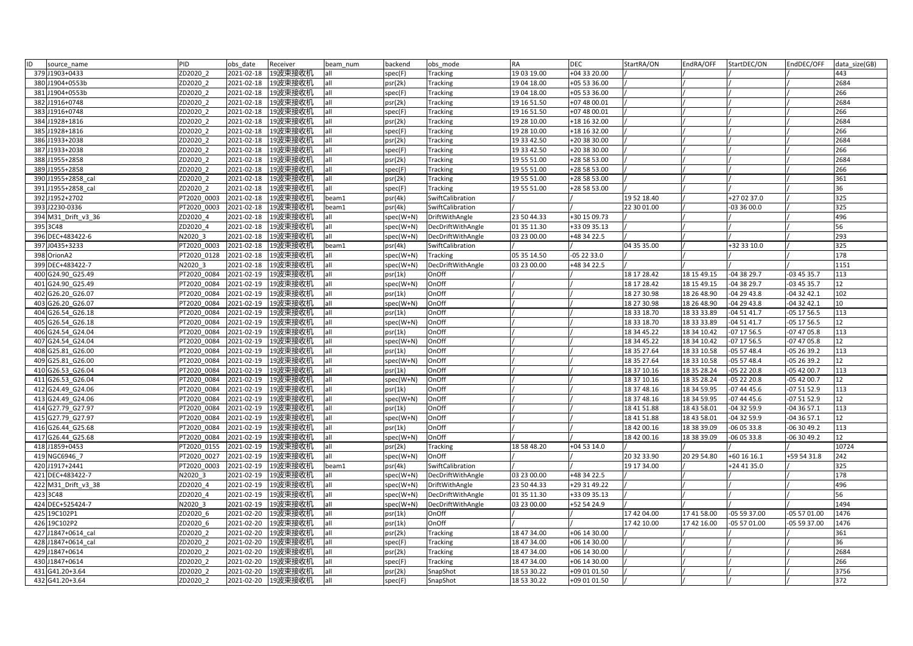| ID | source_name | PID | obs_date | Receiver | beam_num | backend | obs_mode | RA | DEC | StartRA/ON | EndRA/OFF | StartDEC/ON | EndDEC/OFF | data_size(GB) |
|---|---|---|---|---|---|---|---|---|---|---|---|---|---|---|
| 379 | J1903+0433 | ZD2020_2 | 2021-02-18 | 19波束接收机 | all | spec(F) | Tracking | 19 03 19.00 | +04 33 20.00 | / | / | / | / | 443 |
| 380 | J1904+0553b | ZD2020_2 | 2021-02-18 | 19波束接收机 | all | psr(2k) | Tracking | 19 04 18.00 | +05 53 36.00 | / | / | / | / | 2684 |
| 381 | J1904+0553b | ZD2020_2 | 2021-02-18 | 19波束接收机 | all | spec(F) | Tracking | 19 04 18.00 | +05 53 36.00 | / | / | / | / | 266 |
| 382 | J1916+0748 | ZD2020_2 | 2021-02-18 | 19波束接收机 | all | psr(2k) | Tracking | 19 16 51.50 | +07 48 00.01 | / | / | / | / | 2684 |
| 383 | J1916+0748 | ZD2020_2 | 2021-02-18 | 19波束接收机 | all | spec(F) | Tracking | 19 16 51.50 | +07 48 00.01 | / | / | / | / | 266 |
| 384 | J1928+1816 | ZD2020_2 | 2021-02-18 | 19波束接收机 | all | psr(2k) | Tracking | 19 28 10.00 | +18 16 32.00 | / | / | / | / | 2684 |
| 385 | J1928+1816 | ZD2020_2 | 2021-02-18 | 19波束接收机 | all | spec(F) | Tracking | 19 28 10.00 | +18 16 32.00 | / | / | / | / | 266 |
| 386 | J1933+2038 | ZD2020_2 | 2021-02-18 | 19波束接收机 | all | psr(2k) | Tracking | 19 33 42.50 | +20 38 30.00 | / | / | / | / | 2684 |
| 387 | J1933+2038 | ZD2020_2 | 2021-02-18 | 19波束接收机 | all | spec(F) | Tracking | 19 33 42.50 | +20 38 30.00 | / | / | / | / | 266 |
| 388 | J1955+2858 | ZD2020_2 | 2021-02-18 | 19波束接收机 | all | psr(2k) | Tracking | 19 55 51.00 | +28 58 53.00 | / | / | / | / | 2684 |
| 389 | J1955+2858 | ZD2020_2 | 2021-02-18 | 19波束接收机 | all | spec(F) | Tracking | 19 55 51.00 | +28 58 53.00 | / | / | / | / | 266 |
| 390 | J1955+2858_cal | ZD2020_2 | 2021-02-18 | 19波束接收机 | all | psr(2k) | Tracking | 19 55 51.00 | +28 58 53.00 | / | / | / | / | 361 |
| 391 | J1955+2858_cal | ZD2020_2 | 2021-02-18 | 19波束接收机 | all | spec(F) | Tracking | 19 55 51.00 | +28 58 53.00 | / | / | / | / | 36 |
| 392 | J1952+2702 | PT2020_0003 | 2021-02-18 | 19波束接收机 | beam1 | psr(4k) | SwiftCalibration | / | / | 19 52 18.40 | / | +27 02 37.0 | / | 325 |
| 393 | J2230-0336 | PT2020_0003 | 2021-02-18 | 19波束接收机 | beam1 | psr(4k) | SwiftCalibration | / | / | 22 30 01.00 | / | -03 36 00.0 | / | 325 |
| 394 | M31_Drift_v3_36 | ZD2020_4 | 2021-02-18 | 19波束接收机 | all | spec(W+N) | DriftWithAngle | 23 50 44.33 | +30 15 09.73 | / | / | / | / | 496 |
| 395 | 3C48 | ZD2020_4 | 2021-02-18 | 19波束接收机 | all | spec(W+N) | DecDriftWithAngle | 01 35 11.30 | +33 09 35.13 | / | / | / | / | 56 |
| 396 | DEC+483422-6 | N2020_3 | 2021-02-18 | 19波束接收机 | all | spec(W+N) | DecDriftWithAngle | 03 23 00.00 | +48 34 22.5 | / | / | / | / | 293 |
| 397 | J0435+3233 | PT2020_0003 | 2021-02-18 | 19波束接收机 | beam1 | psr(4k) | SwiftCalibration | / | / | 04 35 35.00 | / | +32 33 10.0 | / | 325 |
| 398 | OrionA2 | PT2020_0128 | 2021-02-18 | 19波束接收机 | all | spec(W+N) | Tracking | 05 35 14.50 | -05 22 33.0 | / | / | / | / | 178 |
| 399 | DEC+483422-7 | N2020_3 | 2021-02-18 | 19波束接收机 | all | spec(W+N) | DecDriftWithAngle | 03 23 00.00 | +48 34 22.5 | / | / | / | / | 1151 |
| 400 | G24.90_G25.49 | PT2020_0084 | 2021-02-19 | 19波束接收机 | all | psr(1k) | OnOff | / | / | 18 17 28.42 | 18 15 49.15 | -04 38 29.7 | -03 45 35.7 | 113 |
| 401 | G24.90_G25.49 | PT2020_0084 | 2021-02-19 | 19波束接收机 | all | spec(W+N) | OnOff | / | / | 18 17 28.42 | 18 15 49.15 | -04 38 29.7 | -03 45 35.7 | 12 |
| 402 | G26.20_G26.07 | PT2020_0084 | 2021-02-19 | 19波束接收机 | all | psr(1k) | OnOff | / | / | 18 27 30.98 | 18 26 48.90 | -04 29 43.8 | -04 32 42.1 | 102 |
| 403 | G26.20_G26.07 | PT2020_0084 | 2021-02-19 | 19波束接收机 | all | spec(W+N) | OnOff | / | / | 18 27 30.98 | 18 26 48.90 | -04 29 43.8 | -04 32 42.1 | 10 |
| 404 | G26.54_G26.18 | PT2020_0084 | 2021-02-19 | 19波束接收机 | all | psr(1k) | OnOff | / | / | 18 33 18.70 | 18 33 33.89 | -04 51 41.7 | -05 17 56.5 | 113 |
| 405 | G26.54_G26.18 | PT2020_0084 | 2021-02-19 | 19波束接收机 | all | spec(W+N) | OnOff | / | / | 18 33 18.70 | 18 33 33.89 | -04 51 41.7 | -05 17 56.5 | 12 |
| 406 | G24.54_G24.04 | PT2020_0084 | 2021-02-19 | 19波束接收机 | all | psr(1k) | OnOff | / | / | 18 34 45.22 | 18 34 10.42 | -07 17 56.5 | -07 47 05.8 | 113 |
| 407 | G24.54_G24.04 | PT2020_0084 | 2021-02-19 | 19波束接收机 | all | spec(W+N) | OnOff | / | / | 18 34 45.22 | 18 34 10.42 | -07 17 56.5 | -07 47 05.8 | 12 |
| 408 | G25.81_G26.00 | PT2020_0084 | 2021-02-19 | 19波束接收机 | all | psr(1k) | OnOff | / | / | 18 35 27.64 | 18 33 10.58 | -05 57 48.4 | -05 26 39.2 | 113 |
| 409 | G25.81_G26.00 | PT2020_0084 | 2021-02-19 | 19波束接收机 | all | spec(W+N) | OnOff | / | / | 18 35 27.64 | 18 33 10.58 | -05 57 48.4 | -05 26 39.2 | 12 |
| 410 | G26.53_G26.04 | PT2020_0084 | 2021-02-19 | 19波束接收机 | all | psr(1k) | OnOff | / | / | 18 37 10.16 | 18 35 28.24 | -05 22 20.8 | -05 42 00.7 | 113 |
| 411 | G26.53_G26.04 | PT2020_0084 | 2021-02-19 | 19波束接收机 | all | spec(W+N) | OnOff | / | / | 18 37 10.16 | 18 35 28.24 | -05 22 20.8 | -05 42 00.7 | 12 |
| 412 | G24.49_G24.06 | PT2020_0084 | 2021-02-19 | 19波束接收机 | all | psr(1k) | OnOff | / | / | 18 37 48.16 | 18 34 59.95 | -07 44 45.6 | -07 51 52.9 | 113 |
| 413 | G24.49_G24.06 | PT2020_0084 | 2021-02-19 | 19波束接收机 | all | spec(W+N) | OnOff | / | / | 18 37 48.16 | 18 34 59.95 | -07 44 45.6 | -07 51 52.9 | 12 |
| 414 | G27.79_G27.97 | PT2020_0084 | 2021-02-19 | 19波束接收机 | all | psr(1k) | OnOff | / | / | 18 41 51.88 | 18 43 58.01 | -04 32 59.9 | -04 36 57.1 | 113 |
| 415 | G27.79_G27.97 | PT2020_0084 | 2021-02-19 | 19波束接收机 | all | spec(W+N) | OnOff | / | / | 18 41 51.88 | 18 43 58.01 | -04 32 59.9 | -04 36 57.1 | 12 |
| 416 | G26.44_G25.68 | PT2020_0084 | 2021-02-19 | 19波束接收机 | all | psr(1k) | OnOff | / | / | 18 42 00.16 | 18 38 39.09 | -06 05 33.8 | -06 30 49.2 | 113 |
| 417 | G26.44_G25.68 | PT2020_0084 | 2021-02-19 | 19波束接收机 | all | spec(W+N) | OnOff | / | / | 18 42 00.16 | 18 38 39.09 | -06 05 33.8 | -06 30 49.2 | 12 |
| 418 | J1859+0453 | PT2020_0155 | 2021-02-19 | 19波束接收机 | all | psr(2k) | Tracking | 18 58 48.20 | +04 53 14.0 | / | / | / | / | 10724 |
| 419 | NGC6946_7 | PT2020_0027 | 2021-02-19 | 19波束接收机 | all | spec(W+N) | OnOff | / | / | 20 32 33.90 | 20 29 54.80 | +60 16 16.1 | +59 54 31.8 | 242 |
| 420 | J1917+2441 | PT2020_0003 | 2021-02-19 | 19波束接收机 | beam1 | psr(4k) | SwiftCalibration | / | / | 19 17 34.00 | / | +24 41 35.0 | / | 325 |
| 421 | DEC+483422-7 | N2020_3 | 2021-02-19 | 19波束接收机 | all | spec(W+N) | DecDriftWithAngle | 03 23 00.00 | +48 34 22.5 | / | / | / | / | 178 |
| 422 | M31_Drift_v3_38 | ZD2020_4 | 2021-02-19 | 19波束接收机 | all | spec(W+N) | DriftWithAngle | 23 50 44.33 | +29 31 49.22 | / | / | / | / | 496 |
| 423 | 3C48 | ZD2020_4 | 2021-02-19 | 19波束接收机 | all | spec(W+N) | DecDriftWithAngle | 01 35 11.30 | +33 09 35.13 | / | / | / | / | 56 |
| 424 | DEC+525424-7 | N2020_3 | 2021-02-19 | 19波束接收机 | all | spec(W+N) | DecDriftWithAngle | 03 23 00.00 | +52 54 24.9 | / | / | / | / | 1494 |
| 425 | 19C102P1 | ZD2020_6 | 2021-02-20 | 19波束接收机 | all | psr(1k) | OnOff | / | / | 17 42 04.00 | 17 41 58.00 | -05 59 37.00 | -05 57 01.00 | 1476 |
| 426 | 19C102P2 | ZD2020_6 | 2021-02-20 | 19波束接收机 | all | psr(1k) | OnOff | / | / | 17 42 10.00 | 17 42 16.00 | -05 57 01.00 | -05 59 37.00 | 1476 |
| 427 | J1847+0614_cal | ZD2020_2 | 2021-02-20 | 19波束接收机 | all | psr(2k) | Tracking | 18 47 34.00 | +06 14 30.00 | / | / | / | / | 361 |
| 428 | J1847+0614_cal | ZD2020_2 | 2021-02-20 | 19波束接收机 | all | spec(F) | Tracking | 18 47 34.00 | +06 14 30.00 | / | / | / | / | 36 |
| 429 | J1847+0614 | ZD2020_2 | 2021-02-20 | 19波束接收机 | all | psr(2k) | Tracking | 18 47 34.00 | +06 14 30.00 | / | / | / | / | 2684 |
| 430 | J1847+0614 | ZD2020_2 | 2021-02-20 | 19波束接收机 | all | spec(F) | Tracking | 18 47 34.00 | +06 14 30.00 | / | / | / | / | 266 |
| 431 | G41.20+3.64 | ZD2020_2 | 2021-02-20 | 19波束接收机 | all | psr(2k) | SnapShot | 18 53 30.22 | +09 01 01.50 | / | / | / | / | 3756 |
| 432 | G41.20+3.64 | ZD2020_2 | 2021-02-20 | 19波束接收机 | all | spec(F) | SnapShot | 18 53 30.22 | +09 01 01.50 | / | / | / | / | 372 |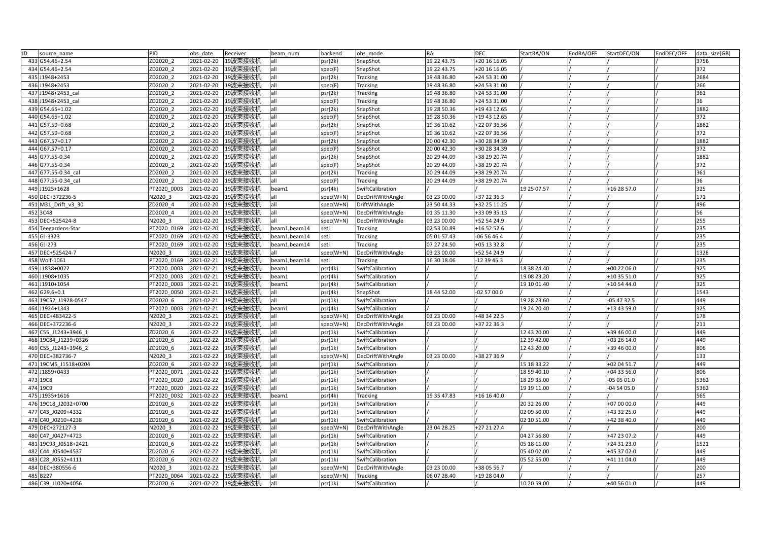| ID | source_name | PID | obs_date | Receiver | beam_num | backend | obs_mode | RA | DEC | StartRA/ON | EndRA/OFF | StartDEC/ON | EndDEC/OFF | data_size(GB) |
|---|---|---|---|---|---|---|---|---|---|---|---|---|---|---|
| 433 | G54.46+2.54 | ZD2020_2 | 2021-02-20 | 19波束接收机 | all | psr(2k) | SnapShot | 19 22 43.75 | +20 16 16.05 | / | / | / | / | 3756 |
| 434 | G54.46+2.54 | ZD2020_2 | 2021-02-20 | 19波束接收机 | all | spec(F) | SnapShot | 19 22 43.75 | +20 16 16.05 | / | / | / | / | 372 |
| 435 | J1948+2453 | ZD2020_2 | 2021-02-20 | 19波束接收机 | all | psr(2k) | Tracking | 19 48 36.80 | +24 53 31.00 | / | / | / | / | 2684 |
| 436 | J1948+2453 | ZD2020_2 | 2021-02-20 | 19波束接收机 | all | spec(F) | Tracking | 19 48 36.80 | +24 53 31.00 | / | / | / | / | 266 |
| 437 | J1948+2453_cal | ZD2020_2 | 2021-02-20 | 19波束接收机 | all | psr(2k) | Tracking | 19 48 36.80 | +24 53 31.00 | / | / | / | / | 361 |
| 438 | J1948+2453_cal | ZD2020_2 | 2021-02-20 | 19波束接收机 | all | spec(F) | Tracking | 19 48 36.80 | +24 53 31.00 | / | / | / | / | 36 |
| 439 | G54.65+1.02 | ZD2020_2 | 2021-02-20 | 19波束接收机 | all | psr(2k) | SnapShot | 19 28 50.36 | +19 43 12.65 | / | / | / | / | 1882 |
| 440 | G54.65+1.02 | ZD2020_2 | 2021-02-20 | 19波束接收机 | all | spec(F) | SnapShot | 19 28 50.36 | +19 43 12.65 | / | / | / | / | 372 |
| 441 | G57.59+0.68 | ZD2020_2 | 2021-02-20 | 19波束接收机 | all | psr(2k) | SnapShot | 19 36 10.62 | +22 07 36.56 | / | / | / | / | 1882 |
| 442 | G57.59+0.68 | ZD2020_2 | 2021-02-20 | 19波束接收机 | all | spec(F) | SnapShot | 19 36 10.62 | +22 07 36.56 | / | / | / | / | 372 |
| 443 | G67.57+0.17 | ZD2020_2 | 2021-02-20 | 19波束接收机 | all | psr(2k) | SnapShot | 20 00 42.30 | +30 28 34.39 | / | / | / | / | 1882 |
| 444 | G67.57+0.17 | ZD2020_2 | 2021-02-20 | 19波束接收机 | all | spec(F) | SnapShot | 20 00 42.30 | +30 28 34.39 | / | / | / | / | 372 |
| 445 | G77.55-0.34 | ZD2020_2 | 2021-02-20 | 19波束接收机 | all | psr(2k) | SnapShot | 20 29 44.09 | +38 29 20.74 | / | / | / | / | 1882 |
| 446 | G77.55-0.34 | ZD2020_2 | 2021-02-20 | 19波束接收机 | all | spec(F) | SnapShot | 20 29 44.09 | +38 29 20.74 | / | / | / | / | 372 |
| 447 | G77.55-0.34_cal | ZD2020_2 | 2021-02-20 | 19波束接收机 | all | psr(2k) | Tracking | 20 29 44.09 | +38 29 20.74 | / | / | / | / | 361 |
| 448 | G77.55-0.34_cal | ZD2020_2 | 2021-02-20 | 19波束接收机 | all | spec(F) | Tracking | 20 29 44.09 | +38 29 20.74 | / | / | / | / | 36 |
| 449 | J1925+1628 | PT2020_0003 | 2021-02-20 | 19波束接收机 | beam1 | psr(4k) | SwiftCalibration | / | / | 19 25 07.57 | / | +16 28 57.0 | / | 325 |
| 450 | DEC+372236-5 | N2020_3 | 2021-02-20 | 19波束接收机 | all | spec(W+N) | DecDriftWithAngle | 03 23 00.00 | +37 22 36.3 | / | / | / | / | 171 |
| 451 | M31_Drift_v3_30 | ZD2020_4 | 2021-02-20 | 19波束接收机 | all | spec(W+N) | DriftWithAngle | 23 50 44.33 | +32 25 11.25 | / | / | / | / | 496 |
| 452 | 3C48 | ZD2020_4 | 2021-02-20 | 19波束接收机 | all | spec(W+N) | DecDriftWithAngle | 01 35 11.30 | +33 09 35.13 | / | / | / | / | 56 |
| 453 | DEC+525424-8 | N2020_3 | 2021-02-20 | 19波束接收机 | all | spec(W+N) | DecDriftWithAngle | 03 23 00.00 | +52 54 24.9 | / | / | / | / | 255 |
| 454 | Teegardens-Star | PT2020_0169 | 2021-02-20 | 19波束接收机 | beam1,beam14 | seti | Tracking | 02 53 00.89 | +16 52 52.6 | / | / | / | / | 235 |
| 455 | GJ-3323 | PT2020_0169 | 2021-02-20 | 19波束接收机 | beam1,beam14 | seti | Tracking | 05 01 57.43 | -06 56 46.4 | / | / | / | / | 235 |
| 456 | GJ-273 | PT2020_0169 | 2021-02-20 | 19波束接收机 | beam1,beam14 | seti | Tracking | 07 27 24.50 | +05 13 32.8 | / | / | / | / | 235 |
| 457 | DEC+525424-7 | N2020_3 | 2021-02-20 | 19波束接收机 | all | spec(W+N) | DecDriftWithAngle | 03 23 00.00 | +52 54 24.9 | / | / | / | / | 1328 |
| 458 | Wolf-1061 | PT2020_0169 | 2021-02-21 | 19波束接收机 | beam1,beam14 | seti | Tracking | 16 30 18.06 | -12 39 45.3 | / | / | / | / | 235 |
| 459 | J1838+0022 | PT2020_0003 | 2021-02-21 | 19波束接收机 | beam1 | psr(4k) | SwiftCalibration | / | / | 18 38 24.40 | / | +00 22 06.0 | / | 325 |
| 460 | J1908+1035 | PT2020_0003 | 2021-02-21 | 19波束接收机 | beam1 | psr(4k) | SwiftCalibration | / | / | 19 08 23.20 | / | +10 35 51.0 | / | 325 |
| 461 | J1910+1054 | PT2020_0003 | 2021-02-21 | 19波束接收机 | beam1 | psr(4k) | SwiftCalibration | / | / | 19 10 01.40 | / | +10 54 44.0 | / | 325 |
| 462 | G29.6+0.1 | PT2020_0050 | 2021-02-21 | 19波束接收机 | all | psr(4k) | SnapShot | 18 44 52.00 | -02 57 00.0 | / | / | / | / | 1543 |
| 463 | 19C52_J1928-0547 | ZD2020_6 | 2021-02-21 | 19波束接收机 | all | psr(1k) | SwiftCalibration | / | / | 19 28 23.60 | / | -05 47 32.5 | / | 449 |
| 464 | J1924+1343 | PT2020_0003 | 2021-02-21 | 19波束接收机 | beam1 | psr(4k) | SwiftCalibration | / | / | 19 24 20.40 | / | +13 43 59.0 | / | 325 |
| 465 | DEC+483422-5 | N2020_3 | 2021-02-21 | 19波束接收机 | all | spec(W+N) | DecDriftWithAngle | 03 23 00.00 | +48 34 22.5 | / | / | / | / | 178 |
| 466 | DEC+372236-6 | N2020_3 | 2021-02-22 | 19波束接收机 | all | spec(W+N) | DecDriftWithAngle | 03 23 00.00 | +37 22 36.3 | / | / | / | / | 211 |
| 467 | C55_J1243+3946_1 | ZD2020_6 | 2021-02-22 | 19波束接收机 | all | psr(1k) | SwiftCalibration | / | / | 12 43 20.00 | / | +39 46 00.0 | / | 449 |
| 468 | 19C84_J1239+0326 | ZD2020_6 | 2021-02-22 | 19波束接收机 | all | psr(1k) | SwiftCalibration | / | / | 12 39 42.00 | / | +03 26 14.0 | / | 449 |
| 469 | C55_J1243+3946_2 | ZD2020_6 | 2021-02-22 | 19波束接收机 | all | psr(1k) | SwiftCalibration | / | / | 12 43 20.00 | / | +39 46 00.0 | / | 806 |
| 470 | DEC+382736-7 | N2020_3 | 2021-02-22 | 19波束接收机 | all | spec(W+N) | DecDriftWithAngle | 03 23 00.00 | +38 27 36.9 | / | / | / | / | 133 |
| 471 | 19CM5_J1518+0204 | ZD2020_6 | 2021-02-22 | 19波束接收机 | all | psr(1k) | SwiftCalibration | / | / | 15 18 33.22 | / | +02 04 51.7 | / | 449 |
| 472 | J1859+0433 | PT2020_0071 | 2021-02-22 | 19波束接收机 | all | psr(1k) | SwiftCalibration | / | / | 18 59 40.10 | / | +04 33 56.0 | / | 806 |
| 473 | 19C8 | PT2020_0020 | 2021-02-22 | 19波束接收机 | all | psr(1k) | SwiftCalibration | / | / | 18 29 35.00 | / | -05 05 01.0 | / | 5362 |
| 474 | 19C9 | PT2020_0020 | 2021-02-22 | 19波束接收机 | all | psr(1k) | SwiftCalibration | / | / | 19 19 11.00 | / | -04 54 05.0 | / | 5362 |
| 475 | J1935+1616 | PT2020_0032 | 2021-02-22 | 19波束接收机 | beam1 | psr(4k) | Tracking | 19 35 47.83 | +16 16 40.0 | / | / | / | / | 565 |
| 476 | 19C18_J2032+0700 | ZD2020_6 | 2021-02-22 | 19波束接收机 | all | psr(1k) | SwiftCalibration | / | / | 20 32 26.00 | / | +07 00 00.0 | / | 449 |
| 477 | C43_J0209+4332 | ZD2020_6 | 2021-02-22 | 19波束接收机 | all | psr(1k) | SwiftCalibration | / | / | 02 09 50.00 | / | +43 32 25.0 | / | 449 |
| 478 | C40_J0210+4238 | ZD2020_6 | 2021-02-22 | 19波束接收机 | all | psr(1k) | SwiftCalibration | / | / | 02 10 51.00 | / | +42 38 40.0 | / | 449 |
| 479 | DEC+272127-3 | N2020_3 | 2021-02-22 | 19波束接收机 | all | spec(W+N) | DecDriftWithAngle | 23 04 28.25 | +27 21 27.4 | / | / | / | / | 200 |
| 480 | C47_J0427+4723 | ZD2020_6 | 2021-02-22 | 19波束接收机 | all | psr(1k) | SwiftCalibration | / | / | 04 27 56.80 | / | +47 23 07.2 | / | 449 |
| 481 | 19C93_J0518+2421 | ZD2020_6 | 2021-02-22 | 19波束接收机 | all | psr(1k) | SwiftCalibration | / | / | 05 18 11.00 | / | +24 31 23.0 | / | 1521 |
| 482 | C44_J0540+4537 | ZD2020_6 | 2021-02-22 | 19波束接收机 | all | psr(1k) | SwiftCalibration | / | / | 05 40 02.00 | / | +45 37 02.0 | / | 449 |
| 483 | C28_J0552+4111 | ZD2020_6 | 2021-02-22 | 19波束接收机 | all | psr(1k) | SwiftCalibration | / | / | 05 52 55.00 | / | +41 11 04.0 | / | 449 |
| 484 | DEC+380556-6 | N2020_3 | 2021-02-22 | 19波束接收机 | all | spec(W+N) | DecDriftWithAngle | 03 23 00.00 | +38 05 56.7 | / | / | / | / | 200 |
| 485 | B227 | PT2020_0064 | 2021-02-22 | 19波束接收机 | all | spec(W+N) | Tracking | 06 07 28.40 | +19 28 04.0 | / | / | / | / | 257 |
| 486 | C39_J1020+4056 | ZD2020_6 | 2021-02-22 | 19波束接收机 | all | psr(1k) | SwiftCalibration | / | / | 10 20 59.00 | / | +40 56 01.0 | / | 449 |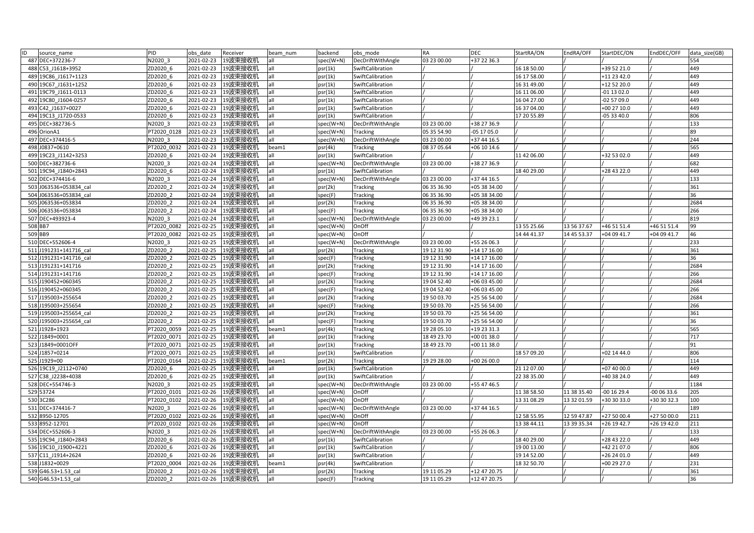| ID | source_name | PID | obs_date | Receiver | beam_num | backend | obs_mode | RA | DEC | StartRA/ON | EndRA/OFF | StartDEC/ON | EndDEC/OFF | data_size(GB) |
|---|---|---|---|---|---|---|---|---|---|---|---|---|---|---|
| 487 | DEC+372236-7 | N2020_3 | 2021-02-23 | 19波束接收机 | all | spec(W+N) | DecDriftWithAngle | 03 23 00.00 | +37 22 36.3 | / | / | / | / | 554 |
| 488 | C53_J1618+3952 | ZD2020_6 | 2021-02-23 | 19波束接收机 | all | psr(1k) | SwiftCalibration | / | / | 16 18 50.00 | / | +39 52 21.0 | / | 449 |
| 489 | 19C86_J1617+1123 | ZD2020_6 | 2021-02-23 | 19波束接收机 | all | psr(1k) | SwiftCalibration | / | / | 16 17 58.00 | / | +11 23 42.0 | / | 449 |
| 490 | 19C67_J1631+1252 | ZD2020_6 | 2021-02-23 | 19波束接收机 | all | psr(1k) | SwiftCalibration | / | / | 16 31 49.00 | / | +12 52 20.0 | / | 449 |
| 491 | 19C79_J1611-0113 | ZD2020_6 | 2021-02-23 | 19波束接收机 | all | psr(1k) | SwiftCalibration | / | / | 16 11 06.00 | / | -01 13 02.0 | / | 449 |
| 492 | 19C80_J1604-0257 | ZD2020_6 | 2021-02-23 | 19波束接收机 | all | psr(1k) | SwiftCalibration | / | / | 16 04 27.00 | / | -02 57 09.0 | / | 449 |
| 493 | C42_J1637+0027 | ZD2020_6 | 2021-02-23 | 19波束接收机 | all | psr(1k) | SwiftCalibration | / | / | 16 37 04.00 | / | +00 27 10.0 | / | 449 |
| 494 | 19C13_J1720-0533 | ZD2020_6 | 2021-02-23 | 19波束接收机 | all | psr(1k) | SwiftCalibration | / | / | 17 20 55.89 | / | -05 33 40.0 | / | 806 |
| 495 | DEC+382736-5 | N2020_3 | 2021-02-23 | 19波束接收机 | all | spec(W+N) | DecDriftWithAngle | 03 23 00.00 | +38 27 36.9 | / | / | / | / | 133 |
| 496 | OrionA1 | PT2020_0128 | 2021-02-23 | 19波束接收机 | all | spec(W+N) | Tracking | 05 35 54.90 | -05 17 05.0 | / | / | / | / | 89 |
| 497 | DEC+374416-5 | N2020_3 | 2021-02-23 | 19波束接收机 | all | spec(W+N) | DecDriftWithAngle | 03 23 00.00 | +37 44 16.5 | / | / | / | / | 244 |
| 498 | J0837+0610 | PT2020_0032 | 2021-02-23 | 19波束接收机 | beam1 | psr(4k) | Tracking | 08 37 05.64 | +06 10 14.6 | / | / | / | / | 565 |
| 499 | 19C23_J1142+3253 | ZD2020_6 | 2021-02-24 | 19波束接收机 | all | psr(1k) | SwiftCalibration | / | / | 11 42 06.00 | / | +32 53 02.0 | / | 449 |
| 500 | DEC+382736-6 | N2020_3 | 2021-02-24 | 19波束接收机 | all | spec(W+N) | DecDriftWithAngle | 03 23 00.00 | +38 27 36.9 | / | / | / | / | 682 |
| 501 | 19C94_J1840+2843 | ZD2020_6 | 2021-02-24 | 19波束接收机 | all | psr(1k) | SwiftCalibration | / | / | 18 40 29.00 | / | +28 43 22.0 | / | 449 |
| 502 | DEC+374416-6 | N2020_3 | 2021-02-24 | 19波束接收机 | all | spec(W+N) | DecDriftWithAngle | 03 23 00.00 | +37 44 16.5 | / | / | / | / | 133 |
| 503 | J063536+053834_cal | ZD2020_2 | 2021-02-24 | 19波束接收机 | all | psr(2k) | Tracking | 06 35 36.90 | +05 38 34.00 | / | / | / | / | 361 |
| 504 | J063536+053834_cal | ZD2020_2 | 2021-02-24 | 19波束接收机 | all | spec(F) | Tracking | 06 35 36.90 | +05 38 34.00 | / | / | / | / | 36 |
| 505 | J063536+053834 | ZD2020_2 | 2021-02-24 | 19波束接收机 | all | psr(2k) | Tracking | 06 35 36.90 | +05 38 34.00 | / | / | / | / | 2684 |
| 506 | J063536+053834 | ZD2020_2 | 2021-02-24 | 19波束接收机 | all | spec(F) | Tracking | 06 35 36.90 | +05 38 34.00 | / | / | / | / | 266 |
| 507 | DEC+493923-4 | N2020_3 | 2021-02-24 | 19波束接收机 | all | spec(W+N) | DecDriftWithAngle | 03 23 00.00 | +49 39 23.1 | / | / | / | / | 819 |
| 508 | BB7 | PT2020_0082 | 2021-02-25 | 19波束接收机 | all | spec(W+N) | OnOff | / | / | 13 55 25.66 | 13 56 37.67 | +46 51 51.4 | +46 51 51.4 | 99 |
| 509 | BB9 | PT2020_0082 | 2021-02-25 | 19波束接收机 | all | spec(W+N) | OnOff | / | / | 14 44 41.37 | 14 45 53.37 | +04 09 41.7 | +04 09 41.7 | 46 |
| 510 | DEC+552606-4 | N2020_3 | 2021-02-25 | 19波束接收机 | all | spec(W+N) | DecDriftWithAngle | 03 23 00.00 | +55 26 06.3 | / | / | / | / | 233 |
| 511 | J191231+141716_cal | ZD2020_2 | 2021-02-25 | 19波束接收机 | all | psr(2k) | Tracking | 19 12 31.90 | +14 17 16.00 | / | / | / | / | 361 |
| 512 | J191231+141716_cal | ZD2020_2 | 2021-02-25 | 19波束接收机 | all | spec(F) | Tracking | 19 12 31.90 | +14 17 16.00 | / | / | / | / | 36 |
| 513 | J191231+141716 | ZD2020_2 | 2021-02-25 | 19波束接收机 | all | psr(2k) | Tracking | 19 12 31.90 | +14 17 16.00 | / | / | / | / | 2684 |
| 514 | J191231+141716 | ZD2020_2 | 2021-02-25 | 19波束接收机 | all | spec(F) | Tracking | 19 12 31.90 | +14 17 16.00 | / | / | / | / | 266 |
| 515 | J190452+060345 | ZD2020_2 | 2021-02-25 | 19波束接收机 | all | psr(2k) | Tracking | 19 04 52.40 | +06 03 45.00 | / | / | / | / | 2684 |
| 516 | J190452+060345 | ZD2020_2 | 2021-02-25 | 19波束接收机 | all | spec(F) | Tracking | 19 04 52.40 | +06 03 45.00 | / | / | / | / | 266 |
| 517 | J195003+255654 | ZD2020_2 | 2021-02-25 | 19波束接收机 | all | psr(2k) | Tracking | 19 50 03.70 | +25 56 54.00 | / | / | / | / | 2684 |
| 518 | J195003+255654 | ZD2020_2 | 2021-02-25 | 19波束接收机 | all | spec(F) | Tracking | 19 50 03.70 | +25 56 54.00 | / | / | / | / | 266 |
| 519 | J195003+255654_cal | ZD2020_2 | 2021-02-25 | 19波束接收机 | all | psr(2k) | Tracking | 19 50 03.70 | +25 56 54.00 | / | / | / | / | 361 |
| 520 | J195003+255654_cal | ZD2020_2 | 2021-02-25 | 19波束接收机 | all | spec(F) | Tracking | 19 50 03.70 | +25 56 54.00 | / | / | / | / | 36 |
| 521 | J1928+1923 | PT2020_0059 | 2021-02-25 | 19波束接收机 | beam1 | psr(4k) | Tracking | 19 28 05.10 | +19 23 31.3 | / | / | / | / | 565 |
| 522 | J1849+0001 | PT2020_0071 | 2021-02-25 | 19波束接收机 | all | psr(1k) | Tracking | 18 49 23.70 | +00 01 38.0 | / | / | / | / | 717 |
| 523 | J1849+0001OFF | PT2020_0071 | 2021-02-25 | 19波束接收机 | all | psr(1k) | Tracking | 18 49 23.70 | +00 11 38.0 | / | / | / | / | 91 |
| 524 | J1857+0214 | PT2020_0071 | 2021-02-25 | 19波束接收机 | all | psr(1k) | SwiftCalibration | / | / | 18 57 09.20 | / | +02 14 44.0 | / | 806 |
| 525 | J1929+00 | PT2020_0164 | 2021-02-25 | 19波束接收机 | beam1 | psr(2k) | Tracking | 19 29 28.00 | +00 26 00.0 | / | / | / | / | 114 |
| 526 | 19C19_J2112+0740 | ZD2020_6 | 2021-02-25 | 19波束接收机 | all | psr(1k) | SwiftCalibration | / | / | 21 12 07.00 | / | +07 40 00.0 | / | 449 |
| 527 | C38_J2238+4038 | ZD2020_6 | 2021-02-25 | 19波束接收机 | all | psr(1k) | SwiftCalibration | / | / | 22 38 35.00 | / | +40 38 24.0 | / | 449 |
| 528 | DEC+554746-3 | N2020_3 | 2021-02-25 | 19波束接收机 | all | spec(W+N) | DecDriftWithAngle | 03 23 00.00 | +55 47 46.5 | / | / | / | / | 1184 |
| 529 | 53724 | PT2020_0101 | 2021-02-26 | 19波束接收机 | all | spec(W+N) | OnOff | / | / | 11 38 58.50 | 11 38 35.40 | -00 16 29.4 | -00 06 33.6 | 205 |
| 530 | 3C286 | PT2020_0102 | 2021-02-26 | 19波束接收机 | all | spec(W+N) | OnOff | / | / | 13 31 08.29 | 13 32 01.59 | +30 30 33.0 | +30 30 32.3 | 100 |
| 531 | DEC+374416-7 | N2020_3 | 2021-02-26 | 19波束接收机 | all | spec(W+N) | DecDriftWithAngle | 03 23 00.00 | +37 44 16.5 | / | / | / | / | 189 |
| 532 | 8950-12705 | PT2020_0102 | 2021-02-26 | 19波束接收机 | all | spec(W+N) | OnOff | / | / | 12 58 55.95 | 12 59 47.87 | +27 50 00.4 | +27 50 00.0 | 211 |
| 533 | 8952-12701 | PT2020_0102 | 2021-02-26 | 19波束接收机 | all | spec(W+N) | OnOff | / | / | 13 38 44.11 | 13 39 35.34 | +26 19 42.7 | +26 19 42.0 | 211 |
| 534 | DEC+552606-3 | N2020_3 | 2021-02-26 | 19波束接收机 | all | spec(W+N) | DecDriftWithAngle | 03 23 00.00 | +55 26 06.3 | / | / | / | / | 133 |
| 535 | 19C94_J1840+2843 | ZD2020_6 | 2021-02-26 | 19波束接收机 | all | psr(1k) | SwiftCalibration | / | / | 18 40 29.00 | / | +28 43 22.0 | / | 449 |
| 536 | 19C10_J1900+4221 | ZD2020_6 | 2021-02-26 | 19波束接收机 | all | psr(1k) | SwiftCalibration | / | / | 19 00 13.00 | / | +42 21 07.0 | / | 806 |
| 537 | C11_J1914+2624 | ZD2020_6 | 2021-02-26 | 19波束接收机 | all | psr(1k) | SwiftCalibration | / | / | 19 14 52.00 | / | +26 24 01.0 | / | 449 |
| 538 | J1832+0029 | PT2020_0004 | 2021-02-26 | 19波束接收机 | beam1 | psr(4k) | SwiftCalibration | / | / | 18 32 50.70 | / | +00 29 27.0 | / | 231 |
| 539 | G46.53+1.53_cal | ZD2020_2 | 2021-02-26 | 19波束接收机 | all | psr(2k) | Tracking | 19 11 05.29 | +12 47 20.75 | / | / | / | / | 361 |
| 540 | G46.53+1.53_cal | ZD2020_2 | 2021-02-26 | 19波束接收机 | all | spec(F) | Tracking | 19 11 05.29 | +12 47 20.75 | / | / | / | / | 36 |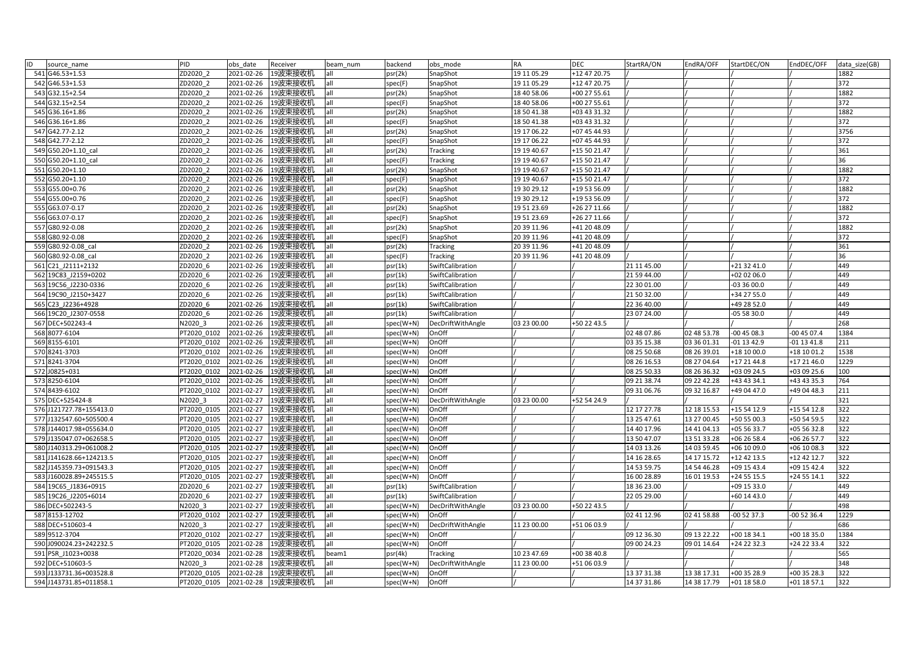| ID | source_name | PID | obs_date | Receiver | beam_num | backend | obs_mode | RA | DEC | StartRA/ON | EndRA/OFF | StartDEC/ON | EndDEC/OFF | data_size(GB) |
|---|---|---|---|---|---|---|---|---|---|---|---|---|---|---|
| 541 | G46.53+1.53 | ZD2020_2 | 2021-02-26 | 19波束接收机 | all | psr(2k) | SnapShot | 19 11 05.29 | +12 47 20.75 | / | / | / | / | 1882 |
| 542 | G46.53+1.53 | ZD2020_2 | 2021-02-26 | 19波束接收机 | all | spec(F) | SnapShot | 19 11 05.29 | +12 47 20.75 | / | / | / | / | 372 |
| 543 | G32.15+2.54 | ZD2020_2 | 2021-02-26 | 19波束接收机 | all | psr(2k) | SnapShot | 18 40 58.06 | +00 27 55.61 | / | / | / | / | 1882 |
| 544 | G32.15+2.54 | ZD2020_2 | 2021-02-26 | 19波束接收机 | all | spec(F) | SnapShot | 18 40 58.06 | +00 27 55.61 | / | / | / | / | 372 |
| 545 | G36.16+1.86 | ZD2020_2 | 2021-02-26 | 19波束接收机 | all | psr(2k) | SnapShot | 18 50 41.38 | +03 43 31.32 | / | / | / | / | 1882 |
| 546 | G36.16+1.86 | ZD2020_2 | 2021-02-26 | 19波束接收机 | all | spec(F) | SnapShot | 18 50 41.38 | +03 43 31.32 | / | / | / | / | 372 |
| 547 | G42.77-2.12 | ZD2020_2 | 2021-02-26 | 19波束接收机 | all | psr(2k) | SnapShot | 19 17 06.22 | +07 45 44.93 | / | / | / | / | 3756 |
| 548 | G42.77-2.12 | ZD2020_2 | 2021-02-26 | 19波束接收机 | all | spec(F) | SnapShot | 19 17 06.22 | +07 45 44.93 | / | / | / | / | 372 |
| 549 | G50.20+1.10_cal | ZD2020_2 | 2021-02-26 | 19波束接收机 | all | psr(2k) | Tracking | 19 19 40.67 | +15 50 21.47 | / | / | / | / | 361 |
| 550 | G50.20+1.10_cal | ZD2020_2 | 2021-02-26 | 19波束接收机 | all | spec(F) | Tracking | 19 19 40.67 | +15 50 21.47 | / | / | / | / | 36 |
| 551 | G50.20+1.10 | ZD2020_2 | 2021-02-26 | 19波束接收机 | all | psr(2k) | SnapShot | 19 19 40.67 | +15 50 21.47 | / | / | / | / | 1882 |
| 552 | G50.20+1.10 | ZD2020_2 | 2021-02-26 | 19波束接收机 | all | spec(F) | SnapShot | 19 19 40.67 | +15 50 21.47 | / | / | / | / | 372 |
| 553 | G55.00+0.76 | ZD2020_2 | 2021-02-26 | 19波束接收机 | all | psr(2k) | SnapShot | 19 30 29.12 | +19 53 56.09 | / | / | / | / | 1882 |
| 554 | G55.00+0.76 | ZD2020_2 | 2021-02-26 | 19波束接收机 | all | spec(F) | SnapShot | 19 30 29.12 | +19 53 56.09 | / | / | / | / | 372 |
| 555 | G63.07-0.17 | ZD2020_2 | 2021-02-26 | 19波束接收机 | all | psr(2k) | SnapShot | 19 51 23.69 | +26 27 11.66 | / | / | / | / | 1882 |
| 556 | G63.07-0.17 | ZD2020_2 | 2021-02-26 | 19波束接收机 | all | spec(F) | SnapShot | 19 51 23.69 | +26 27 11.66 | / | / | / | / | 372 |
| 557 | G80.92-0.08 | ZD2020_2 | 2021-02-26 | 19波束接收机 | all | psr(2k) | SnapShot | 20 39 11.96 | +41 20 48.09 | / | / | / | / | 1882 |
| 558 | G80.92-0.08 | ZD2020_2 | 2021-02-26 | 19波束接收机 | all | spec(F) | SnapShot | 20 39 11.96 | +41 20 48.09 | / | / | / | / | 372 |
| 559 | G80.92-0.08_cal | ZD2020_2 | 2021-02-26 | 19波束接收机 | all | psr(2k) | Tracking | 20 39 11.96 | +41 20 48.09 | / | / | / | / | 361 |
| 560 | G80.92-0.08_cal | ZD2020_2 | 2021-02-26 | 19波束接收机 | all | spec(F) | Tracking | 20 39 11.96 | +41 20 48.09 | / | / | / | / | 36 |
| 561 | C21_J2111+2132 | ZD2020_6 | 2021-02-26 | 19波束接收机 | all | psr(1k) | SwiftCalibration | / | / | 21 11 45.00 | / | +21 32 41.0 | / | 449 |
| 562 | 19C83_J2159+0202 | ZD2020_6 | 2021-02-26 | 19波束接收机 | all | psr(1k) | SwiftCalibration | / | / | 21 59 44.00 | / | +02 02 06.0 | / | 449 |
| 563 | 19C56_J2230-0336 | ZD2020_6 | 2021-02-26 | 19波束接收机 | all | psr(1k) | SwiftCalibration | / | / | 22 30 01.00 | / | -03 36 00.0 | / | 449 |
| 564 | 19C90_J2150+3427 | ZD2020_6 | 2021-02-26 | 19波束接收机 | all | psr(1k) | SwiftCalibration | / | / | 21 50 32.00 | / | +34 27 55.0 | / | 449 |
| 565 | C23_J2236+4928 | ZD2020_6 | 2021-02-26 | 19波束接收机 | all | psr(1k) | SwiftCalibration | / | / | 22 36 40.00 | / | +49 28 52.0 | / | 449 |
| 566 | 19C20_J2307-0558 | ZD2020_6 | 2021-02-26 | 19波束接收机 | all | psr(1k) | SwiftCalibration | / | / | 23 07 24.00 | / | -05 58 30.0 | / | 449 |
| 567 | DEC+502243-4 | N2020_3 | 2021-02-26 | 19波束接收机 | all | spec(W+N) | DecDriftWithAngle | 03 23 00.00 | +50 22 43.5 | / | / | / | / | 268 |
| 568 | 8077-6104 | PT2020_0102 | 2021-02-26 | 19波束接收机 | all | spec(W+N) | OnOff | / | / | 02 48 07.86 | 02 48 53.78 | -00 45 08.3 | -00 45 07.4 | 1384 |
| 569 | 8155-6101 | PT2020_0102 | 2021-02-26 | 19波束接收机 | all | spec(W+N) | OnOff | / | / | 03 35 15.38 | 03 36 01.31 | -01 13 42.9 | -01 13 41.8 | 211 |
| 570 | 8241-3703 | PT2020_0102 | 2021-02-26 | 19波束接收机 | all | spec(W+N) | OnOff | / | / | 08 25 50.68 | 08 26 39.01 | +18 10 00.0 | +18 10 01.2 | 1538 |
| 571 | 8241-3704 | PT2020_0102 | 2021-02-26 | 19波束接收机 | all | spec(W+N) | OnOff | / | / | 08 26 16.53 | 08 27 04.64 | +17 21 44.8 | +17 21 46.0 | 1229 |
| 572 | J0825+031 | PT2020_0102 | 2021-02-26 | 19波束接收机 | all | spec(W+N) | OnOff | / | / | 08 25 50.33 | 08 26 36.32 | +03 09 24.5 | +03 09 25.6 | 100 |
| 573 | 8250-6104 | PT2020_0102 | 2021-02-26 | 19波束接收机 | all | spec(W+N) | OnOff | / | / | 09 21 38.74 | 09 22 42.28 | +43 43 34.1 | +43 43 35.3 | 764 |
| 574 | 8439-6102 | PT2020_0102 | 2021-02-27 | 19波束接收机 | all | spec(W+N) | OnOff | / | / | 09 31 06.76 | 09 32 16.87 | +49 04 47.0 | +49 04 48.3 | 211 |
| 575 | DEC+525424-8 | N2020_3 | 2021-02-27 | 19波束接收机 | all | spec(W+N) | DecDriftWithAngle | 03 23 00.00 | +52 54 24.9 | / | / | / | / | 321 |
| 576 | J121727.78+155413.0 | PT2020_0105 | 2021-02-27 | 19波束接收机 | all | spec(W+N) | OnOff | / | / | 12 17 27.78 | 12 18 15.53 | +15 54 12.9 | +15 54 12.8 | 322 |
| 577 | J132547.60+505500.4 | PT2020_0105 | 2021-02-27 | 19波束接收机 | all | spec(W+N) | OnOff | / | / | 13 25 47.61 | 13 27 00.45 | +50 55 00.3 | +50 54 59.5 | 322 |
| 578 | J144017.98+055634.0 | PT2020_0105 | 2021-02-27 | 19波束接收机 | all | spec(W+N) | OnOff | / | / | 14 40 17.96 | 14 41 04.13 | +05 56 33.7 | +05 56 32.8 | 322 |
| 579 | J135047.07+062658.5 | PT2020_0105 | 2021-02-27 | 19波束接收机 | all | spec(W+N) | OnOff | / | / | 13 50 47.07 | 13 51 33.28 | +06 26 58.4 | +06 26 57.7 | 322 |
| 580 | J140313.29+061008.2 | PT2020_0105 | 2021-02-27 | 19波束接收机 | all | spec(W+N) | OnOff | / | / | 14 03 13.26 | 14 03 59.45 | +06 10 09.0 | +06 10 08.3 | 322 |
| 581 | J141628.66+124213.5 | PT2020_0105 | 2021-02-27 | 19波束接收机 | all | spec(W+N) | OnOff | / | / | 14 16 28.65 | 14 17 15.72 | +12 42 13.5 | +12 42 12.7 | 322 |
| 582 | J145359.73+091543.3 | PT2020_0105 | 2021-02-27 | 19波束接收机 | all | spec(W+N) | OnOff | / | / | 14 53 59.75 | 14 54 46.28 | +09 15 43.4 | +09 15 42.4 | 322 |
| 583 | J160028.89+245515.5 | PT2020_0105 | 2021-02-27 | 19波束接收机 | all | spec(W+N) | OnOff | / | / | 16 00 28.89 | 16 01 19.53 | +24 55 15.5 | +24 55 14.1 | 322 |
| 584 | 19C65_J1836+0915 | ZD2020_6 | 2021-02-27 | 19波束接收机 | all | psr(1k) | SwiftCalibration | / | / | 18 36 23.00 | / | +09 15 33.0 | / | 449 |
| 585 | 19C26_J2205+6014 | ZD2020_6 | 2021-02-27 | 19波束接收机 | all | psr(1k) | SwiftCalibration | / | / | 22 05 29.00 | / | +60 14 43.0 | / | 449 |
| 586 | DEC+502243-5 | N2020_3 | 2021-02-27 | 19波束接收机 | all | spec(W+N) | DecDriftWithAngle | 03 23 00.00 | +50 22 43.5 | / | / | / | / | 498 |
| 587 | 8153-12702 | PT2020_0102 | 2021-02-27 | 19波束接收机 | all | spec(W+N) | OnOff | / | / | 02 41 12.96 | 02 41 58.88 | -00 52 37.3 | -00 52 36.4 | 1229 |
| 588 | DEC+510603-4 | N2020_3 | 2021-02-27 | 19波束接收机 | all | spec(W+N) | DecDriftWithAngle | 11 23 00.00 | +51 06 03.9 | / | / | / | / | 686 |
| 589 | 9512-3704 | PT2020_0102 | 2021-02-27 | 19波束接收机 | all | spec(W+N) | OnOff | / | / | 09 12 36.30 | 09 13 22.22 | +00 18 34.1 | +00 18 35.0 | 1384 |
| 590 | J090024.23+242232.5 | PT2020_0105 | 2021-02-28 | 19波束接收机 | all | spec(W+N) | OnOff | / | / | 09 00 24.23 | 09 01 14.64 | +24 22 32.3 | +24 22 33.4 | 322 |
| 591 | PSR_J1023+0038 | PT2020_0034 | 2021-02-28 | 19波束接收机 | beam1 | psr(4k) | Tracking | 10 23 47.69 | +00 38 40.8 | / | / | / | / | 565 |
| 592 | DEC+510603-5 | N2020_3 | 2021-02-28 | 19波束接收机 | all | spec(W+N) | DecDriftWithAngle | 11 23 00.00 | +51 06 03.9 | / | / | / | / | 348 |
| 593 | J133731.36+003528.8 | PT2020_0105 | 2021-02-28 | 19波束接收机 | all | spec(W+N) | OnOff | / | / | 13 37 31.38 | 13 38 17.31 | +00 35 28.9 | +00 35 28.3 | 322 |
| 594 | J143731.85+011858.1 | PT2020_0105 | 2021-02-28 | 19波束接收机 | all | spec(W+N) | OnOff | / | / | 14 37 31.86 | 14 38 17.79 | +01 18 58.0 | +01 18 57.1 | 322 |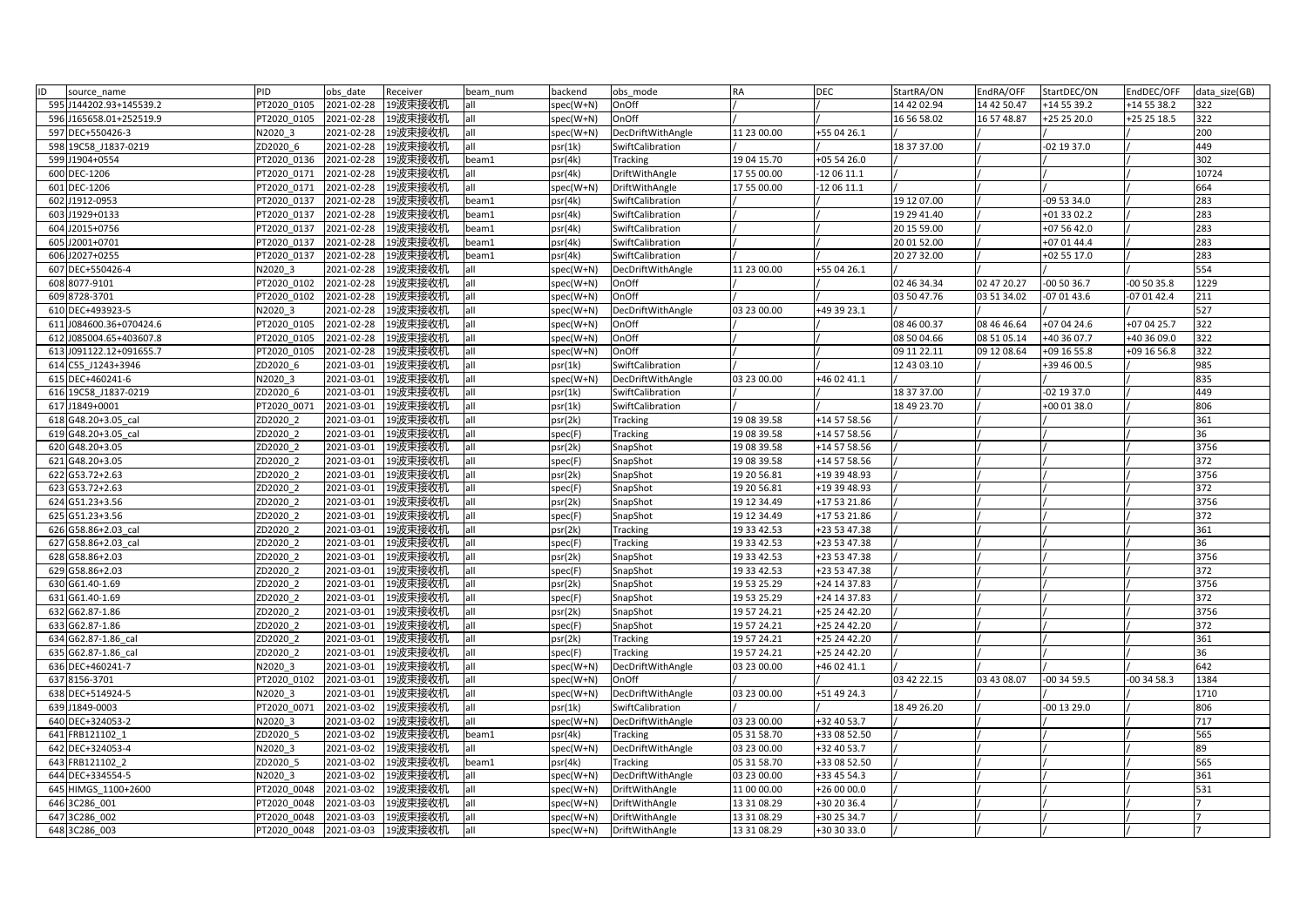| ID | source_name | PID | obs_date | Receiver | beam_num | backend | obs_mode | RA | DEC | StartRA/ON | EndRA/OFF | StartDEC/ON | EndDEC/OFF | data_size(GB) |
|---|---|---|---|---|---|---|---|---|---|---|---|---|---|---|
| 595 | J144202.93+145539.2 | PT2020_0105 | 2021-02-28 | 19波束接收机 | all | spec(W+N) | OnOff | / | / | 14 42 02.94 | 14 42 50.47 | +14 55 39.2 | +14 55 38.2 | 322 |
| 596 | J165658.01+252519.9 | PT2020_0105 | 2021-02-28 | 19波束接收机 | all | spec(W+N) | OnOff | / | / | 16 56 58.02 | 16 57 48.87 | +25 25 20.0 | +25 25 18.5 | 322 |
| 597 | DEC+550426-3 | N2020_3 | 2021-02-28 | 19波束接收机 | all | spec(W+N) | DecDriftWithAngle | 11 23 00.00 | +55 04 26.1 | / | / | / | / | 200 |
| 598 | 19C58_J1837-0219 | ZD2020_6 | 2021-02-28 | 19波束接收机 | all | psr(1k) | SwiftCalibration | / | / | 18 37 37.00 | / | -02 19 37.0 | / | 449 |
| 599 | J1904+0554 | PT2020_0136 | 2021-02-28 | 19波束接收机 | beam1 | psr(4k) | Tracking | 19 04 15.70 | +05 54 26.0 | / | / | / | / | 302 |
| 600 | DEC-1206 | PT2020_0171 | 2021-02-28 | 19波束接收机 | all | psr(4k) | DriftWithAngle | 17 55 00.00 | -12 06 11.1 | / | / | / | / | 10724 |
| 601 | DEC-1206 | PT2020_0171 | 2021-02-28 | 19波束接收机 | all | spec(W+N) | DriftWithAngle | 17 55 00.00 | -12 06 11.1 | / | / | / | / | 664 |
| 602 | J1912-0953 | PT2020_0137 | 2021-02-28 | 19波束接收机 | beam1 | psr(4k) | SwiftCalibration | / | / | 19 12 07.00 | / | -09 53 34.0 | / | 283 |
| 603 | J1929+0133 | PT2020_0137 | 2021-02-28 | 19波束接收机 | beam1 | psr(4k) | SwiftCalibration | / | / | 19 29 41.40 | / | +01 33 02.2 | / | 283 |
| 604 | J2015+0756 | PT2020_0137 | 2021-02-28 | 19波束接收机 | beam1 | psr(4k) | SwiftCalibration | / | / | 20 15 59.00 | / | +07 56 42.0 | / | 283 |
| 605 | J2001+0701 | PT2020_0137 | 2021-02-28 | 19波束接收机 | beam1 | psr(4k) | SwiftCalibration | / | / | 20 01 52.00 | / | +07 01 44.4 | / | 283 |
| 606 | J2027+0255 | PT2020_0137 | 2021-02-28 | 19波束接收机 | beam1 | psr(4k) | SwiftCalibration | / | / | 20 27 32.00 | / | +02 55 17.0 | / | 283 |
| 607 | DEC+550426-4 | N2020_3 | 2021-02-28 | 19波束接收机 | all | spec(W+N) | DecDriftWithAngle | 11 23 00.00 | +55 04 26.1 | / | / | / | / | 554 |
| 608 | 8077-9101 | PT2020_0102 | 2021-02-28 | 19波束接收机 | all | spec(W+N) | OnOff | / | / | 02 46 34.34 | 02 47 20.27 | -00 50 36.7 | -00 50 35.8 | 1229 |
| 609 | 8728-3701 | PT2020_0102 | 2021-02-28 | 19波束接收机 | all | spec(W+N) | OnOff | / | / | 03 50 47.76 | 03 51 34.02 | -07 01 43.6 | -07 01 42.4 | 211 |
| 610 | DEC+493923-5 | N2020_3 | 2021-02-28 | 19波束接收机 | all | spec(W+N) | DecDriftWithAngle | 03 23 00.00 | +49 39 23.1 | / | / | / | / | 527 |
| 611 | J084600.36+070424.6 | PT2020_0105 | 2021-02-28 | 19波束接收机 | all | spec(W+N) | OnOff | / | / | 08 46 00.37 | 08 46 46.64 | +07 04 24.6 | +07 04 25.7 | 322 |
| 612 | J085004.65+403607.8 | PT2020_0105 | 2021-02-28 | 19波束接收机 | all | spec(W+N) | OnOff | / | / | 08 50 04.66 | 08 51 05.14 | +40 36 07.7 | +40 36 09.0 | 322 |
| 613 | J091122.12+091655.7 | PT2020_0105 | 2021-02-28 | 19波束接收机 | all | spec(W+N) | OnOff | / | / | 09 11 22.11 | 09 12 08.64 | +09 16 55.8 | +09 16 56.8 | 322 |
| 614 | C55_J1243+3946 | ZD2020_6 | 2021-03-01 | 19波束接收机 | all | psr(1k) | SwiftCalibration | / | / | 12 43 03.10 | / | +39 46 00.5 | / | 985 |
| 615 | DEC+460241-6 | N2020_3 | 2021-03-01 | 19波束接收机 | all | spec(W+N) | DecDriftWithAngle | 03 23 00.00 | +46 02 41.1 | / | / | / | / | 835 |
| 616 | 19C58_J1837-0219 | ZD2020_6 | 2021-03-01 | 19波束接收机 | all | psr(1k) | SwiftCalibration | / | / | 18 37 37.00 | / | -02 19 37.0 | / | 449 |
| 617 | J1849+0001 | PT2020_0071 | 2021-03-01 | 19波束接收机 | all | psr(1k) | SwiftCalibration | / | / | 18 49 23.70 | / | +00 01 38.0 | / | 806 |
| 618 | G48.20+3.05_cal | ZD2020_2 | 2021-03-01 | 19波束接收机 | all | psr(2k) | Tracking | 19 08 39.58 | +14 57 58.56 | / | / | / | / | 361 |
| 619 | G48.20+3.05_cal | ZD2020_2 | 2021-03-01 | 19波束接收机 | all | spec(F) | Tracking | 19 08 39.58 | +14 57 58.56 | / | / | / | / | 36 |
| 620 | G48.20+3.05 | ZD2020_2 | 2021-03-01 | 19波束接收机 | all | psr(2k) | SnapShot | 19 08 39.58 | +14 57 58.56 | / | / | / | / | 3756 |
| 621 | G48.20+3.05 | ZD2020_2 | 2021-03-01 | 19波束接收机 | all | spec(F) | SnapShot | 19 08 39.58 | +14 57 58.56 | / | / | / | / | 372 |
| 622 | G53.72+2.63 | ZD2020_2 | 2021-03-01 | 19波束接收机 | all | psr(2k) | SnapShot | 19 20 56.81 | +19 39 48.93 | / | / | / | / | 3756 |
| 623 | G53.72+2.63 | ZD2020_2 | 2021-03-01 | 19波束接收机 | all | spec(F) | SnapShot | 19 20 56.81 | +19 39 48.93 | / | / | / | / | 372 |
| 624 | G51.23+3.56 | ZD2020_2 | 2021-03-01 | 19波束接收机 | all | psr(2k) | SnapShot | 19 12 34.49 | +17 53 21.86 | / | / | / | / | 3756 |
| 625 | G51.23+3.56 | ZD2020_2 | 2021-03-01 | 19波束接收机 | all | spec(F) | SnapShot | 19 12 34.49 | +17 53 21.86 | / | / | / | / | 372 |
| 626 | G58.86+2.03_cal | ZD2020_2 | 2021-03-01 | 19波束接收机 | all | psr(2k) | Tracking | 19 33 42.53 | +23 53 47.38 | / | / | / | / | 361 |
| 627 | G58.86+2.03_cal | ZD2020_2 | 2021-03-01 | 19波束接收机 | all | spec(F) | Tracking | 19 33 42.53 | +23 53 47.38 | / | / | / | / | 36 |
| 628 | G58.86+2.03 | ZD2020_2 | 2021-03-01 | 19波束接收机 | all | psr(2k) | SnapShot | 19 33 42.53 | +23 53 47.38 | / | / | / | / | 3756 |
| 629 | G58.86+2.03 | ZD2020_2 | 2021-03-01 | 19波束接收机 | all | spec(F) | SnapShot | 19 33 42.53 | +23 53 47.38 | / | / | / | / | 372 |
| 630 | G61.40-1.69 | ZD2020_2 | 2021-03-01 | 19波束接收机 | all | psr(2k) | SnapShot | 19 53 25.29 | +24 14 37.83 | / | / | / | / | 3756 |
| 631 | G61.40-1.69 | ZD2020_2 | 2021-03-01 | 19波束接收机 | all | spec(F) | SnapShot | 19 53 25.29 | +24 14 37.83 | / | / | / | / | 372 |
| 632 | G62.87-1.86 | ZD2020_2 | 2021-03-01 | 19波束接收机 | all | psr(2k) | SnapShot | 19 57 24.21 | +25 24 42.20 | / | / | / | / | 3756 |
| 633 | G62.87-1.86 | ZD2020_2 | 2021-03-01 | 19波束接收机 | all | spec(F) | SnapShot | 19 57 24.21 | +25 24 42.20 | / | / | / | / | 372 |
| 634 | G62.87-1.86_cal | ZD2020_2 | 2021-03-01 | 19波束接收机 | all | psr(2k) | Tracking | 19 57 24.21 | +25 24 42.20 | / | / | / | / | 361 |
| 635 | G62.87-1.86_cal | ZD2020_2 | 2021-03-01 | 19波束接收机 | all | spec(F) | Tracking | 19 57 24.21 | +25 24 42.20 | / | / | / | / | 36 |
| 636 | DEC+460241-7 | N2020_3 | 2021-03-01 | 19波束接收机 | all | spec(W+N) | DecDriftWithAngle | 03 23 00.00 | +46 02 41.1 | / | / | / | / | 642 |
| 637 | 8156-3701 | PT2020_0102 | 2021-03-01 | 19波束接收机 | all | spec(W+N) | OnOff | / | / | 03 42 22.15 | 03 43 08.07 | -00 34 59.5 | -00 34 58.3 | 1384 |
| 638 | DEC+514924-5 | N2020_3 | 2021-03-01 | 19波束接收机 | all | spec(W+N) | DecDriftWithAngle | 03 23 00.00 | +51 49 24.3 | / | / | / | / | 1710 |
| 639 | J1849-0003 | PT2020_0071 | 2021-03-02 | 19波束接收机 | all | psr(1k) | SwiftCalibration | / | / | 18 49 26.20 | / | -00 13 29.0 | / | 806 |
| 640 | DEC+324053-2 | N2020_3 | 2021-03-02 | 19波束接收机 | all | spec(W+N) | DecDriftWithAngle | 03 23 00.00 | +32 40 53.7 | / | / | / | / | 717 |
| 641 | FRB121102_1 | ZD2020_5 | 2021-03-02 | 19波束接收机 | beam1 | psr(4k) | Tracking | 05 31 58.70 | +33 08 52.50 | / | / | / | / | 565 |
| 642 | DEC+324053-4 | N2020_3 | 2021-03-02 | 19波束接收机 | all | spec(W+N) | DecDriftWithAngle | 03 23 00.00 | +32 40 53.7 | / | / | / | / | 89 |
| 643 | FRB121102_2 | ZD2020_5 | 2021-03-02 | 19波束接收机 | beam1 | psr(4k) | Tracking | 05 31 58.70 | +33 08 52.50 | / | / | / | / | 565 |
| 644 | DEC+334554-5 | N2020_3 | 2021-03-02 | 19波束接收机 | all | spec(W+N) | DecDriftWithAngle | 03 23 00.00 | +33 45 54.3 | / | / | / | / | 361 |
| 645 | HIMGS_1100+2600 | PT2020_0048 | 2021-03-02 | 19波束接收机 | all | spec(W+N) | DriftWithAngle | 11 00 00.00 | +26 00 00.0 | / | / | / | / | 531 |
| 646 | 3C286_001 | PT2020_0048 | 2021-03-03 | 19波束接收机 | all | spec(W+N) | DriftWithAngle | 13 31 08.29 | +30 20 36.4 | / | / | / | / | 7 |
| 647 | 3C286_002 | PT2020_0048 | 2021-03-03 | 19波束接收机 | all | spec(W+N) | DriftWithAngle | 13 31 08.29 | +30 25 34.7 | / | / | / | / | 7 |
| 648 | 3C286_003 | PT2020_0048 | 2021-03-03 | 19波束接收机 | all | spec(W+N) | DriftWithAngle | 13 31 08.29 | +30 30 33.0 | / | / | / | / | 7 |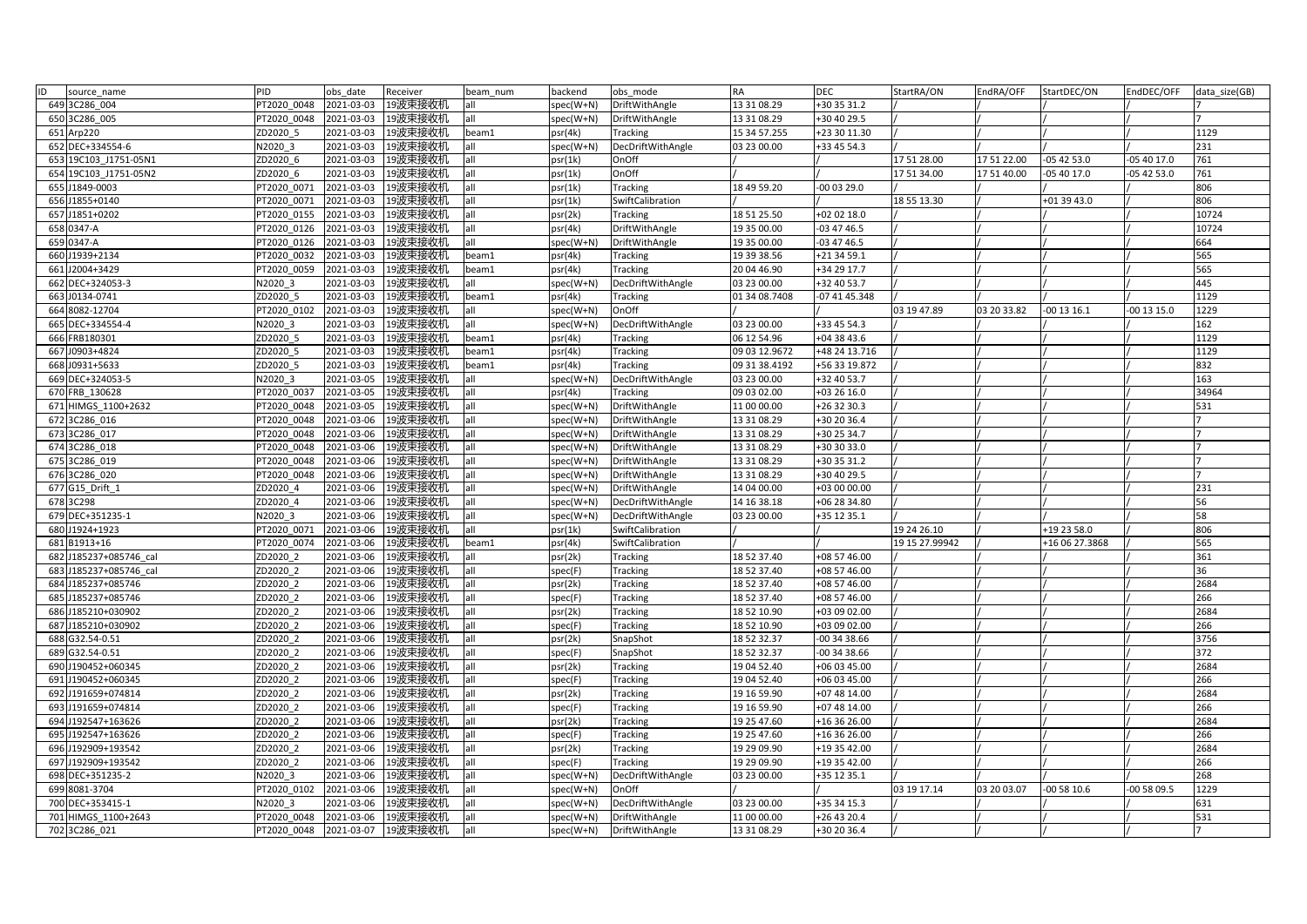| ID | source_name | PID | obs_date | Receiver | beam_num | backend | obs_mode | RA | DEC | StartRA/ON | EndRA/OFF | StartDEC/ON | EndDEC/OFF | data_size(GB) |
|---|---|---|---|---|---|---|---|---|---|---|---|---|---|---|
| 649 | 3C286_004 | PT2020_0048 | 2021-03-03 | 19波束接收机 | all | spec(W+N) | DriftWithAngle | 13 31 08.29 | +30 35 31.2 | / | / | / | / | 7 |
| 650 | 3C286_005 | PT2020_0048 | 2021-03-03 | 19波束接收机 | all | spec(W+N) | DriftWithAngle | 13 31 08.29 | +30 40 29.5 | / | / | / | / | 7 |
| 651 | Arp220 | ZD2020_5 | 2021-03-03 | 19波束接收机 | beam1 | psr(4k) | Tracking | 15 34 57.255 | +23 30 11.30 | / | / | / | / | 1129 |
| 652 | DEC+334554-6 | N2020_3 | 2021-03-03 | 19波束接收机 | all | spec(W+N) | DecDriftWithAngle | 03 23 00.00 | +33 45 54.3 | / | / | / | / | 231 |
| 653 | 19C103_J1751-05N1 | ZD2020_6 | 2021-03-03 | 19波束接收机 | all | psr(1k) | OnOff | / | / | 17 51 28.00 | 17 51 22.00 | -05 42 53.0 | -05 40 17.0 | 761 |
| 654 | 19C103_J1751-05N2 | ZD2020_6 | 2021-03-03 | 19波束接收机 | all | psr(1k) | OnOff | / | / | 17 51 34.00 | 17 51 40.00 | -05 40 17.0 | -05 42 53.0 | 761 |
| 655 | J1849-0003 | PT2020_0071 | 2021-03-03 | 19波束接收机 | all | psr(1k) | Tracking | 18 49 59.20 | -00 03 29.0 | / | / | / | / | 806 |
| 656 | J1855+0140 | PT2020_0071 | 2021-03-03 | 19波束接收机 | all | psr(1k) | SwiftCalibration | / | / | 18 55 13.30 | / | +01 39 43.0 | / | 806 |
| 657 | J1851+0202 | PT2020_0155 | 2021-03-03 | 19波束接收机 | all | psr(2k) | Tracking | 18 51 25.50 | +02 02 18.0 | / | / | / | / | 10724 |
| 658 | 0347-A | PT2020_0126 | 2021-03-03 | 19波束接收机 | all | psr(4k) | DriftWithAngle | 19 35 00.00 | -03 47 46.5 | / | / | / | / | 10724 |
| 659 | 0347-A | PT2020_0126 | 2021-03-03 | 19波束接收机 | all | spec(W+N) | DriftWithAngle | 19 35 00.00 | -03 47 46.5 | / | / | / | / | 664 |
| 660 | J1939+2134 | PT2020_0032 | 2021-03-03 | 19波束接收机 | beam1 | psr(4k) | Tracking | 19 39 38.56 | +21 34 59.1 | / | / | / | / | 565 |
| 661 | J2004+3429 | PT2020_0059 | 2021-03-03 | 19波束接收机 | beam1 | psr(4k) | Tracking | 20 04 46.90 | +34 29 17.7 | / | / | / | / | 565 |
| 662 | DEC+324053-3 | N2020_3 | 2021-03-03 | 19波束接收机 | all | spec(W+N) | DecDriftWithAngle | 03 23 00.00 | +32 40 53.7 | / | / | / | / | 445 |
| 663 | J0134-0741 | ZD2020_5 | 2021-03-03 | 19波束接收机 | beam1 | psr(4k) | Tracking | 01 34 08.7408 | -07 41 45.348 | / | / | / | / | 1129 |
| 664 | 8082-12704 | PT2020_0102 | 2021-03-03 | 19波束接收机 | all | spec(W+N) | OnOff | / | / | 03 19 47.89 | 03 20 33.82 | -00 13 16.1 | -00 13 15.0 | 1229 |
| 665 | DEC+334554-4 | N2020_3 | 2021-03-03 | 19波束接收机 | all | spec(W+N) | DecDriftWithAngle | 03 23 00.00 | +33 45 54.3 | / | / | / | / | 162 |
| 666 | FRB180301 | ZD2020_5 | 2021-03-03 | 19波束接收机 | beam1 | psr(4k) | Tracking | 06 12 54.96 | +04 38 43.6 | / | / | / | / | 1129 |
| 667 | J0903+4824 | ZD2020_5 | 2021-03-03 | 19波束接收机 | beam1 | psr(4k) | Tracking | 09 03 12.9672 | +48 24 13.716 | / | / | / | / | 1129 |
| 668 | J0931+5633 | ZD2020_5 | 2021-03-03 | 19波束接收机 | beam1 | psr(4k) | Tracking | 09 31 38.4192 | +56 33 19.872 | / | / | / | / | 832 |
| 669 | DEC+324053-5 | N2020_3 | 2021-03-05 | 19波束接收机 | all | spec(W+N) | DecDriftWithAngle | 03 23 00.00 | +32 40 53.7 | / | / | / | / | 163 |
| 670 | FRB_130628 | PT2020_0037 | 2021-03-05 | 19波束接收机 | all | psr(4k) | Tracking | 09 03 02.00 | +03 26 16.0 | / | / | / | / | 34964 |
| 671 | HIMGS_1100+2632 | PT2020_0048 | 2021-03-05 | 19波束接收机 | all | spec(W+N) | DriftWithAngle | 11 00 00.00 | +26 32 30.3 | / | / | / | / | 531 |
| 672 | 3C286_016 | PT2020_0048 | 2021-03-06 | 19波束接收机 | all | spec(W+N) | DriftWithAngle | 13 31 08.29 | +30 20 36.4 | / | / | / | / | 7 |
| 673 | 3C286_017 | PT2020_0048 | 2021-03-06 | 19波束接收机 | all | spec(W+N) | DriftWithAngle | 13 31 08.29 | +30 25 34.7 | / | / | / | / | 7 |
| 674 | 3C286_018 | PT2020_0048 | 2021-03-06 | 19波束接收机 | all | spec(W+N) | DriftWithAngle | 13 31 08.29 | +30 30 33.0 | / | / | / | / | 7 |
| 675 | 3C286_019 | PT2020_0048 | 2021-03-06 | 19波束接收机 | all | spec(W+N) | DriftWithAngle | 13 31 08.29 | +30 35 31.2 | / | / | / | / | 7 |
| 676 | 3C286_020 | PT2020_0048 | 2021-03-06 | 19波束接收机 | all | spec(W+N) | DriftWithAngle | 13 31 08.29 | +30 40 29.5 | / | / | / | / | 7 |
| 677 | G15_Drift_1 | ZD2020_4 | 2021-03-06 | 19波束接收机 | all | spec(W+N) | DriftWithAngle | 14 04 00.00 | +03 00 00.00 | / | / | / | / | 231 |
| 678 | 3C298 | ZD2020_4 | 2021-03-06 | 19波束接收机 | all | spec(W+N) | DecDriftWithAngle | 14 16 38.18 | +06 28 34.80 | / | / | / | / | 56 |
| 679 | DEC+351235-1 | N2020_3 | 2021-03-06 | 19波束接收机 | all | spec(W+N) | DecDriftWithAngle | 03 23 00.00 | +35 12 35.1 | / | / | / | / | 58 |
| 680 | J1924+1923 | PT2020_0071 | 2021-03-06 | 19波束接收机 | all | psr(1k) | SwiftCalibration | / | / | 19 24 26.10 | / | +19 23 58.0 | / | 806 |
| 681 | B1913+16 | PT2020_0074 | 2021-03-06 | 19波束接收机 | beam1 | psr(4k) | SwiftCalibration | / | / | 19 15 27.99942 | / | +16 06 27.3868 | / | 565 |
| 682 | J185237+085746_cal | ZD2020_2 | 2021-03-06 | 19波束接收机 | all | psr(2k) | Tracking | 18 52 37.40 | +08 57 46.00 | / | / | / | / | 361 |
| 683 | J185237+085746_cal | ZD2020_2 | 2021-03-06 | 19波束接收机 | all | spec(F) | Tracking | 18 52 37.40 | +08 57 46.00 | / | / | / | / | 36 |
| 684 | J185237+085746 | ZD2020_2 | 2021-03-06 | 19波束接收机 | all | psr(2k) | Tracking | 18 52 37.40 | +08 57 46.00 | / | / | / | / | 2684 |
| 685 | J185237+085746 | ZD2020_2 | 2021-03-06 | 19波束接收机 | all | spec(F) | Tracking | 18 52 37.40 | +08 57 46.00 | / | / | / | / | 266 |
| 686 | J185210+030902 | ZD2020_2 | 2021-03-06 | 19波束接收机 | all | psr(2k) | Tracking | 18 52 10.90 | +03 09 02.00 | / | / | / | / | 2684 |
| 687 | J185210+030902 | ZD2020_2 | 2021-03-06 | 19波束接收机 | all | spec(F) | Tracking | 18 52 10.90 | +03 09 02.00 | / | / | / | / | 266 |
| 688 | G32.54-0.51 | ZD2020_2 | 2021-03-06 | 19波束接收机 | all | psr(2k) | SnapShot | 18 52 32.37 | -00 34 38.66 | / | / | / | / | 3756 |
| 689 | G32.54-0.51 | ZD2020_2 | 2021-03-06 | 19波束接收机 | all | spec(F) | SnapShot | 18 52 32.37 | -00 34 38.66 | / | / | / | / | 372 |
| 690 | J190452+060345 | ZD2020_2 | 2021-03-06 | 19波束接收机 | all | psr(2k) | Tracking | 19 04 52.40 | +06 03 45.00 | / | / | / | / | 2684 |
| 691 | J190452+060345 | ZD2020_2 | 2021-03-06 | 19波束接收机 | all | spec(F) | Tracking | 19 04 52.40 | +06 03 45.00 | / | / | / | / | 266 |
| 692 | J191659+074814 | ZD2020_2 | 2021-03-06 | 19波束接收机 | all | psr(2k) | Tracking | 19 16 59.90 | +07 48 14.00 | / | / | / | / | 2684 |
| 693 | J191659+074814 | ZD2020_2 | 2021-03-06 | 19波束接收机 | all | spec(F) | Tracking | 19 16 59.90 | +07 48 14.00 | / | / | / | / | 266 |
| 694 | J192547+163626 | ZD2020_2 | 2021-03-06 | 19波束接收机 | all | psr(2k) | Tracking | 19 25 47.60 | +16 36 26.00 | / | / | / | / | 2684 |
| 695 | J192547+163626 | ZD2020_2 | 2021-03-06 | 19波束接收机 | all | spec(F) | Tracking | 19 25 47.60 | +16 36 26.00 | / | / | / | / | 266 |
| 696 | J192909+193542 | ZD2020_2 | 2021-03-06 | 19波束接收机 | all | psr(2k) | Tracking | 19 29 09.90 | +19 35 42.00 | / | / | / | / | 2684 |
| 697 | J192909+193542 | ZD2020_2 | 2021-03-06 | 19波束接收机 | all | spec(F) | Tracking | 19 29 09.90 | +19 35 42.00 | / | / | / | / | 266 |
| 698 | DEC+351235-2 | N2020_3 | 2021-03-06 | 19波束接收机 | all | spec(W+N) | DecDriftWithAngle | 03 23 00.00 | +35 12 35.1 | / | / | / | / | 268 |
| 699 | 8081-3704 | PT2020_0102 | 2021-03-06 | 19波束接收机 | all | spec(W+N) | OnOff | / | / | 03 19 17.14 | 03 20 03.07 | -00 58 10.6 | -00 58 09.5 | 1229 |
| 700 | DEC+353415-1 | N2020_3 | 2021-03-06 | 19波束接收机 | all | spec(W+N) | DecDriftWithAngle | 03 23 00.00 | +35 34 15.3 | / | / | / | / | 631 |
| 701 | HIMGS_1100+2643 | PT2020_0048 | 2021-03-06 | 19波束接收机 | all | spec(W+N) | DriftWithAngle | 11 00 00.00 | +26 43 20.4 | / | / | / | / | 531 |
| 702 | 3C286_021 | PT2020_0048 | 2021-03-07 | 19波束接收机 | all | spec(W+N) | DriftWithAngle | 13 31 08.29 | +30 20 36.4 | / | / | / | / | 7 |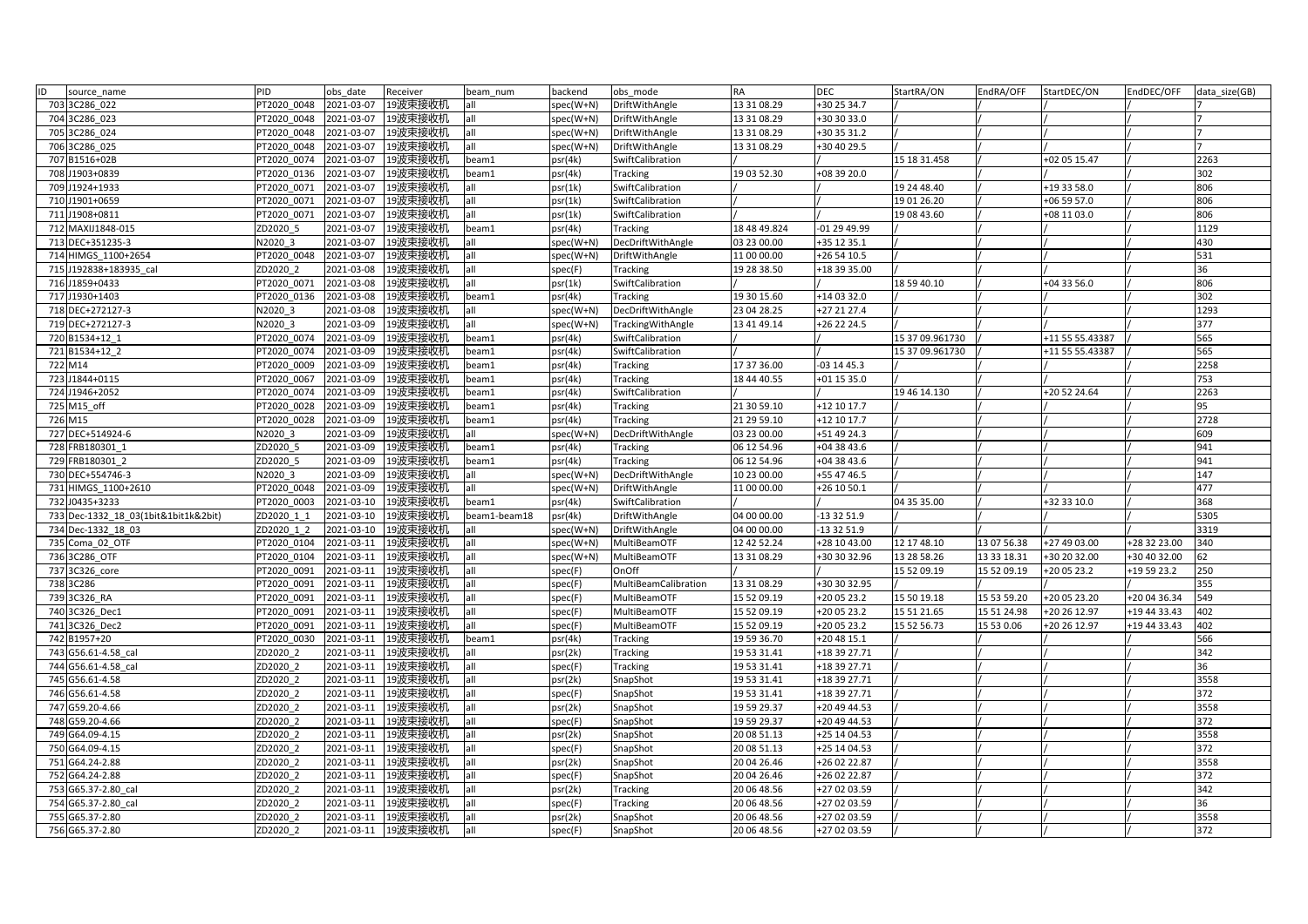| ID | source_name | PID | obs_date | Receiver | beam_num | backend | obs_mode | RA | DEC | StartRA/ON | EndRA/OFF | StartDEC/ON | EndDEC/OFF | data_size(GB) |
|---|---|---|---|---|---|---|---|---|---|---|---|---|---|---|
| 703 | 3C286_022 | PT2020_0048 | 2021-03-07 | 19波束接收机 | all | spec(W+N) | DriftWithAngle | 13 31 08.29 | +30 25 34.7 | / | / | / | / | 7 |
| 704 | 3C286_023 | PT2020_0048 | 2021-03-07 | 19波束接收机 | all | spec(W+N) | DriftWithAngle | 13 31 08.29 | +30 30 33.0 | / | / | / | / | 7 |
| 705 | 3C286_024 | PT2020_0048 | 2021-03-07 | 19波束接收机 | all | spec(W+N) | DriftWithAngle | 13 31 08.29 | +30 35 31.2 | / | / | / | / | 7 |
| 706 | 3C286_025 | PT2020_0048 | 2021-03-07 | 19波束接收机 | all | spec(W+N) | DriftWithAngle | 13 31 08.29 | +30 40 29.5 | / | / | / | / | 7 |
| 707 | B1516+02B | PT2020_0074 | 2021-03-07 | 19波束接收机 | beam1 | psr(4k) | SwiftCalibration | / | / | 15 18 31.458 | / | +02 05 15.47 | / | 2263 |
| 708 | J1903+0839 | PT2020_0136 | 2021-03-07 | 19波束接收机 | beam1 | psr(4k) | Tracking | 19 03 52.30 | +08 39 20.0 | / | / | / | / | 302 |
| 709 | J1924+1933 | PT2020_0071 | 2021-03-07 | 19波束接收机 | all | psr(1k) | SwiftCalibration | / | / | 19 24 48.40 | / | +19 33 58.0 | / | 806 |
| 710 | J1901+0659 | PT2020_0071 | 2021-03-07 | 19波束接收机 | all | psr(1k) | SwiftCalibration | / | / | 19 01 26.20 | / | +06 59 57.0 | / | 806 |
| 711 | J1908+0811 | PT2020_0071 | 2021-03-07 | 19波束接收机 | all | psr(1k) | SwiftCalibration | / | / | 19 08 43.60 | / | +08 11 03.0 | / | 806 |
| 712 | MAXIJ1848-015 | ZD2020_5 | 2021-03-07 | 19波束接收机 | beam1 | psr(4k) | Tracking | 18 48 49.824 | -01 29 49.99 | / | / | / | / | 1129 |
| 713 | DEC+351235-3 | N2020_3 | 2021-03-07 | 19波束接收机 | all | spec(W+N) | DecDriftWithAngle | 03 23 00.00 | +35 12 35.1 | / | / | / | / | 430 |
| 714 | HIMGS_1100+2654 | PT2020_0048 | 2021-03-07 | 19波束接收机 | all | spec(W+N) | DriftWithAngle | 11 00 00.00 | +26 54 10.5 | / | / | / | / | 531 |
| 715 | J192838+183935_cal | ZD2020_2 | 2021-03-08 | 19波束接收机 | all | spec(F) | Tracking | 19 28 38.50 | +18 39 35.00 | / | / | / | / | 36 |
| 716 | J1859+0433 | PT2020_0071 | 2021-03-08 | 19波束接收机 | all | psr(1k) | SwiftCalibration | / | / | 18 59 40.10 | / | +04 33 56.0 | / | 806 |
| 717 | J1930+1403 | PT2020_0136 | 2021-03-08 | 19波束接收机 | beam1 | psr(4k) | Tracking | 19 30 15.60 | +14 03 32.0 | / | / | / | / | 302 |
| 718 | DEC+272127-3 | N2020_3 | 2021-03-08 | 19波束接收机 | all | spec(W+N) | DecDriftWithAngle | 23 04 28.25 | +27 21 27.4 | / | / | / | / | 1293 |
| 719 | DEC+272127-3 | N2020_3 | 2021-03-09 | 19波束接收机 | all | spec(W+N) | TrackingWithAngle | 13 41 49.14 | +26 22 24.5 | / | / | / | / | 377 |
| 720 | B1534+12_1 | PT2020_0074 | 2021-03-09 | 19波束接收机 | beam1 | psr(4k) | SwiftCalibration | / | / | 15 37 09.961730 | / | +11 55 55.43387 | / | 565 |
| 721 | B1534+12_2 | PT2020_0074 | 2021-03-09 | 19波束接收机 | beam1 | psr(4k) | SwiftCalibration | / | / | 15 37 09.961730 | / | +11 55 55.43387 | / | 565 |
| 722 | M14 | PT2020_0009 | 2021-03-09 | 19波束接收机 | beam1 | psr(4k) | Tracking | 17 37 36.00 | -03 14 45.3 | / | / | / | / | 2258 |
| 723 | J1844+0115 | PT2020_0067 | 2021-03-09 | 19波束接收机 | beam1 | psr(4k) | Tracking | 18 44 40.55 | +01 15 35.0 | / | / | / | / | 753 |
| 724 | J1946+2052 | PT2020_0074 | 2021-03-09 | 19波束接收机 | beam1 | psr(4k) | SwiftCalibration | / | / | 19 46 14.130 | / | +20 52 24.64 | / | 2263 |
| 725 | M15_off | PT2020_0028 | 2021-03-09 | 19波束接收机 | beam1 | psr(4k) | Tracking | 21 30 59.10 | +12 10 17.7 | / | / | / | / | 95 |
| 726 | M15 | PT2020_0028 | 2021-03-09 | 19波束接收机 | beam1 | psr(4k) | Tracking | 21 29 59.10 | +12 10 17.7 | / | / | / | / | 2728 |
| 727 | DEC+514924-6 | N2020_3 | 2021-03-09 | 19波束接收机 | all | spec(W+N) | DecDriftWithAngle | 03 23 00.00 | +51 49 24.3 | / | / | / | / | 609 |
| 728 | FRB180301_1 | ZD2020_5 | 2021-03-09 | 19波束接收机 | beam1 | psr(4k) | Tracking | 06 12 54.96 | +04 38 43.6 | / | / | / | / | 941 |
| 729 | FRB180301_2 | ZD2020_5 | 2021-03-09 | 19波束接收机 | beam1 | psr(4k) | Tracking | 06 12 54.96 | +04 38 43.6 | / | / | / | / | 941 |
| 730 | DEC+554746-3 | N2020_3 | 2021-03-09 | 19波束接收机 | all | spec(W+N) | DecDriftWithAngle | 10 23 00.00 | +55 47 46.5 | / | / | / | / | 147 |
| 731 | HIMGS_1100+2610 | PT2020_0048 | 2021-03-09 | 19波束接收机 | all | spec(W+N) | DriftWithAngle | 11 00 00.00 | +26 10 50.1 | / | / | / | / | 477 |
| 732 | J0435+3233 | PT2020_0003 | 2021-03-10 | 19波束接收机 | beam1 | psr(4k) | SwiftCalibration | / | / | 04 35 35.00 | / | +32 33 10.0 | / | 368 |
| 733 | Dec-1332_18_03(1bit&1bit1k&2bit) | ZD2020_1_1 | 2021-03-10 | 19波束接收机 | beam1-beam18 | psr(4k) | DriftWithAngle | 04 00 00.00 | -13 32 51.9 | / | / | / | / | 5305 |
| 734 | Dec-1332_18_03 | ZD2020_1_2 | 2021-03-10 | 19波束接收机 | all | spec(W+N) | DriftWithAngle | 04 00 00.00 | -13 32 51.9 | / | / | / | / | 3319 |
| 735 | Coma_02_OTF | PT2020_0104 | 2021-03-11 | 19波束接收机 | all | spec(W+N) | MultiBeamOTF | 12 42 52.24 | +28 10 43.00 | 12 17 48.10 | 13 07 56.38 | +27 49 03.00 | +28 32 23.00 | 340 |
| 736 | 3C286_OTF | PT2020_0104 | 2021-03-11 | 19波束接收机 | all | spec(W+N) | MultiBeamOTF | 13 31 08.29 | +30 30 32.96 | 13 28 58.26 | 13 33 18.31 | +30 20 32.00 | +30 40 32.00 | 62 |
| 737 | 3C326_core | PT2020_0091 | 2021-03-11 | 19波束接收机 | all | spec(F) | OnOff | / | / | 15 52 09.19 | 15 52 09.19 | +20 05 23.2 | +19 59 23.2 | 250 |
| 738 | 3C286 | PT2020_0091 | 2021-03-11 | 19波束接收机 | all | spec(F) | MultiBeamCalibration | 13 31 08.29 | +30 30 32.95 | / | / | / | / | 355 |
| 739 | 3C326_RA | PT2020_0091 | 2021-03-11 | 19波束接收机 | all | spec(F) | MultiBeamOTF | 15 52 09.19 | +20 05 23.2 | 15 50 19.18 | 15 53 59.20 | +20 05 23.20 | +20 04 36.34 | 549 |
| 740 | 3C326_Dec1 | PT2020_0091 | 2021-03-11 | 19波束接收机 | all | spec(F) | MultiBeamOTF | 15 52 09.19 | +20 05 23.2 | 15 51 21.65 | 15 51 24.98 | +20 26 12.97 | +19 44 33.43 | 402 |
| 741 | 3C326_Dec2 | PT2020_0091 | 2021-03-11 | 19波束接收机 | all | spec(F) | MultiBeamOTF | 15 52 09.19 | +20 05 23.2 | 15 52 56.73 | 15 53 0.06 | +20 26 12.97 | +19 44 33.43 | 402 |
| 742 | B1957+20 | PT2020_0030 | 2021-03-11 | 19波束接收机 | beam1 | psr(4k) | Tracking | 19 59 36.70 | +20 48 15.1 | / | / | / | / | 566 |
| 743 | G56.61-4.58_cal | ZD2020_2 | 2021-03-11 | 19波束接收机 | all | psr(2k) | Tracking | 19 53 31.41 | +18 39 27.71 | / | / | / | / | 342 |
| 744 | G56.61-4.58_cal | ZD2020_2 | 2021-03-11 | 19波束接收机 | all | spec(F) | Tracking | 19 53 31.41 | +18 39 27.71 | / | / | / | / | 36 |
| 745 | G56.61-4.58 | ZD2020_2 | 2021-03-11 | 19波束接收机 | all | psr(2k) | SnapShot | 19 53 31.41 | +18 39 27.71 | / | / | / | / | 3558 |
| 746 | G56.61-4.58 | ZD2020_2 | 2021-03-11 | 19波束接收机 | all | spec(F) | SnapShot | 19 53 31.41 | +18 39 27.71 | / | / | / | / | 372 |
| 747 | G59.20-4.66 | ZD2020_2 | 2021-03-11 | 19波束接收机 | all | psr(2k) | SnapShot | 19 59 29.37 | +20 49 44.53 | / | / | / | / | 3558 |
| 748 | G59.20-4.66 | ZD2020_2 | 2021-03-11 | 19波束接收机 | all | spec(F) | SnapShot | 19 59 29.37 | +20 49 44.53 | / | / | / | / | 372 |
| 749 | G64.09-4.15 | ZD2020_2 | 2021-03-11 | 19波束接收机 | all | psr(2k) | SnapShot | 20 08 51.13 | +25 14 04.53 | / | / | / | / | 3558 |
| 750 | G64.09-4.15 | ZD2020_2 | 2021-03-11 | 19波束接收机 | all | spec(F) | SnapShot | 20 08 51.13 | +25 14 04.53 | / | / | / | / | 372 |
| 751 | G64.24-2.88 | ZD2020_2 | 2021-03-11 | 19波束接收机 | all | psr(2k) | SnapShot | 20 04 26.46 | +26 02 22.87 | / | / | / | / | 3558 |
| 752 | G64.24-2.88 | ZD2020_2 | 2021-03-11 | 19波束接收机 | all | spec(F) | SnapShot | 20 04 26.46 | +26 02 22.87 | / | / | / | / | 372 |
| 753 | G65.37-2.80_cal | ZD2020_2 | 2021-03-11 | 19波束接收机 | all | psr(2k) | Tracking | 20 06 48.56 | +27 02 03.59 | / | / | / | / | 342 |
| 754 | G65.37-2.80_cal | ZD2020_2 | 2021-03-11 | 19波束接收机 | all | spec(F) | Tracking | 20 06 48.56 | +27 02 03.59 | / | / | / | / | 36 |
| 755 | G65.37-2.80 | ZD2020_2 | 2021-03-11 | 19波束接收机 | all | psr(2k) | SnapShot | 20 06 48.56 | +27 02 03.59 | / | / | / | / | 3558 |
| 756 | G65.37-2.80 | ZD2020_2 | 2021-03-11 | 19波束接收机 | all | spec(F) | SnapShot | 20 06 48.56 | +27 02 03.59 | / | / | / | / | 372 |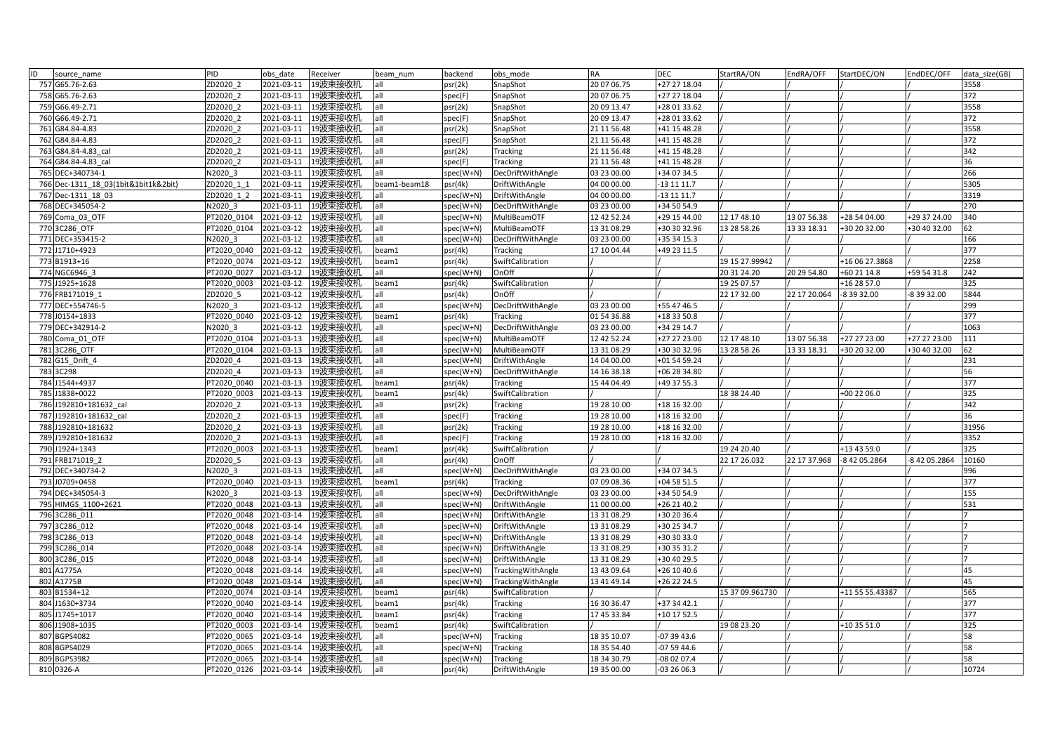| ID | source_name | PID | obs_date | Receiver | beam_num | backend | obs_mode | RA | DEC | StartRA/ON | EndRA/OFF | StartDEC/ON | EndDEC/OFF | data_size(GB) |
|---|---|---|---|---|---|---|---|---|---|---|---|---|---|---|
| 757 | G65.76-2.63 | ZD2020_2 | 2021-03-11 | 19波束接收机 | all | psr(2k) | SnapShot | 20 07 06.75 | +27 27 18.04 | / | / | / | / | 3558 |
| 758 | G65.76-2.63 | ZD2020_2 | 2021-03-11 | 19波束接收机 | all | spec(F) | SnapShot | 20 07 06.75 | +27 27 18.04 | / | / | / | / | 372 |
| 759 | G66.49-2.71 | ZD2020_2 | 2021-03-11 | 19波束接收机 | all | psr(2k) | SnapShot | 20 09 13.47 | +28 01 33.62 | / | / | / | / | 3558 |
| 760 | G66.49-2.71 | ZD2020_2 | 2021-03-11 | 19波束接收机 | all | spec(F) | SnapShot | 20 09 13.47 | +28 01 33.62 | / | / | / | / | 372 |
| 761 | G84.84-4.83 | ZD2020_2 | 2021-03-11 | 19波束接收机 | all | psr(2k) | SnapShot | 21 11 56.48 | +41 15 48.28 | / | / | / | / | 3558 |
| 762 | G84.84-4.83 | ZD2020_2 | 2021-03-11 | 19波束接收机 | all | spec(F) | SnapShot | 21 11 56.48 | +41 15 48.28 | / | / | / | / | 372 |
| 763 | G84.84-4.83_cal | ZD2020_2 | 2021-03-11 | 19波束接收机 | all | psr(2k) | Tracking | 21 11 56.48 | +41 15 48.28 | / | / | / | / | 342 |
| 764 | G84.84-4.83_cal | ZD2020_2 | 2021-03-11 | 19波束接收机 | all | spec(F) | Tracking | 21 11 56.48 | +41 15 48.28 | / | / | / | / | 36 |
| 765 | DEC+340734-1 | N2020_3 | 2021-03-11 | 19波束接收机 | all | spec(W+N) | DecDriftWithAngle | 03 23 00.00 | +34 07 34.5 | / | / | / | / | 266 |
| 766 | Dec-1311_18_03(1bit&1bit1k&2bit) | ZD2020_1_1 | 2021-03-11 | 19波束接收机 | beam1-beam18 | psr(4k) | DriftWithAngle | 04 00 00.00 | -13 11 11.7 | / | / | / | / | 5305 |
| 767 | Dec-1311_18_03 | ZD2020_1_2 | 2021-03-11 | 19波束接收机 | all | spec(W+N) | DriftWithAngle | 04 00 00.00 | -13 11 11.7 | / | / | / | / | 3319 |
| 768 | DEC+345054-2 | N2020_3 | 2021-03-11 | 19波束接收机 | all | spec(W+N) | DecDriftWithAngle | 03 23 00.00 | +34 50 54.9 | / | / | / | / | 270 |
| 769 | Coma_03_OTF | PT2020_0104 | 2021-03-12 | 19波束接收机 | all | spec(W+N) | MultiBeamOTF | 12 42 52.24 | +29 15 44.00 | 12 17 48.10 | 13 07 56.38 | +28 54 04.00 | +29 37 24.00 | 340 |
| 770 | 3C286_OTF | PT2020_0104 | 2021-03-12 | 19波束接收机 | all | spec(W+N) | MultiBeamOTF | 13 31 08.29 | +30 30 32.96 | 13 28 58.26 | 13 33 18.31 | +30 20 32.00 | +30 40 32.00 | 62 |
| 771 | DEC+353415-2 | N2020_3 | 2021-03-12 | 19波束接收机 | all | spec(W+N) | DecDriftWithAngle | 03 23 00.00 | +35 34 15.3 | / | / | / | / | 166 |
| 772 | J1710+4923 | PT2020_0040 | 2021-03-12 | 19波束接收机 | beam1 | psr(4k) | Tracking | 17 10 04.44 | +49 23 11.5 | / | / | / | / | 377 |
| 773 | B1913+16 | PT2020_0074 | 2021-03-12 | 19波束接收机 | beam1 | psr(4k) | SwiftCalibration | / | / | 19 15 27.99942 | / | +16 06 27.3868 | / | 2258 |
| 774 | NGC6946_3 | PT2020_0027 | 2021-03-12 | 19波束接收机 | all | spec(W+N) | OnOff | / | / | 20 31 24.20 | 20 29 54.80 | +60 21 14.8 | +59 54 31.8 | 242 |
| 775 | J1925+1628 | PT2020_0003 | 2021-03-12 | 19波束接收机 | beam1 | psr(4k) | SwiftCalibration | / | / | 19 25 07.57 | / | +16 28 57.0 | / | 325 |
| 776 | FRB171019_1 | ZD2020_5 | 2021-03-12 | 19波束接收机 | all | psr(4k) | OnOff | / | / | 22 17 32.00 | 22 17 20.064 | -8 39 32.00 | -8 39 32.00 | 5844 |
| 777 | DEC+554746-5 | N2020_3 | 2021-03-12 | 19波束接收机 | all | spec(W+N) | DecDriftWithAngle | 03 23 00.00 | +55 47 46.5 | / | / | / | / | 299 |
| 778 | J0154+1833 | PT2020_0040 | 2021-03-12 | 19波束接收机 | beam1 | psr(4k) | Tracking | 01 54 36.88 | +18 33 50.8 | / | / | / | / | 377 |
| 779 | DEC+342914-2 | N2020_3 | 2021-03-12 | 19波束接收机 | all | spec(W+N) | DecDriftWithAngle | 03 23 00.00 | +34 29 14.7 | / | / | / | / | 1063 |
| 780 | Coma_01_OTF | PT2020_0104 | 2021-03-13 | 19波束接收机 | all | spec(W+N) | MultiBeamOTF | 12 42 52.24 | +29 15 44.00 | 12 17 48.10 | 13 07 56.38 | +27 27 23.00 | +27 27 23.00 | 111 |
| 781 | 3C286_OTF | PT2020_0104 | 2021-03-13 | 19波束接收机 | all | spec(W+N) | MultiBeamOTF | 13 31 08.29 | +30 30 32.96 | 13 28 58.26 | 13 33 18.31 | +30 20 32.00 | +30 40 32.00 | 62 |
| 782 | G15_Drift_4 | ZD2020_4 | 2021-03-13 | 19波束接收机 | all | spec(W+N) | DriftWithAngle | 14 04 00.00 | +01 54 59.24 | / | / | / | / | 231 |
| 783 | 3C298 | ZD2020_4 | 2021-03-13 | 19波束接收机 | all | spec(W+N) | DecDriftWithAngle | 14 16 38.18 | +06 28 34.80 | / | / | / | / | 56 |
| 784 | J1544+4937 | PT2020_0040 | 2021-03-13 | 19波束接收机 | beam1 | psr(4k) | Tracking | 15 44 04.49 | +49 37 55.3 | / | / | / | / | 377 |
| 785 | J1838+0022 | PT2020_0003 | 2021-03-13 | 19波束接收机 | beam1 | psr(4k) | SwiftCalibration | / | / | 18 38 24.40 | / | +00 22 06.0 | / | 325 |
| 786 | J192810+181632_cal | ZD2020_2 | 2021-03-13 | 19波束接收机 | all | psr(2k) | Tracking | 19 28 10.00 | +18 16 32.00 | / | / | / | / | 342 |
| 787 | J192810+181632_cal | ZD2020_2 | 2021-03-13 | 19波束接收机 | all | spec(F) | Tracking | 19 28 10.00 | +18 16 32.00 | / | / | / | / | 36 |
| 788 | J192810+181632 | ZD2020_2 | 2021-03-13 | 19波束接收机 | all | psr(2k) | Tracking | 19 28 10.00 | +18 16 32.00 | / | / | / | / | 31956 |
| 789 | J192810+181632 | ZD2020_2 | 2021-03-13 | 19波束接收机 | all | spec(F) | Tracking | 19 28 10.00 | +18 16 32.00 | / | / | / | / | 3352 |
| 790 | J1924+1343 | PT2020_0003 | 2021-03-13 | 19波束接收机 | beam1 | psr(4k) | SwiftCalibration | / | / | 19 24 20.40 | / | +13 43 59.0 | / | 325 |
| 791 | FRB171019_2 | ZD2020_5 | 2021-03-13 | 19波束接收机 | all | psr(4k) | OnOff | / | / | 22 17 26.032 | 22 17 37.968 | -8 42 05.2864 | -8 42 05.2864 | 10160 |
| 792 | DEC+340734-2 | N2020_3 | 2021-03-13 | 19波束接收机 | all | spec(W+N) | DecDriftWithAngle | 03 23 00.00 | +34 07 34.5 | / | / | / | / | 996 |
| 793 | J0709+0458 | PT2020_0040 | 2021-03-13 | 19波束接收机 | beam1 | psr(4k) | Tracking | 07 09 08.36 | +04 58 51.5 | / | / | / | / | 377 |
| 794 | DEC+345054-3 | N2020_3 | 2021-03-13 | 19波束接收机 | all | spec(W+N) | DecDriftWithAngle | 03 23 00.00 | +34 50 54.9 | / | / | / | / | 155 |
| 795 | HIMGS_1100+2621 | PT2020_0048 | 2021-03-13 | 19波束接收机 | all | spec(W+N) | DriftWithAngle | 11 00 00.00 | +26 21 40.2 | / | / | / | / | 531 |
| 796 | 3C286_011 | PT2020_0048 | 2021-03-14 | 19波束接收机 | all | spec(W+N) | DriftWithAngle | 13 31 08.29 | +30 20 36.4 | / | / | / | / | 7 |
| 797 | 3C286_012 | PT2020_0048 | 2021-03-14 | 19波束接收机 | all | spec(W+N) | DriftWithAngle | 13 31 08.29 | +30 25 34.7 | / | / | / | / | 7 |
| 798 | 3C286_013 | PT2020_0048 | 2021-03-14 | 19波束接收机 | all | spec(W+N) | DriftWithAngle | 13 31 08.29 | +30 30 33.0 | / | / | / | / | 7 |
| 799 | 3C286_014 | PT2020_0048 | 2021-03-14 | 19波束接收机 | all | spec(W+N) | DriftWithAngle | 13 31 08.29 | +30 35 31.2 | / | / | / | / | 7 |
| 800 | 3C286_015 | PT2020_0048 | 2021-03-14 | 19波束接收机 | all | spec(W+N) | DriftWithAngle | 13 31 08.29 | +30 40 29.5 | / | / | / | / | 7 |
| 801 | A1775A | PT2020_0048 | 2021-03-14 | 19波束接收机 | all | spec(W+N) | TrackingWithAngle | 13 43 09.64 | +26 10 40.6 | / | / | / | / | 45 |
| 802 | A1775B | PT2020_0048 | 2021-03-14 | 19波束接收机 | all | spec(W+N) | TrackingWithAngle | 13 41 49.14 | +26 22 24.5 | / | / | / | / | 45 |
| 803 | B1534+12 | PT2020_0074 | 2021-03-14 | 19波束接收机 | beam1 | psr(4k) | SwiftCalibration | / | / | 15 37 09.961730 | / | +11 55 55.43387 | / | 565 |
| 804 | J1630+3734 | PT2020_0040 | 2021-03-14 | 19波束接收机 | beam1 | psr(4k) | Tracking | 16 30 36.47 | +37 34 42.1 | / | / | / | / | 377 |
| 805 | J1745+1017 | PT2020_0040 | 2021-03-14 | 19波束接收机 | beam1 | psr(4k) | Tracking | 17 45 33.84 | +10 17 52.5 | / | / | / | / | 377 |
| 806 | J1908+1035 | PT2020_0003 | 2021-03-14 | 19波束接收机 | beam1 | psr(4k) | SwiftCalibration | / | / | 19 08 23.20 | / | +10 35 51.0 | / | 325 |
| 807 | BGPS4082 | PT2020_0065 | 2021-03-14 | 19波束接收机 | all | spec(W+N) | Tracking | 18 35 10.07 | -07 39 43.6 | / | / | / | / | 58 |
| 808 | BGPS4029 | PT2020_0065 | 2021-03-14 | 19波束接收机 | all | spec(W+N) | Tracking | 18 35 54.40 | -07 59 44.6 | / | / | / | / | 58 |
| 809 | BGPS3982 | PT2020_0065 | 2021-03-14 | 19波束接收机 | all | spec(W+N) | Tracking | 18 34 30.79 | -08 02 07.4 | / | / | / | / | 58 |
| 810 | 0326-A | PT2020_0126 | 2021-03-14 | 19波束接收机 | all | psr(4k) | DriftWithAngle | 19 35 00.00 | -03 26 06.3 | / | / | / | / | 10724 |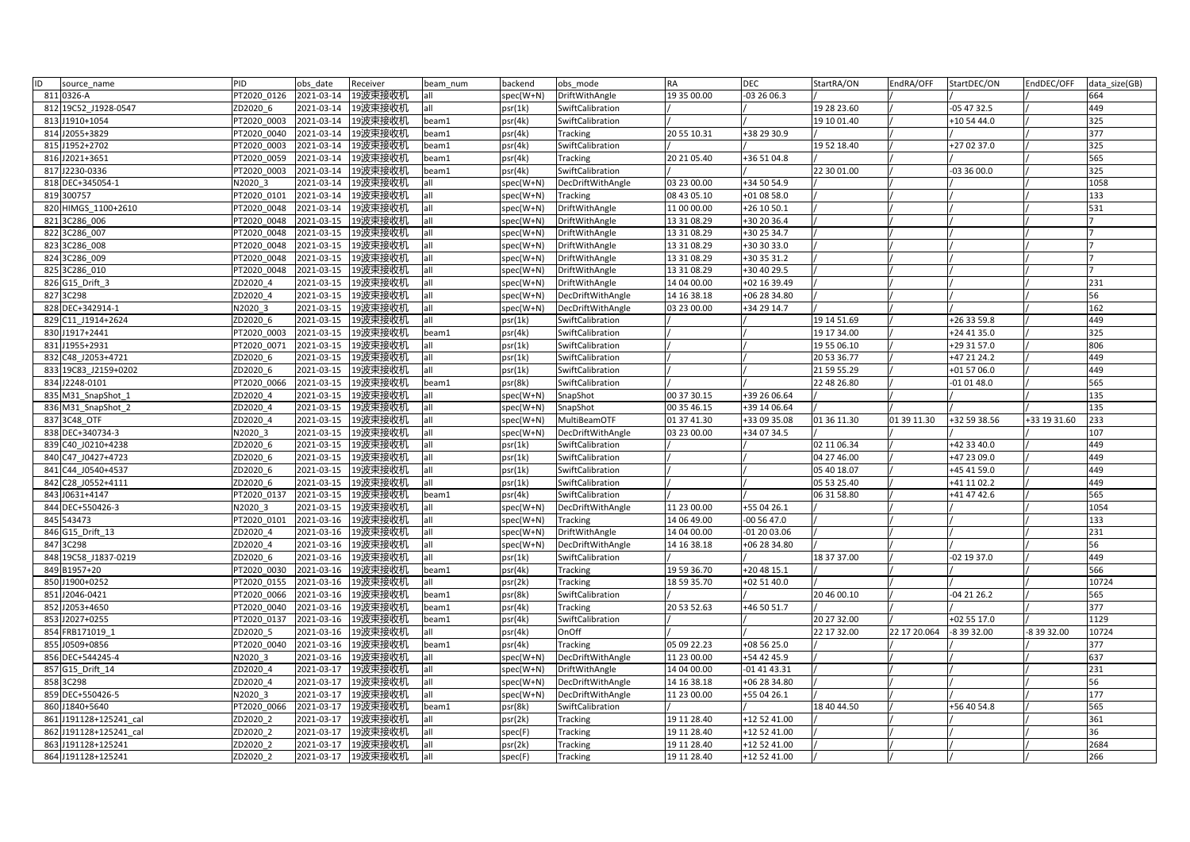| ID | source_name | PID | obs_date | Receiver | beam_num | backend | obs_mode | RA | DEC | StartRA/ON | EndRA/OFF | StartDEC/ON | EndDEC/OFF | data_size(GB) |
|---|---|---|---|---|---|---|---|---|---|---|---|---|---|---|
| 811 | 0326-A | PT2020_0126 | 2021-03-14 | 19波束接收机 | all | spec(W+N) | DriftWithAngle | 19 35 00.00 | -03 26 06.3 | / | / | / | / | 664 |
| 812 | 19C52_J1928-0547 | ZD2020_6 | 2021-03-14 | 19波束接收机 | all | psr(1k) | SwiftCalibration | / | / | 19 28 23.60 | / | -05 47 32.5 | / | 449 |
| 813 | J1910+1054 | PT2020_0003 | 2021-03-14 | 19波束接收机 | beam1 | psr(4k) | SwiftCalibration | / | / | 19 10 01.40 | / | +10 54 44.0 | / | 325 |
| 814 | J2055+3829 | PT2020_0040 | 2021-03-14 | 19波束接收机 | beam1 | psr(4k) | Tracking | 20 55 10.31 | +38 29 30.9 | / | / | / | / | 377 |
| 815 | J1952+2702 | PT2020_0003 | 2021-03-14 | 19波束接收机 | beam1 | psr(4k) | SwiftCalibration | / | / | 19 52 18.40 | / | +27 02 37.0 | / | 325 |
| 816 | J2021+3651 | PT2020_0059 | 2021-03-14 | 19波束接收机 | beam1 | psr(4k) | Tracking | 20 21 05.40 | +36 51 04.8 | / | / | / | / | 565 |
| 817 | J2230-0336 | PT2020_0003 | 2021-03-14 | 19波束接收机 | beam1 | psr(4k) | SwiftCalibration | / | / | 22 30 01.00 | / | -03 36 00.0 | / | 325 |
| 818 | DEC+345054-1 | N2020_3 | 2021-03-14 | 19波束接收机 | all | spec(W+N) | DecDriftWithAngle | 03 23 00.00 | +34 50 54.9 | / | / | / | / | 1058 |
| 819 | 300757 | PT2020_0101 | 2021-03-14 | 19波束接收机 | all | spec(W+N) | Tracking | 08 43 05.10 | +01 08 58.0 | / | / | / | / | 133 |
| 820 | HIMGS_1100+2610 | PT2020_0048 | 2021-03-14 | 19波束接收机 | all | spec(W+N) | DriftWithAngle | 11 00 00.00 | +26 10 50.1 | / | / | / | / | 531 |
| 821 | 3C286_006 | PT2020_0048 | 2021-03-15 | 19波束接收机 | all | spec(W+N) | DriftWithAngle | 13 31 08.29 | +30 20 36.4 | / | / | / | / | 7 |
| 822 | 3C286_007 | PT2020_0048 | 2021-03-15 | 19波束接收机 | all | spec(W+N) | DriftWithAngle | 13 31 08.29 | +30 25 34.7 | / | / | / | / | 7 |
| 823 | 3C286_008 | PT2020_0048 | 2021-03-15 | 19波束接收机 | all | spec(W+N) | DriftWithAngle | 13 31 08.29 | +30 30 33.0 | / | / | / | / | 7 |
| 824 | 3C286_009 | PT2020_0048 | 2021-03-15 | 19波束接收机 | all | spec(W+N) | DriftWithAngle | 13 31 08.29 | +30 35 31.2 | / | / | / | / | 7 |
| 825 | 3C286_010 | PT2020_0048 | 2021-03-15 | 19波束接收机 | all | spec(W+N) | DriftWithAngle | 13 31 08.29 | +30 40 29.5 | / | / | / | / | 7 |
| 826 | G15_Drift_3 | ZD2020_4 | 2021-03-15 | 19波束接收机 | all | spec(W+N) | DriftWithAngle | 14 04 00.00 | +02 16 39.49 | / | / | / | / | 231 |
| 827 | 3C298 | ZD2020_4 | 2021-03-15 | 19波束接收机 | all | spec(W+N) | DecDriftWithAngle | 14 16 38.18 | +06 28 34.80 | / | / | / | / | 56 |
| 828 | DEC+342914-1 | N2020_3 | 2021-03-15 | 19波束接收机 | all | spec(W+N) | DecDriftWithAngle | 03 23 00.00 | +34 29 14.7 | / | / | / | / | 162 |
| 829 | C11_J1914+2624 | ZD2020_6 | 2021-03-15 | 19波束接收机 | all | psr(1k) | SwiftCalibration | / | / | 19 14 51.69 | / | +26 33 59.8 | / | 449 |
| 830 | J1917+2441 | PT2020_0003 | 2021-03-15 | 19波束接收机 | beam1 | psr(4k) | SwiftCalibration | / | / | 19 17 34.00 | / | +24 41 35.0 | / | 325 |
| 831 | J1955+2931 | PT2020_0071 | 2021-03-15 | 19波束接收机 | all | psr(1k) | SwiftCalibration | / | / | 19 55 06.10 | / | +29 31 57.0 | / | 806 |
| 832 | C48_J2053+4721 | ZD2020_6 | 2021-03-15 | 19波束接收机 | all | psr(1k) | SwiftCalibration | / | / | 20 53 36.77 | / | +47 21 24.2 | / | 449 |
| 833 | 19C83_J2159+0202 | ZD2020_6 | 2021-03-15 | 19波束接收机 | all | psr(1k) | SwiftCalibration | / | / | 21 59 55.29 | / | +01 57 06.0 | / | 449 |
| 834 | J2248-0101 | PT2020_0066 | 2021-03-15 | 19波束接收机 | beam1 | psr(8k) | SwiftCalibration | / | / | 22 48 26.80 | / | -01 01 48.0 | / | 565 |
| 835 | M31_SnapShot_1 | ZD2020_4 | 2021-03-15 | 19波束接收机 | all | spec(W+N) | SnapShot | 00 37 30.15 | +39 26 06.64 | / | / | / | / | 135 |
| 836 | M31_SnapShot_2 | ZD2020_4 | 2021-03-15 | 19波束接收机 | all | spec(W+N) | SnapShot | 00 35 46.15 | +39 14 06.64 | / | / | / | / | 135 |
| 837 | 3C48_OTF | ZD2020_4 | 2021-03-15 | 19波束接收机 | all | spec(W+N) | MultiBeamOTF | 01 37 41.30 | +33 09 35.08 | 01 36 11.30 | 01 39 11.30 | +32 59 38.56 | +33 19 31.60 | 233 |
| 838 | DEC+340734-3 | N2020_3 | 2021-03-15 | 19波束接收机 | all | spec(W+N) | DecDriftWithAngle | 03 23 00.00 | +34 07 34.5 | / | / | / | / | 107 |
| 839 | C40_J0210+4238 | ZD2020_6 | 2021-03-15 | 19波束接收机 | all | psr(1k) | SwiftCalibration | / | / | 02 11 06.34 | / | +42 33 40.0 | / | 449 |
| 840 | C47_J0427+4723 | ZD2020_6 | 2021-03-15 | 19波束接收机 | all | psr(1k) | SwiftCalibration | / | / | 04 27 46.00 | / | +47 23 09.0 | / | 449 |
| 841 | C44_J0540+4537 | ZD2020_6 | 2021-03-15 | 19波束接收机 | all | psr(1k) | SwiftCalibration | / | / | 05 40 18.07 | / | +45 41 59.0 | / | 449 |
| 842 | C28_J0552+4111 | ZD2020_6 | 2021-03-15 | 19波束接收机 | all | psr(1k) | SwiftCalibration | / | / | 05 53 25.40 | / | +41 11 02.2 | / | 449 |
| 843 | J0631+4147 | PT2020_0137 | 2021-03-15 | 19波束接收机 | beam1 | psr(4k) | SwiftCalibration | / | / | 06 31 58.80 | / | +41 47 42.6 | / | 565 |
| 844 | DEC+550426-3 | N2020_3 | 2021-03-15 | 19波束接收机 | all | spec(W+N) | DecDriftWithAngle | 11 23 00.00 | +55 04 26.1 | / | / | / | / | 1054 |
| 845 | 543473 | PT2020_0101 | 2021-03-16 | 19波束接收机 | all | spec(W+N) | Tracking | 14 06 49.00 | -00 56 47.0 | / | / | / | / | 133 |
| 846 | G15_Drift_13 | ZD2020_4 | 2021-03-16 | 19波束接收机 | all | spec(W+N) | DriftWithAngle | 14 04 00.00 | -01 20 03.06 | / | / | / | / | 231 |
| 847 | 3C298 | ZD2020_4 | 2021-03-16 | 19波束接收机 | all | spec(W+N) | DecDriftWithAngle | 14 16 38.18 | +06 28 34.80 | / | / | / | / | 56 |
| 848 | 19C58_J1837-0219 | ZD2020_6 | 2021-03-16 | 19波束接收机 | all | psr(1k) | SwiftCalibration | / | / | 18 37 37.00 | / | -02 19 37.0 | / | 449 |
| 849 | B1957+20 | PT2020_0030 | 2021-03-16 | 19波束接收机 | beam1 | psr(4k) | Tracking | 19 59 36.70 | +20 48 15.1 | / | / | / | / | 566 |
| 850 | J1900+0252 | PT2020_0155 | 2021-03-16 | 19波束接收机 | all | psr(2k) | Tracking | 18 59 35.70 | +02 51 40.0 | / | / | / | / | 10724 |
| 851 | J2046-0421 | PT2020_0066 | 2021-03-16 | 19波束接收机 | beam1 | psr(8k) | SwiftCalibration | / | / | 20 46 00.10 | / | -04 21 26.2 | / | 565 |
| 852 | J2053+4650 | PT2020_0040 | 2021-03-16 | 19波束接收机 | beam1 | psr(4k) | Tracking | 20 53 52.63 | +46 50 51.7 | / | / | / | / | 377 |
| 853 | J2027+0255 | PT2020_0137 | 2021-03-16 | 19波束接收机 | beam1 | psr(4k) | SwiftCalibration | / | / | 20 27 32.00 | / | +02 55 17.0 | / | 1129 |
| 854 | FRB171019_1 | ZD2020_5 | 2021-03-16 | 19波束接收机 | all | psr(4k) | OnOff | / | / | 22 17 32.00 | 22 17 20.064 | -8 39 32.00 | -8 39 32.00 | 10724 |
| 855 | J0509+0856 | PT2020_0040 | 2021-03-16 | 19波束接收机 | beam1 | psr(4k) | Tracking | 05 09 22.23 | +08 56 25.0 | / | / | / | / | 377 |
| 856 | DEC+544245-4 | N2020_3 | 2021-03-16 | 19波束接收机 | all | spec(W+N) | DecDriftWithAngle | 11 23 00.00 | +54 42 45.9 | / | / | / | / | 637 |
| 857 | G15_Drift_14 | ZD2020_4 | 2021-03-17 | 19波束接收机 | all | spec(W+N) | DriftWithAngle | 14 04 00.00 | -01 41 43.31 | / | / | / | / | 231 |
| 858 | 3C298 | ZD2020_4 | 2021-03-17 | 19波束接收机 | all | spec(W+N) | DecDriftWithAngle | 14 16 38.18 | +06 28 34.80 | / | / | / | / | 56 |
| 859 | DEC+550426-5 | N2020_3 | 2021-03-17 | 19波束接收机 | all | spec(W+N) | DecDriftWithAngle | 11 23 00.00 | +55 04 26.1 | / | / | / | / | 177 |
| 860 | J1840+5640 | PT2020_0066 | 2021-03-17 | 19波束接收机 | beam1 | psr(8k) | SwiftCalibration | / | / | 18 40 44.50 | / | +56 40 54.8 | / | 565 |
| 861 | J191128+125241_cal | ZD2020_2 | 2021-03-17 | 19波束接收机 | all | psr(2k) | Tracking | 19 11 28.40 | +12 52 41.00 | / | / | / | / | 361 |
| 862 | J191128+125241_cal | ZD2020_2 | 2021-03-17 | 19波束接收机 | all | spec(F) | Tracking | 19 11 28.40 | +12 52 41.00 | / | / | / | / | 36 |
| 863 | J191128+125241 | ZD2020_2 | 2021-03-17 | 19波束接收机 | all | psr(2k) | Tracking | 19 11 28.40 | +12 52 41.00 | / | / | / | / | 2684 |
| 864 | J191128+125241 | ZD2020_2 | 2021-03-17 | 19波束接收机 | all | spec(F) | Tracking | 19 11 28.40 | +12 52 41.00 | / | / | / | / | 266 |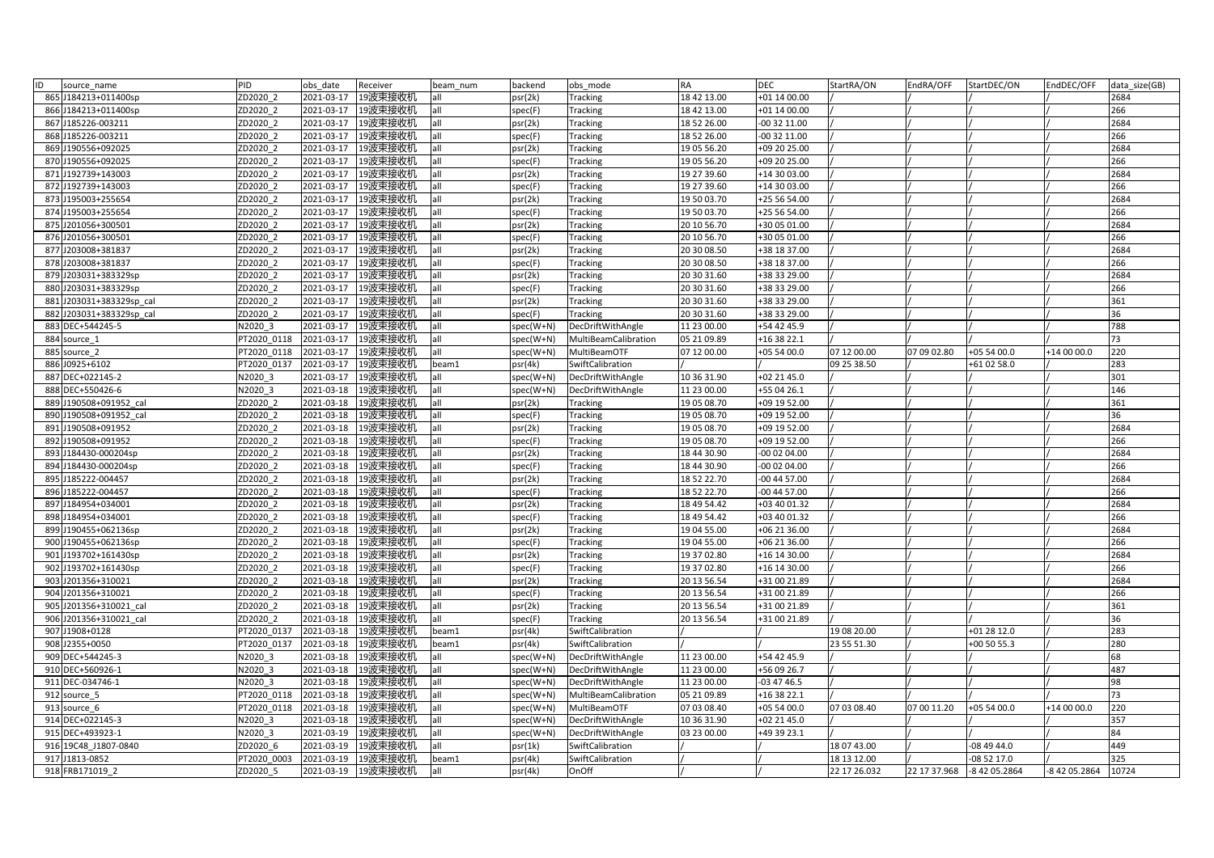| ID | source_name | PID | obs_date | Receiver | beam_num | backend | obs_mode | RA | DEC | StartRA/ON | EndRA/OFF | StartDEC/ON | EndDEC/OFF | data_size(GB) |
|---|---|---|---|---|---|---|---|---|---|---|---|---|---|---|
| 865 | J184213+011400sp | ZD2020_2 | 2021-03-17 | 19波束接收机 | all | psr(2k) | Tracking | 18 42 13.00 | +01 14 00.00 | / | / | / | / | 2684 |
| 866 | J184213+011400sp | ZD2020_2 | 2021-03-17 | 19波束接收机 | all | spec(F) | Tracking | 18 42 13.00 | +01 14 00.00 | / | / | / | / | 266 |
| 867 | J185226-003211 | ZD2020_2 | 2021-03-17 | 19波束接收机 | all | psr(2k) | Tracking | 18 52 26.00 | -00 32 11.00 | / | / | / | / | 2684 |
| 868 | J185226-003211 | ZD2020_2 | 2021-03-17 | 19波束接收机 | all | spec(F) | Tracking | 18 52 26.00 | -00 32 11.00 | / | / | / | / | 266 |
| 869 | J190556+092025 | ZD2020_2 | 2021-03-17 | 19波束接收机 | all | psr(2k) | Tracking | 19 05 56.20 | +09 20 25.00 | / | / | / | / | 2684 |
| 870 | J190556+092025 | ZD2020_2 | 2021-03-17 | 19波束接收机 | all | spec(F) | Tracking | 19 05 56.20 | +09 20 25.00 | / | / | / | / | 266 |
| 871 | J192739+143003 | ZD2020_2 | 2021-03-17 | 19波束接收机 | all | psr(2k) | Tracking | 19 27 39.60 | +14 30 03.00 | / | / | / | / | 2684 |
| 872 | J192739+143003 | ZD2020_2 | 2021-03-17 | 19波束接收机 | all | spec(F) | Tracking | 19 27 39.60 | +14 30 03.00 | / | / | / | / | 266 |
| 873 | J195003+255654 | ZD2020_2 | 2021-03-17 | 19波束接收机 | all | psr(2k) | Tracking | 19 50 03.70 | +25 56 54.00 | / | / | / | / | 2684 |
| 874 | J195003+255654 | ZD2020_2 | 2021-03-17 | 19波束接收机 | all | spec(F) | Tracking | 19 50 03.70 | +25 56 54.00 | / | / | / | / | 266 |
| 875 | J201056+300501 | ZD2020_2 | 2021-03-17 | 19波束接收机 | all | psr(2k) | Tracking | 20 10 56.70 | +30 05 01.00 | / | / | / | / | 2684 |
| 876 | J201056+300501 | ZD2020_2 | 2021-03-17 | 19波束接收机 | all | spec(F) | Tracking | 20 10 56.70 | +30 05 01.00 | / | / | / | / | 266 |
| 877 | J203008+381837 | ZD2020_2 | 2021-03-17 | 19波束接收机 | all | psr(2k) | Tracking | 20 30 08.50 | +38 18 37.00 | / | / | / | / | 2684 |
| 878 | J203008+381837 | ZD2020_2 | 2021-03-17 | 19波束接收机 | all | spec(F) | Tracking | 20 30 08.50 | +38 18 37.00 | / | / | / | / | 266 |
| 879 | J203031+383329sp | ZD2020_2 | 2021-03-17 | 19波束接收机 | all | psr(2k) | Tracking | 20 30 31.60 | +38 33 29.00 | / | / | / | / | 2684 |
| 880 | J203031+383329sp | ZD2020_2 | 2021-03-17 | 19波束接收机 | all | spec(F) | Tracking | 20 30 31.60 | +38 33 29.00 | / | / | / | / | 266 |
| 881 | J203031+383329sp_cal | ZD2020_2 | 2021-03-17 | 19波束接收机 | all | psr(2k) | Tracking | 20 30 31.60 | +38 33 29.00 | / | / | / | / | 361 |
| 882 | J203031+383329sp_cal | ZD2020_2 | 2021-03-17 | 19波束接收机 | all | spec(F) | Tracking | 20 30 31.60 | +38 33 29.00 | / | / | / | / | 36 |
| 883 | DEC+544245-5 | N2020_3 | 2021-03-17 | 19波束接收机 | all | spec(W+N) | DecDriftWithAngle | 11 23 00.00 | +54 42 45.9 | / | / | / | / | 788 |
| 884 | source_1 | PT2020_0118 | 2021-03-17 | 19波束接收机 | all | spec(W+N) | MultiBeamCalibration | 05 21 09.89 | +16 38 22.1 | / | / | / | / | 73 |
| 885 | source_2 | PT2020_0118 | 2021-03-17 | 19波束接收机 | all | spec(W+N) | MultiBeamOTF | 07 12 00.00 | +05 54 00.0 | 07 12 00.00 | 07 09 02.80 | +05 54 00.0 | +14 00 00.0 | 220 |
| 886 | J0925+6102 | PT2020_0137 | 2021-03-17 | 19波束接收机 | beam1 | psr(4k) | SwiftCalibration | / | / | 09 25 38.50 | / | +61 02 58.0 | / | 283 |
| 887 | DEC+022145-2 | N2020_3 | 2021-03-17 | 19波束接收机 | all | spec(W+N) | DecDriftWithAngle | 10 36 31.90 | +02 21 45.0 | / | / | / | / | 301 |
| 888 | DEC+550426-6 | N2020_3 | 2021-03-18 | 19波束接收机 | all | spec(W+N) | DecDriftWithAngle | 11 23 00.00 | +55 04 26.1 | / | / | / | / | 146 |
| 889 | J190508+091952_cal | ZD2020_2 | 2021-03-18 | 19波束接收机 | all | psr(2k) | Tracking | 19 05 08.70 | +09 19 52.00 | / | / | / | / | 361 |
| 890 | J190508+091952_cal | ZD2020_2 | 2021-03-18 | 19波束接收机 | all | spec(F) | Tracking | 19 05 08.70 | +09 19 52.00 | / | / | / | / | 36 |
| 891 | J190508+091952 | ZD2020_2 | 2021-03-18 | 19波束接收机 | all | psr(2k) | Tracking | 19 05 08.70 | +09 19 52.00 | / | / | / | / | 2684 |
| 892 | J190508+091952 | ZD2020_2 | 2021-03-18 | 19波束接收机 | all | spec(F) | Tracking | 19 05 08.70 | +09 19 52.00 | / | / | / | / | 266 |
| 893 | J184430-000204sp | ZD2020_2 | 2021-03-18 | 19波束接收机 | all | psr(2k) | Tracking | 18 44 30.90 | -00 02 04.00 | / | / | / | / | 2684 |
| 894 | J184430-000204sp | ZD2020_2 | 2021-03-18 | 19波束接收机 | all | spec(F) | Tracking | 18 44 30.90 | -00 02 04.00 | / | / | / | / | 266 |
| 895 | J185222-004457 | ZD2020_2 | 2021-03-18 | 19波束接收机 | all | psr(2k) | Tracking | 18 52 22.70 | -00 44 57.00 | / | / | / | / | 2684 |
| 896 | J185222-004457 | ZD2020_2 | 2021-03-18 | 19波束接收机 | all | spec(F) | Tracking | 18 52 22.70 | -00 44 57.00 | / | / | / | / | 266 |
| 897 | J184954+034001 | ZD2020_2 | 2021-03-18 | 19波束接收机 | all | psr(2k) | Tracking | 18 49 54.42 | +03 40 01.32 | / | / | / | / | 2684 |
| 898 | J184954+034001 | ZD2020_2 | 2021-03-18 | 19波束接收机 | all | spec(F) | Tracking | 18 49 54.42 | +03 40 01.32 | / | / | / | / | 266 |
| 899 | J190455+062136sp | ZD2020_2 | 2021-03-18 | 19波束接收机 | all | psr(2k) | Tracking | 19 04 55.00 | +06 21 36.00 | / | / | / | / | 2684 |
| 900 | J190455+062136sp | ZD2020_2 | 2021-03-18 | 19波束接收机 | all | spec(F) | Tracking | 19 04 55.00 | +06 21 36.00 | / | / | / | / | 266 |
| 901 | J193702+161430sp | ZD2020_2 | 2021-03-18 | 19波束接收机 | all | psr(2k) | Tracking | 19 37 02.80 | +16 14 30.00 | / | / | / | / | 2684 |
| 902 | J193702+161430sp | ZD2020_2 | 2021-03-18 | 19波束接收机 | all | spec(F) | Tracking | 19 37 02.80 | +16 14 30.00 | / | / | / | / | 266 |
| 903 | J201356+310021 | ZD2020_2 | 2021-03-18 | 19波束接收机 | all | psr(2k) | Tracking | 20 13 56.54 | +31 00 21.89 | / | / | / | / | 2684 |
| 904 | J201356+310021 | ZD2020_2 | 2021-03-18 | 19波束接收机 | all | spec(F) | Tracking | 20 13 56.54 | +31 00 21.89 | / | / | / | / | 266 |
| 905 | J201356+310021_cal | ZD2020_2 | 2021-03-18 | 19波束接收机 | all | psr(2k) | Tracking | 20 13 56.54 | +31 00 21.89 | / | / | / | / | 361 |
| 906 | J201356+310021_cal | ZD2020_2 | 2021-03-18 | 19波束接收机 | all | spec(F) | Tracking | 20 13 56.54 | +31 00 21.89 | / | / | / | / | 36 |
| 907 | J1908+0128 | PT2020_0137 | 2021-03-18 | 19波束接收机 | beam1 | psr(4k) | SwiftCalibration | / | / | 19 08 20.00 | / | +01 28 12.0 | / | 283 |
| 908 | J2355+0050 | PT2020_0137 | 2021-03-18 | 19波束接收机 | beam1 | psr(4k) | SwiftCalibration | / | / | 23 55 51.30 | / | +00 50 55.3 | / | 280 |
| 909 | DEC+544245-3 | N2020_3 | 2021-03-18 | 19波束接收机 | all | spec(W+N) | DecDriftWithAngle | 11 23 00.00 | +54 42 45.9 | / | / | / | / | 68 |
| 910 | DEC+560926-1 | N2020_3 | 2021-03-18 | 19波束接收机 | all | spec(W+N) | DecDriftWithAngle | 11 23 00.00 | +56 09 26.7 | / | / | / | / | 487 |
| 911 | DEC-034746-1 | N2020_3 | 2021-03-18 | 19波束接收机 | all | spec(W+N) | DecDriftWithAngle | 11 23 00.00 | -03 47 46.5 | / | / | / | / | 98 |
| 912 | source_5 | PT2020_0118 | 2021-03-18 | 19波束接收机 | all | spec(W+N) | MultiBeamCalibration | 05 21 09.89 | +16 38 22.1 | / | / | / | / | 73 |
| 913 | source_6 | PT2020_0118 | 2021-03-18 | 19波束接收机 | all | spec(W+N) | MultiBeamOTF | 07 03 08.40 | +05 54 00.0 | 07 03 08.40 | 07 00 11.20 | +05 54 00.0 | +14 00 00.0 | 220 |
| 914 | DEC+022145-3 | N2020_3 | 2021-03-18 | 19波束接收机 | all | spec(W+N) | DecDriftWithAngle | 10 36 31.90 | +02 21 45.0 | / | / | / | / | 357 |
| 915 | DEC+493923-1 | N2020_3 | 2021-03-19 | 19波束接收机 | all | spec(W+N) | DecDriftWithAngle | 03 23 00.00 | +49 39 23.1 | / | / | / | / | 84 |
| 916 | 19C48_J1807-0840 | ZD2020_6 | 2021-03-19 | 19波束接收机 | all | psr(1k) | SwiftCalibration | / | / | 18 07 43.00 | / | -08 49 44.0 | / | 449 |
| 917 | J1813-0852 | PT2020_0003 | 2021-03-19 | 19波束接收机 | beam1 | psr(4k) | SwiftCalibration | / | / | 18 13 12.00 | / | -08 52 17.0 | / | 325 |
| 918 | FRB171019_2 | ZD2020_5 | 2021-03-19 | 19波束接收机 | all | psr(4k) | OnOff | / | / | 22 17 26.032 | 22 17 37.968 | -8 42 05.2864 | -8 42 05.2864 | 10724 |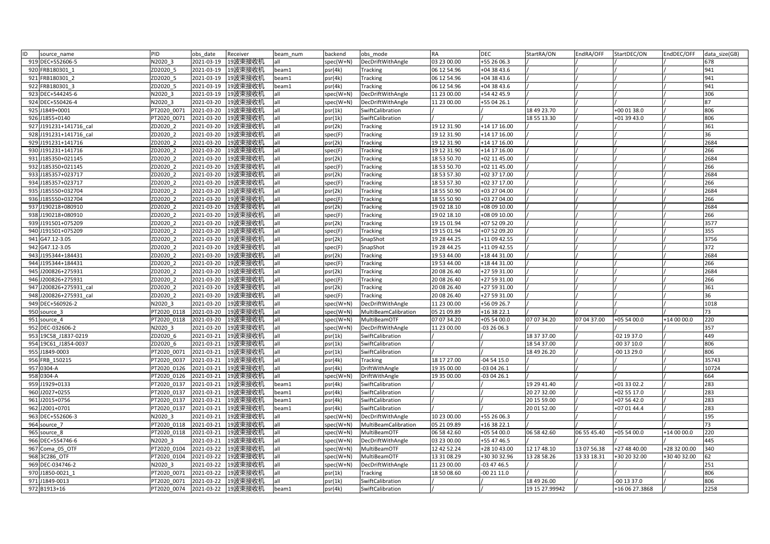| ID | source_name | PID | obs_date | Receiver | beam_num | backend | obs_mode | RA | DEC | StartRA/ON | EndRA/OFF | StartDEC/ON | EndDEC/OFF | data_size(GB) |
|---|---|---|---|---|---|---|---|---|---|---|---|---|---|---|
| 919 | DEC+552606-5 | N2020_3 | 2021-03-19 | 19波束接收机 | all | spec(W+N) | DecDriftWithAngle | 03 23 00.00 | +55 26 06.3 | / | / | / | / | 678 |
| 920 | FRB180301_1 | ZD2020_5 | 2021-03-19 | 19波束接收机 | beam1 | psr(4k) | Tracking | 06 12 54.96 | +04 38 43.6 | / | / | / | / | 941 |
| 921 | FRB180301_2 | ZD2020_5 | 2021-03-19 | 19波束接收机 | beam1 | psr(4k) | Tracking | 06 12 54.96 | +04 38 43.6 | / | / | / | / | 941 |
| 922 | FRB180301_3 | ZD2020_5 | 2021-03-19 | 19波束接收机 | beam1 | psr(4k) | Tracking | 06 12 54.96 | +04 38 43.6 | / | / | / | / | 941 |
| 923 | DEC+544245-6 | N2020_3 | 2021-03-19 | 19波束接收机 | all | spec(W+N) | DecDriftWithAngle | 11 23 00.00 | +54 42 45.9 | / | / | / | / | 306 |
| 924 | DEC+550426-4 | N2020_3 | 2021-03-20 | 19波束接收机 | all | spec(W+N) | DecDriftWithAngle | 11 23 00.00 | +55 04 26.1 | / | / | / | / | 87 |
| 925 | J1849+0001 | PT2020_0071 | 2021-03-20 | 19波束接收机 | all | psr(1k) | SwiftCalibration | / | / | 18 49 23.70 | / | +00 01 38.0 | / | 806 |
| 926 | J1855+0140 | PT2020_0071 | 2021-03-20 | 19波束接收机 | all | psr(1k) | SwiftCalibration | / | / | 18 55 13.30 | / | +01 39 43.0 | / | 806 |
| 927 | J191231+141716_cal | ZD2020_2 | 2021-03-20 | 19波束接收机 | all | psr(2k) | Tracking | 19 12 31.90 | +14 17 16.00 | / | / | / | / | 361 |
| 928 | J191231+141716_cal | ZD2020_2 | 2021-03-20 | 19波束接收机 | all | spec(F) | Tracking | 19 12 31.90 | +14 17 16.00 | / | / | / | / | 36 |
| 929 | J191231+141716 | ZD2020_2 | 2021-03-20 | 19波束接收机 | all | psr(2k) | Tracking | 19 12 31.90 | +14 17 16.00 | / | / | / | / | 2684 |
| 930 | J191231+141716 | ZD2020_2 | 2021-03-20 | 19波束接收机 | all | spec(F) | Tracking | 19 12 31.90 | +14 17 16.00 | / | / | / | / | 266 |
| 931 | J185350+021145 | ZD2020_2 | 2021-03-20 | 19波束接收机 | all | psr(2k) | Tracking | 18 53 50.70 | +02 11 45.00 | / | / | / | / | 2684 |
| 932 | J185350+021145 | ZD2020_2 | 2021-03-20 | 19波束接收机 | all | spec(F) | Tracking | 18 53 50.70 | +02 11 45.00 | / | / | / | / | 266 |
| 933 | J185357+023717 | ZD2020_2 | 2021-03-20 | 19波束接收机 | all | psr(2k) | Tracking | 18 53 57.30 | +02 37 17.00 | / | / | / | / | 2684 |
| 934 | J185357+023717 | ZD2020_2 | 2021-03-20 | 19波束接收机 | all | spec(F) | Tracking | 18 53 57.30 | +02 37 17.00 | / | / | / | / | 266 |
| 935 | J185550+032704 | ZD2020_2 | 2021-03-20 | 19波束接收机 | all | psr(2k) | Tracking | 18 55 50.90 | +03 27 04.00 | / | / | / | / | 2684 |
| 936 | J185550+032704 | ZD2020_2 | 2021-03-20 | 19波束接收机 | all | spec(F) | Tracking | 18 55 50.90 | +03 27 04.00 | / | / | / | / | 266 |
| 937 | J190218+080910 | ZD2020_2 | 2021-03-20 | 19波束接收机 | all | psr(2k) | Tracking | 19 02 18.10 | +08 09 10.00 | / | / | / | / | 2684 |
| 938 | J190218+080910 | ZD2020_2 | 2021-03-20 | 19波束接收机 | all | spec(F) | Tracking | 19 02 18.10 | +08 09 10.00 | / | / | / | / | 266 |
| 939 | J191501+075209 | ZD2020_2 | 2021-03-20 | 19波束接收机 | all | psr(2k) | Tracking | 19 15 01.94 | +07 52 09.20 | / | / | / | / | 3577 |
| 940 | J191501+075209 | ZD2020_2 | 2021-03-20 | 19波束接收机 | all | spec(F) | Tracking | 19 15 01.94 | +07 52 09.20 | / | / | / | / | 355 |
| 941 | G47.12-3.05 | ZD2020_2 | 2021-03-20 | 19波束接收机 | all | psr(2k) | SnapShot | 19 28 44.25 | +11 09 42.55 | / | / | / | / | 3756 |
| 942 | G47.12-3.05 | ZD2020_2 | 2021-03-20 | 19波束接收机 | all | spec(F) | SnapShot | 19 28 44.25 | +11 09 42.55 | / | / | / | / | 372 |
| 943 | J195344+184431 | ZD2020_2 | 2021-03-20 | 19波束接收机 | all | psr(2k) | Tracking | 19 53 44.00 | +18 44 31.00 | / | / | / | / | 2684 |
| 944 | J195344+184431 | ZD2020_2 | 2021-03-20 | 19波束接收机 | all | spec(F) | Tracking | 19 53 44.00 | +18 44 31.00 | / | / | / | / | 266 |
| 945 | J200826+275931 | ZD2020_2 | 2021-03-20 | 19波束接收机 | all | psr(2k) | Tracking | 20 08 26.40 | +27 59 31.00 | / | / | / | / | 2684 |
| 946 | J200826+275931 | ZD2020_2 | 2021-03-20 | 19波束接收机 | all | spec(F) | Tracking | 20 08 26.40 | +27 59 31.00 | / | / | / | / | 266 |
| 947 | J200826+275931_cal | ZD2020_2 | 2021-03-20 | 19波束接收机 | all | psr(2k) | Tracking | 20 08 26.40 | +27 59 31.00 | / | / | / | / | 361 |
| 948 | J200826+275931_cal | ZD2020_2 | 2021-03-20 | 19波束接收机 | all | spec(F) | Tracking | 20 08 26.40 | +27 59 31.00 | / | / | / | / | 36 |
| 949 | DEC+560926-2 | N2020_3 | 2021-03-20 | 19波束接收机 | all | spec(W+N) | DecDriftWithAngle | 11 23 00.00 | +56 09 26.7 | / | / | / | / | 1018 |
| 950 | source_3 | PT2020_0118 | 2021-03-20 | 19波束接收机 | all | spec(W+N) | MultiBeamCalibration | 05 21 09.89 | +16 38 22.1 | / | / | / | / | 73 |
| 951 | source_4 | PT2020_0118 | 2021-03-20 | 19波束接收机 | all | spec(W+N) | MultiBeamOTF | 07 07 34.20 | +05 54 00.0 | 07 07 34.20 | 07 04 37.00 | +05 54 00.0 | +14 00 00.0 | 220 |
| 952 | DEC-032606-2 | N2020_3 | 2021-03-20 | 19波束接收机 | all | spec(W+N) | DecDriftWithAngle | 11 23 00.00 | -03 26 06.3 | / | / | / | / | 357 |
| 953 | 19C58_J1837-0219 | ZD2020_6 | 2021-03-21 | 19波束接收机 | all | psr(1k) | SwiftCalibration | / | / | 18 37 37.00 | / | -02 19 37.0 | / | 449 |
| 954 | 19C61_J1854-0037 | ZD2020_6 | 2021-03-21 | 19波束接收机 | all | psr(1k) | SwiftCalibration | / | / | 18 54 37.00 | / | -00 37 10.0 | / | 806 |
| 955 | J1849-0003 | PT2020_0071 | 2021-03-21 | 19波束接收机 | all | psr(1k) | SwiftCalibration | / | / | 18 49 26.20 | / | -00 13 29.0 | / | 806 |
| 956 | FRB_150215 | PT2020_0037 | 2021-03-21 | 19波束接收机 | all | psr(4k) | Tracking | 18 17 27.00 | -04 54 15.0 | / | / | / | / | 35743 |
| 957 | 0304-A | PT2020_0126 | 2021-03-21 | 19波束接收机 | all | psr(4k) | DriftWithAngle | 19 35 00.00 | -03 04 26.1 | / | / | / | / | 10724 |
| 958 | 0304-A | PT2020_0126 | 2021-03-21 | 19波束接收机 | all | spec(W+N) | DriftWithAngle | 19 35 00.00 | -03 04 26.1 | / | / | / | / | 664 |
| 959 | J1929+0133 | PT2020_0137 | 2021-03-21 | 19波束接收机 | beam1 | psr(4k) | SwiftCalibration | / | / | 19 29 41.40 | / | +01 33 02.2 | / | 283 |
| 960 | J2027+0255 | PT2020_0137 | 2021-03-21 | 19波束接收机 | beam1 | psr(4k) | SwiftCalibration | / | / | 20 27 32.00 | / | +02 55 17.0 | / | 283 |
| 961 | J2015+0756 | PT2020_0137 | 2021-03-21 | 19波束接收机 | beam1 | psr(4k) | SwiftCalibration | / | / | 20 15 59.00 | / | +07 56 42.0 | / | 283 |
| 962 | J2001+0701 | PT2020_0137 | 2021-03-21 | 19波束接收机 | beam1 | psr(4k) | SwiftCalibration | / | / | 20 01 52.00 | / | +07 01 44.4 | / | 283 |
| 963 | DEC+552606-3 | N2020_3 | 2021-03-21 | 19波束接收机 | all | spec(W+N) | DecDriftWithAngle | 10 23 00.00 | +55 26 06.3 | / | / | / | / | 195 |
| 964 | source_7 | PT2020_0118 | 2021-03-21 | 19波束接收机 | all | spec(W+N) | MultiBeamCalibration | 05 21 09.89 | +16 38 22.1 | / | / | / | / | 73 |
| 965 | source_8 | PT2020_0118 | 2021-03-21 | 19波束接收机 | all | spec(W+N) | MultiBeamOTF | 06 58 42.60 | +05 54 00.0 | 06 58 42.60 | 06 55 45.40 | +05 54 00.0 | +14 00 00.0 | 220 |
| 966 | DEC+554746-6 | N2020_3 | 2021-03-21 | 19波束接收机 | all | spec(W+N) | DecDriftWithAngle | 03 23 00.00 | +55 47 46.5 | / | / | / | / | 445 |
| 967 | Coma_05_OTF | PT2020_0104 | 2021-03-22 | 19波束接收机 | all | spec(W+N) | MultiBeamOTF | 12 42 52.24 | +28 10 43.00 | 12 17 48.10 | 13 07 56.38 | +27 48 40.00 | +28 32 00.00 | 340 |
| 968 | 3C286_OTF | PT2020_0104 | 2021-03-22 | 19波束接收机 | all | spec(W+N) | MultiBeamOTF | 13 31 08.29 | +30 30 32.96 | 13 28 58.26 | 13 33 18.31 | +30 20 32.00 | +30 40 32.00 | 62 |
| 969 | DEC-034746-2 | N2020_3 | 2021-03-22 | 19波束接收机 | all | spec(W+N) | DecDriftWithAngle | 11 23 00.00 | -03 47 46.5 | / | / | / | / | 251 |
| 970 | J1850-0021_1 | PT2020_0071 | 2021-03-22 | 19波束接收机 | all | psr(1k) | Tracking | 18 50 08.60 | -00 21 11.0 | / | / | / | / | 806 |
| 971 | J1849-0013 | PT2020_0071 | 2021-03-22 | 19波束接收机 | all | psr(1k) | SwiftCalibration | / | / | 18 49 26.00 | / | -00 13 37.0 | / | 806 |
| 972 | B1913+16 | PT2020_0074 | 2021-03-22 | 19波束接收机 | beam1 | psr(4k) | SwiftCalibration | / | / | 19 15 27.99942 | / | +16 06 27.3868 | / | 2258 |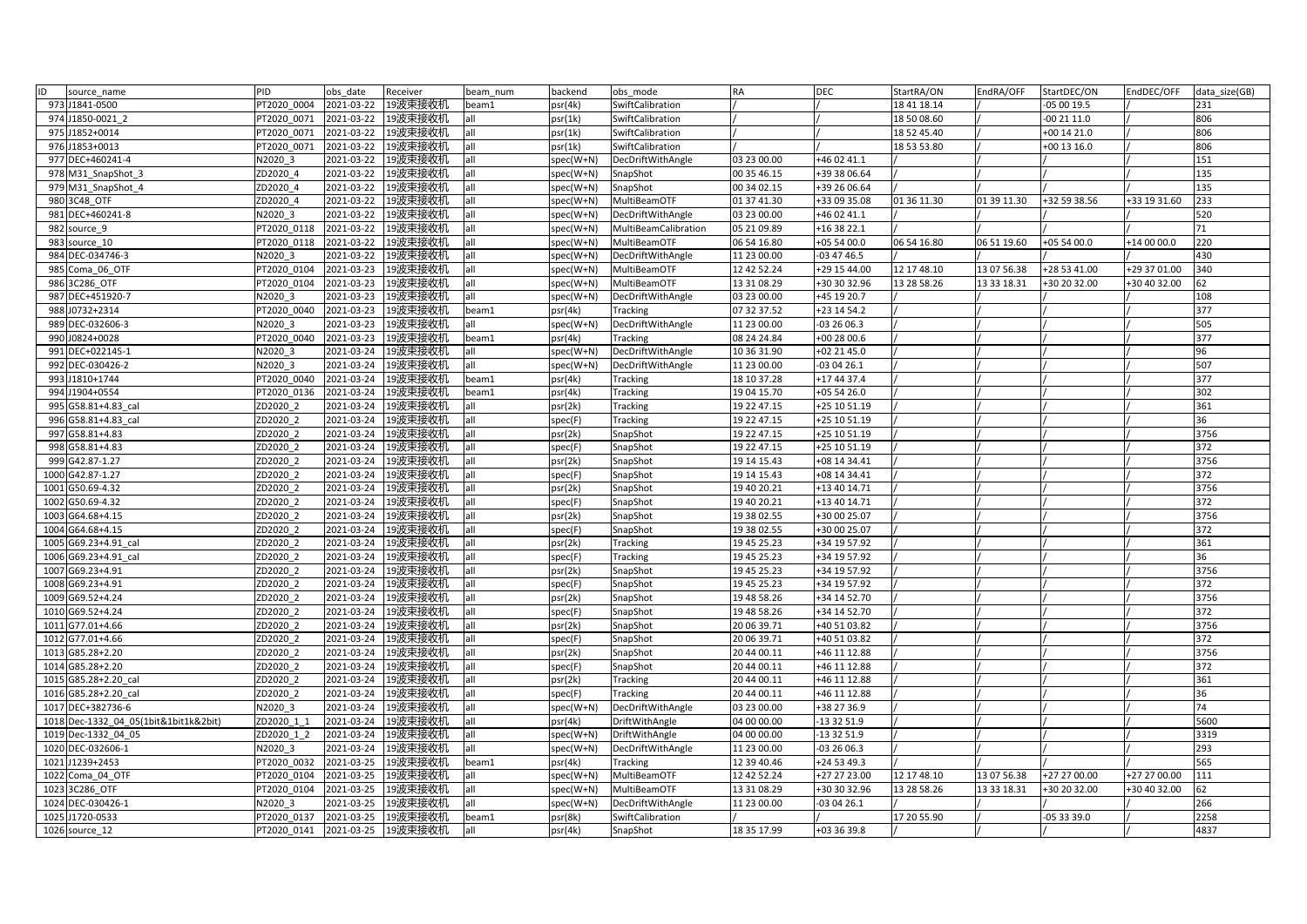| ID | source_name | PID | obs_date | Receiver | beam_num | backend | obs_mode | RA | DEC | StartRA/ON | EndRA/OFF | StartDEC/ON | EndDEC/OFF | data_size(GB) |
|---|---|---|---|---|---|---|---|---|---|---|---|---|---|---|
| 973 | J1841-0500 | PT2020_0004 | 2021-03-22 | 19波束接收机 | beam1 | psr(4k) | SwiftCalibration | / | / | 18 41 18.14 | / | -05 00 19.5 | / | 231 |
| 974 | J1850-0021_2 | PT2020_0071 | 2021-03-22 | 19波束接收机 | all | psr(1k) | SwiftCalibration | / | / | 18 50 08.60 | / | -00 21 11.0 | / | 806 |
| 975 | J1852+0014 | PT2020_0071 | 2021-03-22 | 19波束接收机 | all | psr(1k) | SwiftCalibration | / | / | 18 52 45.40 | / | +00 14 21.0 | / | 806 |
| 976 | J1853+0013 | PT2020_0071 | 2021-03-22 | 19波束接收机 | all | psr(1k) | SwiftCalibration | / | / | 18 53 53.80 | / | +00 13 16.0 | / | 806 |
| 977 | DEC+460241-4 | N2020_3 | 2021-03-22 | 19波束接收机 | all | spec(W+N) | DecDriftWithAngle | 03 23 00.00 | +46 02 41.1 | / | / | / | / | 151 |
| 978 | M31_SnapShot_3 | ZD2020_4 | 2021-03-22 | 19波束接收机 | all | spec(W+N) | SnapShot | 00 35 46.15 | +39 38 06.64 | / | / | / | / | 135 |
| 979 | M31_SnapShot_4 | ZD2020_4 | 2021-03-22 | 19波束接收机 | all | spec(W+N) | SnapShot | 00 34 02.15 | +39 26 06.64 | / | / | / | / | 135 |
| 980 | 3C48_OTF | ZD2020_4 | 2021-03-22 | 19波束接收机 | all | spec(W+N) | MultiBeamOTF | 01 37 41.30 | +33 09 35.08 | 01 36 11.30 | 01 39 11.30 | +32 59 38.56 | +33 19 31.60 | 233 |
| 981 | DEC+460241-8 | N2020_3 | 2021-03-22 | 19波束接收机 | all | spec(W+N) | DecDriftWithAngle | 03 23 00.00 | +46 02 41.1 | / | / | / | / | 520 |
| 982 | source_9 | PT2020_0118 | 2021-03-22 | 19波束接收机 | all | spec(W+N) | MultiBeamCalibration | 05 21 09.89 | +16 38 22.1 | / | / | / | / | 71 |
| 983 | source_10 | PT2020_0118 | 2021-03-22 | 19波束接收机 | all | spec(W+N) | MultiBeamOTF | 06 54 16.80 | +05 54 00.0 | 06 54 16.80 | 06 51 19.60 | +05 54 00.0 | +14 00 00.0 | 220 |
| 984 | DEC-034746-3 | N2020_3 | 2021-03-22 | 19波束接收机 | all | spec(W+N) | DecDriftWithAngle | 11 23 00.00 | -03 47 46.5 | / | / | / | / | 430 |
| 985 | Coma_06_OTF | PT2020_0104 | 2021-03-23 | 19波束接收机 | all | spec(W+N) | MultiBeamOTF | 12 42 52.24 | +29 15 44.00 | 12 17 48.10 | 13 07 56.38 | +28 53 41.00 | +29 37 01.00 | 340 |
| 986 | 3C286_OTF | PT2020_0104 | 2021-03-23 | 19波束接收机 | all | spec(W+N) | MultiBeamOTF | 13 31 08.29 | +30 30 32.96 | 13 28 58.26 | 13 33 18.31 | +30 20 32.00 | +30 40 32.00 | 62 |
| 987 | DEC+451920-7 | N2020_3 | 2021-03-23 | 19波束接收机 | all | spec(W+N) | DecDriftWithAngle | 03 23 00.00 | +45 19 20.7 | / | / | / | / | 108 |
| 988 | J0732+2314 | PT2020_0040 | 2021-03-23 | 19波束接收机 | beam1 | psr(4k) | Tracking | 07 32 37.52 | +23 14 54.2 | / | / | / | / | 377 |
| 989 | DEC-032606-3 | N2020_3 | 2021-03-23 | 19波束接收机 | all | spec(W+N) | DecDriftWithAngle | 11 23 00.00 | -03 26 06.3 | / | / | / | / | 505 |
| 990 | J0824+0028 | PT2020_0040 | 2021-03-23 | 19波束接收机 | beam1 | psr(4k) | Tracking | 08 24 24.84 | +00 28 00.6 | / | / | / | / | 377 |
| 991 | DEC+022145-1 | N2020_3 | 2021-03-24 | 19波束接收机 | all | spec(W+N) | DecDriftWithAngle | 10 36 31.90 | +02 21 45.0 | / | / | / | / | 96 |
| 992 | DEC-030426-2 | N2020_3 | 2021-03-24 | 19波束接收机 | all | spec(W+N) | DecDriftWithAngle | 11 23 00.00 | -03 04 26.1 | / | / | / | / | 507 |
| 993 | J1810+1744 | PT2020_0040 | 2021-03-24 | 19波束接收机 | beam1 | psr(4k) | Tracking | 18 10 37.28 | +17 44 37.4 | / | / | / | / | 377 |
| 994 | J1904+0554 | PT2020_0136 | 2021-03-24 | 19波束接收机 | beam1 | psr(4k) | Tracking | 19 04 15.70 | +05 54 26.0 | / | / | / | / | 302 |
| 995 | G58.81+4.83_cal | ZD2020_2 | 2021-03-24 | 19波束接收机 | all | psr(2k) | Tracking | 19 22 47.15 | +25 10 51.19 | / | / | / | / | 361 |
| 996 | G58.81+4.83_cal | ZD2020_2 | 2021-03-24 | 19波束接收机 | all | spec(F) | Tracking | 19 22 47.15 | +25 10 51.19 | / | / | / | / | 36 |
| 997 | G58.81+4.83 | ZD2020_2 | 2021-03-24 | 19波束接收机 | all | psr(2k) | SnapShot | 19 22 47.15 | +25 10 51.19 | / | / | / | / | 3756 |
| 998 | G58.81+4.83 | ZD2020_2 | 2021-03-24 | 19波束接收机 | all | spec(F) | SnapShot | 19 22 47.15 | +25 10 51.19 | / | / | / | / | 372 |
| 999 | G42.87-1.27 | ZD2020_2 | 2021-03-24 | 19波束接收机 | all | psr(2k) | SnapShot | 19 14 15.43 | +08 14 34.41 | / | / | / | / | 3756 |
| 1000 | G42.87-1.27 | ZD2020_2 | 2021-03-24 | 19波束接收机 | all | spec(F) | SnapShot | 19 14 15.43 | +08 14 34.41 | / | / | / | / | 372 |
| 1001 | G50.69-4.32 | ZD2020_2 | 2021-03-24 | 19波束接收机 | all | psr(2k) | SnapShot | 19 40 20.21 | +13 40 14.71 | / | / | / | / | 3756 |
| 1002 | G50.69-4.32 | ZD2020_2 | 2021-03-24 | 19波束接收机 | all | spec(F) | SnapShot | 19 40 20.21 | +13 40 14.71 | / | / | / | / | 372 |
| 1003 | G64.68+4.15 | ZD2020_2 | 2021-03-24 | 19波束接收机 | all | psr(2k) | SnapShot | 19 38 02.55 | +30 00 25.07 | / | / | / | / | 3756 |
| 1004 | G64.68+4.15 | ZD2020_2 | 2021-03-24 | 19波束接收机 | all | spec(F) | SnapShot | 19 38 02.55 | +30 00 25.07 | / | / | / | / | 372 |
| 1005 | G69.23+4.91_cal | ZD2020_2 | 2021-03-24 | 19波束接收机 | all | psr(2k) | Tracking | 19 45 25.23 | +34 19 57.92 | / | / | / | / | 361 |
| 1006 | G69.23+4.91_cal | ZD2020_2 | 2021-03-24 | 19波束接收机 | all | spec(F) | Tracking | 19 45 25.23 | +34 19 57.92 | / | / | / | / | 36 |
| 1007 | G69.23+4.91 | ZD2020_2 | 2021-03-24 | 19波束接收机 | all | psr(2k) | SnapShot | 19 45 25.23 | +34 19 57.92 | / | / | / | / | 3756 |
| 1008 | G69.23+4.91 | ZD2020_2 | 2021-03-24 | 19波束接收机 | all | spec(F) | SnapShot | 19 45 25.23 | +34 19 57.92 | / | / | / | / | 372 |
| 1009 | G69.52+4.24 | ZD2020_2 | 2021-03-24 | 19波束接收机 | all | psr(2k) | SnapShot | 19 48 58.26 | +34 14 52.70 | / | / | / | / | 3756 |
| 1010 | G69.52+4.24 | ZD2020_2 | 2021-03-24 | 19波束接收机 | all | spec(F) | SnapShot | 19 48 58.26 | +34 14 52.70 | / | / | / | / | 372 |
| 1011 | G77.01+4.66 | ZD2020_2 | 2021-03-24 | 19波束接收机 | all | psr(2k) | SnapShot | 20 06 39.71 | +40 51 03.82 | / | / | / | / | 3756 |
| 1012 | G77.01+4.66 | ZD2020_2 | 2021-03-24 | 19波束接收机 | all | spec(F) | SnapShot | 20 06 39.71 | +40 51 03.82 | / | / | / | / | 372 |
| 1013 | G85.28+2.20 | ZD2020_2 | 2021-03-24 | 19波束接收机 | all | psr(2k) | SnapShot | 20 44 00.11 | +46 11 12.88 | / | / | / | / | 3756 |
| 1014 | G85.28+2.20 | ZD2020_2 | 2021-03-24 | 19波束接收机 | all | spec(F) | SnapShot | 20 44 00.11 | +46 11 12.88 | / | / | / | / | 372 |
| 1015 | G85.28+2.20_cal | ZD2020_2 | 2021-03-24 | 19波束接收机 | all | psr(2k) | Tracking | 20 44 00.11 | +46 11 12.88 | / | / | / | / | 361 |
| 1016 | G85.28+2.20_cal | ZD2020_2 | 2021-03-24 | 19波束接收机 | all | spec(F) | Tracking | 20 44 00.11 | +46 11 12.88 | / | / | / | / | 36 |
| 1017 | DEC+382736-6 | N2020_3 | 2021-03-24 | 19波束接收机 | all | spec(W+N) | DecDriftWithAngle | 03 23 00.00 | +38 27 36.9 | / | / | / | / | 74 |
| 1018 | Dec-1332_04_05(1bit&1bit1k&2bit) | ZD2020_1_1 | 2021-03-24 | 19波束接收机 | all | psr(4k) | DriftWithAngle | 04 00 00.00 | -13 32 51.9 | / | / | / | / | 5600 |
| 1019 | Dec-1332_04_05 | ZD2020_1_2 | 2021-03-24 | 19波束接收机 | all | spec(W+N) | DriftWithAngle | 04 00 00.00 | -13 32 51.9 | / | / | / | / | 3319 |
| 1020 | DEC-032606-1 | N2020_3 | 2021-03-24 | 19波束接收机 | all | spec(W+N) | DecDriftWithAngle | 11 23 00.00 | -03 26 06.3 | / | / | / | / | 293 |
| 1021 | J1239+2453 | PT2020_0032 | 2021-03-25 | 19波束接收机 | beam1 | psr(4k) | Tracking | 12 39 40.46 | +24 53 49.3 | / | / | / | / | 565 |
| 1022 | Coma_04_OTF | PT2020_0104 | 2021-03-25 | 19波束接收机 | all | spec(W+N) | MultiBeamOTF | 12 42 52.24 | +27 27 23.00 | 12 17 48.10 | 13 07 56.38 | +27 27 00.00 | +27 27 00.00 | 111 |
| 1023 | 3C286_OTF | PT2020_0104 | 2021-03-25 | 19波束接收机 | all | spec(W+N) | MultiBeamOTF | 13 31 08.29 | +30 30 32.96 | 13 28 58.26 | 13 33 18.31 | +30 20 32.00 | +30 40 32.00 | 62 |
| 1024 | DEC-030426-1 | N2020_3 | 2021-03-25 | 19波束接收机 | all | spec(W+N) | DecDriftWithAngle | 11 23 00.00 | -03 04 26.1 | / | / | / | / | 266 |
| 1025 | J1720-0533 | PT2020_0137 | 2021-03-25 | 19波束接收机 | beam1 | psr(8k) | SwiftCalibration | / | / | 17 20 55.90 | / | -05 33 39.0 | / | 2258 |
| 1026 | source_12 | PT2020_0141 | 2021-03-25 | 19波束接收机 | all | psr(4k) | SnapShot | 18 35 17.99 | +03 36 39.8 | / | / | / | / | 4837 |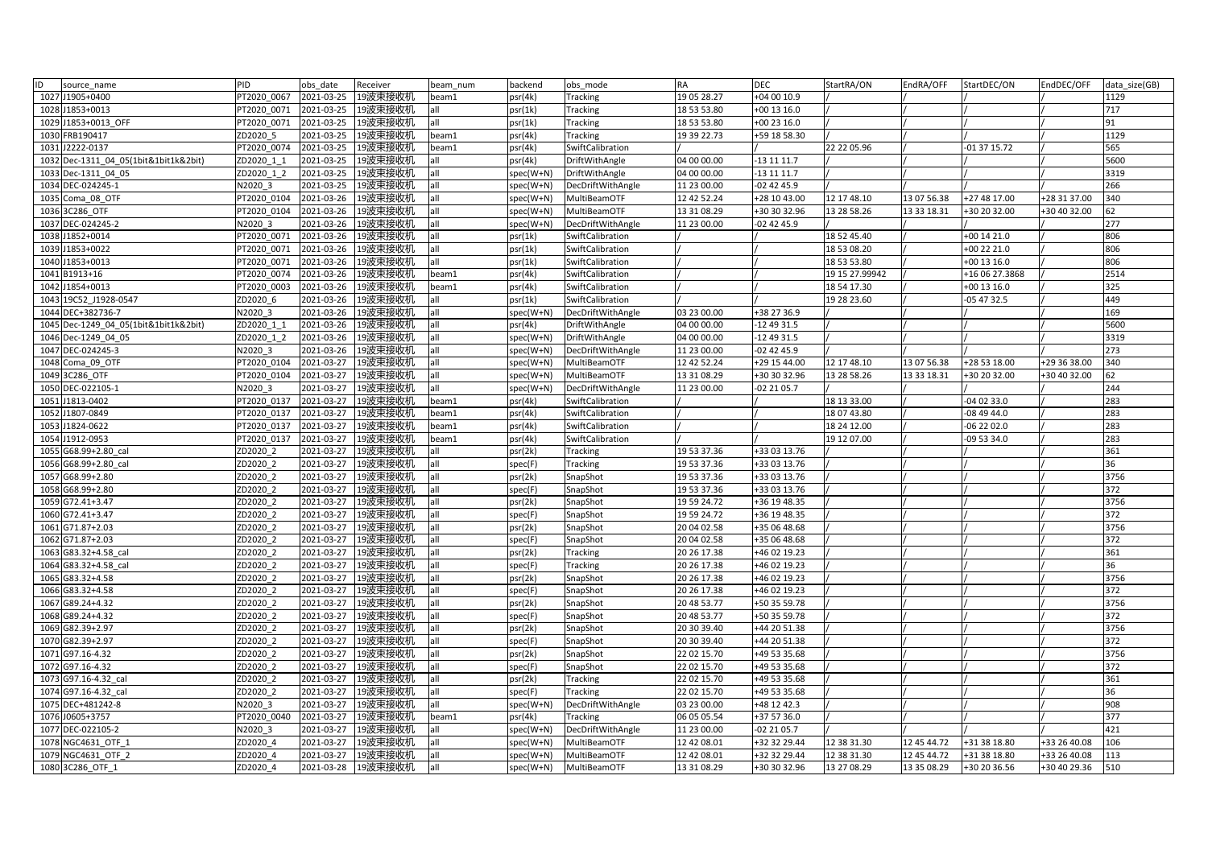| ID | source_name | PID | obs_date | Receiver | beam_num | backend | obs_mode | RA | DEC | StartRA/ON | EndRA/OFF | StartDEC/ON | EndDEC/OFF | data_size(GB) |
|---|---|---|---|---|---|---|---|---|---|---|---|---|---|---|
| 1027 | J1905+0400 | PT2020_0067 | 2021-03-25 | 19波束接收机 | beam1 | psr(4k) | Tracking | 19 05 28.27 | +04 00 10.9 | / | / | / | / | 1129 |
| 1028 | J1853+0013 | PT2020_0071 | 2021-03-25 | 19波束接收机 | all | psr(1k) | Tracking | 18 53 53.80 | +00 13 16.0 | / | / | / | / | 717 |
| 1029 | J1853+0013_OFF | PT2020_0071 | 2021-03-25 | 19波束接收机 | all | psr(1k) | Tracking | 18 53 53.80 | +00 23 16.0 | / | / | / | / | 91 |
| 1030 | FRB190417 | ZD2020_5 | 2021-03-25 | 19波束接收机 | beam1 | psr(4k) | Tracking | 19 39 22.73 | +59 18 58.30 | / | / | / | / | 1129 |
| 1031 | J2222-0137 | PT2020_0074 | 2021-03-25 | 19波束接收机 | beam1 | psr(4k) | SwiftCalibration | / | / | 22 22 05.96 | / | -01 37 15.72 | / | 565 |
| 1032 | Dec-1311_04_05(1bit&1bit1k&2bit) | ZD2020_1_1 | 2021-03-25 | 19波束接收机 | all | psr(4k) | DriftWithAngle | 04 00 00.00 | -13 11 11.7 | / | / | / | / | 5600 |
| 1033 | Dec-1311_04_05 | ZD2020_1_2 | 2021-03-25 | 19波束接收机 | all | spec(W+N) | DriftWithAngle | 04 00 00.00 | -13 11 11.7 | / | / | / | / | 3319 |
| 1034 | DEC-024245-1 | N2020_3 | 2021-03-25 | 19波束接收机 | all | spec(W+N) | DecDriftWithAngle | 11 23 00.00 | -02 42 45.9 | / | / | / | / | 266 |
| 1035 | Coma_08_OTF | PT2020_0104 | 2021-03-26 | 19波束接收机 | all | spec(W+N) | MultiBeamOTF | 12 42 52.24 | +28 10 43.00 | 12 17 48.10 | 13 07 56.38 | +27 48 17.00 | +28 31 37.00 | 340 |
| 1036 | 3C286_OTF | PT2020_0104 | 2021-03-26 | 19波束接收机 | all | spec(W+N) | MultiBeamOTF | 13 31 08.29 | +30 30 32.96 | 13 28 58.26 | 13 33 18.31 | +30 20 32.00 | +30 40 32.00 | 62 |
| 1037 | DEC-024245-2 | N2020_3 | 2021-03-26 | 19波束接收机 | all | spec(W+N) | DecDriftWithAngle | 11 23 00.00 | -02 42 45.9 | / | / | / | / | 277 |
| 1038 | J1852+0014 | PT2020_0071 | 2021-03-26 | 19波束接收机 | all | psr(1k) | SwiftCalibration | / | / | 18 52 45.40 | / | +00 14 21.0 | / | 806 |
| 1039 | J1853+0022 | PT2020_0071 | 2021-03-26 | 19波束接收机 | all | psr(1k) | SwiftCalibration | / | / | 18 53 08.20 | / | +00 22 21.0 | / | 806 |
| 1040 | J1853+0013 | PT2020_0071 | 2021-03-26 | 19波束接收机 | all | psr(1k) | SwiftCalibration | / | / | 18 53 53.80 | / | +00 13 16.0 | / | 806 |
| 1041 | B1913+16 | PT2020_0074 | 2021-03-26 | 19波束接收机 | beam1 | psr(4k) | SwiftCalibration | / | / | 19 15 27.99942 | / | +16 06 27.3868 | / | 2514 |
| 1042 | J1854+0013 | PT2020_0003 | 2021-03-26 | 19波束接收机 | beam1 | psr(4k) | SwiftCalibration | / | / | 18 54 17.30 | / | +00 13 16.0 | / | 325 |
| 1043 | 19C52_J1928-0547 | ZD2020_6 | 2021-03-26 | 19波束接收机 | all | psr(1k) | SwiftCalibration | / | / | 19 28 23.60 | / | -05 47 32.5 | / | 449 |
| 1044 | DEC+382736-7 | N2020_3 | 2021-03-26 | 19波束接收机 | all | spec(W+N) | DecDriftWithAngle | 03 23 00.00 | +38 27 36.9 | / | / | / | / | 169 |
| 1045 | Dec-1249_04_05(1bit&1bit1k&2bit) | ZD2020_1_1 | 2021-03-26 | 19波束接收机 | all | psr(4k) | DriftWithAngle | 04 00 00.00 | -12 49 31.5 | / | / | / | / | 5600 |
| 1046 | Dec-1249_04_05 | ZD2020_1_2 | 2021-03-26 | 19波束接收机 | all | spec(W+N) | DriftWithAngle | 04 00 00.00 | -12 49 31.5 | / | / | / | / | 3319 |
| 1047 | DEC-024245-3 | N2020_3 | 2021-03-26 | 19波束接收机 | all | spec(W+N) | DecDriftWithAngle | 11 23 00.00 | -02 42 45.9 | / | / | / | / | 273 |
| 1048 | Coma_09_OTF | PT2020_0104 | 2021-03-27 | 19波束接收机 | all | spec(W+N) | MultiBeamOTF | 12 42 52.24 | +29 15 44.00 | 12 17 48.10 | 13 07 56.38 | +28 53 18.00 | +29 36 38.00 | 340 |
| 1049 | 3C286_OTF | PT2020_0104 | 2021-03-27 | 19波束接收机 | all | spec(W+N) | MultiBeamOTF | 13 31 08.29 | +30 30 32.96 | 13 28 58.26 | 13 33 18.31 | +30 20 32.00 | +30 40 32.00 | 62 |
| 1050 | DEC-022105-1 | N2020_3 | 2021-03-27 | 19波束接收机 | all | spec(W+N) | DecDriftWithAngle | 11 23 00.00 | -02 21 05.7 | / | / | / | / | 244 |
| 1051 | J1813-0402 | PT2020_0137 | 2021-03-27 | 19波束接收机 | beam1 | psr(4k) | SwiftCalibration | / | / | 18 13 33.00 | / | -04 02 33.0 | / | 283 |
| 1052 | J1807-0849 | PT2020_0137 | 2021-03-27 | 19波束接收机 | beam1 | psr(4k) | SwiftCalibration | / | / | 18 07 43.80 | / | -08 49 44.0 | / | 283 |
| 1053 | J1824-0622 | PT2020_0137 | 2021-03-27 | 19波束接收机 | beam1 | psr(4k) | SwiftCalibration | / | / | 18 24 12.00 | / | -06 22 02.0 | / | 283 |
| 1054 | J1912-0953 | PT2020_0137 | 2021-03-27 | 19波束接收机 | beam1 | psr(4k) | SwiftCalibration | / | / | 19 12 07.00 | / | -09 53 34.0 | / | 283 |
| 1055 | G68.99+2.80_cal | ZD2020_2 | 2021-03-27 | 19波束接收机 | all | psr(2k) | Tracking | 19 53 37.36 | +33 03 13.76 | / | / | / | / | 361 |
| 1056 | G68.99+2.80_cal | ZD2020_2 | 2021-03-27 | 19波束接收机 | all | spec(F) | Tracking | 19 53 37.36 | +33 03 13.76 | / | / | / | / | 36 |
| 1057 | G68.99+2.80 | ZD2020_2 | 2021-03-27 | 19波束接收机 | all | psr(2k) | SnapShot | 19 53 37.36 | +33 03 13.76 | / | / | / | / | 3756 |
| 1058 | G68.99+2.80 | ZD2020_2 | 2021-03-27 | 19波束接收机 | all | spec(F) | SnapShot | 19 53 37.36 | +33 03 13.76 | / | / | / | / | 372 |
| 1059 | G72.41+3.47 | ZD2020_2 | 2021-03-27 | 19波束接收机 | all | psr(2k) | SnapShot | 19 59 24.72 | +36 19 48.35 | / | / | / | / | 3756 |
| 1060 | G72.41+3.47 | ZD2020_2 | 2021-03-27 | 19波束接收机 | all | spec(F) | SnapShot | 19 59 24.72 | +36 19 48.35 | / | / | / | / | 372 |
| 1061 | G71.87+2.03 | ZD2020_2 | 2021-03-27 | 19波束接收机 | all | psr(2k) | SnapShot | 20 04 02.58 | +35 06 48.68 | / | / | / | / | 3756 |
| 1062 | G71.87+2.03 | ZD2020_2 | 2021-03-27 | 19波束接收机 | all | spec(F) | SnapShot | 20 04 02.58 | +35 06 48.68 | / | / | / | / | 372 |
| 1063 | G83.32+4.58_cal | ZD2020_2 | 2021-03-27 | 19波束接收机 | all | psr(2k) | Tracking | 20 26 17.38 | +46 02 19.23 | / | / | / | / | 361 |
| 1064 | G83.32+4.58_cal | ZD2020_2 | 2021-03-27 | 19波束接收机 | all | spec(F) | Tracking | 20 26 17.38 | +46 02 19.23 | / | / | / | / | 36 |
| 1065 | G83.32+4.58 | ZD2020_2 | 2021-03-27 | 19波束接收机 | all | psr(2k) | SnapShot | 20 26 17.38 | +46 02 19.23 | / | / | / | / | 3756 |
| 1066 | G83.32+4.58 | ZD2020_2 | 2021-03-27 | 19波束接收机 | all | spec(F) | SnapShot | 20 26 17.38 | +46 02 19.23 | / | / | / | / | 372 |
| 1067 | G89.24+4.32 | ZD2020_2 | 2021-03-27 | 19波束接收机 | all | psr(2k) | SnapShot | 20 48 53.77 | +50 35 59.78 | / | / | / | / | 3756 |
| 1068 | G89.24+4.32 | ZD2020_2 | 2021-03-27 | 19波束接收机 | all | spec(F) | SnapShot | 20 48 53.77 | +50 35 59.78 | / | / | / | / | 372 |
| 1069 | G82.39+2.97 | ZD2020_2 | 2021-03-27 | 19波束接收机 | all | psr(2k) | SnapShot | 20 30 39.40 | +44 20 51.38 | / | / | / | / | 3756 |
| 1070 | G82.39+2.97 | ZD2020_2 | 2021-03-27 | 19波束接收机 | all | spec(F) | SnapShot | 20 30 39.40 | +44 20 51.38 | / | / | / | / | 372 |
| 1071 | G97.16-4.32 | ZD2020_2 | 2021-03-27 | 19波束接收机 | all | psr(2k) | SnapShot | 22 02 15.70 | +49 53 35.68 | / | / | / | / | 3756 |
| 1072 | G97.16-4.32 | ZD2020_2 | 2021-03-27 | 19波束接收机 | all | spec(F) | SnapShot | 22 02 15.70 | +49 53 35.68 | / | / | / | / | 372 |
| 1073 | G97.16-4.32_cal | ZD2020_2 | 2021-03-27 | 19波束接收机 | all | psr(2k) | Tracking | 22 02 15.70 | +49 53 35.68 | / | / | / | / | 361 |
| 1074 | G97.16-4.32_cal | ZD2020_2 | 2021-03-27 | 19波束接收机 | all | spec(F) | Tracking | 22 02 15.70 | +49 53 35.68 | / | / | / | / | 36 |
| 1075 | DEC+481242-8 | N2020_3 | 2021-03-27 | 19波束接收机 | all | spec(W+N) | DecDriftWithAngle | 03 23 00.00 | +48 12 42.3 | / | / | / | / | 908 |
| 1076 | J0605+3757 | PT2020_0040 | 2021-03-27 | 19波束接收机 | beam1 | psr(4k) | Tracking | 06 05 05.54 | +37 57 36.0 | / | / | / | / | 377 |
| 1077 | DEC-022105-2 | N2020_3 | 2021-03-27 | 19波束接收机 | all | spec(W+N) | DecDriftWithAngle | 11 23 00.00 | -02 21 05.7 | / | / | / | / | 421 |
| 1078 | NGC4631_OTF_1 | ZD2020_4 | 2021-03-27 | 19波束接收机 | all | spec(W+N) | MultiBeamOTF | 12 42 08.01 | +32 32 29.44 | 12 38 31.30 | 12 45 44.72 | +31 38 18.80 | +33 26 40.08 | 106 |
| 1079 | NGC4631_OTF_2 | ZD2020_4 | 2021-03-27 | 19波束接收机 | all | spec(W+N) | MultiBeamOTF | 12 42 08.01 | +32 32 29.44 | 12 38 31.30 | 12 45 44.72 | +31 38 18.80 | +33 26 40.08 | 113 |
| 1080 | 3C286_OTF_1 | ZD2020_4 | 2021-03-28 | 19波束接收机 | all | spec(W+N) | MultiBeamOTF | 13 31 08.29 | +30 30 32.96 | 13 27 08.29 | 13 35 08.29 | +30 20 36.56 | +30 40 29.36 | 510 |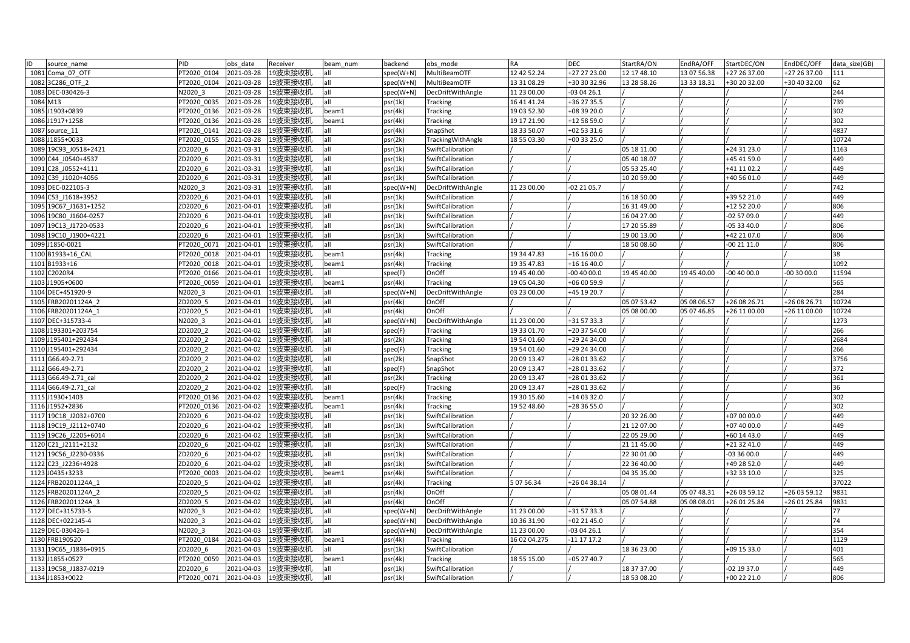| ID | source_name | PID | obs_date | Receiver | beam_num | backend | obs_mode | RA | DEC | StartRA/ON | EndRA/OFF | StartDEC/ON | EndDEC/OFF | data_size(GB) |
|---|---|---|---|---|---|---|---|---|---|---|---|---|---|---|
| 1081 | Coma_07_OTF | PT2020_0104 | 2021-03-28 | 19波束接收机 | all | spec(W+N) | MultiBeamOTF | 12 42 52.24 | +27 27 23.00 | 12 17 48.10 | 13 07 56.38 | +27 26 37.00 | +27 26 37.00 | 111 |
| 1082 | 3C286_OTF_2 | PT2020_0104 | 2021-03-28 | 19波束接收机 | all | spec(W+N) | MultiBeamOTF | 13 31 08.29 | +30 30 32.96 | 13 28 58.26 | 13 33 18.31 | +30 20 32.00 | +30 40 32.00 | 62 |
| 1083 | DEC-030426-3 | N2020_3 | 2021-03-28 | 19波束接收机 | all | spec(W+N) | DecDriftWithAngle | 11 23 00.00 | -03 04 26.1 | / | / | / | / | 244 |
| 1084 | M13 | PT2020_0035 | 2021-03-28 | 19波束接收机 | all | psr(1k) | Tracking | 16 41 41.24 | +36 27 35.5 | / | / | / | / | 739 |
| 1085 | J1903+0839 | PT2020_0136 | 2021-03-28 | 19波束接收机 | beam1 | psr(4k) | Tracking | 19 03 52.30 | +08 39 20.0 | / | / | / | / | 302 |
| 1086 | J1917+1258 | PT2020_0136 | 2021-03-28 | 19波束接收机 | beam1 | psr(4k) | Tracking | 19 17 21.90 | +12 58 59.0 | / | / | / | / | 302 |
| 1087 | source_11 | PT2020_0141 | 2021-03-28 | 19波束接收机 | all | psr(4k) | SnapShot | 18 33 50.07 | +02 53 31.6 | / | / | / | / | 4837 |
| 1088 | J1855+0033 | PT2020_0155 | 2021-03-28 | 19波束接收机 | all | psr(2k) | TrackingWithAngle | 18 55 03.30 | +00 33 25.0 | / | / | / | / | 10724 |
| 1089 | 19C93_J0518+2421 | ZD2020_6 | 2021-03-31 | 19波束接收机 | all | psr(1k) | SwiftCalibration | / | / | 05 18 11.00 | / | +24 31 23.0 | / | 1163 |
| 1090 | C44_J0540+4537 | ZD2020_6 | 2021-03-31 | 19波束接收机 | all | psr(1k) | SwiftCalibration | / | / | 05 40 18.07 | / | +45 41 59.0 | / | 449 |
| 1091 | C28_J0552+4111 | ZD2020_6 | 2021-03-31 | 19波束接收机 | all | psr(1k) | SwiftCalibration | / | / | 05 53 25.40 | / | +41 11 02.2 | / | 449 |
| 1092 | C39_J1020+4056 | ZD2020_6 | 2021-03-31 | 19波束接收机 | all | psr(1k) | SwiftCalibration | / | / | 10 20 59.00 | / | +40 56 01.0 | / | 449 |
| 1093 | DEC-022105-3 | N2020_3 | 2021-03-31 | 19波束接收机 | all | spec(W+N) | DecDriftWithAngle | 11 23 00.00 | -02 21 05.7 | / | / | / | / | 742 |
| 1094 | C53_J1618+3952 | ZD2020_6 | 2021-04-01 | 19波束接收机 | all | psr(1k) | SwiftCalibration | / | / | 16 18 50.00 | / | +39 52 21.0 | / | 449 |
| 1095 | 19C67_J1631+1252 | ZD2020_6 | 2021-04-01 | 19波束接收机 | all | psr(1k) | SwiftCalibration | / | / | 16 31 49.00 | / | +12 52 20.0 | / | 806 |
| 1096 | 19C80_J1604-0257 | ZD2020_6 | 2021-04-01 | 19波束接收机 | all | psr(1k) | SwiftCalibration | / | / | 16 04 27.00 | / | -02 57 09.0 | / | 449 |
| 1097 | 19C13_J1720-0533 | ZD2020_6 | 2021-04-01 | 19波束接收机 | all | psr(1k) | SwiftCalibration | / | / | 17 20 55.89 | / | -05 33 40.0 | / | 806 |
| 1098 | 19C10_J1900+4221 | ZD2020_6 | 2021-04-01 | 19波束接收机 | all | psr(1k) | SwiftCalibration | / | / | 19 00 13.00 | / | +42 21 07.0 | / | 806 |
| 1099 | J1850-0021 | PT2020_0071 | 2021-04-01 | 19波束接收机 | all | psr(1k) | SwiftCalibration | / | / | 18 50 08.60 | / | -00 21 11.0 | / | 806 |
| 1100 | B1933+16_CAL | PT2020_0018 | 2021-04-01 | 19波束接收机 | beam1 | psr(4k) | Tracking | 19 34 47.83 | +16 16 00.0 | / | / | / | / | 38 |
| 1101 | B1933+16 | PT2020_0018 | 2021-04-01 | 19波束接收机 | beam1 | psr(4k) | Tracking | 19 35 47.83 | +16 16 40.0 | / | / | / | / | 1092 |
| 1102 | C2020R4 | PT2020_0166 | 2021-04-01 | 19波束接收机 | all | spec(F) | OnOff | 19 45 40.00 | -00 40 00.0 | 19 45 40.00 | 19 45 40.00 | -00 40 00.0 | -00 30 00.0 | 11594 |
| 1103 | J1905+0600 | PT2020_0059 | 2021-04-01 | 19波束接收机 | beam1 | psr(4k) | Tracking | 19 05 04.30 | +06 00 59.9 | / | / | / | / | 565 |
| 1104 | DEC+451920-9 | N2020_3 | 2021-04-01 | 19波束接收机 | all | spec(W+N) | DecDriftWithAngle | 03 23 00.00 | +45 19 20.7 | / | / | / | / | 284 |
| 1105 | FRB20201124A_2 | ZD2020_5 | 2021-04-01 | 19波束接收机 | all | psr(4k) | OnOff | / | / | 05 07 53.42 | 05 08 06.57 | +26 08 26.71 | +26 08 26.71 | 10724 |
| 1106 | FRB20201124A_1 | ZD2020_5 | 2021-04-01 | 19波束接收机 | all | psr(4k) | OnOff | / | / | 05 08 00.00 | 05 07 46.85 | +26 11 00.00 | +26 11 00.00 | 10724 |
| 1107 | DEC+315733-4 | N2020_3 | 2021-04-01 | 19波束接收机 | all | spec(W+N) | DecDriftWithAngle | 11 23 00.00 | +31 57 33.3 | / | / | / | / | 1273 |
| 1108 | J193301+203754 | ZD2020_2 | 2021-04-02 | 19波束接收机 | all | spec(F) | Tracking | 19 33 01.70 | +20 37 54.00 | / | / | / | / | 266 |
| 1109 | J195401+292434 | ZD2020_2 | 2021-04-02 | 19波束接收机 | all | psr(2k) | Tracking | 19 54 01.60 | +29 24 34.00 | / | / | / | / | 2684 |
| 1110 | J195401+292434 | ZD2020_2 | 2021-04-02 | 19波束接收机 | all | spec(F) | Tracking | 19 54 01.60 | +29 24 34.00 | / | / | / | / | 266 |
| 1111 | G66.49-2.71 | ZD2020_2 | 2021-04-02 | 19波束接收机 | all | psr(2k) | SnapShot | 20 09 13.47 | +28 01 33.62 | / | / | / | / | 3756 |
| 1112 | G66.49-2.71 | ZD2020_2 | 2021-04-02 | 19波束接收机 | all | spec(F) | SnapShot | 20 09 13.47 | +28 01 33.62 | / | / | / | / | 372 |
| 1113 | G66.49-2.71_cal | ZD2020_2 | 2021-04-02 | 19波束接收机 | all | psr(2k) | Tracking | 20 09 13.47 | +28 01 33.62 | / | / | / | / | 361 |
| 1114 | G66.49-2.71_cal | ZD2020_2 | 2021-04-02 | 19波束接收机 | all | spec(F) | Tracking | 20 09 13.47 | +28 01 33.62 | / | / | / | / | 36 |
| 1115 | J1930+1403 | PT2020_0136 | 2021-04-02 | 19波束接收机 | beam1 | psr(4k) | Tracking | 19 30 15.60 | +14 03 32.0 | / | / | / | / | 302 |
| 1116 | J1952+2836 | PT2020_0136 | 2021-04-02 | 19波束接收机 | beam1 | psr(4k) | Tracking | 19 52 48.60 | +28 36 55.0 | / | / | / | / | 302 |
| 1117 | 19C18_J2032+0700 | ZD2020_6 | 2021-04-02 | 19波束接收机 | all | psr(1k) | SwiftCalibration | / | / | 20 32 26.00 | / | +07 00 00.0 | / | 449 |
| 1118 | 19C19_J2112+0740 | ZD2020_6 | 2021-04-02 | 19波束接收机 | all | psr(1k) | SwiftCalibration | / | / | 21 12 07.00 | / | +07 40 00.0 | / | 449 |
| 1119 | 19C26_J2205+6014 | ZD2020_6 | 2021-04-02 | 19波束接收机 | all | psr(1k) | SwiftCalibration | / | / | 22 05 29.00 | / | +60 14 43.0 | / | 449 |
| 1120 | C21_J2111+2132 | ZD2020_6 | 2021-04-02 | 19波束接收机 | all | psr(1k) | SwiftCalibration | / | / | 21 11 45.00 | / | +21 32 41.0 | / | 449 |
| 1121 | 19C56_J2230-0336 | ZD2020_6 | 2021-04-02 | 19波束接收机 | all | psr(1k) | SwiftCalibration | / | / | 22 30 01.00 | / | -03 36 00.0 | / | 449 |
| 1122 | C23_J2236+4928 | ZD2020_6 | 2021-04-02 | 19波束接收机 | all | psr(1k) | SwiftCalibration | / | / | 22 36 40.00 | / | +49 28 52.0 | / | 449 |
| 1123 | J0435+3233 | PT2020_0003 | 2021-04-02 | 19波束接收机 | beam1 | psr(4k) | SwiftCalibration | / | / | 04 35 35.00 | / | +32 33 10.0 | / | 325 |
| 1124 | FRB20201124A_1 | ZD2020_5 | 2021-04-02 | 19波束接收机 | all | psr(4k) | Tracking | 5 07 56.34 | +26 04 38.14 | / | / | / | / | 37022 |
| 1125 | FRB20201124A_2 | ZD2020_5 | 2021-04-02 | 19波束接收机 | all | psr(4k) | OnOff | / | / | 05 08 01.44 | 05 07 48.31 | +26 03 59.12 | +26 03 59.12 | 9831 |
| 1126 | FRB20201124A_3 | ZD2020_5 | 2021-04-02 | 19波束接收机 | all | psr(4k) | OnOff | / | / | 05 07 54.88 | 05 08 08.01 | +26 01 25.84 | +26 01 25.84 | 9831 |
| 1127 | DEC+315733-5 | N2020_3 | 2021-04-02 | 19波束接收机 | all | spec(W+N) | DecDriftWithAngle | 11 23 00.00 | +31 57 33.3 | / | / | / | / | 77 |
| 1128 | DEC+022145-4 | N2020_3 | 2021-04-02 | 19波束接收机 | all | spec(W+N) | DecDriftWithAngle | 10 36 31.90 | +02 21 45.0 | / | / | / | / | 74 |
| 1129 | DEC-030426-1 | N2020_3 | 2021-04-03 | 19波束接收机 | all | spec(W+N) | DecDriftWithAngle | 11 23 00.00 | -03 04 26.1 | / | / | / | / | 354 |
| 1130 | FRB190520 | PT2020_0184 | 2021-04-03 | 19波束接收机 | beam1 | psr(4k) | Tracking | 16 02 04.275 | -11 17 17.2 | / | / | / | / | 1129 |
| 1131 | 19C65_J1836+0915 | ZD2020_6 | 2021-04-03 | 19波束接收机 | all | psr(1k) | SwiftCalibration | / | / | 18 36 23.00 | / | +09 15 33.0 | / | 401 |
| 1132 | J1855+0527 | PT2020_0059 | 2021-04-03 | 19波束接收机 | beam1 | psr(4k) | Tracking | 18 55 15.00 | +05 27 40.7 | / | / | / | / | 565 |
| 1133 | 19C58_J1837-0219 | ZD2020_6 | 2021-04-03 | 19波束接收机 | all | psr(1k) | SwiftCalibration | / | / | 18 37 37.00 | / | -02 19 37.0 | / | 449 |
| 1134 | J1853+0022 | PT2020_0071 | 2021-04-03 | 19波束接收机 | all | psr(1k) | SwiftCalibration | / | / | 18 53 08.20 | / | +00 22 21.0 | / | 806 |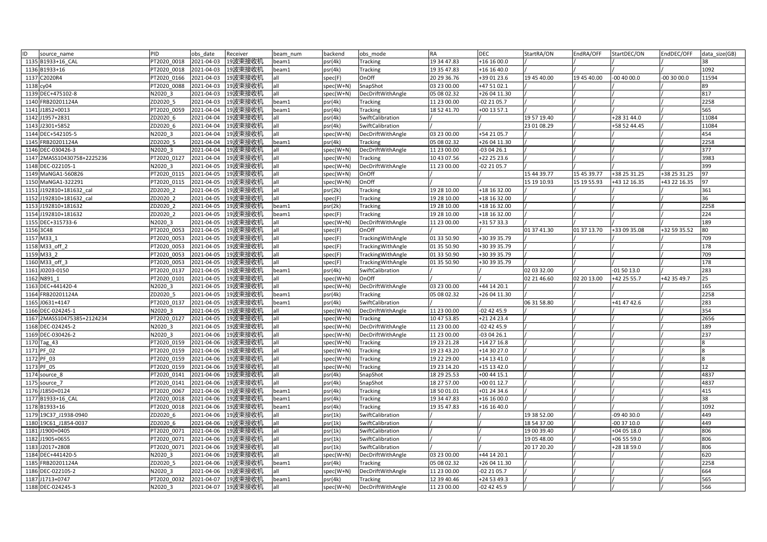| ID | source_name | PID | obs_date | Receiver | beam_num | backend | obs_mode | RA | DEC | StartRA/ON | EndRA/OFF | StartDEC/ON | EndDEC/OFF | data_size(GB) |
|---|---|---|---|---|---|---|---|---|---|---|---|---|---|---|
| 1135 | B1933+16_CAL | PT2020_0018 | 2021-04-03 | 19波束接收机 | beam1 | psr(4k) | Tracking | 19 34 47.83 | +16 16 00.0 | / | / | / | / | 38 |
| 1136 | B1933+16 | PT2020_0018 | 2021-04-03 | 19波束接收机 | beam1 | psr(4k) | Tracking | 19 35 47.83 | +16 16 40.0 | / | / | / | / | 1092 |
| 1137 | C2020R4 | PT2020_0166 | 2021-04-03 | 19波束接收机 | all | spec(F) | OnOff | 20 29 36.76 | +39 01 23.6 | 19 45 40.00 | 19 45 40.00 | -00 40 00.0 | -00 30 00.0 | 11594 |
| 1138 | cy04 | PT2020_0088 | 2021-04-03 | 19波束接收机 | all | spec(W+N) | SnapShot | 03 23 00.00 | +47 51 02.1 | / | / | / | / | 89 |
| 1139 | DEC+475102-8 | N2020_3 | 2021-04-03 | 19波束接收机 | all | spec(W+N) | DecDriftWithAngle | 05 08 02.32 | +26 04 11.30 | / | / | / | / | 817 |
| 1140 | FRB20201124A | ZD2020_5 | 2021-04-03 | 19波束接收机 | beam1 | psr(4k) | Tracking | 11 23 00.00 | -02 21 05.7 | / | / | / | / | 2258 |
| 1141 | J1852+0013 | PT2020_0059 | 2021-04-04 | 19波束接收机 | beam1 | psr(4k) | Tracking | 18 52 41.70 | +00 13 57.1 | / | / | / | / | 565 |
| 1142 | J1957+2831 | ZD2020_6 | 2021-04-04 | 19波束接收机 | all | psr(4k) | SwiftCalibration | / | / | 19 57 19.40 | / | +28 31 44.0 | / | 11084 |
| 1143 | J2301+5852 | ZD2020_6 | 2021-04-04 | 19波束接收机 | all | psr(4k) | SwiftCalibration | / | / | 23 01 08.29 | / | +58 52 44.45 | / | 11084 |
| 1144 | DEC+542105-5 | N2020_3 | 2021-04-04 | 19波束接收机 | all | spec(W+N) | DecDriftWithAngle | 03 23 00.00 | +54 21 05.7 | / | / | / | / | 454 |
| 1145 | FRB20201124A | ZD2020_5 | 2021-04-04 | 19波束接收机 | beam1 | psr(4k) | Tracking | 05 08 02.32 | +26 04 11.30 | / | / | / | / | 2258 |
| 1146 | DEC-030426-3 | N2020_3 | 2021-04-04 | 19波束接收机 | all | spec(W+N) | DecDriftWithAngle | 11 23 00.00 | -03 04 26.1 | / | / | / | / | 377 |
| 1147 | 2MASS10430758+2225236 | PT2020_0127 | 2021-04-04 | 19波束接收机 | all | spec(W+N) | Tracking | 10 43 07.56 | +22 25 23.6 | / | / | / | / | 3983 |
| 1148 | DEC-022105-1 | N2020_3 | 2021-04-05 | 19波束接收机 | all | spec(W+N) | DecDriftWithAngle | 11 23 00.00 | -02 21 05.7 | / | / | / | / | 399 |
| 1149 | MaNGA1-560826 | PT2020_0115 | 2021-04-05 | 19波束接收机 | all | spec(W+N) | OnOff | / | / | 15 44 39.77 | 15 45 39.77 | +38 25 31.25 | +38 25 31.25 | 97 |
| 1150 | MaNGA1-322291 | PT2020_0115 | 2021-04-05 | 19波束接收机 | all | spec(W+N) | OnOff | / | / | 15 19 10.93 | 15 19 55.93 | +43 12 16.35 | +43 22 16.35 | 97 |
| 1151 | J192810+181632_cal | ZD2020_2 | 2021-04-05 | 19波束接收机 | all | psr(2k) | Tracking | 19 28 10.00 | +18 16 32.00 | / | / | / | / | 361 |
| 1152 | J192810+181632_cal | ZD2020_2 | 2021-04-05 | 19波束接收机 | all | spec(F) | Tracking | 19 28 10.00 | +18 16 32.00 | / | / | / | / | 36 |
| 1153 | J192810+181632 | ZD2020_2 | 2021-04-05 | 19波束接收机 | beam1 | psr(2k) | Tracking | 19 28 10.00 | +18 16 32.00 | / | / | / | / | 2258 |
| 1154 | J192810+181632 | ZD2020_2 | 2021-04-05 | 19波束接收机 | beam1 | spec(F) | Tracking | 19 28 10.00 | +18 16 32.00 | / | / | / | / | 224 |
| 1155 | DEC+315733-6 | N2020_3 | 2021-04-05 | 19波束接收机 | all | spec(W+N) | DecDriftWithAngle | 11 23 00.00 | +31 57 33.3 | / | / | / | / | 189 |
| 1156 | 3C48 | PT2020_0053 | 2021-04-05 | 19波束接收机 | all | spec(F) | OnOff | / | / | 01 37 41.30 | 01 37 13.70 | +33 09 35.08 | +32 59 35.52 | 80 |
| 1157 | M33_1 | PT2020_0053 | 2021-04-05 | 19波束接收机 | all | spec(F) | TrackingWithAngle | 01 33 50.90 | +30 39 35.79 | / | / | / | / | 709 |
| 1158 | M33_off_2 | PT2020_0053 | 2021-04-05 | 19波束接收机 | all | spec(F) | TrackingWithAngle | 01 35 50.90 | +30 39 35.79 | / | / | / | / | 178 |
| 1159 | M33_2 | PT2020_0053 | 2021-04-05 | 19波束接收机 | all | spec(F) | TrackingWithAngle | 01 33 50.90 | +30 39 35.79 | / | / | / | / | 709 |
| 1160 | M33_off_3 | PT2020_0053 | 2021-04-05 | 19波束接收机 | all | spec(F) | TrackingWithAngle | 01 35 50.90 | +30 39 35.79 | / | / | / | / | 178 |
| 1161 | J0203-0150 | PT2020_0137 | 2021-04-05 | 19波束接收机 | beam1 | psr(4k) | SwiftCalibration | / | / | 02 03 32.00 | / | -01 50 13.0 | / | 283 |
| 1162 | N891_1 | PT2020_0101 | 2021-04-05 | 19波束接收机 | all | spec(W+N) | OnOff | / | / | 02 21 46.60 | 02 20 13.00 | +42 25 55.7 | +42 35 49.7 | 25 |
| 1163 | DEC+441420-4 | N2020_3 | 2021-04-05 | 19波束接收机 | all | spec(W+N) | DecDriftWithAngle | 03 23 00.00 | +44 14 20.1 | / | / | / | / | 165 |
| 1164 | FRB20201124A | ZD2020_5 | 2021-04-05 | 19波束接收机 | beam1 | psr(4k) | Tracking | 05 08 02.32 | +26 04 11.30 | / | / | / | / | 2258 |
| 1165 | J0631+4147 | PT2020_0137 | 2021-04-05 | 19波束接收机 | beam1 | psr(4k) | SwiftCalibration | / | / | 06 31 58.80 | / | +41 47 42.6 | / | 283 |
| 1166 | DEC-024245-1 | N2020_3 | 2021-04-05 | 19波束接收机 | all | spec(W+N) | DecDriftWithAngle | 11 23 00.00 | -02 42 45.9 | / | / | / | / | 354 |
| 1167 | 2MASS10475385+2124234 | PT2020_0127 | 2021-04-05 | 19波束接收机 | all | spec(W+N) | Tracking | 10 47 53.85 | +21 24 23.4 | / | / | / | / | 2656 |
| 1168 | DEC-024245-2 | N2020_3 | 2021-04-05 | 19波束接收机 | all | spec(W+N) | DecDriftWithAngle | 11 23 00.00 | -02 42 45.9 | / | / | / | / | 189 |
| 1169 | DEC-030426-2 | N2020_3 | 2021-04-06 | 19波束接收机 | all | spec(W+N) | DecDriftWithAngle | 11 23 00.00 | -03 04 26.1 | / | / | / | / | 237 |
| 1170 | Tag_43 | PT2020_0159 | 2021-04-06 | 19波束接收机 | all | spec(W+N) | Tracking | 19 23 21.28 | +14 27 16.8 | / | / | / | / | 8 |
| 1171 | PF_02 | PT2020_0159 | 2021-04-06 | 19波束接收机 | all | spec(W+N) | Tracking | 19 23 43.20 | +14 30 27.0 | / | / | / | / | 8 |
| 1172 | PF_03 | PT2020_0159 | 2021-04-06 | 19波束接收机 | all | spec(W+N) | Tracking | 19 22 29.00 | +14 13 41.0 | / | / | / | / | 8 |
| 1173 | PF_05 | PT2020_0159 | 2021-04-06 | 19波束接收机 | all | spec(W+N) | Tracking | 19 23 14.20 | +15 13 42.0 | / | / | / | / | 12 |
| 1174 | source_8 | PT2020_0141 | 2021-04-06 | 19波束接收机 | all | psr(4k) | SnapShot | 18 29 25.53 | +00 44 15.1 | / | / | / | / | 4837 |
| 1175 | source_7 | PT2020_0141 | 2021-04-06 | 19波束接收机 | all | psr(4k) | SnapShot | 18 27 57.00 | +00 01 12.7 | / | / | / | / | 4837 |
| 1176 | J1850+0124 | PT2020_0067 | 2021-04-06 | 19波束接收机 | beam1 | psr(4k) | Tracking | 18 50 01.01 | +01 24 34.6 | / | / | / | / | 415 |
| 1177 | B1933+16_CAL | PT2020_0018 | 2021-04-06 | 19波束接收机 | beam1 | psr(4k) | Tracking | 19 34 47.83 | +16 16 00.0 | / | / | / | / | 38 |
| 1178 | B1933+16 | PT2020_0018 | 2021-04-06 | 19波束接收机 | beam1 | psr(4k) | Tracking | 19 35 47.83 | +16 16 40.0 | / | / | / | / | 1092 |
| 1179 | 19C37_J1938-0940 | ZD2020_6 | 2021-04-06 | 19波束接收机 | all | psr(1k) | SwiftCalibration | / | / | 19 38 52.00 | / | -09 40 30.0 | / | 449 |
| 1180 | 19C61_J1854-0037 | ZD2020_6 | 2021-04-06 | 19波束接收机 | all | psr(1k) | SwiftCalibration | / | / | 18 54 37.00 | / | -00 37 10.0 | / | 449 |
| 1181 | J1900+0405 | PT2020_0071 | 2021-04-06 | 19波束接收机 | all | psr(1k) | SwiftCalibration | / | / | 19 00 39.40 | / | +04 05 18.0 | / | 806 |
| 1182 | J1905+0655 | PT2020_0071 | 2021-04-06 | 19波束接收机 | all | psr(1k) | SwiftCalibration | / | / | 19 05 48.00 | / | +06 55 59.0 | / | 806 |
| 1183 | J2017+2808 | PT2020_0071 | 2021-04-06 | 19波束接收机 | all | psr(1k) | SwiftCalibration | / | / | 20 17 20.20 | / | +28 18 59.0 | / | 806 |
| 1184 | DEC+441420-5 | N2020_3 | 2021-04-06 | 19波束接收机 | all | spec(W+N) | DecDriftWithAngle | 03 23 00.00 | +44 14 20.1 | / | / | / | / | 620 |
| 1185 | FRB20201124A | ZD2020_5 | 2021-04-06 | 19波束接收机 | beam1 | psr(4k) | Tracking | 05 08 02.32 | +26 04 11.30 | / | / | / | / | 2258 |
| 1186 | DEC-022105-2 | N2020_3 | 2021-04-06 | 19波束接收机 | all | spec(W+N) | DecDriftWithAngle | 11 23 00.00 | -02 21 05.7 | / | / | / | / | 664 |
| 1187 | J1713+0747 | PT2020_0032 | 2021-04-07 | 19波束接收机 | beam1 | psr(4k) | Tracking | 12 39 40.46 | +24 53 49.3 | / | / | / | / | 565 |
| 1188 | DEC-024245-3 | N2020_3 | 2021-04-07 | 19波束接收机 | all | spec(W+N) | DecDriftWithAngle | 11 23 00.00 | -02 42 45.9 | / | / | / | / | 566 |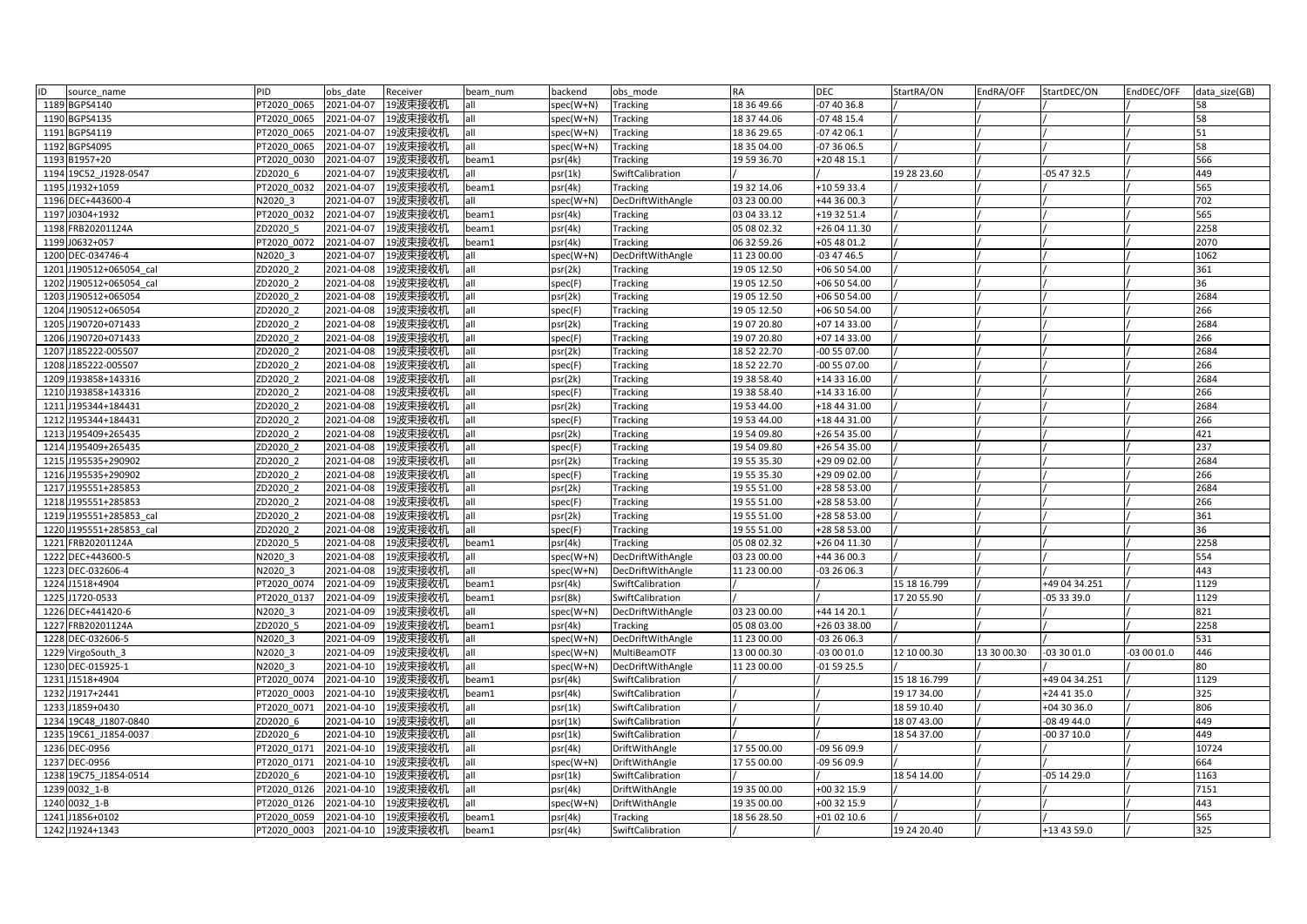| ID | source_name | PID | obs_date | Receiver | beam_num | backend | obs_mode | RA | DEC | StartRA/ON | EndRA/OFF | StartDEC/ON | EndDEC/OFF | data_size(GB) |
|---|---|---|---|---|---|---|---|---|---|---|---|---|---|---|
| 1189 | BGPS4140 | PT2020_0065 | 2021-04-07 | 19波束接收机 | all | spec(W+N) | Tracking | 18 36 49.66 | -07 40 36.8 | / | / | / | / | 58 |
| 1190 | BGPS4135 | PT2020_0065 | 2021-04-07 | 19波束接收机 | all | spec(W+N) | Tracking | 18 37 44.06 | -07 48 15.4 | / | / | / | / | 58 |
| 1191 | BGPS4119 | PT2020_0065 | 2021-04-07 | 19波束接收机 | all | spec(W+N) | Tracking | 18 36 29.65 | -07 42 06.1 | / | / | / | / | 51 |
| 1192 | BGPS4095 | PT2020_0065 | 2021-04-07 | 19波束接收机 | all | spec(W+N) | Tracking | 18 35 04.00 | -07 36 06.5 | / | / | / | / | 58 |
| 1193 | B1957+20 | PT2020_0030 | 2021-04-07 | 19波束接收机 | beam1 | psr(4k) | Tracking | 19 59 36.70 | +20 48 15.1 | / | / | / | / | 566 |
| 1194 | 19C52_J1928-0547 | ZD2020_6 | 2021-04-07 | 19波束接收机 | all | psr(1k) | SwiftCalibration | / | / | 19 28 23.60 | / | -05 47 32.5 | / | 449 |
| 1195 | J1932+1059 | PT2020_0032 | 2021-04-07 | 19波束接收机 | beam1 | psr(4k) | Tracking | 19 32 14.06 | +10 59 33.4 | / | / | / | / | 565 |
| 1196 | DEC+443600-4 | N2020_3 | 2021-04-07 | 19波束接收机 | all | spec(W+N) | DecDriftWithAngle | 03 23 00.00 | +44 36 00.3 | / | / | / | / | 702 |
| 1197 | J0304+1932 | PT2020_0032 | 2021-04-07 | 19波束接收机 | beam1 | psr(4k) | Tracking | 03 04 33.12 | +19 32 51.4 | / | / | / | / | 565 |
| 1198 | FRB20201124A | ZD2020_5 | 2021-04-07 | 19波束接收机 | beam1 | psr(4k) | Tracking | 05 08 02.32 | +26 04 11.30 | / | / | / | / | 2258 |
| 1199 | J0632+057 | PT2020_0072 | 2021-04-07 | 19波束接收机 | beam1 | psr(4k) | Tracking | 06 32 59.26 | +05 48 01.2 | / | / | / | / | 2070 |
| 1200 | DEC-034746-4 | N2020_3 | 2021-04-07 | 19波束接收机 | all | spec(W+N) | DecDriftWithAngle | 11 23 00.00 | -03 47 46.5 | / | / | / | / | 1062 |
| 1201 | J190512+065054_cal | ZD2020_2 | 2021-04-08 | 19波束接收机 | all | psr(2k) | Tracking | 19 05 12.50 | +06 50 54.00 | / | / | / | / | 361 |
| 1202 | J190512+065054_cal | ZD2020_2 | 2021-04-08 | 19波束接收机 | all | spec(F) | Tracking | 19 05 12.50 | +06 50 54.00 | / | / | / | / | 36 |
| 1203 | J190512+065054 | ZD2020_2 | 2021-04-08 | 19波束接收机 | all | psr(2k) | Tracking | 19 05 12.50 | +06 50 54.00 | / | / | / | / | 2684 |
| 1204 | J190512+065054 | ZD2020_2 | 2021-04-08 | 19波束接收机 | all | spec(F) | Tracking | 19 05 12.50 | +06 50 54.00 | / | / | / | / | 266 |
| 1205 | J190720+071433 | ZD2020_2 | 2021-04-08 | 19波束接收机 | all | psr(2k) | Tracking | 19 07 20.80 | +07 14 33.00 | / | / | / | / | 2684 |
| 1206 | J190720+071433 | ZD2020_2 | 2021-04-08 | 19波束接收机 | all | spec(F) | Tracking | 19 07 20.80 | +07 14 33.00 | / | / | / | / | 266 |
| 1207 | J185222-005507 | ZD2020_2 | 2021-04-08 | 19波束接收机 | all | psr(2k) | Tracking | 18 52 22.70 | -00 55 07.00 | / | / | / | / | 2684 |
| 1208 | J185222-005507 | ZD2020_2 | 2021-04-08 | 19波束接收机 | all | spec(F) | Tracking | 18 52 22.70 | -00 55 07.00 | / | / | / | / | 266 |
| 1209 | J193858+143316 | ZD2020_2 | 2021-04-08 | 19波束接收机 | all | psr(2k) | Tracking | 19 38 58.40 | +14 33 16.00 | / | / | / | / | 2684 |
| 1210 | J193858+143316 | ZD2020_2 | 2021-04-08 | 19波束接收机 | all | spec(F) | Tracking | 19 38 58.40 | +14 33 16.00 | / | / | / | / | 266 |
| 1211 | J195344+184431 | ZD2020_2 | 2021-04-08 | 19波束接收机 | all | psr(2k) | Tracking | 19 53 44.00 | +18 44 31.00 | / | / | / | / | 2684 |
| 1212 | J195344+184431 | ZD2020_2 | 2021-04-08 | 19波束接收机 | all | spec(F) | Tracking | 19 53 44.00 | +18 44 31.00 | / | / | / | / | 266 |
| 1213 | J195409+265435 | ZD2020_2 | 2021-04-08 | 19波束接收机 | all | psr(2k) | Tracking | 19 54 09.80 | +26 54 35.00 | / | / | / | / | 421 |
| 1214 | J195409+265435 | ZD2020_2 | 2021-04-08 | 19波束接收机 | all | spec(F) | Tracking | 19 54 09.80 | +26 54 35.00 | / | / | / | / | 237 |
| 1215 | J195535+290902 | ZD2020_2 | 2021-04-08 | 19波束接收机 | all | psr(2k) | Tracking | 19 55 35.30 | +29 09 02.00 | / | / | / | / | 2684 |
| 1216 | J195535+290902 | ZD2020_2 | 2021-04-08 | 19波束接收机 | all | spec(F) | Tracking | 19 55 35.30 | +29 09 02.00 | / | / | / | / | 266 |
| 1217 | J195551+285853 | ZD2020_2 | 2021-04-08 | 19波束接收机 | all | psr(2k) | Tracking | 19 55 51.00 | +28 58 53.00 | / | / | / | / | 2684 |
| 1218 | J195551+285853 | ZD2020_2 | 2021-04-08 | 19波束接收机 | all | spec(F) | Tracking | 19 55 51.00 | +28 58 53.00 | / | / | / | / | 266 |
| 1219 | J195551+285853_cal | ZD2020_2 | 2021-04-08 | 19波束接收机 | all | psr(2k) | Tracking | 19 55 51.00 | +28 58 53.00 | / | / | / | / | 361 |
| 1220 | J195551+285853_cal | ZD2020_2 | 2021-04-08 | 19波束接收机 | all | spec(F) | Tracking | 19 55 51.00 | +28 58 53.00 | / | / | / | / | 36 |
| 1221 | FRB20201124A | ZD2020_5 | 2021-04-08 | 19波束接收机 | beam1 | psr(4k) | Tracking | 05 08 02.32 | +26 04 11.30 | / | / | / | / | 2258 |
| 1222 | DEC+443600-5 | N2020_3 | 2021-04-08 | 19波束接收机 | all | spec(W+N) | DecDriftWithAngle | 03 23 00.00 | +44 36 00.3 | / | / | / | / | 554 |
| 1223 | DEC-032606-4 | N2020_3 | 2021-04-08 | 19波束接收机 | all | spec(W+N) | DecDriftWithAngle | 11 23 00.00 | -03 26 06.3 | / | / | / | / | 443 |
| 1224 | J1518+4904 | PT2020_0074 | 2021-04-09 | 19波束接收机 | beam1 | psr(4k) | SwiftCalibration | / | / | 15 18 16.799 | / | +49 04 34.251 | / | 1129 |
| 1225 | J1720-0533 | PT2020_0137 | 2021-04-09 | 19波束接收机 | beam1 | psr(8k) | SwiftCalibration | / | / | 17 20 55.90 | / | -05 33 39.0 | / | 1129 |
| 1226 | DEC+441420-6 | N2020_3 | 2021-04-09 | 19波束接收机 | all | spec(W+N) | DecDriftWithAngle | 03 23 00.00 | +44 14 20.1 | / | / | / | / | 821 |
| 1227 | FRB20201124A | ZD2020_5 | 2021-04-09 | 19波束接收机 | beam1 | psr(4k) | Tracking | 05 08 03.00 | +26 03 38.00 | / | / | / | / | 2258 |
| 1228 | DEC-032606-5 | N2020_3 | 2021-04-09 | 19波束接收机 | all | spec(W+N) | DecDriftWithAngle | 11 23 00.00 | -03 26 06.3 | / | / | / | / | 531 |
| 1229 | VirgoSouth_3 | N2020_3 | 2021-04-09 | 19波束接收机 | all | spec(W+N) | MultiBeamOTF | 13 00 00.30 | -03 00 01.0 | 12 10 00.30 | 13 30 00.30 | -03 30 01.0 | -03 00 01.0 | 446 |
| 1230 | DEC-015925-1 | N2020_3 | 2021-04-10 | 19波束接收机 | all | spec(W+N) | DecDriftWithAngle | 11 23 00.00 | -01 59 25.5 | / | / | / | / | 80 |
| 1231 | J1518+4904 | PT2020_0074 | 2021-04-10 | 19波束接收机 | beam1 | psr(4k) | SwiftCalibration | / | / | 15 18 16.799 | / | +49 04 34.251 | / | 1129 |
| 1232 | J1917+2441 | PT2020_0003 | 2021-04-10 | 19波束接收机 | beam1 | psr(4k) | SwiftCalibration | / | / | 19 17 34.00 | / | +24 41 35.0 | / | 325 |
| 1233 | J1859+0430 | PT2020_0071 | 2021-04-10 | 19波束接收机 | all | psr(1k) | SwiftCalibration | / | / | 18 59 10.40 | / | +04 30 36.0 | / | 806 |
| 1234 | 19C48_J1807-0840 | ZD2020_6 | 2021-04-10 | 19波束接收机 | all | psr(1k) | SwiftCalibration | / | / | 18 07 43.00 | / | -08 49 44.0 | / | 449 |
| 1235 | 19C61_J1854-0037 | ZD2020_6 | 2021-04-10 | 19波束接收机 | all | psr(1k) | SwiftCalibration | / | / | 18 54 37.00 | / | -00 37 10.0 | / | 449 |
| 1236 | DEC-0956 | PT2020_0171 | 2021-04-10 | 19波束接收机 | all | psr(4k) | DriftWithAngle | 17 55 00.00 | -09 56 09.9 | / | / | / | / | 10724 |
| 1237 | DEC-0956 | PT2020_0171 | 2021-04-10 | 19波束接收机 | all | spec(W+N) | DriftWithAngle | 17 55 00.00 | -09 56 09.9 | / | / | / | / | 664 |
| 1238 | 19C75_J1854-0514 | ZD2020_6 | 2021-04-10 | 19波束接收机 | all | psr(1k) | SwiftCalibration | / | / | 18 54 14.00 | / | -05 14 29.0 | / | 1163 |
| 1239 | 0032_1-B | PT2020_0126 | 2021-04-10 | 19波束接收机 | all | psr(4k) | DriftWithAngle | 19 35 00.00 | +00 32 15.9 | / | / | / | / | 7151 |
| 1240 | 0032_1-B | PT2020_0126 | 2021-04-10 | 19波束接收机 | all | spec(W+N) | DriftWithAngle | 19 35 00.00 | +00 32 15.9 | / | / | / | / | 443 |
| 1241 | J1856+0102 | PT2020_0059 | 2021-04-10 | 19波束接收机 | beam1 | psr(4k) | Tracking | 18 56 28.50 | +01 02 10.6 | / | / | / | / | 565 |
| 1242 | J1924+1343 | PT2020_0003 | 2021-04-10 | 19波束接收机 | beam1 | psr(4k) | SwiftCalibration | / | / | 19 24 20.40 | / | +13 43 59.0 | / | 325 |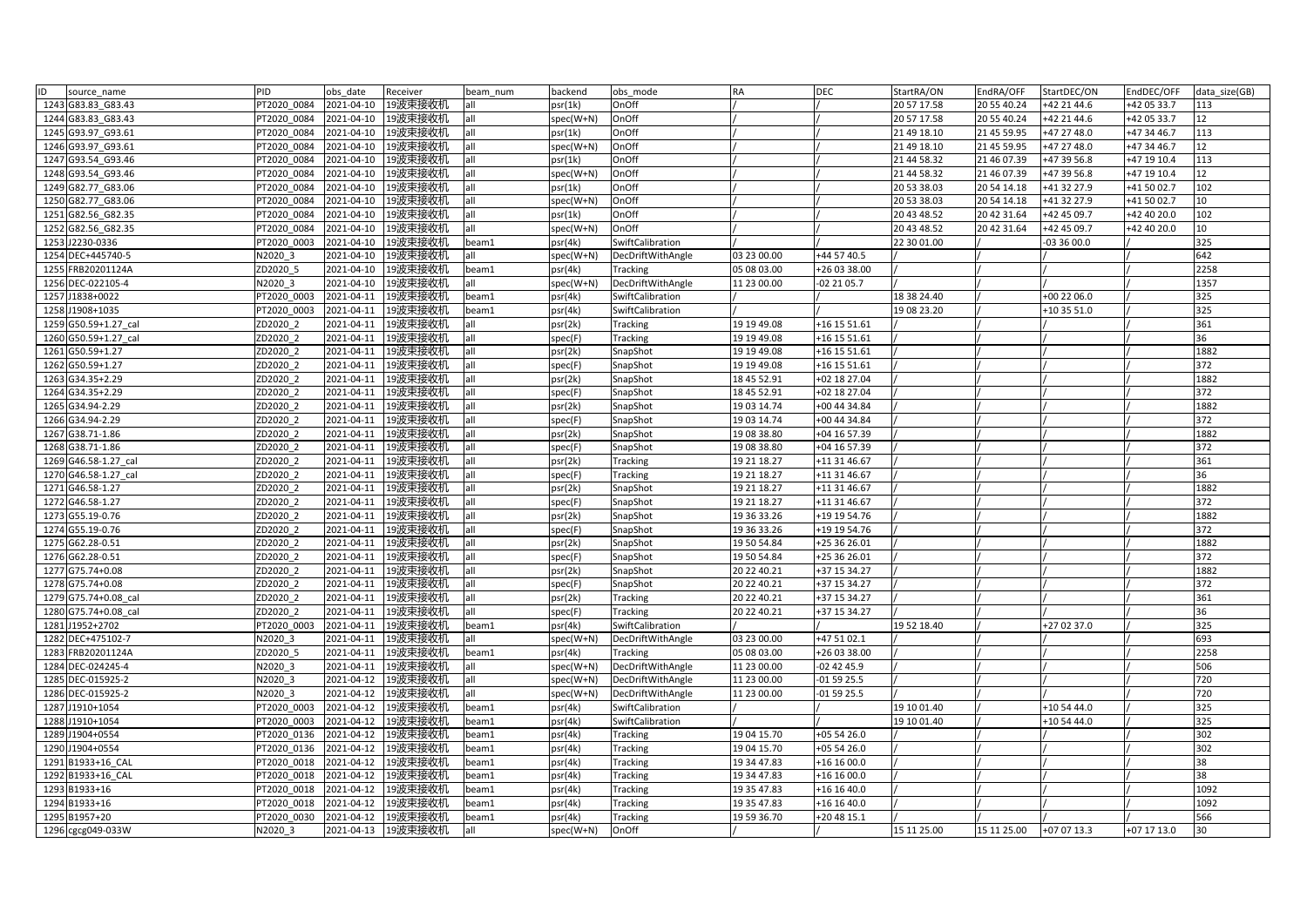| ID | source_name | PID | obs_date | Receiver | beam_num | backend | obs_mode | RA | DEC | StartRA/ON | EndRA/OFF | StartDEC/ON | EndDEC/OFF | data_size(GB) |
|---|---|---|---|---|---|---|---|---|---|---|---|---|---|---|
| 1243 | G83.83_G83.43 | PT2020_0084 | 2021-04-10 | 19波束接收机 | all | psr(1k) | OnOff | / | / | 20 57 17.58 | 20 55 40.24 | +42 21 44.6 | +42 05 33.7 | 113 |
| 1244 | G83.83_G83.43 | PT2020_0084 | 2021-04-10 | 19波束接收机 | all | spec(W+N) | OnOff | / | / | 20 57 17.58 | 20 55 40.24 | +42 21 44.6 | +42 05 33.7 | 12 |
| 1245 | G93.97_G93.61 | PT2020_0084 | 2021-04-10 | 19波束接收机 | all | psr(1k) | OnOff | / | / | 21 49 18.10 | 21 45 59.95 | +47 27 48.0 | +47 34 46.7 | 113 |
| 1246 | G93.97_G93.61 | PT2020_0084 | 2021-04-10 | 19波束接收机 | all | spec(W+N) | OnOff | / | / | 21 49 18.10 | 21 45 59.95 | +47 27 48.0 | +47 34 46.7 | 12 |
| 1247 | G93.54_G93.46 | PT2020_0084 | 2021-04-10 | 19波束接收机 | all | psr(1k) | OnOff | / | / | 21 44 58.32 | 21 46 07.39 | +47 39 56.8 | +47 19 10.4 | 113 |
| 1248 | G93.54_G93.46 | PT2020_0084 | 2021-04-10 | 19波束接收机 | all | spec(W+N) | OnOff | / | / | 21 44 58.32 | 21 46 07.39 | +47 39 56.8 | +47 19 10.4 | 12 |
| 1249 | G82.77_G83.06 | PT2020_0084 | 2021-04-10 | 19波束接收机 | all | psr(1k) | OnOff | / | / | 20 53 38.03 | 20 54 14.18 | +41 32 27.9 | +41 50 02.7 | 102 |
| 1250 | G82.77_G83.06 | PT2020_0084 | 2021-04-10 | 19波束接收机 | all | spec(W+N) | OnOff | / | / | 20 53 38.03 | 20 54 14.18 | +41 32 27.9 | +41 50 02.7 | 10 |
| 1251 | G82.56_G82.35 | PT2020_0084 | 2021-04-10 | 19波束接收机 | all | psr(1k) | OnOff | / | / | 20 43 48.52 | 20 42 31.64 | +42 45 09.7 | +42 40 20.0 | 102 |
| 1252 | G82.56_G82.35 | PT2020_0084 | 2021-04-10 | 19波束接收机 | all | spec(W+N) | OnOff | / | / | 20 43 48.52 | 20 42 31.64 | +42 45 09.7 | +42 40 20.0 | 10 |
| 1253 | J2230-0336 | PT2020_0003 | 2021-04-10 | 19波束接收机 | beam1 | psr(4k) | SwiftCalibration | / | / | 22 30 01.00 | / | -03 36 00.0 | / | 325 |
| 1254 | DEC+445740-5 | N2020_3 | 2021-04-10 | 19波束接收机 | all | spec(W+N) | DecDriftWithAngle | 03 23 00.00 | +44 57 40.5 | / | / | / | / | 642 |
| 1255 | FRB20201124A | ZD2020_5 | 2021-04-10 | 19波束接收机 | beam1 | psr(4k) | Tracking | 05 08 03.00 | +26 03 38.00 | / | / | / | / | 2258 |
| 1256 | DEC-022105-4 | N2020_3 | 2021-04-10 | 19波束接收机 | all | spec(W+N) | DecDriftWithAngle | 11 23 00.00 | -02 21 05.7 | / | / | / | / | 1357 |
| 1257 | J1838+0022 | PT2020_0003 | 2021-04-11 | 19波束接收机 | beam1 | psr(4k) | SwiftCalibration | / | / | 18 38 24.40 | / | +00 22 06.0 | / | 325 |
| 1258 | J1908+1035 | PT2020_0003 | 2021-04-11 | 19波束接收机 | beam1 | psr(4k) | SwiftCalibration | / | / | 19 08 23.20 | / | +10 35 51.0 | / | 325 |
| 1259 | G50.59+1.27_cal | ZD2020_2 | 2021-04-11 | 19波束接收机 | all | psr(2k) | Tracking | 19 19 49.08 | +16 15 51.61 | / | / | / | / | 361 |
| 1260 | G50.59+1.27_cal | ZD2020_2 | 2021-04-11 | 19波束接收机 | all | spec(F) | Tracking | 19 19 49.08 | +16 15 51.61 | / | / | / | / | 36 |
| 1261 | G50.59+1.27 | ZD2020_2 | 2021-04-11 | 19波束接收机 | all | psr(2k) | SnapShot | 19 19 49.08 | +16 15 51.61 | / | / | / | / | 1882 |
| 1262 | G50.59+1.27 | ZD2020_2 | 2021-04-11 | 19波束接收机 | all | spec(F) | SnapShot | 19 19 49.08 | +16 15 51.61 | / | / | / | / | 372 |
| 1263 | G34.35+2.29 | ZD2020_2 | 2021-04-11 | 19波束接收机 | all | psr(2k) | SnapShot | 18 45 52.91 | +02 18 27.04 | / | / | / | / | 1882 |
| 1264 | G34.35+2.29 | ZD2020_2 | 2021-04-11 | 19波束接收机 | all | spec(F) | SnapShot | 18 45 52.91 | +02 18 27.04 | / | / | / | / | 372 |
| 1265 | G34.94-2.29 | ZD2020_2 | 2021-04-11 | 19波束接收机 | all | psr(2k) | SnapShot | 19 03 14.74 | +00 44 34.84 | / | / | / | / | 1882 |
| 1266 | G34.94-2.29 | ZD2020_2 | 2021-04-11 | 19波束接收机 | all | spec(F) | SnapShot | 19 03 14.74 | +00 44 34.84 | / | / | / | / | 372 |
| 1267 | G38.71-1.86 | ZD2020_2 | 2021-04-11 | 19波束接收机 | all | psr(2k) | SnapShot | 19 08 38.80 | +04 16 57.39 | / | / | / | / | 1882 |
| 1268 | G38.71-1.86 | ZD2020_2 | 2021-04-11 | 19波束接收机 | all | spec(F) | SnapShot | 19 08 38.80 | +04 16 57.39 | / | / | / | / | 372 |
| 1269 | G46.58-1.27_cal | ZD2020_2 | 2021-04-11 | 19波束接收机 | all | psr(2k) | Tracking | 19 21 18.27 | +11 31 46.67 | / | / | / | / | 361 |
| 1270 | G46.58-1.27_cal | ZD2020_2 | 2021-04-11 | 19波束接收机 | all | spec(F) | Tracking | 19 21 18.27 | +11 31 46.67 | / | / | / | / | 36 |
| 1271 | G46.58-1.27 | ZD2020_2 | 2021-04-11 | 19波束接收机 | all | psr(2k) | SnapShot | 19 21 18.27 | +11 31 46.67 | / | / | / | / | 1882 |
| 1272 | G46.58-1.27 | ZD2020_2 | 2021-04-11 | 19波束接收机 | all | spec(F) | SnapShot | 19 21 18.27 | +11 31 46.67 | / | / | / | / | 372 |
| 1273 | G55.19-0.76 | ZD2020_2 | 2021-04-11 | 19波束接收机 | all | psr(2k) | SnapShot | 19 36 33.26 | +19 19 54.76 | / | / | / | / | 1882 |
| 1274 | G55.19-0.76 | ZD2020_2 | 2021-04-11 | 19波束接收机 | all | spec(F) | SnapShot | 19 36 33.26 | +19 19 54.76 | / | / | / | / | 372 |
| 1275 | G62.28-0.51 | ZD2020_2 | 2021-04-11 | 19波束接收机 | all | psr(2k) | SnapShot | 19 50 54.84 | +25 36 26.01 | / | / | / | / | 1882 |
| 1276 | G62.28-0.51 | ZD2020_2 | 2021-04-11 | 19波束接收机 | all | spec(F) | SnapShot | 19 50 54.84 | +25 36 26.01 | / | / | / | / | 372 |
| 1277 | G75.74+0.08 | ZD2020_2 | 2021-04-11 | 19波束接收机 | all | psr(2k) | SnapShot | 20 22 40.21 | +37 15 34.27 | / | / | / | / | 1882 |
| 1278 | G75.74+0.08 | ZD2020_2 | 2021-04-11 | 19波束接收机 | all | spec(F) | SnapShot | 20 22 40.21 | +37 15 34.27 | / | / | / | / | 372 |
| 1279 | G75.74+0.08_cal | ZD2020_2 | 2021-04-11 | 19波束接收机 | all | psr(2k) | Tracking | 20 22 40.21 | +37 15 34.27 | / | / | / | / | 361 |
| 1280 | G75.74+0.08_cal | ZD2020_2 | 2021-04-11 | 19波束接收机 | all | spec(F) | Tracking | 20 22 40.21 | +37 15 34.27 | / | / | / | / | 36 |
| 1281 | J1952+2702 | PT2020_0003 | 2021-04-11 | 19波束接收机 | beam1 | psr(4k) | SwiftCalibration | / | / | 19 52 18.40 | / | +27 02 37.0 | / | 325 |
| 1282 | DEC+475102-7 | N2020_3 | 2021-04-11 | 19波束接收机 | all | spec(W+N) | DecDriftWithAngle | 03 23 00.00 | +47 51 02.1 | / | / | / | / | 693 |
| 1283 | FRB20201124A | ZD2020_5 | 2021-04-11 | 19波束接收机 | beam1 | psr(4k) | Tracking | 05 08 03.00 | +26 03 38.00 | / | / | / | / | 2258 |
| 1284 | DEC-024245-4 | N2020_3 | 2021-04-11 | 19波束接收机 | all | spec(W+N) | DecDriftWithAngle | 11 23 00.00 | -02 42 45.9 | / | / | / | / | 506 |
| 1285 | DEC-015925-2 | N2020_3 | 2021-04-12 | 19波束接收机 | all | spec(W+N) | DecDriftWithAngle | 11 23 00.00 | -01 59 25.5 | / | / | / | / | 720 |
| 1286 | DEC-015925-2 | N2020_3 | 2021-04-12 | 19波束接收机 | all | spec(W+N) | DecDriftWithAngle | 11 23 00.00 | -01 59 25.5 | / | / | / | / | 720 |
| 1287 | J1910+1054 | PT2020_0003 | 2021-04-12 | 19波束接收机 | beam1 | psr(4k) | SwiftCalibration | / | / | 19 10 01.40 | / | +10 54 44.0 | / | 325 |
| 1288 | J1910+1054 | PT2020_0003 | 2021-04-12 | 19波束接收机 | beam1 | psr(4k) | SwiftCalibration | / | / | 19 10 01.40 | / | +10 54 44.0 | / | 325 |
| 1289 | J1904+0554 | PT2020_0136 | 2021-04-12 | 19波束接收机 | beam1 | psr(4k) | Tracking | 19 04 15.70 | +05 54 26.0 | / | / | / | / | 302 |
| 1290 | J1904+0554 | PT2020_0136 | 2021-04-12 | 19波束接收机 | beam1 | psr(4k) | Tracking | 19 04 15.70 | +05 54 26.0 | / | / | / | / | 302 |
| 1291 | B1933+16_CAL | PT2020_0018 | 2021-04-12 | 19波束接收机 | beam1 | psr(4k) | Tracking | 19 34 47.83 | +16 16 00.0 | / | / | / | / | 38 |
| 1292 | B1933+16_CAL | PT2020_0018 | 2021-04-12 | 19波束接收机 | beam1 | psr(4k) | Tracking | 19 34 47.83 | +16 16 00.0 | / | / | / | / | 38 |
| 1293 | B1933+16 | PT2020_0018 | 2021-04-12 | 19波束接收机 | beam1 | psr(4k) | Tracking | 19 35 47.83 | +16 16 40.0 | / | / | / | / | 1092 |
| 1294 | B1933+16 | PT2020_0018 | 2021-04-12 | 19波束接收机 | beam1 | psr(4k) | Tracking | 19 35 47.83 | +16 16 40.0 | / | / | / | / | 1092 |
| 1295 | B1957+20 | PT2020_0030 | 2021-04-12 | 19波束接收机 | beam1 | psr(4k) | Tracking | 19 59 36.70 | +20 48 15.1 | / | / | / | / | 566 |
| 1296 | cgcg049-033W | N2020_3 | 2021-04-13 | 19波束接收机 | all | spec(W+N) | OnOff | / | / | 15 11 25.00 | 15 11 25.00 | +07 07 13.3 | +07 17 13.0 | 30 |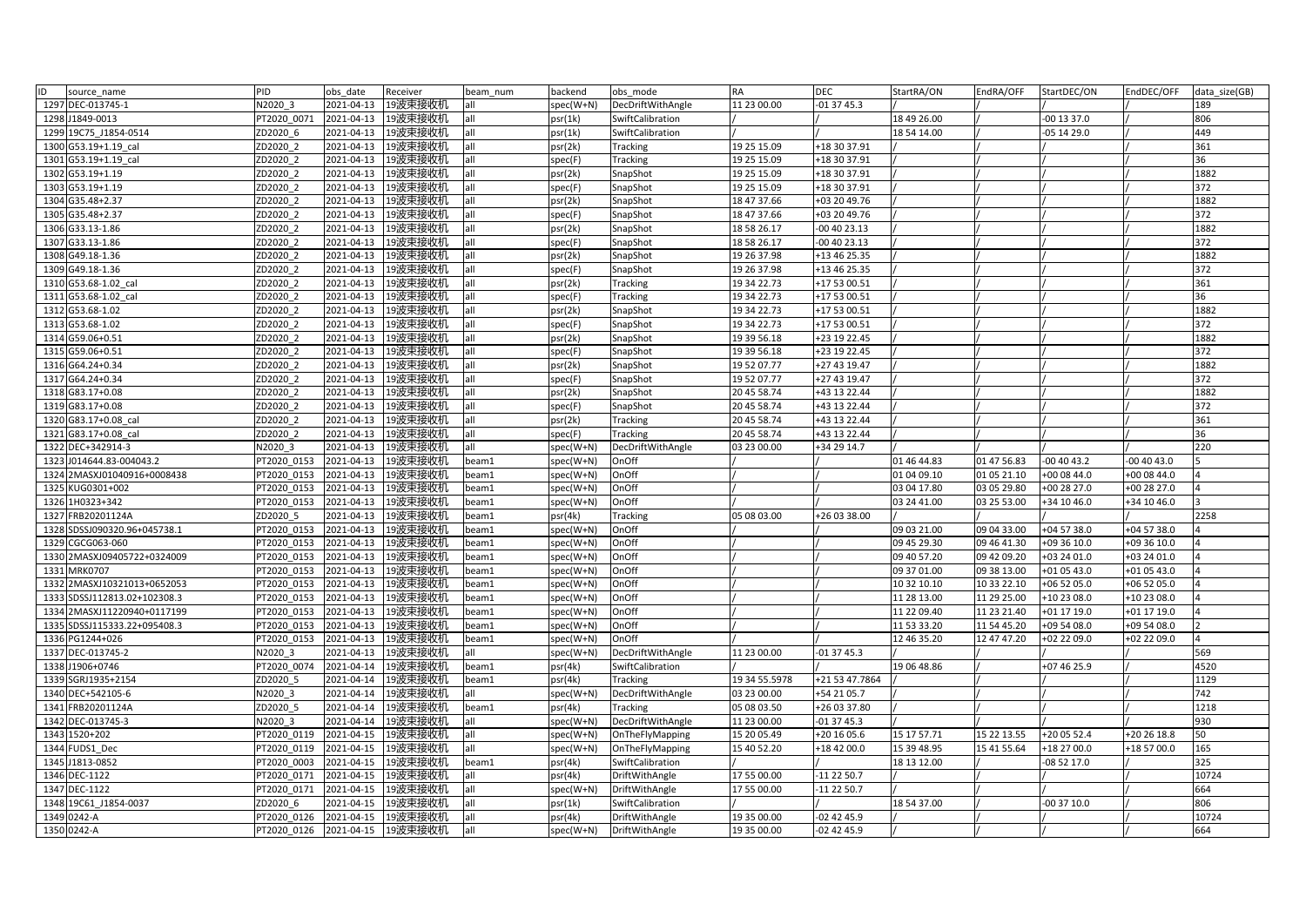| ID | source_name | PID | obs_date | Receiver | beam_num | backend | obs_mode | RA | DEC | StartRA/ON | EndRA/OFF | StartDEC/ON | EndDEC/OFF | data_size(GB) |
|---|---|---|---|---|---|---|---|---|---|---|---|---|---|---|
| 1297 | DEC-013745-1 | N2020_3 | 2021-04-13 | 19波束接收机 | all | spec(W+N) | DecDriftWithAngle | 11 23 00.00 | -01 37 45.3 | / | / | / | / | 189 |
| 1298 | J1849-0013 | PT2020_0071 | 2021-04-13 | 19波束接收机 | all | psr(1k) | SwiftCalibration | / | / | 18 49 26.00 | / | -00 13 37.0 | / | 806 |
| 1299 | 19C75_J1854-0514 | ZD2020_6 | 2021-04-13 | 19波束接收机 | all | psr(1k) | SwiftCalibration | / | / | 18 54 14.00 | / | -05 14 29.0 | / | 449 |
| 1300 | G53.19+1.19_cal | ZD2020_2 | 2021-04-13 | 19波束接收机 | all | psr(2k) | Tracking | 19 25 15.09 | +18 30 37.91 | / | / | / | / | 361 |
| 1301 | G53.19+1.19_cal | ZD2020_2 | 2021-04-13 | 19波束接收机 | all | spec(F) | Tracking | 19 25 15.09 | +18 30 37.91 | / | / | / | / | 36 |
| 1302 | G53.19+1.19 | ZD2020_2 | 2021-04-13 | 19波束接收机 | all | psr(2k) | SnapShot | 19 25 15.09 | +18 30 37.91 | / | / | / | / | 1882 |
| 1303 | G53.19+1.19 | ZD2020_2 | 2021-04-13 | 19波束接收机 | all | spec(F) | SnapShot | 19 25 15.09 | +18 30 37.91 | / | / | / | / | 372 |
| 1304 | G35.48+2.37 | ZD2020_2 | 2021-04-13 | 19波束接收机 | all | psr(2k) | SnapShot | 18 47 37.66 | +03 20 49.76 | / | / | / | / | 1882 |
| 1305 | G35.48+2.37 | ZD2020_2 | 2021-04-13 | 19波束接收机 | all | spec(F) | SnapShot | 18 47 37.66 | +03 20 49.76 | / | / | / | / | 372 |
| 1306 | G33.13-1.86 | ZD2020_2 | 2021-04-13 | 19波束接收机 | all | psr(2k) | SnapShot | 18 58 26.17 | -00 40 23.13 | / | / | / | / | 1882 |
| 1307 | G33.13-1.86 | ZD2020_2 | 2021-04-13 | 19波束接收机 | all | spec(F) | SnapShot | 18 58 26.17 | -00 40 23.13 | / | / | / | / | 372 |
| 1308 | G49.18-1.36 | ZD2020_2 | 2021-04-13 | 19波束接收机 | all | psr(2k) | SnapShot | 19 26 37.98 | +13 46 25.35 | / | / | / | / | 1882 |
| 1309 | G49.18-1.36 | ZD2020_2 | 2021-04-13 | 19波束接收机 | all | spec(F) | SnapShot | 19 26 37.98 | +13 46 25.35 | / | / | / | / | 372 |
| 1310 | G53.68-1.02_cal | ZD2020_2 | 2021-04-13 | 19波束接收机 | all | psr(2k) | Tracking | 19 34 22.73 | +17 53 00.51 | / | / | / | / | 361 |
| 1311 | G53.68-1.02_cal | ZD2020_2 | 2021-04-13 | 19波束接收机 | all | spec(F) | Tracking | 19 34 22.73 | +17 53 00.51 | / | / | / | / | 36 |
| 1312 | G53.68-1.02 | ZD2020_2 | 2021-04-13 | 19波束接收机 | all | psr(2k) | SnapShot | 19 34 22.73 | +17 53 00.51 | / | / | / | / | 1882 |
| 1313 | G53.68-1.02 | ZD2020_2 | 2021-04-13 | 19波束接收机 | all | spec(F) | SnapShot | 19 34 22.73 | +17 53 00.51 | / | / | / | / | 372 |
| 1314 | G59.06+0.51 | ZD2020_2 | 2021-04-13 | 19波束接收机 | all | psr(2k) | SnapShot | 19 39 56.18 | +23 19 22.45 | / | / | / | / | 1882 |
| 1315 | G59.06+0.51 | ZD2020_2 | 2021-04-13 | 19波束接收机 | all | spec(F) | SnapShot | 19 39 56.18 | +23 19 22.45 | / | / | / | / | 372 |
| 1316 | G64.24+0.34 | ZD2020_2 | 2021-04-13 | 19波束接收机 | all | psr(2k) | SnapShot | 19 52 07.77 | +27 43 19.47 | / | / | / | / | 1882 |
| 1317 | G64.24+0.34 | ZD2020_2 | 2021-04-13 | 19波束接收机 | all | spec(F) | SnapShot | 19 52 07.77 | +27 43 19.47 | / | / | / | / | 372 |
| 1318 | G83.17+0.08 | ZD2020_2 | 2021-04-13 | 19波束接收机 | all | psr(2k) | SnapShot | 20 45 58.74 | +43 13 22.44 | / | / | / | / | 1882 |
| 1319 | G83.17+0.08 | ZD2020_2 | 2021-04-13 | 19波束接收机 | all | spec(F) | SnapShot | 20 45 58.74 | +43 13 22.44 | / | / | / | / | 372 |
| 1320 | G83.17+0.08_cal | ZD2020_2 | 2021-04-13 | 19波束接收机 | all | psr(2k) | Tracking | 20 45 58.74 | +43 13 22.44 | / | / | / | / | 361 |
| 1321 | G83.17+0.08_cal | ZD2020_2 | 2021-04-13 | 19波束接收机 | all | spec(F) | Tracking | 20 45 58.74 | +43 13 22.44 | / | / | / | / | 36 |
| 1322 | DEC+342914-3 | N2020_3 | 2021-04-13 | 19波束接收机 | all | spec(W+N) | DecDriftWithAngle | 03 23 00.00 | +34 29 14.7 | / | / | / | / | 220 |
| 1323 | J014644.83-004043.2 | PT2020_0153 | 2021-04-13 | 19波束接收机 | beam1 | spec(W+N) | OnOff | / | / | 01 46 44.83 | 01 47 56.83 | -00 40 43.2 | -00 40 43.0 | 5 |
| 1324 | 2MASXJ01040916+0008438 | PT2020_0153 | 2021-04-13 | 19波束接收机 | beam1 | spec(W+N) | OnOff | / | / | 01 04 09.10 | 01 05 21.10 | +00 08 44.0 | +00 08 44.0 | 4 |
| 1325 | KUG0301+002 | PT2020_0153 | 2021-04-13 | 19波束接收机 | beam1 | spec(W+N) | OnOff | / | / | 03 04 17.80 | 03 05 29.80 | +00 28 27.0 | +00 28 27.0 | 4 |
| 1326 | 1H0323+342 | PT2020_0153 | 2021-04-13 | 19波束接收机 | beam1 | spec(W+N) | OnOff | / | / | 03 24 41.00 | 03 25 53.00 | +34 10 46.0 | +34 10 46.0 | 3 |
| 1327 | FRB20201124A | ZD2020_5 | 2021-04-13 | 19波束接收机 | beam1 | psr(4k) | Tracking | 05 08 03.00 | +26 03 38.00 | / | / | / | / | 2258 |
| 1328 | SDSSJ090320.96+045738.1 | PT2020_0153 | 2021-04-13 | 19波束接收机 | beam1 | spec(W+N) | OnOff | / | / | 09 03 21.00 | 09 04 33.00 | +04 57 38.0 | +04 57 38.0 | 4 |
| 1329 | CGCG063-060 | PT2020_0153 | 2021-04-13 | 19波束接收机 | beam1 | spec(W+N) | OnOff | / | / | 09 45 29.30 | 09 46 41.30 | +09 36 10.0 | +09 36 10.0 | 4 |
| 1330 | 2MASXJ09405722+0324009 | PT2020_0153 | 2021-04-13 | 19波束接收机 | beam1 | spec(W+N) | OnOff | / | / | 09 40 57.20 | 09 42 09.20 | +03 24 01.0 | +03 24 01.0 | 4 |
| 1331 | MRK0707 | PT2020_0153 | 2021-04-13 | 19波束接收机 | beam1 | spec(W+N) | OnOff | / | / | 09 37 01.00 | 09 38 13.00 | +01 05 43.0 | +01 05 43.0 | 4 |
| 1332 | 2MASXJ10321013+0652053 | PT2020_0153 | 2021-04-13 | 19波束接收机 | beam1 | spec(W+N) | OnOff | / | / | 10 32 10.10 | 10 33 22.10 | +06 52 05.0 | +06 52 05.0 | 4 |
| 1333 | SDSSJ112813.02+102308.3 | PT2020_0153 | 2021-04-13 | 19波束接收机 | beam1 | spec(W+N) | OnOff | / | / | 11 28 13.00 | 11 29 25.00 | +10 23 08.0 | +10 23 08.0 | 4 |
| 1334 | 2MASXJ11220940+0117199 | PT2020_0153 | 2021-04-13 | 19波束接收机 | beam1 | spec(W+N) | OnOff | / | / | 11 22 09.40 | 11 23 21.40 | +01 17 19.0 | +01 17 19.0 | 4 |
| 1335 | SDSSJ115333.22+095408.3 | PT2020_0153 | 2021-04-13 | 19波束接收机 | beam1 | spec(W+N) | OnOff | / | / | 11 53 33.20 | 11 54 45.20 | +09 54 08.0 | +09 54 08.0 | 2 |
| 1336 | PG1244+026 | PT2020_0153 | 2021-04-13 | 19波束接收机 | beam1 | spec(W+N) | OnOff | / | / | 12 46 35.20 | 12 47 47.20 | +02 22 09.0 | +02 22 09.0 | 4 |
| 1337 | DEC-013745-2 | N2020_3 | 2021-04-13 | 19波束接收机 | all | spec(W+N) | DecDriftWithAngle | 11 23 00.00 | -01 37 45.3 | / | / | / | / | 569 |
| 1338 | J1906+0746 | PT2020_0074 | 2021-04-14 | 19波束接收机 | beam1 | psr(4k) | SwiftCalibration | / | / | 19 06 48.86 | / | +07 46 25.9 | / | 4520 |
| 1339 | SGRJ1935+2154 | ZD2020_5 | 2021-04-14 | 19波束接收机 | beam1 | psr(4k) | Tracking | 19 34 55.5978 | +21 53 47.7864 | / | / | / | / | 1129 |
| 1340 | DEC+542105-6 | N2020_3 | 2021-04-14 | 19波束接收机 | all | spec(W+N) | DecDriftWithAngle | 03 23 00.00 | +54 21 05.7 | / | / | / | / | 742 |
| 1341 | FRB20201124A | ZD2020_5 | 2021-04-14 | 19波束接收机 | beam1 | psr(4k) | Tracking | 05 08 03.50 | +26 03 37.80 | / | / | / | / | 1218 |
| 1342 | DEC-013745-3 | N2020_3 | 2021-04-14 | 19波束接收机 | all | spec(W+N) | DecDriftWithAngle | 11 23 00.00 | -01 37 45.3 | / | / | / | / | 930 |
| 1343 | 1520+202 | PT2020_0119 | 2021-04-15 | 19波束接收机 | all | spec(W+N) | OnTheFlyMapping | 15 20 05.49 | +20 16 05.6 | 15 17 57.71 | 15 22 13.55 | +20 05 52.4 | +20 26 18.8 | 50 |
| 1344 | FUDS1_Dec | PT2020_0119 | 2021-04-15 | 19波束接收机 | all | spec(W+N) | OnTheFlyMapping | 15 40 52.20 | +18 42 00.0 | 15 39 48.95 | 15 41 55.64 | +18 27 00.0 | +18 57 00.0 | 165 |
| 1345 | J1813-0852 | PT2020_0003 | 2021-04-15 | 19波束接收机 | beam1 | psr(4k) | SwiftCalibration | / | / | 18 13 12.00 | / | -08 52 17.0 | / | 325 |
| 1346 | DEC-1122 | PT2020_0171 | 2021-04-15 | 19波束接收机 | all | psr(4k) | DriftWithAngle | 17 55 00.00 | -11 22 50.7 | / | / | / | / | 10724 |
| 1347 | DEC-1122 | PT2020_0171 | 2021-04-15 | 19波束接收机 | all | spec(W+N) | DriftWithAngle | 17 55 00.00 | -11 22 50.7 | / | / | / | / | 664 |
| 1348 | 19C61_J1854-0037 | ZD2020_6 | 2021-04-15 | 19波束接收机 | all | psr(1k) | SwiftCalibration | / | / | 18 54 37.00 | / | -00 37 10.0 | / | 806 |
| 1349 | 0242-A | PT2020_0126 | 2021-04-15 | 19波束接收机 | all | psr(4k) | DriftWithAngle | 19 35 00.00 | -02 42 45.9 | / | / | / | / | 10724 |
| 1350 | 0242-A | PT2020_0126 | 2021-04-15 | 19波束接收机 | all | spec(W+N) | DriftWithAngle | 19 35 00.00 | -02 42 45.9 | / | / | / | / | 664 |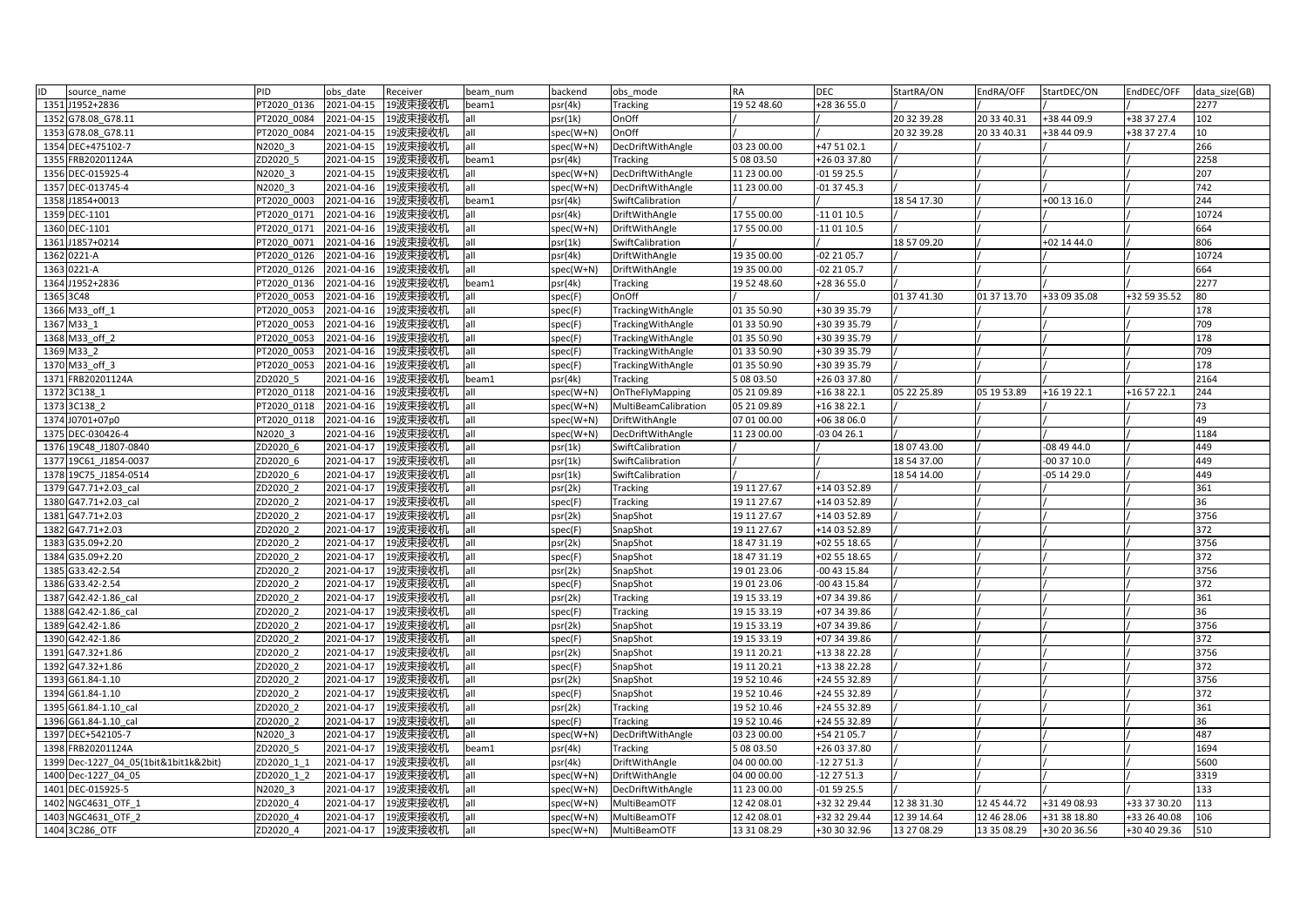| ID | source_name | PID | obs_date | Receiver | beam_num | backend | obs_mode | RA | DEC | StartRA/ON | EndRA/OFF | StartDEC/ON | EndDEC/OFF | data_size(GB) |
|---|---|---|---|---|---|---|---|---|---|---|---|---|---|---|
| 1351 | J1952+2836 | PT2020_0136 | 2021-04-15 | 19波束接收机 | beam1 | psr(4k) | Tracking | 19 52 48.60 | +28 36 55.0 | / | / | / | / | 2277 |
| 1352 | G78.08_G78.11 | PT2020_0084 | 2021-04-15 | 19波束接收机 | all | psr(1k) | OnOff | / | / | 20 32 39.28 | 20 33 40.31 | +38 44 09.9 | +38 37 27.4 | 102 |
| 1353 | G78.08_G78.11 | PT2020_0084 | 2021-04-15 | 19波束接收机 | all | spec(W+N) | OnOff | / | / | 20 32 39.28 | 20 33 40.31 | +38 44 09.9 | +38 37 27.4 | 10 |
| 1354 | DEC+475102-7 | N2020_3 | 2021-04-15 | 19波束接收机 | all | spec(W+N) | DecDriftWithAngle | 03 23 00.00 | +47 51 02.1 | / | / | / | / | 266 |
| 1355 | FRB20201124A | ZD2020_5 | 2021-04-15 | 19波束接收机 | beam1 | psr(4k) | Tracking | 5 08 03.50 | +26 03 37.80 | / | / | / | / | 2258 |
| 1356 | DEC-015925-4 | N2020_3 | 2021-04-15 | 19波束接收机 | all | spec(W+N) | DecDriftWithAngle | 11 23 00.00 | -01 59 25.5 | / | / | / | / | 207 |
| 1357 | DEC-013745-4 | N2020_3 | 2021-04-16 | 19波束接收机 | all | spec(W+N) | DecDriftWithAngle | 11 23 00.00 | -01 37 45.3 | / | / | / | / | 742 |
| 1358 | J1854+0013 | PT2020_0003 | 2021-04-16 | 19波束接收机 | beam1 | psr(4k) | SwiftCalibration | / | / | 18 54 17.30 | / | +00 13 16.0 | / | 244 |
| 1359 | DEC-1101 | PT2020_0171 | 2021-04-16 | 19波束接收机 | all | psr(4k) | DriftWithAngle | 17 55 00.00 | -11 01 10.5 | / | / | / | / | 10724 |
| 1360 | DEC-1101 | PT2020_0171 | 2021-04-16 | 19波束接收机 | all | spec(W+N) | DriftWithAngle | 17 55 00.00 | -11 01 10.5 | / | / | / | / | 664 |
| 1361 | J1857+0214 | PT2020_0071 | 2021-04-16 | 19波束接收机 | all | psr(1k) | SwiftCalibration | / | / | 18 57 09.20 | / | +02 14 44.0 | / | 806 |
| 1362 | 0221-A | PT2020_0126 | 2021-04-16 | 19波束接收机 | all | psr(4k) | DriftWithAngle | 19 35 00.00 | -02 21 05.7 | / | / | / | / | 10724 |
| 1363 | 0221-A | PT2020_0126 | 2021-04-16 | 19波束接收机 | all | spec(W+N) | DriftWithAngle | 19 35 00.00 | -02 21 05.7 | / | / | / | / | 664 |
| 1364 | J1952+2836 | PT2020_0136 | 2021-04-16 | 19波束接收机 | beam1 | psr(4k) | Tracking | 19 52 48.60 | +28 36 55.0 | / | / | / | / | 2277 |
| 1365 | 3C48 | PT2020_0053 | 2021-04-16 | 19波束接收机 | all | spec(F) | OnOff | / | / | 01 37 41.30 | 01 37 13.70 | +33 09 35.08 | +32 59 35.52 | 80 |
| 1366 | M33_off_1 | PT2020_0053 | 2021-04-16 | 19波束接收机 | all | spec(F) | TrackingWithAngle | 01 35 50.90 | +30 39 35.79 | / | / | / | / | 178 |
| 1367 | M33_1 | PT2020_0053 | 2021-04-16 | 19波束接收机 | all | spec(F) | TrackingWithAngle | 01 33 50.90 | +30 39 35.79 | / | / | / | / | 709 |
| 1368 | M33_off_2 | PT2020_0053 | 2021-04-16 | 19波束接收机 | all | spec(F) | TrackingWithAngle | 01 35 50.90 | +30 39 35.79 | / | / | / | / | 178 |
| 1369 | M33_2 | PT2020_0053 | 2021-04-16 | 19波束接收机 | all | spec(F) | TrackingWithAngle | 01 33 50.90 | +30 39 35.79 | / | / | / | / | 709 |
| 1370 | M33_off_3 | PT2020_0053 | 2021-04-16 | 19波束接收机 | all | spec(F) | TrackingWithAngle | 01 35 50.90 | +30 39 35.79 | / | / | / | / | 178 |
| 1371 | FRB20201124A | ZD2020_5 | 2021-04-16 | 19波束接收机 | beam1 | psr(4k) | Tracking | 5 08 03.50 | +26 03 37.80 | / | / | / | / | 2164 |
| 1372 | 3C138_1 | PT2020_0118 | 2021-04-16 | 19波束接收机 | all | spec(W+N) | OnTheFlyMapping | 05 21 09.89 | +16 38 22.1 | 05 22 25.89 | 05 19 53.89 | +16 19 22.1 | +16 57 22.1 | 244 |
| 1373 | 3C138_2 | PT2020_0118 | 2021-04-16 | 19波束接收机 | all | spec(W+N) | MultiBeamCalibration | 05 21 09.89 | +16 38 22.1 | / | / | / | / | 73 |
| 1374 | J0701+07p0 | PT2020_0118 | 2021-04-16 | 19波束接收机 | all | spec(W+N) | DriftWithAngle | 07 01 00.00 | +06 38 06.0 | / | / | / | / | 49 |
| 1375 | DEC-030426-4 | N2020_3 | 2021-04-16 | 19波束接收机 | all | spec(W+N) | DecDriftWithAngle | 11 23 00.00 | -03 04 26.1 | / | / | / | / | 1184 |
| 1376 | 19C48_J1807-0840 | ZD2020_6 | 2021-04-17 | 19波束接收机 | all | psr(1k) | SwiftCalibration | / | / | 18 07 43.00 | / | -08 49 44.0 | / | 449 |
| 1377 | 19C61_J1854-0037 | ZD2020_6 | 2021-04-17 | 19波束接收机 | all | psr(1k) | SwiftCalibration | / | / | 18 54 37.00 | / | -00 37 10.0 | / | 449 |
| 1378 | 19C75_J1854-0514 | ZD2020_6 | 2021-04-17 | 19波束接收机 | all | psr(1k) | SwiftCalibration | / | / | 18 54 14.00 | / | -05 14 29.0 | / | 449 |
| 1379 | G47.71+2.03_cal | ZD2020_2 | 2021-04-17 | 19波束接收机 | all | psr(2k) | Tracking | 19 11 27.67 | +14 03 52.89 | / | / | / | / | 361 |
| 1380 | G47.71+2.03_cal | ZD2020_2 | 2021-04-17 | 19波束接收机 | all | spec(F) | Tracking | 19 11 27.67 | +14 03 52.89 | / | / | / | / | 36 |
| 1381 | G47.71+2.03 | ZD2020_2 | 2021-04-17 | 19波束接收机 | all | psr(2k) | SnapShot | 19 11 27.67 | +14 03 52.89 | / | / | / | / | 3756 |
| 1382 | G47.71+2.03 | ZD2020_2 | 2021-04-17 | 19波束接收机 | all | spec(F) | SnapShot | 19 11 27.67 | +14 03 52.89 | / | / | / | / | 372 |
| 1383 | G35.09+2.20 | ZD2020_2 | 2021-04-17 | 19波束接收机 | all | psr(2k) | SnapShot | 18 47 31.19 | +02 55 18.65 | / | / | / | / | 3756 |
| 1384 | G35.09+2.20 | ZD2020_2 | 2021-04-17 | 19波束接收机 | all | spec(F) | SnapShot | 18 47 31.19 | +02 55 18.65 | / | / | / | / | 372 |
| 1385 | G33.42-2.54 | ZD2020_2 | 2021-04-17 | 19波束接收机 | all | psr(2k) | SnapShot | 19 01 23.06 | -00 43 15.84 | / | / | / | / | 3756 |
| 1386 | G33.42-2.54 | ZD2020_2 | 2021-04-17 | 19波束接收机 | all | spec(F) | SnapShot | 19 01 23.06 | -00 43 15.84 | / | / | / | / | 372 |
| 1387 | G42.42-1.86_cal | ZD2020_2 | 2021-04-17 | 19波束接收机 | all | psr(2k) | Tracking | 19 15 33.19 | +07 34 39.86 | / | / | / | / | 361 |
| 1388 | G42.42-1.86_cal | ZD2020_2 | 2021-04-17 | 19波束接收机 | all | spec(F) | Tracking | 19 15 33.19 | +07 34 39.86 | / | / | / | / | 36 |
| 1389 | G42.42-1.86 | ZD2020_2 | 2021-04-17 | 19波束接收机 | all | psr(2k) | SnapShot | 19 15 33.19 | +07 34 39.86 | / | / | / | / | 3756 |
| 1390 | G42.42-1.86 | ZD2020_2 | 2021-04-17 | 19波束接收机 | all | spec(F) | SnapShot | 19 15 33.19 | +07 34 39.86 | / | / | / | / | 372 |
| 1391 | G47.32+1.86 | ZD2020_2 | 2021-04-17 | 19波束接收机 | all | psr(2k) | SnapShot | 19 11 20.21 | +13 38 22.28 | / | / | / | / | 3756 |
| 1392 | G47.32+1.86 | ZD2020_2 | 2021-04-17 | 19波束接收机 | all | spec(F) | SnapShot | 19 11 20.21 | +13 38 22.28 | / | / | / | / | 372 |
| 1393 | G61.84-1.10 | ZD2020_2 | 2021-04-17 | 19波束接收机 | all | psr(2k) | SnapShot | 19 52 10.46 | +24 55 32.89 | / | / | / | / | 3756 |
| 1394 | G61.84-1.10 | ZD2020_2 | 2021-04-17 | 19波束接收机 | all | spec(F) | SnapShot | 19 52 10.46 | +24 55 32.89 | / | / | / | / | 372 |
| 1395 | G61.84-1.10_cal | ZD2020_2 | 2021-04-17 | 19波束接收机 | all | psr(2k) | Tracking | 19 52 10.46 | +24 55 32.89 | / | / | / | / | 361 |
| 1396 | G61.84-1.10_cal | ZD2020_2 | 2021-04-17 | 19波束接收机 | all | spec(F) | Tracking | 19 52 10.46 | +24 55 32.89 | / | / | / | / | 36 |
| 1397 | DEC+542105-7 | N2020_3 | 2021-04-17 | 19波束接收机 | all | spec(W+N) | DecDriftWithAngle | 03 23 00.00 | +54 21 05.7 | / | / | / | / | 487 |
| 1398 | FRB20201124A | ZD2020_5 | 2021-04-17 | 19波束接收机 | beam1 | psr(4k) | Tracking | 5 08 03.50 | +26 03 37.80 | / | / | / | / | 1694 |
| 1399 | Dec-1227_04_05(1bit&1bit1k&2bit) | ZD2020_1_1 | 2021-04-17 | 19波束接收机 | all | psr(4k) | DriftWithAngle | 04 00 00.00 | -12 27 51.3 | / | / | / | / | 5600 |
| 1400 | Dec-1227_04_05 | ZD2020_1_2 | 2021-04-17 | 19波束接收机 | all | spec(W+N) | DriftWithAngle | 04 00 00.00 | -12 27 51.3 | / | / | / | / | 3319 |
| 1401 | DEC-015925-5 | N2020_3 | 2021-04-17 | 19波束接收机 | all | spec(W+N) | DecDriftWithAngle | 11 23 00.00 | -01 59 25.5 | / | / | / | / | 133 |
| 1402 | NGC4631_OTF_1 | ZD2020_4 | 2021-04-17 | 19波束接收机 | all | spec(W+N) | MultiBeamOTF | 12 42 08.01 | +32 32 29.44 | 12 38 31.30 | 12 45 44.72 | +31 49 08.93 | +33 37 30.20 | 113 |
| 1403 | NGC4631_OTF_2 | ZD2020_4 | 2021-04-17 | 19波束接收机 | all | spec(W+N) | MultiBeamOTF | 12 42 08.01 | +32 32 29.44 | 12 39 14.64 | 12 46 28.06 | +31 38 18.80 | +33 26 40.08 | 106 |
| 1404 | 3C286_OTF | ZD2020_4 | 2021-04-17 | 19波束接收机 | all | spec(W+N) | MultiBeamOTF | 13 31 08.29 | +30 30 32.96 | 13 27 08.29 | 13 35 08.29 | +30 20 36.56 | +30 40 29.36 | 510 |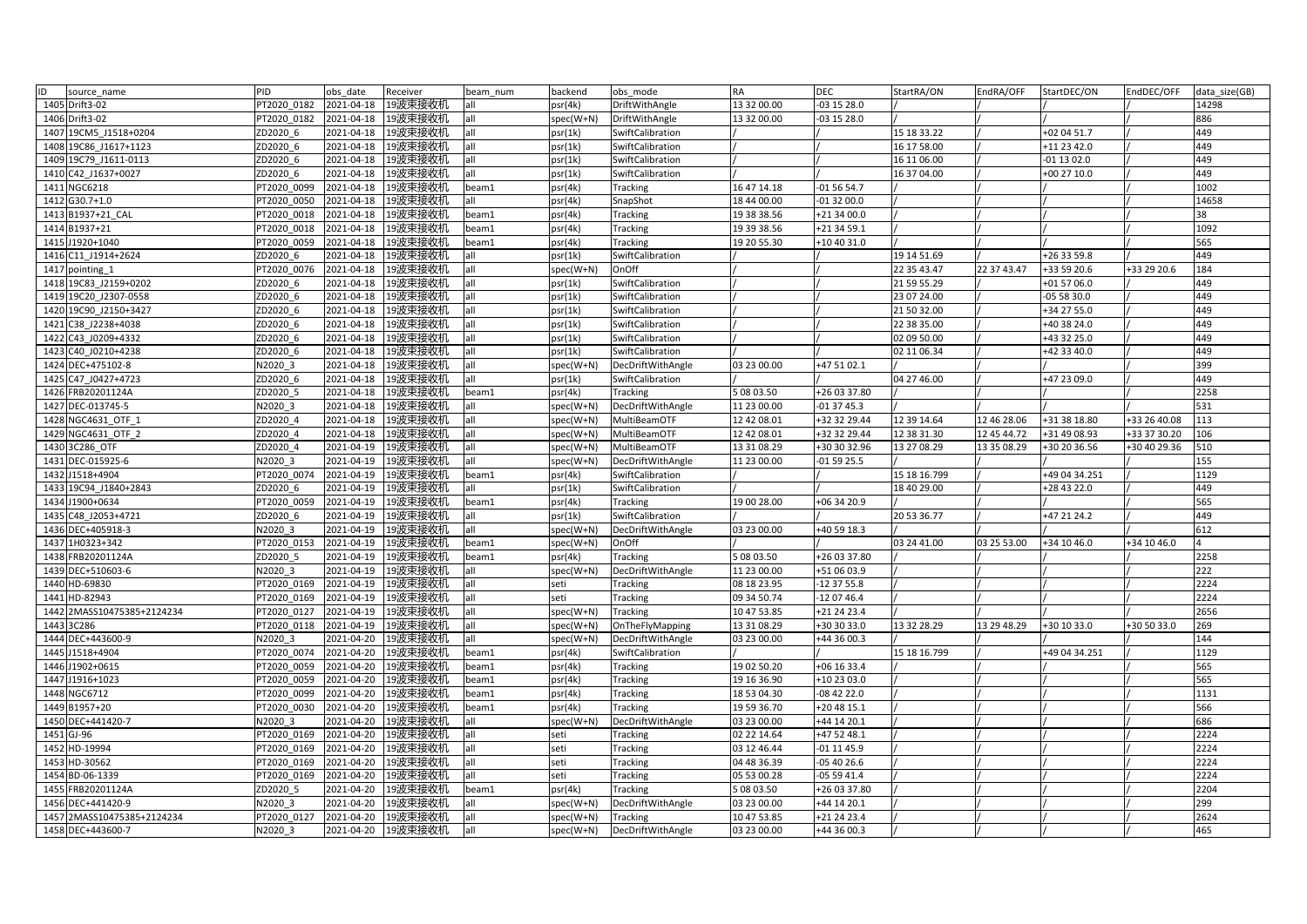| ID | source_name | PID | obs_date | Receiver | beam_num | backend | obs_mode | RA | DEC | StartRA/ON | EndRA/OFF | StartDEC/ON | EndDEC/OFF | data_size(GB) |
|---|---|---|---|---|---|---|---|---|---|---|---|---|---|---|
| 1405 | Drift3-02 | PT2020_0182 | 2021-04-18 | 19波束接收机 | all | psr(4k) | DriftWithAngle | 13 32 00.00 | -03 15 28.0 | / | / | / | / | 14298 |
| 1406 | Drift3-02 | PT2020_0182 | 2021-04-18 | 19波束接收机 | all | spec(W+N) | DriftWithAngle | 13 32 00.00 | -03 15 28.0 | / | / | / | / | 886 |
| 1407 | 19CM5_J1518+0204 | ZD2020_6 | 2021-04-18 | 19波束接收机 | all | psr(1k) | SwiftCalibration | / | / | 15 18 33.22 | / | +02 04 51.7 | / | 449 |
| 1408 | 19C86_J1617+1123 | ZD2020_6 | 2021-04-18 | 19波束接收机 | all | psr(1k) | SwiftCalibration | / | / | 16 17 58.00 | / | +11 23 42.0 | / | 449 |
| 1409 | 19C79_J1611-0113 | ZD2020_6 | 2021-04-18 | 19波束接收机 | all | psr(1k) | SwiftCalibration | / | / | 16 11 06.00 | / | -01 13 02.0 | / | 449 |
| 1410 | C42_J1637+0027 | ZD2020_6 | 2021-04-18 | 19波束接收机 | all | psr(1k) | SwiftCalibration | / | / | 16 37 04.00 | / | +00 27 10.0 | / | 449 |
| 1411 | NGC6218 | PT2020_0099 | 2021-04-18 | 19波束接收机 | beam1 | psr(4k) | Tracking | 16 47 14.18 | -01 56 54.7 | / | / | / | / | 1002 |
| 1412 | G30.7+1.0 | PT2020_0050 | 2021-04-18 | 19波束接收机 | all | psr(4k) | SnapShot | 18 44 00.00 | -01 32 00.0 | / | / | / | / | 14658 |
| 1413 | B1937+21_CAL | PT2020_0018 | 2021-04-18 | 19波束接收机 | beam1 | psr(4k) | Tracking | 19 38 38.56 | +21 34 00.0 | / | / | / | / | 38 |
| 1414 | B1937+21 | PT2020_0018 | 2021-04-18 | 19波束接收机 | beam1 | psr(4k) | Tracking | 19 39 38.56 | +21 34 59.1 | / | / | / | / | 1092 |
| 1415 | J1920+1040 | PT2020_0059 | 2021-04-18 | 19波束接收机 | beam1 | psr(4k) | Tracking | 19 20 55.30 | +10 40 31.0 | / | / | / | / | 565 |
| 1416 | C11_J1914+2624 | ZD2020_6 | 2021-04-18 | 19波束接收机 | all | psr(1k) | SwiftCalibration | / | / | 19 14 51.69 | / | +26 33 59.8 | / | 449 |
| 1417 | pointing_1 | PT2020_0076 | 2021-04-18 | 19波束接收机 | all | spec(W+N) | OnOff | / | / | 22 35 43.47 | 22 37 43.47 | +33 59 20.6 | +33 29 20.6 | 184 |
| 1418 | 19C83_J2159+0202 | ZD2020_6 | 2021-04-18 | 19波束接收机 | all | psr(1k) | SwiftCalibration | / | / | 21 59 55.29 | / | +01 57 06.0 | / | 449 |
| 1419 | 19C20_J2307-0558 | ZD2020_6 | 2021-04-18 | 19波束接收机 | all | psr(1k) | SwiftCalibration | / | / | 23 07 24.00 | / | -05 58 30.0 | / | 449 |
| 1420 | 19C90_J2150+3427 | ZD2020_6 | 2021-04-18 | 19波束接收机 | all | psr(1k) | SwiftCalibration | / | / | 21 50 32.00 | / | +34 27 55.0 | / | 449 |
| 1421 | C38_J2238+4038 | ZD2020_6 | 2021-04-18 | 19波束接收机 | all | psr(1k) | SwiftCalibration | / | / | 22 38 35.00 | / | +40 38 24.0 | / | 449 |
| 1422 | C43_J0209+4332 | ZD2020_6 | 2021-04-18 | 19波束接收机 | all | psr(1k) | SwiftCalibration | / | / | 02 09 50.00 | / | +43 32 25.0 | / | 449 |
| 1423 | C40_J0210+4238 | ZD2020_6 | 2021-04-18 | 19波束接收机 | all | psr(1k) | SwiftCalibration | / | / | 02 11 06.34 | / | +42 33 40.0 | / | 449 |
| 1424 | DEC+475102-8 | N2020_3 | 2021-04-18 | 19波束接收机 | all | spec(W+N) | DecDriftWithAngle | 03 23 00.00 | +47 51 02.1 | / | / | / | / | 399 |
| 1425 | C47_J0427+4723 | ZD2020_6 | 2021-04-18 | 19波束接收机 | all | psr(1k) | SwiftCalibration | / | / | 04 27 46.00 | / | +47 23 09.0 | / | 449 |
| 1426 | FRB20201124A | ZD2020_5 | 2021-04-18 | 19波束接收机 | beam1 | psr(4k) | Tracking | 5 08 03.50 | +26 03 37.80 | / | / | / | / | 2258 |
| 1427 | DEC-013745-5 | N2020_3 | 2021-04-18 | 19波束接收机 | all | spec(W+N) | DecDriftWithAngle | 11 23 00.00 | -01 37 45.3 | / | / | / | / | 531 |
| 1428 | NGC4631_OTF_1 | ZD2020_4 | 2021-04-18 | 19波束接收机 | all | spec(W+N) | MultiBeamOTF | 12 42 08.01 | +32 32 29.44 | 12 39 14.64 | 12 46 28.06 | +31 38 18.80 | +33 26 40.08 | 113 |
| 1429 | NGC4631_OTF_2 | ZD2020_4 | 2021-04-18 | 19波束接收机 | all | spec(W+N) | MultiBeamOTF | 12 42 08.01 | +32 32 29.44 | 12 38 31.30 | 12 45 44.72 | +31 49 08.93 | +33 37 30.20 | 106 |
| 1430 | 3C286_OTF | ZD2020_4 | 2021-04-19 | 19波束接收机 | all | spec(W+N) | MultiBeamOTF | 13 31 08.29 | +30 30 32.96 | 13 27 08.29 | 13 35 08.29 | +30 20 36.56 | +30 40 29.36 | 510 |
| 1431 | DEC-015925-6 | N2020_3 | 2021-04-19 | 19波束接收机 | all | spec(W+N) | DecDriftWithAngle | 11 23 00.00 | -01 59 25.5 | / | / | / | / | 155 |
| 1432 | J1518+4904 | PT2020_0074 | 2021-04-19 | 19波束接收机 | beam1 | psr(4k) | SwiftCalibration | / | / | 15 18 16.799 | / | +49 04 34.251 | / | 1129 |
| 1433 | 19C94_J1840+2843 | ZD2020_6 | 2021-04-19 | 19波束接收机 | all | psr(1k) | SwiftCalibration | / | / | 18 40 29.00 | / | +28 43 22.0 | / | 449 |
| 1434 | J1900+0634 | PT2020_0059 | 2021-04-19 | 19波束接收机 | beam1 | psr(4k) | Tracking | 19 00 28.00 | +06 34 20.9 | / | / | / | / | 565 |
| 1435 | C48_J2053+4721 | ZD2020_6 | 2021-04-19 | 19波束接收机 | all | psr(1k) | SwiftCalibration | / | / | 20 53 36.77 | / | +47 21 24.2 | / | 449 |
| 1436 | DEC+405918-3 | N2020_3 | 2021-04-19 | 19波束接收机 | all | spec(W+N) | DecDriftWithAngle | 03 23 00.00 | +40 59 18.3 | / | / | / | / | 612 |
| 1437 | 1H0323+342 | PT2020_0153 | 2021-04-19 | 19波束接收机 | beam1 | spec(W+N) | OnOff | / | / | 03 24 41.00 | 03 25 53.00 | +34 10 46.0 | +34 10 46.0 | 4 |
| 1438 | FRB20201124A | ZD2020_5 | 2021-04-19 | 19波束接收机 | beam1 | psr(4k) | Tracking | 5 08 03.50 | +26 03 37.80 | / | / | / | / | 2258 |
| 1439 | DEC+510603-6 | N2020_3 | 2021-04-19 | 19波束接收机 | all | spec(W+N) | DecDriftWithAngle | 11 23 00.00 | +51 06 03.9 | / | / | / | / | 222 |
| 1440 | HD-69830 | PT2020_0169 | 2021-04-19 | 19波束接收机 | all | seti | Tracking | 08 18 23.95 | -12 37 55.8 | / | / | / | / | 2224 |
| 1441 | HD-82943 | PT2020_0169 | 2021-04-19 | 19波束接收机 | all | seti | Tracking | 09 34 50.74 | -12 07 46.4 | / | / | / | / | 2224 |
| 1442 | 2MASS10475385+2124234 | PT2020_0127 | 2021-04-19 | 19波束接收机 | all | spec(W+N) | Tracking | 10 47 53.85 | +21 24 23.4 | / | / | / | / | 2656 |
| 1443 | 3C286 | PT2020_0118 | 2021-04-19 | 19波束接收机 | all | spec(W+N) | OnTheFlyMapping | 13 31 08.29 | +30 30 33.0 | 13 32 28.29 | 13 29 48.29 | +30 10 33.0 | +30 50 33.0 | 269 |
| 1444 | DEC+443600-9 | N2020_3 | 2021-04-20 | 19波束接收机 | all | spec(W+N) | DecDriftWithAngle | 03 23 00.00 | +44 36 00.3 | / | / | / | / | 144 |
| 1445 | J1518+4904 | PT2020_0074 | 2021-04-20 | 19波束接收机 | beam1 | psr(4k) | SwiftCalibration | / | / | 15 18 16.799 | / | +49 04 34.251 | / | 1129 |
| 1446 | J1902+0615 | PT2020_0059 | 2021-04-20 | 19波束接收机 | beam1 | psr(4k) | Tracking | 19 02 50.20 | +06 16 33.4 | / | / | / | / | 565 |
| 1447 | J1916+1023 | PT2020_0059 | 2021-04-20 | 19波束接收机 | beam1 | psr(4k) | Tracking | 19 16 36.90 | +10 23 03.0 | / | / | / | / | 565 |
| 1448 | NGC6712 | PT2020_0099 | 2021-04-20 | 19波束接收机 | beam1 | psr(4k) | Tracking | 18 53 04.30 | -08 42 22.0 | / | / | / | / | 1131 |
| 1449 | B1957+20 | PT2020_0030 | 2021-04-20 | 19波束接收机 | beam1 | psr(4k) | Tracking | 19 59 36.70 | +20 48 15.1 | / | / | / | / | 566 |
| 1450 | DEC+441420-7 | N2020_3 | 2021-04-20 | 19波束接收机 | all | spec(W+N) | DecDriftWithAngle | 03 23 00.00 | +44 14 20.1 | / | / | / | / | 686 |
| 1451 | GJ-96 | PT2020_0169 | 2021-04-20 | 19波束接收机 | all | seti | Tracking | 02 22 14.64 | +47 52 48.1 | / | / | / | / | 2224 |
| 1452 | HD-19994 | PT2020_0169 | 2021-04-20 | 19波束接收机 | all | seti | Tracking | 03 12 46.44 | -01 11 45.9 | / | / | / | / | 2224 |
| 1453 | HD-30562 | PT2020_0169 | 2021-04-20 | 19波束接收机 | all | seti | Tracking | 04 48 36.39 | -05 40 26.6 | / | / | / | / | 2224 |
| 1454 | BD-06-1339 | PT2020_0169 | 2021-04-20 | 19波束接收机 | all | seti | Tracking | 05 53 00.28 | -05 59 41.4 | / | / | / | / | 2224 |
| 1455 | FRB20201124A | ZD2020_5 | 2021-04-20 | 19波束接收机 | beam1 | psr(4k) | Tracking | 5 08 03.50 | +26 03 37.80 | / | / | / | / | 2204 |
| 1456 | DEC+441420-9 | N2020_3 | 2021-04-20 | 19波束接收机 | all | spec(W+N) | DecDriftWithAngle | 03 23 00.00 | +44 14 20.1 | / | / | / | / | 299 |
| 1457 | 2MASS10475385+2124234 | PT2020_0127 | 2021-04-20 | 19波束接收机 | all | spec(W+N) | Tracking | 10 47 53.85 | +21 24 23.4 | / | / | / | / | 2624 |
| 1458 | DEC+443600-7 | N2020_3 | 2021-04-20 | 19波束接收机 | all | spec(W+N) | DecDriftWithAngle | 03 23 00.00 | +44 36 00.3 | / | / | / | / | 465 |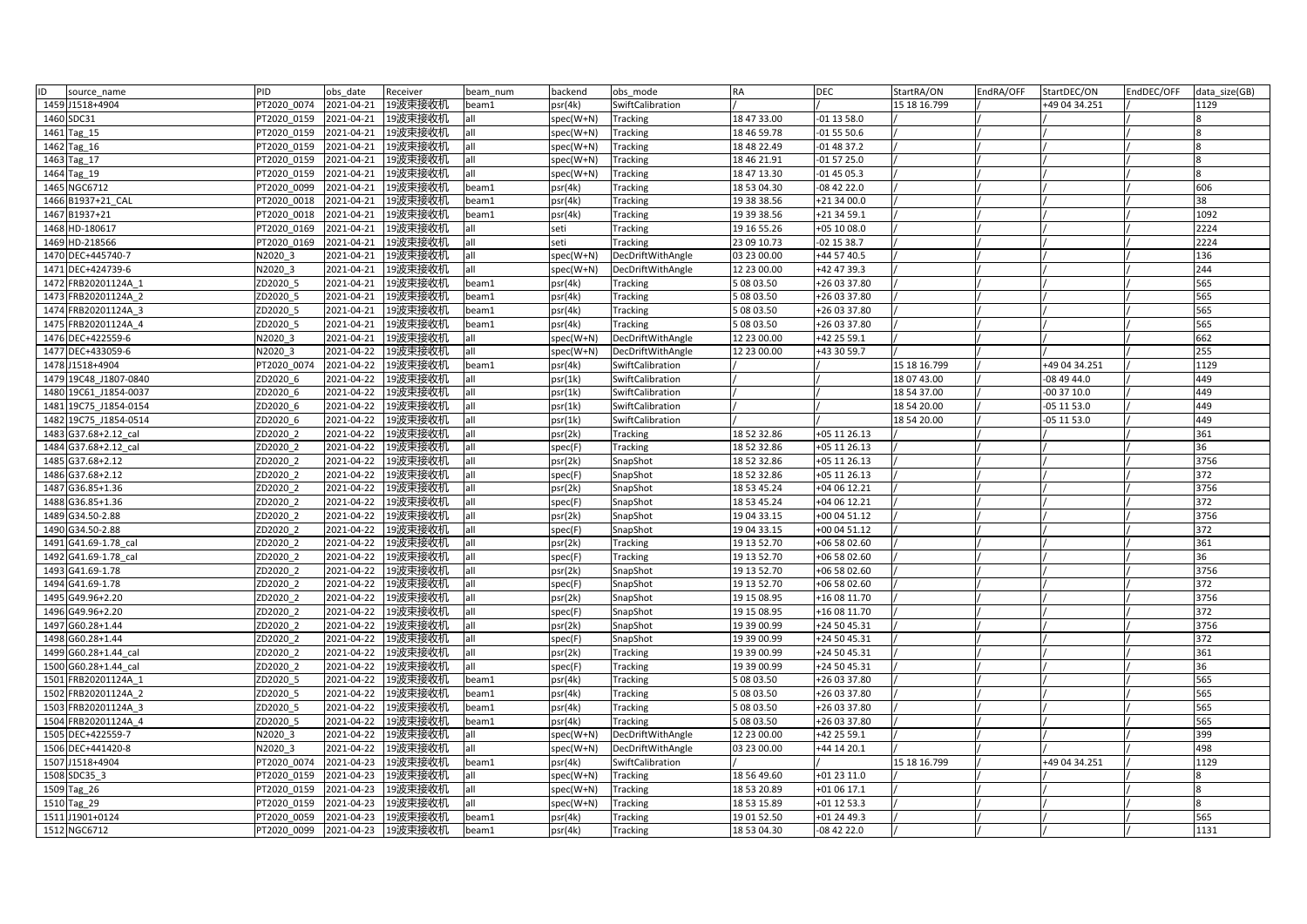| ID | source_name | PID | obs_date | Receiver | beam_num | backend | obs_mode | RA | DEC | StartRA/ON | EndRA/OFF | StartDEC/ON | EndDEC/OFF | data_size(GB) |
|---|---|---|---|---|---|---|---|---|---|---|---|---|---|---|
| 1459 | J1518+4904 | PT2020_0074 | 2021-04-21 | 19波束接收机 | beam1 | psr(4k) | SwiftCalibration | / | / | 15 18 16.799 | / | +49 04 34.251 | / | 1129 |
| 1460 | SDC31 | PT2020_0159 | 2021-04-21 | 19波束接收机 | all | spec(W+N) | Tracking | 18 47 33.00 | -01 13 58.0 | / | / | / | / | 8 |
| 1461 | Tag_15 | PT2020_0159 | 2021-04-21 | 19波束接收机 | all | spec(W+N) | Tracking | 18 46 59.78 | -01 55 50.6 | / | / | / | / | 8 |
| 1462 | Tag_16 | PT2020_0159 | 2021-04-21 | 19波束接收机 | all | spec(W+N) | Tracking | 18 48 22.49 | -01 48 37.2 | / | / | / | / | 8 |
| 1463 | Tag_17 | PT2020_0159 | 2021-04-21 | 19波束接收机 | all | spec(W+N) | Tracking | 18 46 21.91 | -01 57 25.0 | / | / | / | / | 8 |
| 1464 | Tag_19 | PT2020_0159 | 2021-04-21 | 19波束接收机 | all | spec(W+N) | Tracking | 18 47 13.30 | -01 45 05.3 | / | / | / | / | 8 |
| 1465 | NGC6712 | PT2020_0099 | 2021-04-21 | 19波束接收机 | beam1 | psr(4k) | Tracking | 18 53 04.30 | -08 42 22.0 | / | / | / | / | 606 |
| 1466 | B1937+21_CAL | PT2020_0018 | 2021-04-21 | 19波束接收机 | beam1 | psr(4k) | Tracking | 19 38 38.56 | +21 34 00.0 | / | / | / | / | 38 |
| 1467 | B1937+21 | PT2020_0018 | 2021-04-21 | 19波束接收机 | beam1 | psr(4k) | Tracking | 19 39 38.56 | +21 34 59.1 | / | / | / | / | 1092 |
| 1468 | HD-180617 | PT2020_0169 | 2021-04-21 | 19波束接收机 | all | seti | Tracking | 19 16 55.26 | +05 10 08.0 | / | / | / | / | 2224 |
| 1469 | HD-218566 | PT2020_0169 | 2021-04-21 | 19波束接收机 | all | seti | Tracking | 23 09 10.73 | -02 15 38.7 | / | / | / | / | 2224 |
| 1470 | DEC+445740-7 | N2020_3 | 2021-04-21 | 19波束接收机 | all | spec(W+N) | DecDriftWithAngle | 03 23 00.00 | +44 57 40.5 | / | / | / | / | 136 |
| 1471 | DEC+424739-6 | N2020_3 | 2021-04-21 | 19波束接收机 | all | spec(W+N) | DecDriftWithAngle | 12 23 00.00 | +42 47 39.3 | / | / | / | / | 244 |
| 1472 | FRB20201124A_1 | ZD2020_5 | 2021-04-21 | 19波束接收机 | beam1 | psr(4k) | Tracking | 5 08 03.50 | +26 03 37.80 | / | / | / | / | 565 |
| 1473 | FRB20201124A_2 | ZD2020_5 | 2021-04-21 | 19波束接收机 | beam1 | psr(4k) | Tracking | 5 08 03.50 | +26 03 37.80 | / | / | / | / | 565 |
| 1474 | FRB20201124A_3 | ZD2020_5 | 2021-04-21 | 19波束接收机 | beam1 | psr(4k) | Tracking | 5 08 03.50 | +26 03 37.80 | / | / | / | / | 565 |
| 1475 | FRB20201124A_4 | ZD2020_5 | 2021-04-21 | 19波束接收机 | beam1 | psr(4k) | Tracking | 5 08 03.50 | +26 03 37.80 | / | / | / | / | 565 |
| 1476 | DEC+422559-6 | N2020_3 | 2021-04-21 | 19波束接收机 | all | spec(W+N) | DecDriftWithAngle | 12 23 00.00 | +42 25 59.1 | / | / | / | / | 662 |
| 1477 | DEC+433059-6 | N2020_3 | 2021-04-22 | 19波束接收机 | all | spec(W+N) | DecDriftWithAngle | 12 23 00.00 | +43 30 59.7 | / | / | / | / | 255 |
| 1478 | J1518+4904 | PT2020_0074 | 2021-04-22 | 19波束接收机 | beam1 | psr(4k) | SwiftCalibration | / | / | 15 18 16.799 | / | +49 04 34.251 | / | 1129 |
| 1479 | 19C48_J1807-0840 | ZD2020_6 | 2021-04-22 | 19波束接收机 | all | psr(1k) | SwiftCalibration | / | / | 18 07 43.00 | / | -08 49 44.0 | / | 449 |
| 1480 | 19C61_J1854-0037 | ZD2020_6 | 2021-04-22 | 19波束接收机 | all | psr(1k) | SwiftCalibration | / | / | 18 54 37.00 | / | -00 37 10.0 | / | 449 |
| 1481 | 19C75_J1854-0154 | ZD2020_6 | 2021-04-22 | 19波束接收机 | all | psr(1k) | SwiftCalibration | / | / | 18 54 20.00 | / | -05 11 53.0 | / | 449 |
| 1482 | 19C75_J1854-0514 | ZD2020_6 | 2021-04-22 | 19波束接收机 | all | psr(1k) | SwiftCalibration | / | / | 18 54 20.00 | / | -05 11 53.0 | / | 449 |
| 1483 | G37.68+2.12_cal | ZD2020_2 | 2021-04-22 | 19波束接收机 | all | psr(2k) | Tracking | 18 52 32.86 | +05 11 26.13 | / | / | / | / | 361 |
| 1484 | G37.68+2.12_cal | ZD2020_2 | 2021-04-22 | 19波束接收机 | all | spec(F) | Tracking | 18 52 32.86 | +05 11 26.13 | / | / | / | / | 36 |
| 1485 | G37.68+2.12 | ZD2020_2 | 2021-04-22 | 19波束接收机 | all | psr(2k) | SnapShot | 18 52 32.86 | +05 11 26.13 | / | / | / | / | 3756 |
| 1486 | G37.68+2.12 | ZD2020_2 | 2021-04-22 | 19波束接收机 | all | spec(F) | SnapShot | 18 52 32.86 | +05 11 26.13 | / | / | / | / | 372 |
| 1487 | G36.85+1.36 | ZD2020_2 | 2021-04-22 | 19波束接收机 | all | psr(2k) | SnapShot | 18 53 45.24 | +04 06 12.21 | / | / | / | / | 3756 |
| 1488 | G36.85+1.36 | ZD2020_2 | 2021-04-22 | 19波束接收机 | all | spec(F) | SnapShot | 18 53 45.24 | +04 06 12.21 | / | / | / | / | 372 |
| 1489 | G34.50-2.88 | ZD2020_2 | 2021-04-22 | 19波束接收机 | all | psr(2k) | SnapShot | 19 04 33.15 | +00 04 51.12 | / | / | / | / | 3756 |
| 1490 | G34.50-2.88 | ZD2020_2 | 2021-04-22 | 19波束接收机 | all | spec(F) | SnapShot | 19 04 33.15 | +00 04 51.12 | / | / | / | / | 372 |
| 1491 | G41.69-1.78_cal | ZD2020_2 | 2021-04-22 | 19波束接收机 | all | psr(2k) | Tracking | 19 13 52.70 | +06 58 02.60 | / | / | / | / | 361 |
| 1492 | G41.69-1.78_cal | ZD2020_2 | 2021-04-22 | 19波束接收机 | all | spec(F) | Tracking | 19 13 52.70 | +06 58 02.60 | / | / | / | / | 36 |
| 1493 | G41.69-1.78 | ZD2020_2 | 2021-04-22 | 19波束接收机 | all | psr(2k) | SnapShot | 19 13 52.70 | +06 58 02.60 | / | / | / | / | 3756 |
| 1494 | G41.69-1.78 | ZD2020_2 | 2021-04-22 | 19波束接收机 | all | spec(F) | SnapShot | 19 13 52.70 | +06 58 02.60 | / | / | / | / | 372 |
| 1495 | G49.96+2.20 | ZD2020_2 | 2021-04-22 | 19波束接收机 | all | psr(2k) | SnapShot | 19 15 08.95 | +16 08 11.70 | / | / | / | / | 3756 |
| 1496 | G49.96+2.20 | ZD2020_2 | 2021-04-22 | 19波束接收机 | all | spec(F) | SnapShot | 19 15 08.95 | +16 08 11.70 | / | / | / | / | 372 |
| 1497 | G60.28+1.44 | ZD2020_2 | 2021-04-22 | 19波束接收机 | all | psr(2k) | SnapShot | 19 39 00.99 | +24 50 45.31 | / | / | / | / | 3756 |
| 1498 | G60.28+1.44 | ZD2020_2 | 2021-04-22 | 19波束接收机 | all | spec(F) | SnapShot | 19 39 00.99 | +24 50 45.31 | / | / | / | / | 372 |
| 1499 | G60.28+1.44_cal | ZD2020_2 | 2021-04-22 | 19波束接收机 | all | psr(2k) | Tracking | 19 39 00.99 | +24 50 45.31 | / | / | / | / | 361 |
| 1500 | G60.28+1.44_cal | ZD2020_2 | 2021-04-22 | 19波束接收机 | all | spec(F) | Tracking | 19 39 00.99 | +24 50 45.31 | / | / | / | / | 36 |
| 1501 | FRB20201124A_1 | ZD2020_5 | 2021-04-22 | 19波束接收机 | beam1 | psr(4k) | Tracking | 5 08 03.50 | +26 03 37.80 | / | / | / | / | 565 |
| 1502 | FRB20201124A_2 | ZD2020_5 | 2021-04-22 | 19波束接收机 | beam1 | psr(4k) | Tracking | 5 08 03.50 | +26 03 37.80 | / | / | / | / | 565 |
| 1503 | FRB20201124A_3 | ZD2020_5 | 2021-04-22 | 19波束接收机 | beam1 | psr(4k) | Tracking | 5 08 03.50 | +26 03 37.80 | / | / | / | / | 565 |
| 1504 | FRB20201124A_4 | ZD2020_5 | 2021-04-22 | 19波束接收机 | beam1 | psr(4k) | Tracking | 5 08 03.50 | +26 03 37.80 | / | / | / | / | 565 |
| 1505 | DEC+422559-7 | N2020_3 | 2021-04-22 | 19波束接收机 | all | spec(W+N) | DecDriftWithAngle | 12 23 00.00 | +42 25 59.1 | / | / | / | / | 399 |
| 1506 | DEC+441420-8 | N2020_3 | 2021-04-22 | 19波束接收机 | all | spec(W+N) | DecDriftWithAngle | 03 23 00.00 | +44 14 20.1 | / | / | / | / | 498 |
| 1507 | J1518+4904 | PT2020_0074 | 2021-04-23 | 19波束接收机 | beam1 | psr(4k) | SwiftCalibration | / | / | 15 18 16.799 | / | +49 04 34.251 | / | 1129 |
| 1508 | SDC35_3 | PT2020_0159 | 2021-04-23 | 19波束接收机 | all | spec(W+N) | Tracking | 18 56 49.60 | +01 23 11.0 | / | / | / | / | 8 |
| 1509 | Tag_26 | PT2020_0159 | 2021-04-23 | 19波束接收机 | all | spec(W+N) | Tracking | 18 53 20.89 | +01 06 17.1 | / | / | / | / | 8 |
| 1510 | Tag_29 | PT2020_0159 | 2021-04-23 | 19波束接收机 | all | spec(W+N) | Tracking | 18 53 15.89 | +01 12 53.3 | / | / | / | / | 8 |
| 1511 | J1901+0124 | PT2020_0059 | 2021-04-23 | 19波束接收机 | beam1 | psr(4k) | Tracking | 19 01 52.50 | +01 24 49.3 | / | / | / | / | 565 |
| 1512 | NGC6712 | PT2020_0099 | 2021-04-23 | 19波束接收机 | beam1 | psr(4k) | Tracking | 18 53 04.30 | -08 42 22.0 | / | / | / | / | 1131 |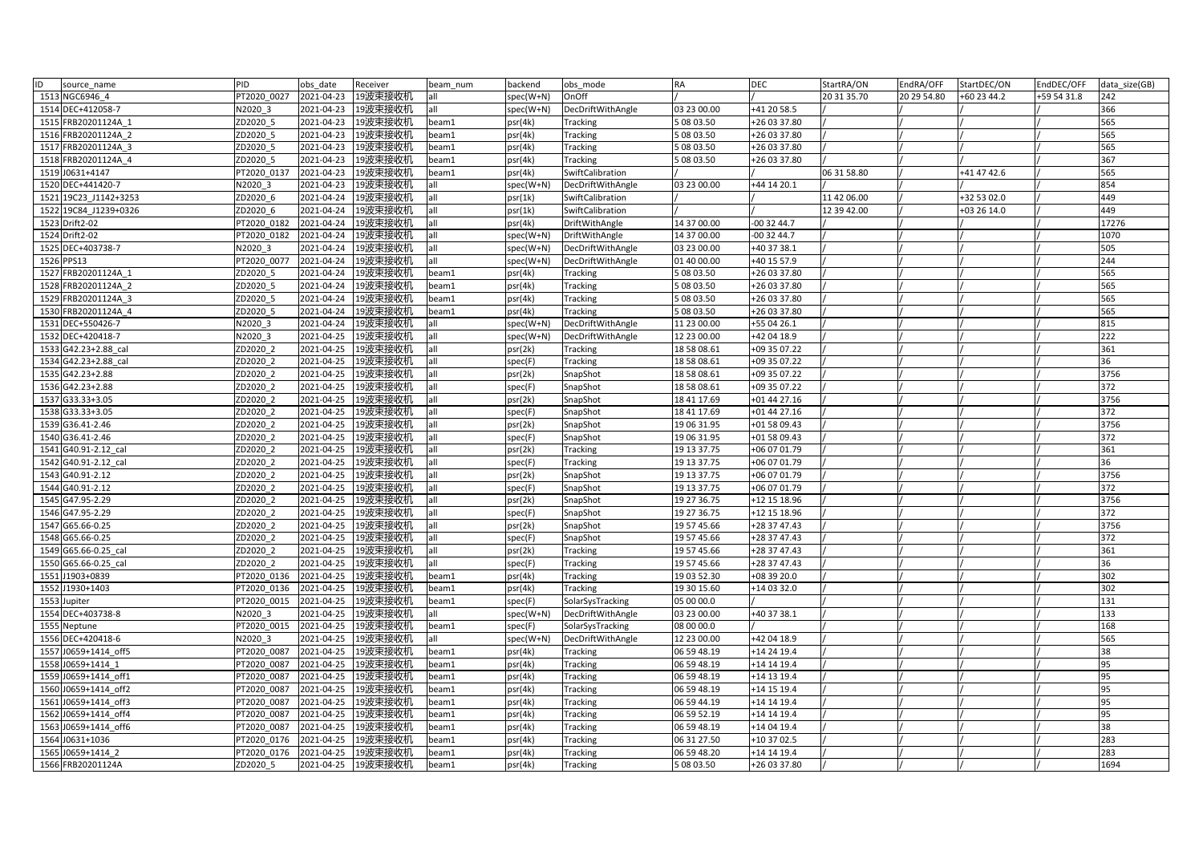| ID | source_name | PID | obs_date | Receiver | beam_num | backend | obs_mode | RA | DEC | StartRA/ON | EndRA/OFF | StartDEC/ON | EndDEC/OFF | data_size(GB) |
|---|---|---|---|---|---|---|---|---|---|---|---|---|---|---|
| 1513 | NGC6946_4 | PT2020_0027 | 2021-04-23 | 19波束接收机 | all | spec(W+N) | OnOff | / | / | 20 31 35.70 | 20 29 54.80 | +60 23 44.2 | +59 54 31.8 | 242 |
| 1514 | DEC+412058-7 | N2020_3 | 2021-04-23 | 19波束接收机 | all | spec(W+N) | DecDriftWithAngle | 03 23 00.00 | +41 20 58.5 | / | / | / | / | 366 |
| 1515 | FRB20201124A_1 | ZD2020_5 | 2021-04-23 | 19波束接收机 | beam1 | psr(4k) | Tracking | 5 08 03.50 | +26 03 37.80 | / | / | / | / | 565 |
| 1516 | FRB20201124A_2 | ZD2020_5 | 2021-04-23 | 19波束接收机 | beam1 | psr(4k) | Tracking | 5 08 03.50 | +26 03 37.80 | / | / | / | / | 565 |
| 1517 | FRB20201124A_3 | ZD2020_5 | 2021-04-23 | 19波束接收机 | beam1 | psr(4k) | Tracking | 5 08 03.50 | +26 03 37.80 | / | / | / | / | 565 |
| 1518 | FRB20201124A_4 | ZD2020_5 | 2021-04-23 | 19波束接收机 | beam1 | psr(4k) | Tracking | 5 08 03.50 | +26 03 37.80 | / | / | / | / | 367 |
| 1519 | J0631+4147 | PT2020_0137 | 2021-04-23 | 19波束接收机 | beam1 | psr(4k) | SwiftCalibration | / | / | 06 31 58.80 | / | +41 47 42.6 | / | 565 |
| 1520 | DEC+441420-7 | N2020_3 | 2021-04-23 | 19波束接收机 | all | spec(W+N) | DecDriftWithAngle | 03 23 00.00 | +44 14 20.1 | / | / | / | / | 854 |
| 1521 | 19C23_J1142+3253 | ZD2020_6 | 2021-04-24 | 19波束接收机 | all | psr(1k) | SwiftCalibration | / | / | 11 42 06.00 | / | +32 53 02.0 | / | 449 |
| 1522 | 19C84_J1239+0326 | ZD2020_6 | 2021-04-24 | 19波束接收机 | all | psr(1k) | SwiftCalibration | / | / | 12 39 42.00 | / | +03 26 14.0 | / | 449 |
| 1523 | Drift2-02 | PT2020_0182 | 2021-04-24 | 19波束接收机 | all | psr(4k) | DriftWithAngle | 14 37 00.00 | -00 32 44.7 | / | / | / | / | 17276 |
| 1524 | Drift2-02 | PT2020_0182 | 2021-04-24 | 19波束接收机 | all | spec(W+N) | DriftWithAngle | 14 37 00.00 | -00 32 44.7 | / | / | / | / | 1070 |
| 1525 | DEC+403738-7 | N2020_3 | 2021-04-24 | 19波束接收机 | all | spec(W+N) | DecDriftWithAngle | 03 23 00.00 | +40 37 38.1 | / | / | / | / | 505 |
| 1526 | PPS13 | PT2020_0077 | 2021-04-24 | 19波束接收机 | all | spec(W+N) | DecDriftWithAngle | 01 40 00.00 | +40 15 57.9 | / | / | / | / | 244 |
| 1527 | FRB20201124A_1 | ZD2020_5 | 2021-04-24 | 19波束接收机 | beam1 | psr(4k) | Tracking | 5 08 03.50 | +26 03 37.80 | / | / | / | / | 565 |
| 1528 | FRB20201124A_2 | ZD2020_5 | 2021-04-24 | 19波束接收机 | beam1 | psr(4k) | Tracking | 5 08 03.50 | +26 03 37.80 | / | / | / | / | 565 |
| 1529 | FRB20201124A_3 | ZD2020_5 | 2021-04-24 | 19波束接收机 | beam1 | psr(4k) | Tracking | 5 08 03.50 | +26 03 37.80 | / | / | / | / | 565 |
| 1530 | FRB20201124A_4 | ZD2020_5 | 2021-04-24 | 19波束接收机 | beam1 | psr(4k) | Tracking | 5 08 03.50 | +26 03 37.80 | / | / | / | / | 565 |
| 1531 | DEC+550426-7 | N2020_3 | 2021-04-24 | 19波束接收机 | all | spec(W+N) | DecDriftWithAngle | 11 23 00.00 | +55 04 26.1 | / | / | / | / | 815 |
| 1532 | DEC+420418-7 | N2020_3 | 2021-04-25 | 19波束接收机 | all | spec(W+N) | DecDriftWithAngle | 12 23 00.00 | +42 04 18.9 | / | / | / | / | 222 |
| 1533 | G42.23+2.88_cal | ZD2020_2 | 2021-04-25 | 19波束接收机 | all | psr(2k) | Tracking | 18 58 08.61 | +09 35 07.22 | / | / | / | / | 361 |
| 1534 | G42.23+2.88_cal | ZD2020_2 | 2021-04-25 | 19波束接收机 | all | spec(F) | Tracking | 18 58 08.61 | +09 35 07.22 | / | / | / | / | 36 |
| 1535 | G42.23+2.88 | ZD2020_2 | 2021-04-25 | 19波束接收机 | all | psr(2k) | SnapShot | 18 58 08.61 | +09 35 07.22 | / | / | / | / | 3756 |
| 1536 | G42.23+2.88 | ZD2020_2 | 2021-04-25 | 19波束接收机 | all | spec(F) | SnapShot | 18 58 08.61 | +09 35 07.22 | / | / | / | / | 372 |
| 1537 | G33.33+3.05 | ZD2020_2 | 2021-04-25 | 19波束接收机 | all | psr(2k) | SnapShot | 18 41 17.69 | +01 44 27.16 | / | / | / | / | 3756 |
| 1538 | G33.33+3.05 | ZD2020_2 | 2021-04-25 | 19波束接收机 | all | spec(F) | SnapShot | 18 41 17.69 | +01 44 27.16 | / | / | / | / | 372 |
| 1539 | G36.41-2.46 | ZD2020_2 | 2021-04-25 | 19波束接收机 | all | psr(2k) | SnapShot | 19 06 31.95 | +01 58 09.43 | / | / | / | / | 3756 |
| 1540 | G36.41-2.46 | ZD2020_2 | 2021-04-25 | 19波束接收机 | all | spec(F) | SnapShot | 19 06 31.95 | +01 58 09.43 | / | / | / | / | 372 |
| 1541 | G40.91-2.12_cal | ZD2020_2 | 2021-04-25 | 19波束接收机 | all | psr(2k) | Tracking | 19 13 37.75 | +06 07 01.79 | / | / | / | / | 361 |
| 1542 | G40.91-2.12_cal | ZD2020_2 | 2021-04-25 | 19波束接收机 | all | spec(F) | Tracking | 19 13 37.75 | +06 07 01.79 | / | / | / | / | 36 |
| 1543 | G40.91-2.12 | ZD2020_2 | 2021-04-25 | 19波束接收机 | all | psr(2k) | SnapShot | 19 13 37.75 | +06 07 01.79 | / | / | / | / | 3756 |
| 1544 | G40.91-2.12 | ZD2020_2 | 2021-04-25 | 19波束接收机 | all | spec(F) | SnapShot | 19 13 37.75 | +06 07 01.79 | / | / | / | / | 372 |
| 1545 | G47.95-2.29 | ZD2020_2 | 2021-04-25 | 19波束接收机 | all | psr(2k) | SnapShot | 19 27 36.75 | +12 15 18.96 | / | / | / | / | 3756 |
| 1546 | G47.95-2.29 | ZD2020_2 | 2021-04-25 | 19波束接收机 | all | spec(F) | SnapShot | 19 27 36.75 | +12 15 18.96 | / | / | / | / | 372 |
| 1547 | G65.66-0.25 | ZD2020_2 | 2021-04-25 | 19波束接收机 | all | psr(2k) | SnapShot | 19 57 45.66 | +28 37 47.43 | / | / | / | / | 3756 |
| 1548 | G65.66-0.25 | ZD2020_2 | 2021-04-25 | 19波束接收机 | all | spec(F) | SnapShot | 19 57 45.66 | +28 37 47.43 | / | / | / | / | 372 |
| 1549 | G65.66-0.25_cal | ZD2020_2 | 2021-04-25 | 19波束接收机 | all | psr(2k) | Tracking | 19 57 45.66 | +28 37 47.43 | / | / | / | / | 361 |
| 1550 | G65.66-0.25_cal | ZD2020_2 | 2021-04-25 | 19波束接收机 | all | spec(F) | Tracking | 19 57 45.66 | +28 37 47.43 | / | / | / | / | 36 |
| 1551 | J1903+0839 | PT2020_0136 | 2021-04-25 | 19波束接收机 | beam1 | psr(4k) | Tracking | 19 03 52.30 | +08 39 20.0 | / | / | / | / | 302 |
| 1552 | J1930+1403 | PT2020_0136 | 2021-04-25 | 19波束接收机 | beam1 | psr(4k) | Tracking | 19 30 15.60 | +14 03 32.0 | / | / | / | / | 302 |
| 1553 | Jupiter | PT2020_0015 | 2021-04-25 | 19波束接收机 | beam1 | spec(F) | SolarSysTracking | 05 00 00.0 | / | / | / | / | / | 131 |
| 1554 | DEC+403738-8 | N2020_3 | 2021-04-25 | 19波束接收机 | all | spec(W+N) | DecDriftWithAngle | 03 23 00.00 | +40 37 38.1 | / | / | / | / | 133 |
| 1555 | Neptune | PT2020_0015 | 2021-04-25 | 19波束接收机 | beam1 | spec(F) | SolarSysTracking | 08 00 00.0 | / | / | / | / | / | 168 |
| 1556 | DEC+420418-6 | N2020_3 | 2021-04-25 | 19波束接收机 | all | spec(W+N) | DecDriftWithAngle | 12 23 00.00 | +42 04 18.9 | / | / | / | / | 565 |
| 1557 | J0659+1414_off5 | PT2020_0087 | 2021-04-25 | 19波束接收机 | beam1 | psr(4k) | Tracking | 06 59 48.19 | +14 24 19.4 | / | / | / | / | 38 |
| 1558 | J0659+1414_1 | PT2020_0087 | 2021-04-25 | 19波束接收机 | beam1 | psr(4k) | Tracking | 06 59 48.19 | +14 14 19.4 | / | / | / | / | 95 |
| 1559 | J0659+1414_off1 | PT2020_0087 | 2021-04-25 | 19波束接收机 | beam1 | psr(4k) | Tracking | 06 59 48.19 | +14 13 19.4 | / | / | / | / | 95 |
| 1560 | J0659+1414_off2 | PT2020_0087 | 2021-04-25 | 19波束接收机 | beam1 | psr(4k) | Tracking | 06 59 48.19 | +14 15 19.4 | / | / | / | / | 95 |
| 1561 | J0659+1414_off3 | PT2020_0087 | 2021-04-25 | 19波束接收机 | beam1 | psr(4k) | Tracking | 06 59 44.19 | +14 14 19.4 | / | / | / | / | 95 |
| 1562 | J0659+1414_off4 | PT2020_0087 | 2021-04-25 | 19波束接收机 | beam1 | psr(4k) | Tracking | 06 59 52.19 | +14 14 19.4 | / | / | / | / | 95 |
| 1563 | J0659+1414_off6 | PT2020_0087 | 2021-04-25 | 19波束接收机 | beam1 | psr(4k) | Tracking | 06 59 48.19 | +14 04 19.4 | / | / | / | / | 38 |
| 1564 | J0631+1036 | PT2020_0176 | 2021-04-25 | 19波束接收机 | beam1 | psr(4k) | Tracking | 06 31 27.50 | +10 37 02.5 | / | / | / | / | 283 |
| 1565 | J0659+1414_2 | PT2020_0176 | 2021-04-25 | 19波束接收机 | beam1 | psr(4k) | Tracking | 06 59 48.20 | +14 14 19.4 | / | / | / | / | 283 |
| 1566 | FRB20201124A | ZD2020_5 | 2021-04-25 | 19波束接收机 | beam1 | psr(4k) | Tracking | 5 08 03.50 | +26 03 37.80 | / | / | / | / | 1694 |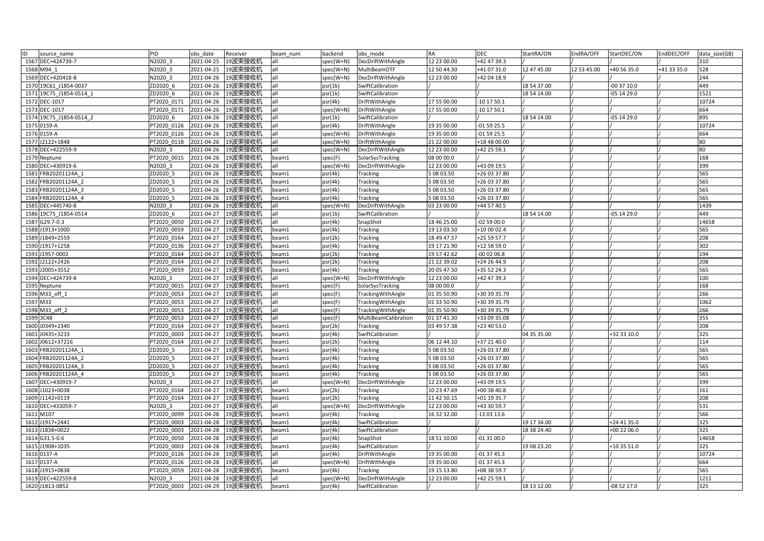| ID | source_name | PID | obs_date | Receiver | beam_num | backend | obs_mode | RA | DEC | StartRA/ON | EndRA/OFF | StartDEC/ON | EndDEC/OFF | data_size(GB) |
|---|---|---|---|---|---|---|---|---|---|---|---|---|---|---|
| 1567 | DEC+424739-7 | N2020_3 | 2021-04-25 | 19波束接收机 | all | spec(W+N) | DecDriftWithAngle | 12 23 00.00 | +42 47 39.3 | / | / | / | / | 310 |
| 1568 | M94_1 | N2020_3 | 2021-04-25 | 19波束接收机 | all | spec(W+N) | MultiBeamOTF | 12 50 44.30 | +41 07 31.0 | 12 47 45.00 | 12 53 45.00 | +40 56 35.0 | +41 33 35.0 | 528 |
| 1569 | DEC+420418-8 | N2020_3 | 2021-04-25 | 19波束接收机 | all | spec(W+N) | DecDriftWithAngle | 12 23 00.00 | +42 04 18.9 | / | / | / | / | 244 |
| 1570 | 19C61_J1854-0037 | ZD2020_6 | 2021-04-26 | 19波束接收机 | all | psr(1k) | SwiftCalibration | / | / | 18 54 37.00 | / | -00 37 10.0 | / | 449 |
| 1571 | 19C75_J1854-0514_1 | ZD2020_6 | 2021-04-26 | 19波束接收机 | all | psr(1k) | SwiftCalibration | / | / | 18 54 14.00 | / | -05 14 29.0 | / | 1521 |
| 1572 | DEC-1017 | PT2020_0171 | 2021-04-26 | 19波束接收机 | all | psr(4k) | DriftWithAngle | 17 55 00.00 | -10 17 50.1 | / | / | / | / | 10724 |
| 1573 | DEC-1017 | PT2020_0171 | 2021-04-26 | 19波束接收机 | all | spec(W+N) | DriftWithAngle | 17 55 00.00 | -10 17 50.1 | / | / | / | / | 664 |
| 1574 | 19C75_J1854-0514_2 | ZD2020_6 | 2021-04-26 | 19波束接收机 | all | psr(1k) | SwiftCalibration | / | / | 18 54 14.00 | / | -05 14 29.0 | / | 895 |
| 1575 | 0159-A | PT2020_0126 | 2021-04-26 | 19波束接收机 | all | psr(4k) | DriftWithAngle | 19 35 00.00 | -01 59 25.5 | / | / | / | / | 10724 |
| 1576 | 0159-A | PT2020_0126 | 2021-04-26 | 19波束接收机 | all | spec(W+N) | DriftWithAngle | 19 35 00.00 | -01 59 25.5 | / | / | / | / | 664 |
| 1577 | J2122+1848 | PT2020_0118 | 2021-04-26 | 19波束接收机 | all | spec(W+N) | DriftWithAngle | 21 22 00.00 | +18 48 00.00 | / | / | / | / | 80 |
| 1578 | DEC+422559-9 | N2020_3 | 2021-04-26 | 19波束接收机 | all | spec(W+N) | DecDriftWithAngle | 12 23 00.00 | +42 25 59.1 | / | / | / | / | 80 |
| 1579 | Neptune | PT2020_0015 | 2021-04-26 | 19波束接收机 | beam1 | spec(F) | SolarSysTracking | 08 00 00.0 | / | / | / | / | / | 168 |
| 1580 | DEC+430919-6 | N2020_3 | 2021-04-26 | 19波束接收机 | all | spec(W+N) | DecDriftWithAngle | 12 23 00.00 | +43 09 19.5 | / | / | / | / | 399 |
| 1581 | FRB20201124A_1 | ZD2020_5 | 2021-04-26 | 19波束接收机 | beam1 | psr(4k) | Tracking | 5 08 03.50 | +26 03 37.80 | / | / | / | / | 565 |
| 1582 | FRB20201124A_2 | ZD2020_5 | 2021-04-26 | 19波束接收机 | beam1 | psr(4k) | Tracking | 5 08 03.50 | +26 03 37.80 | / | / | / | / | 565 |
| 1583 | FRB20201124A_3 | ZD2020_5 | 2021-04-26 | 19波束接收机 | beam1 | psr(4k) | Tracking | 5 08 03.50 | +26 03 37.80 | / | / | / | / | 565 |
| 1584 | FRB20201124A_4 | ZD2020_5 | 2021-04-26 | 19波束接收机 | beam1 | psr(4k) | Tracking | 5 08 03.50 | +26 03 37.80 | / | / | / | / | 565 |
| 1585 | DEC+445740-8 | N2020_3 | 2021-04-26 | 19波束接收机 | all | spec(W+N) | DecDriftWithAngle | 03 23 00.00 | +44 57 40.5 | / | / | / | / | 1439 |
| 1586 | 19C75_J1854-0514 | ZD2020_6 | 2021-04-27 | 19波束接收机 | all | psr(1k) | SwiftCalibration | / | / | 18 54 14.00 | / | -05 14 29.0 | / | 449 |
| 1587 | G29.7-0.3 | PT2020_0050 | 2021-04-27 | 19波束接收机 | all | psr(4k) | SnapShot | 18 46 25.00 | -02 59 00.0 | / | / | / | / | 14658 |
| 1588 | J1913+1000 | PT2020_0059 | 2021-04-27 | 19波束接收机 | beam1 | psr(4k) | Tracking | 19 13 03.50 | +10 00 02.4 | / | / | / | / | 565 |
| 1589 | J1849+2559 | PT2020_0164 | 2021-04-27 | 19波束接收机 | beam1 | psr(2k) | Tracking | 18 49 47.57 | +25 59 57.7 | / | / | / | / | 208 |
| 1590 | J1917+1258 | PT2020_0136 | 2021-04-27 | 19波束接收机 | beam1 | psr(4k) | Tracking | 19 17 21.90 | +12 58 59.0 | / | / | / | / | 302 |
| 1591 | J1957-0002 | PT2020_0164 | 2021-04-27 | 19波束接收机 | beam1 | psr(2k) | Tracking | 19 57 42.62 | -00 02 06.8 | / | / | / | / | 194 |
| 1592 | J2122+2426 | PT2020_0164 | 2021-04-27 | 19波束接收机 | beam1 | psr(2k) | Tracking | 21 22 39.02 | +24 26 44.9 | / | / | / | / | 208 |
| 1593 | J2005+3552 | PT2020_0059 | 2021-04-27 | 19波束接收机 | beam1 | psr(4k) | Tracking | 20 05 47.50 | +35 52 24.3 | / | / | / | / | 565 |
| 1594 | DEC+424739-8 | N2020_3 | 2021-04-27 | 19波束接收机 | all | spec(W+N) | DecDriftWithAngle | 12 23 00.00 | +42 47 39.3 | / | / | / | / | 100 |
| 1595 | Neptune | PT2020_0015 | 2021-04-27 | 19波束接收机 | beam1 | spec(F) | SolarSysTracking | 08 00 00.0 | / | / | / | / | / | 168 |
| 1596 | M33_off_1 | PT2020_0053 | 2021-04-27 | 19波束接收机 | all | spec(F) | TrackingWithAngle | 01 35 50.90 | +30 39 35.79 | / | / | / | / | 266 |
| 1597 | M33 | PT2020_0053 | 2021-04-27 | 19波束接收机 | all | spec(F) | TrackingWithAngle | 01 33 50.90 | +30 39 35.79 | / | / | / | / | 1062 |
| 1598 | M33_off_2 | PT2020_0053 | 2021-04-27 | 19波束接收机 | all | spec(F) | TrackingWithAngle | 01 35 50.90 | +30 39 35.79 | / | / | / | / | 266 |
| 1599 | 3C48 | PT2020_0053 | 2021-04-27 | 19波束接收机 | all | spec(F) | MultiBeamCalibration | 01 37 41.30 | +33 09 35.08 | / | / | / | / | 355 |
| 1600 | J0349+2340 | PT2020_0164 | 2021-04-27 | 19波束接收机 | beam1 | psr(2k) | Tracking | 03 49 57.38 | +23 40 53.0 | / | / | / | / | 208 |
| 1601 | J0435+3233 | PT2020_0003 | 2021-04-27 | 19波束接收机 | beam1 | psr(4k) | SwiftCalibration | / | / | 04 35 35.00 | / | +32 33 10.0 | / | 325 |
| 1602 | J0612+37216 | PT2020_0164 | 2021-04-27 | 19波束接收机 | beam1 | psr(2k) | Tracking | 06 12 44.10 | +37 21 40.0 | / | / | / | / | 114 |
| 1603 | FRB20201124A_1 | ZD2020_5 | 2021-04-27 | 19波束接收机 | beam1 | psr(4k) | Tracking | 5 08 03.50 | +26 03 37.80 | / | / | / | / | 565 |
| 1604 | FRB20201124A_2 | ZD2020_5 | 2021-04-27 | 19波束接收机 | beam1 | psr(4k) | Tracking | 5 08 03.50 | +26 03 37.80 | / | / | / | / | 565 |
| 1605 | FRB20201124A_3 | ZD2020_5 | 2021-04-27 | 19波束接收机 | beam1 | psr(4k) | Tracking | 5 08 03.50 | +26 03 37.80 | / | / | / | / | 565 |
| 1606 | FRB20201124A_4 | ZD2020_5 | 2021-04-27 | 19波束接收机 | beam1 | psr(4k) | Tracking | 5 08 03.50 | +26 03 37.80 | / | / | / | / | 565 |
| 1607 | DEC+430919-7 | N2020_3 | 2021-04-27 | 19波束接收机 | all | spec(W+N) | DecDriftWithAngle | 12 23 00.00 | +43 09 19.5 | / | / | / | / | 399 |
| 1608 | J1023+0038 | PT2020_0164 | 2021-04-27 | 19波束接收机 | beam1 | psr(2k) | Tracking | 10 23 47.69 | +00 38 40.8 | / | / | / | / | 161 |
| 1609 | J1142+0119 | PT2020_0164 | 2021-04-27 | 19波束接收机 | beam1 | psr(2k) | Tracking | 11 42 50.15 | +01 19 35.7 | / | / | / | / | 208 |
| 1610 | DEC+433059-7 | N2020_3 | 2021-04-27 | 19波束接收机 | all | spec(W+N) | DecDriftWithAngle | 12 23 00.00 | +43 30 59.7 | / | / | / | / | 531 |
| 1611 | M107 | PT2020_0099 | 2021-04-28 | 19波束接收机 | beam1 | psr(4k) | Tracking | 16 32 32.00 | -13 03 13.6 | / | / | / | / | 566 |
| 1612 | J1917+2441 | PT2020_0003 | 2021-04-28 | 19波束接收机 | beam1 | psr(4k) | SwiftCalibration | / | / | 19 17 34.00 | / | +24 41 35.0 | / | 325 |
| 1613 | J1838+0022 | PT2020_0003 | 2021-04-28 | 19波束接收机 | beam1 | psr(4k) | SwiftCalibration | / | / | 18 38 24.40 | / | +00 22 06.0 | / | 325 |
| 1614 | G31.5-0.6 | PT2020_0050 | 2021-04-28 | 19波束接收机 | all | psr(4k) | SnapShot | 18 51 10.00 | -01 31 00.0 | / | / | / | / | 14658 |
| 1615 | J1908+1035 | PT2020_0003 | 2021-04-28 | 19波束接收机 | beam1 | psr(4k) | SwiftCalibration | / | / | 19 08 23.20 | / | +10 35 51.0 | / | 325 |
| 1616 | 0137-A | PT2020_0126 | 2021-04-28 | 19波束接收机 | all | psr(4k) | DriftWithAngle | 19 35 00.00 | -01 37 45.3 | / | / | / | / | 10724 |
| 1617 | 0137-A | PT2020_0126 | 2021-04-28 | 19波束接收机 | all | spec(W+N) | DriftWithAngle | 19 35 00.00 | -01 37 45.3 | / | / | / | / | 664 |
| 1618 | J1915+0838 | PT2020_0059 | 2021-04-28 | 19波束接收机 | beam1 | psr(4k) | Tracking | 19 15 13.80 | +08 38 59.7 | / | / | / | / | 565 |
| 1619 | DEC+422559-8 | N2020_3 | 2021-04-28 | 19波束接收机 | all | spec(W+N) | DecDriftWithAngle | 12 23 00.00 | +42 25 59.1 | / | / | / | / | 1211 |
| 1620 | J1813-0852 | PT2020_0003 | 2021-04-29 | 19波束接收机 | beam1 | psr(4k) | SwiftCalibration | / | / | 18 13 12.00 | / | -08 52 17.0 | / | 325 |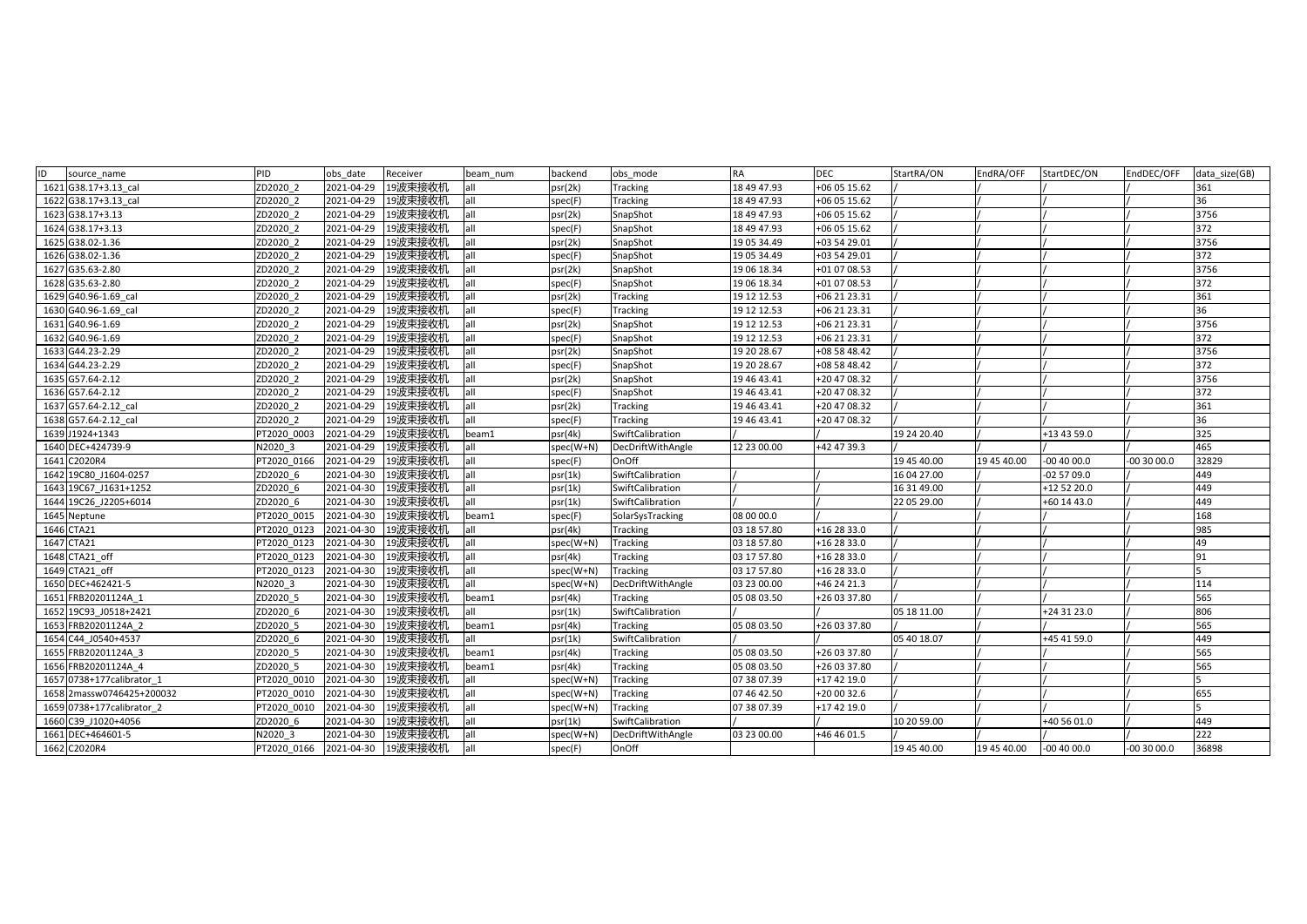| ID | source_name | PID | obs_date | Receiver | beam_num | backend | obs_mode | RA | DEC | StartRA/ON | EndRA/OFF | StartDEC/ON | EndDEC/OFF | data_size(GB) |
|---|---|---|---|---|---|---|---|---|---|---|---|---|---|---|
| 1621 | G38.17+3.13_cal | ZD2020_2 | 2021-04-29 | 19波束接收机 | all | psr(2k) | Tracking | 18 49 47.93 | +06 05 15.62 | / | / | / | / | 361 |
| 1622 | G38.17+3.13_cal | ZD2020_2 | 2021-04-29 | 19波束接收机 | all | spec(F) | Tracking | 18 49 47.93 | +06 05 15.62 | / | / | / | / | 36 |
| 1623 | G38.17+3.13 | ZD2020_2 | 2021-04-29 | 19波束接收机 | all | psr(2k) | SnapShot | 18 49 47.93 | +06 05 15.62 | / | / | / | / | 3756 |
| 1624 | G38.17+3.13 | ZD2020_2 | 2021-04-29 | 19波束接收机 | all | spec(F) | SnapShot | 18 49 47.93 | +06 05 15.62 | / | / | / | / | 372 |
| 1625 | G38.02-1.36 | ZD2020_2 | 2021-04-29 | 19波束接收机 | all | psr(2k) | SnapShot | 19 05 34.49 | +03 54 29.01 | / | / | / | / | 3756 |
| 1626 | G38.02-1.36 | ZD2020_2 | 2021-04-29 | 19波束接收机 | all | spec(F) | SnapShot | 19 05 34.49 | +03 54 29.01 | / | / | / | / | 372 |
| 1627 | G35.63-2.80 | ZD2020_2 | 2021-04-29 | 19波束接收机 | all | psr(2k) | SnapShot | 19 06 18.34 | +01 07 08.53 | / | / | / | / | 3756 |
| 1628 | G35.63-2.80 | ZD2020_2 | 2021-04-29 | 19波束接收机 | all | spec(F) | SnapShot | 19 06 18.34 | +01 07 08.53 | / | / | / | / | 372 |
| 1629 | G40.96-1.69_cal | ZD2020_2 | 2021-04-29 | 19波束接收机 | all | psr(2k) | Tracking | 19 12 12.53 | +06 21 23.31 | / | / | / | / | 361 |
| 1630 | G40.96-1.69_cal | ZD2020_2 | 2021-04-29 | 19波束接收机 | all | spec(F) | Tracking | 19 12 12.53 | +06 21 23.31 | / | / | / | / | 36 |
| 1631 | G40.96-1.69 | ZD2020_2 | 2021-04-29 | 19波束接收机 | all | psr(2k) | SnapShot | 19 12 12.53 | +06 21 23.31 | / | / | / | / | 3756 |
| 1632 | G40.96-1.69 | ZD2020_2 | 2021-04-29 | 19波束接收机 | all | spec(F) | SnapShot | 19 12 12.53 | +06 21 23.31 | / | / | / | / | 372 |
| 1633 | G44.23-2.29 | ZD2020_2 | 2021-04-29 | 19波束接收机 | all | psr(2k) | SnapShot | 19 20 28.67 | +08 58 48.42 | / | / | / | / | 3756 |
| 1634 | G44.23-2.29 | ZD2020_2 | 2021-04-29 | 19波束接收机 | all | spec(F) | SnapShot | 19 20 28.67 | +08 58 48.42 | / | / | / | / | 372 |
| 1635 | G57.64-2.12 | ZD2020_2 | 2021-04-29 | 19波束接收机 | all | psr(2k) | SnapShot | 19 46 43.41 | +20 47 08.32 | / | / | / | / | 3756 |
| 1636 | G57.64-2.12 | ZD2020_2 | 2021-04-29 | 19波束接收机 | all | spec(F) | SnapShot | 19 46 43.41 | +20 47 08.32 | / | / | / | / | 372 |
| 1637 | G57.64-2.12_cal | ZD2020_2 | 2021-04-29 | 19波束接收机 | all | psr(2k) | Tracking | 19 46 43.41 | +20 47 08.32 | / | / | / | / | 361 |
| 1638 | G57.64-2.12_cal | ZD2020_2 | 2021-04-29 | 19波束接收机 | all | spec(F) | Tracking | 19 46 43.41 | +20 47 08.32 | / | / | / | / | 36 |
| 1639 | J1924+1343 | PT2020_0003 | 2021-04-29 | 19波束接收机 | beam1 | psr(4k) | SwiftCalibration | / | / | 19 24 20.40 | / | +13 43 59.0 | / | 325 |
| 1640 | DEC+424739-9 | N2020_3 | 2021-04-29 | 19波束接收机 | all | spec(W+N) | DecDriftWithAngle | 12 23 00.00 | +42 47 39.3 | / | / | / | / | 465 |
| 1641 | C2020R4 | PT2020_0166 | 2021-04-29 | 19波束接收机 | all | spec(F) | OnOff | | | 19 45 40.00 | 19 45 40.00 | -00 40 00.0 | -00 30 00.0 | 32829 |
| 1642 | 19C80_J1604-0257 | ZD2020_6 | 2021-04-30 | 19波束接收机 | all | psr(1k) | SwiftCalibration | / | / | 16 04 27.00 | / | -02 57 09.0 | / | 449 |
| 1643 | 19C67_J1631+1252 | ZD2020_6 | 2021-04-30 | 19波束接收机 | all | psr(1k) | SwiftCalibration | / | / | 16 31 49.00 | / | +12 52 20.0 | / | 449 |
| 1644 | 19C26_J2205+6014 | ZD2020_6 | 2021-04-30 | 19波束接收机 | all | psr(1k) | SwiftCalibration | / | / | 22 05 29.00 | / | +60 14 43.0 | / | 449 |
| 1645 | Neptune | PT2020_0015 | 2021-04-30 | 19波束接收机 | beam1 | spec(F) | SolarSysTracking | 08 00 00.0 | / | / | / | / | / | 168 |
| 1646 | CTA21 | PT2020_0123 | 2021-04-30 | 19波束接收机 | all | psr(4k) | Tracking | 03 18 57.80 | +16 28 33.0 | / | / | / | / | 985 |
| 1647 | CTA21 | PT2020_0123 | 2021-04-30 | 19波束接收机 | all | spec(W+N) | Tracking | 03 18 57.80 | +16 28 33.0 | / | / | / | / | 49 |
| 1648 | CTA21_off | PT2020_0123 | 2021-04-30 | 19波束接收机 | all | psr(4k) | Tracking | 03 17 57.80 | +16 28 33.0 | / | / | / | / | 91 |
| 1649 | CTA21_off | PT2020_0123 | 2021-04-30 | 19波束接收机 | all | spec(W+N) | Tracking | 03 17 57.80 | +16 28 33.0 | / | / | / | / | 5 |
| 1650 | DEC+462421-5 | N2020_3 | 2021-04-30 | 19波束接收机 | all | spec(W+N) | DecDriftWithAngle | 03 23 00.00 | +46 24 21.3 | / | / | / | / | 114 |
| 1651 | FRB20201124A_1 | ZD2020_5 | 2021-04-30 | 19波束接收机 | beam1 | psr(4k) | Tracking | 05 08 03.50 | +26 03 37.80 | / | / | / | / | 565 |
| 1652 | 19C93_J0518+2421 | ZD2020_6 | 2021-04-30 | 19波束接收机 | all | psr(1k) | SwiftCalibration | / | / | 05 18 11.00 | / | +24 31 23.0 | / | 806 |
| 1653 | FRB20201124A_2 | ZD2020_5 | 2021-04-30 | 19波束接收机 | beam1 | psr(4k) | Tracking | 05 08 03.50 | +26 03 37.80 | / | / | / | / | 565 |
| 1654 | C44_J0540+4537 | ZD2020_6 | 2021-04-30 | 19波束接收机 | all | psr(1k) | SwiftCalibration | / | / | 05 40 18.07 | / | +45 41 59.0 | / | 449 |
| 1655 | FRB20201124A_3 | ZD2020_5 | 2021-04-30 | 19波束接收机 | beam1 | psr(4k) | Tracking | 05 08 03.50 | +26 03 37.80 | / | / | / | / | 565 |
| 1656 | FRB20201124A_4 | ZD2020_5 | 2021-04-30 | 19波束接收机 | beam1 | psr(4k) | Tracking | 05 08 03.50 | +26 03 37.80 | / | / | / | / | 565 |
| 1657 | 0738+177calibrator_1 | PT2020_0010 | 2021-04-30 | 19波束接收机 | all | spec(W+N) | Tracking | 07 38 07.39 | +17 42 19.0 | / | / | / | / | 5 |
| 1658 | 2massw0746425+200032 | PT2020_0010 | 2021-04-30 | 19波束接收机 | all | spec(W+N) | Tracking | 07 46 42.50 | +20 00 32.6 | / | / | / | / | 655 |
| 1659 | 0738+177calibrator_2 | PT2020_0010 | 2021-04-30 | 19波束接收机 | all | spec(W+N) | Tracking | 07 38 07.39 | +17 42 19.0 | / | / | / | / | 5 |
| 1660 | C39_J1020+4056 | ZD2020_6 | 2021-04-30 | 19波束接收机 | all | psr(1k) | SwiftCalibration | / | / | 10 20 59.00 | / | +40 56 01.0 | / | 449 |
| 1661 | DEC+464601-5 | N2020_3 | 2021-04-30 | 19波束接收机 | all | spec(W+N) | DecDriftWithAngle | 03 23 00.00 | +46 46 01.5 | / | / | / | / | 222 |
| 1662 | C2020R4 | PT2020_0166 | 2021-04-30 | 19波束接收机 | all | spec(F) | OnOff | | | 19 45 40.00 | 19 45 40.00 | -00 40 00.0 | -00 30 00.0 | 36898 |